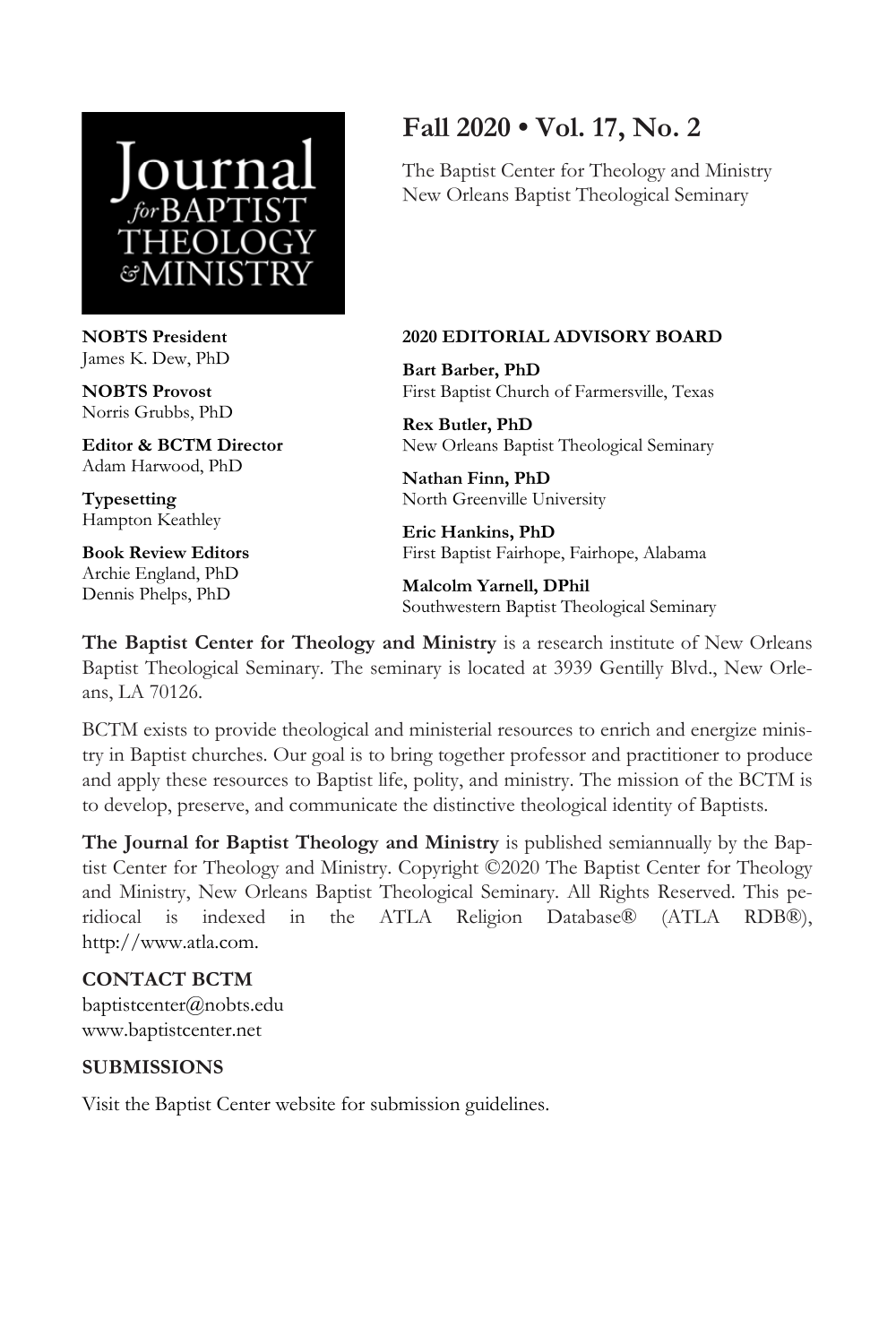# Journal for BAPTIST THEOLOGY & MINISTRY

## Fall 2020 • Vol. 17, No. 2

The Baptist Center for Theology and Ministry
New Orleans Baptist Theological Seminary

**NOBTS President**
James K. Dew, PhD

**NOBTS Provost**
Norris Grubbs, PhD

**Editor & BCTM Director**
Adam Harwood, PhD

**Typesetting**
Hampton Keathley

**Book Review Editors**
Archie England, PhD
Dennis Phelps, PhD

**2020 EDITORIAL ADVISORY BOARD**

**Bart Barber, PhD**
First Baptist Church of Farmersville, Texas

**Rex Butler, PhD**
New Orleans Baptist Theological Seminary

**Nathan Finn, PhD**
North Greenville University

**Eric Hankins, PhD**
First Baptist Fairhope, Fairhope, Alabama

**Malcolm Yarnell, DPhil**
Southwestern Baptist Theological Seminary

**The Baptist Center for Theology and Ministry** is a research institute of New Orleans Baptist Theological Seminary. The seminary is located at 3939 Gentilly Blvd., New Orleans, LA 70126.

BCTM exists to provide theological and ministerial resources to enrich and energize ministry in Baptist churches. Our goal is to bring together professor and practitioner to produce and apply these resources to Baptist life, polity, and ministry. The mission of the BCTM is to develop, preserve, and communicate the distinctive theological identity of Baptists.

**The Journal for Baptist Theology and Ministry** is published semiannually by the Baptist Center for Theology and Ministry. Copyright ©2020 The Baptist Center for Theology and Ministry, New Orleans Baptist Theological Seminary. All Rights Reserved. This peridiocal is indexed in the ATLA Religion Database® (ATLA RDB®), http://www.atla.com.

**CONTACT BCTM**
baptistcenter@nobts.edu
www.baptistcenter.net

**SUBMISSIONS**

Visit the Baptist Center website for submission guidelines.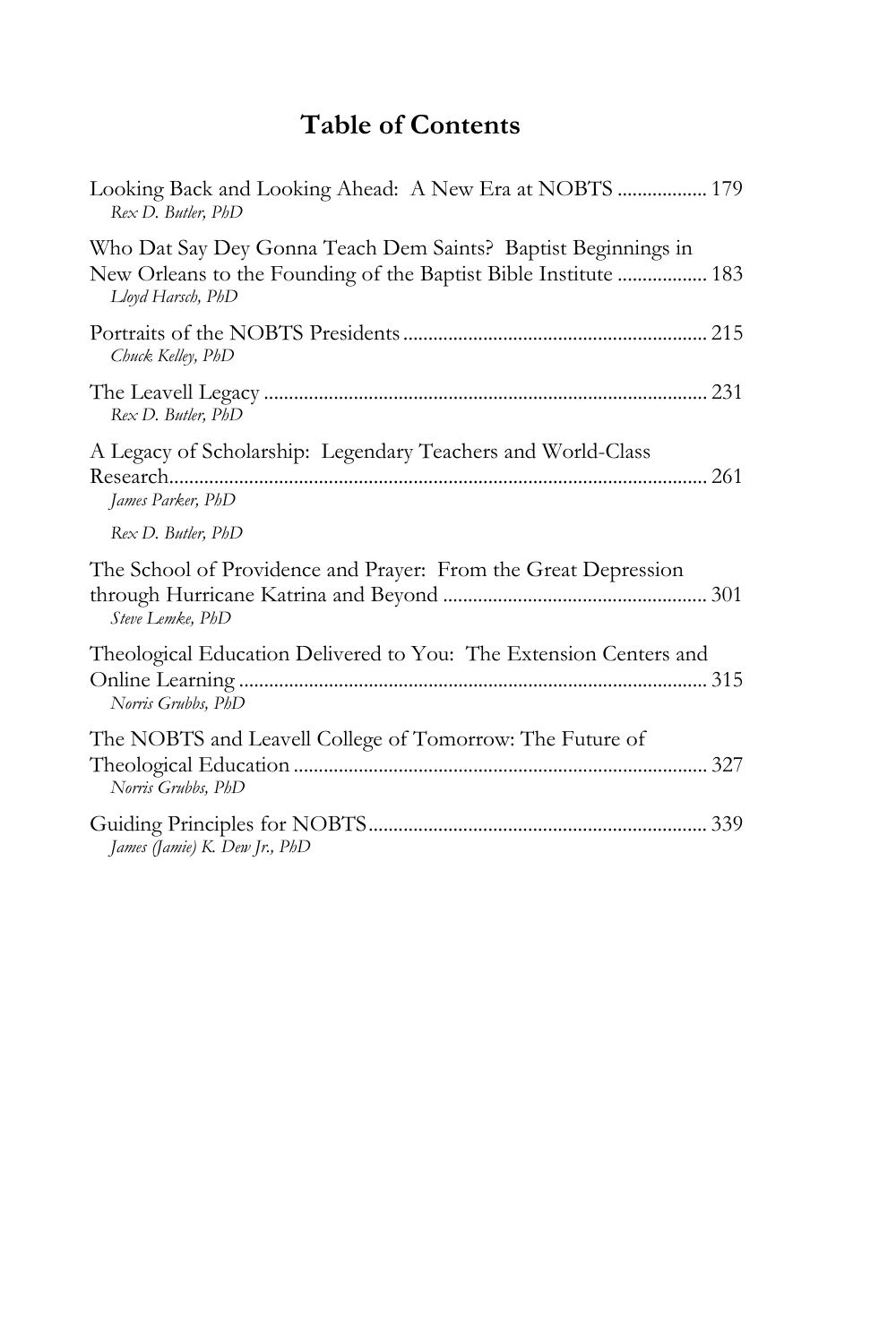# Table of Contents

Looking Back and Looking Ahead: A New Era at NOBTS .................. 179
*Rex D. Butler, PhD*

Who Dat Say Dey Gonna Teach Dem Saints? Baptist Beginnings in New Orleans to the Founding of the Baptist Bible Institute .................. 183
*Lloyd Harsch, PhD*

Portraits of the NOBTS Presidents .................. 215
*Chuck Kelley, PhD*

The Leavell Legacy .................. 231
*Rex D. Butler, PhD*

A Legacy of Scholarship: Legendary Teachers and World-Class Research .................. 261
*James Parker, PhD*

*Rex D. Butler, PhD*

The School of Providence and Prayer: From the Great Depression through Hurricane Katrina and Beyond .................. 301
*Steve Lemke, PhD*

Theological Education Delivered to You: The Extension Centers and Online Learning .................. 315
*Norris Grubbs, PhD*

The NOBTS and Leavell College of Tomorrow: The Future of Theological Education .................. 327
*Norris Grubbs, PhD*

Guiding Principles for NOBTS .................. 339
*James (Jamie) K. Dew Jr., PhD*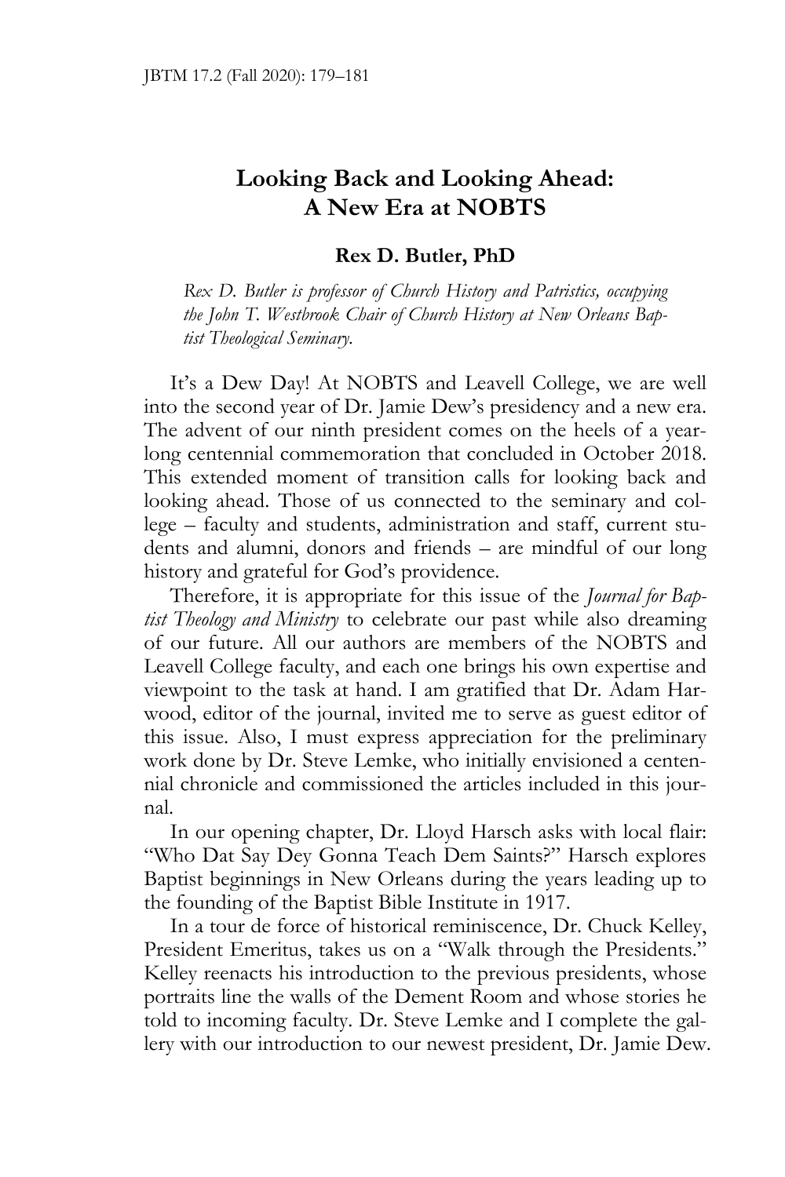# Looking Back and Looking Ahead: A New Era at NOBTS

**Rex D. Butler, PhD**

*Rex D. Butler is professor of Church History and Patristics, occupying the John T. Westbrook Chair of Church History at New Orleans Baptist Theological Seminary.*

It's a Dew Day! At NOBTS and Leavell College, we are well into the second year of Dr. Jamie Dew's presidency and a new era. The advent of our ninth president comes on the heels of a year-long centennial commemoration that concluded in October 2018. This extended moment of transition calls for looking back and looking ahead. Those of us connected to the seminary and college – faculty and students, administration and staff, current students and alumni, donors and friends – are mindful of our long history and grateful for God's providence.

Therefore, it is appropriate for this issue of the *Journal for Baptist Theology and Ministry* to celebrate our past while also dreaming of our future. All our authors are members of the NOBTS and Leavell College faculty, and each one brings his own expertise and viewpoint to the task at hand. I am gratified that Dr. Adam Harwood, editor of the journal, invited me to serve as guest editor of this issue. Also, I must express appreciation for the preliminary work done by Dr. Steve Lemke, who initially envisioned a centennial chronicle and commissioned the articles included in this journal.

In our opening chapter, Dr. Lloyd Harsch asks with local flair: "Who Dat Say Dey Gonna Teach Dem Saints?" Harsch explores Baptist beginnings in New Orleans during the years leading up to the founding of the Baptist Bible Institute in 1917.

In a tour de force of historical reminiscence, Dr. Chuck Kelley, President Emeritus, takes us on a "Walk through the Presidents." Kelley reenacts his introduction to the previous presidents, whose portraits line the walls of the Dement Room and whose stories he told to incoming faculty. Dr. Steve Lemke and I complete the gallery with our introduction to our newest president, Dr. Jamie Dew.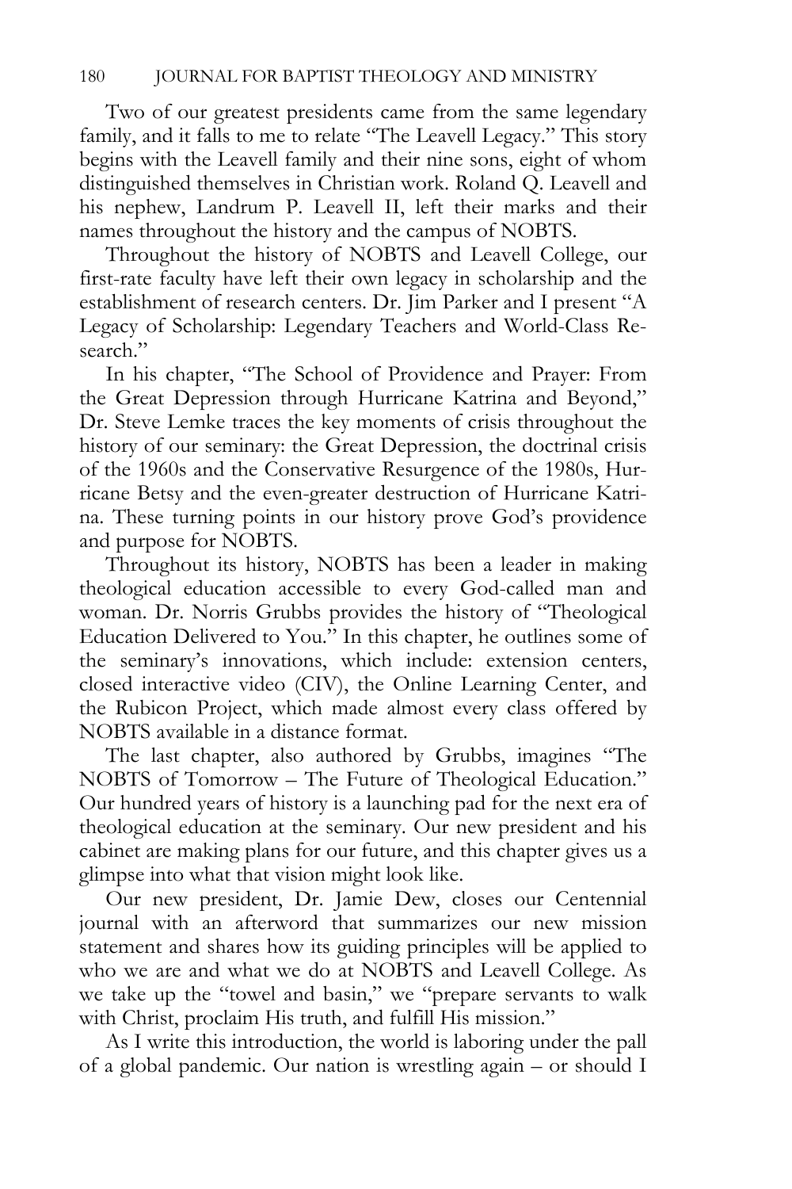Two of our greatest presidents came from the same legendary family, and it falls to me to relate "The Leavell Legacy." This story begins with the Leavell family and their nine sons, eight of whom distinguished themselves in Christian work. Roland Q. Leavell and his nephew, Landrum P. Leavell II, left their marks and their names throughout the history and the campus of NOBTS.

Throughout the history of NOBTS and Leavell College, our first-rate faculty have left their own legacy in scholarship and the establishment of research centers. Dr. Jim Parker and I present "A Legacy of Scholarship: Legendary Teachers and World-Class Research."

In his chapter, "The School of Providence and Prayer: From the Great Depression through Hurricane Katrina and Beyond," Dr. Steve Lemke traces the key moments of crisis throughout the history of our seminary: the Great Depression, the doctrinal crisis of the 1960s and the Conservative Resurgence of the 1980s, Hurricane Betsy and the even-greater destruction of Hurricane Katrina. These turning points in our history prove God's providence and purpose for NOBTS.

Throughout its history, NOBTS has been a leader in making theological education accessible to every God-called man and woman. Dr. Norris Grubbs provides the history of "Theological Education Delivered to You." In this chapter, he outlines some of the seminary's innovations, which include: extension centers, closed interactive video (CIV), the Online Learning Center, and the Rubicon Project, which made almost every class offered by NOBTS available in a distance format.

The last chapter, also authored by Grubbs, imagines "The NOBTS of Tomorrow – The Future of Theological Education." Our hundred years of history is a launching pad for the next era of theological education at the seminary. Our new president and his cabinet are making plans for our future, and this chapter gives us a glimpse into what that vision might look like.

Our new president, Dr. Jamie Dew, closes our Centennial journal with an afterword that summarizes our new mission statement and shares how its guiding principles will be applied to who we are and what we do at NOBTS and Leavell College. As we take up the "towel and basin," we "prepare servants to walk with Christ, proclaim His truth, and fulfill His mission."

As I write this introduction, the world is laboring under the pall of a global pandemic. Our nation is wrestling again – or should I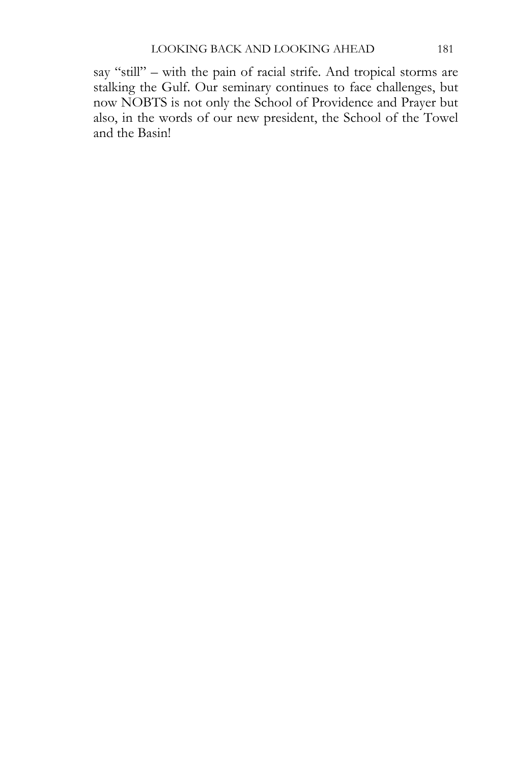say "still" – with the pain of racial strife. And tropical storms are stalking the Gulf. Our seminary continues to face challenges, but now NOBTS is not only the School of Providence and Prayer but also, in the words of our new president, the School of the Towel and the Basin!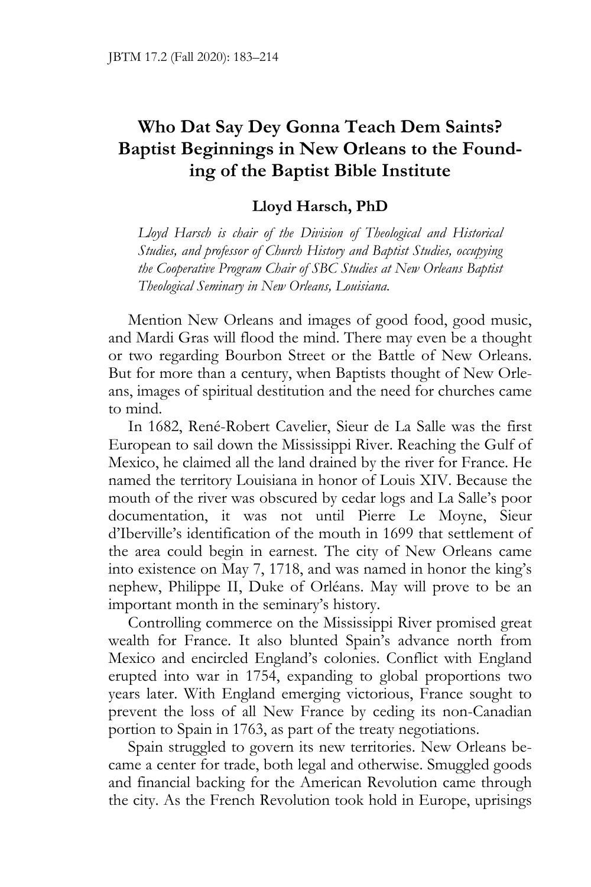# Who Dat Say Dey Gonna Teach Dem Saints? Baptist Beginnings in New Orleans to the Founding of the Baptist Bible Institute

**Lloyd Harsch, PhD**

*Lloyd Harsch is chair of the Division of Theological and Historical Studies, and professor of Church History and Baptist Studies, occupying the Cooperative Program Chair of SBC Studies at New Orleans Baptist Theological Seminary in New Orleans, Louisiana.*

Mention New Orleans and images of good food, good music, and Mardi Gras will flood the mind. There may even be a thought or two regarding Bourbon Street or the Battle of New Orleans. But for more than a century, when Baptists thought of New Orleans, images of spiritual destitution and the need for churches came to mind.

In 1682, René-Robert Cavelier, Sieur de La Salle was the first European to sail down the Mississippi River. Reaching the Gulf of Mexico, he claimed all the land drained by the river for France. He named the territory Louisiana in honor of Louis XIV. Because the mouth of the river was obscured by cedar logs and La Salle's poor documentation, it was not until Pierre Le Moyne, Sieur d'Iberville's identification of the mouth in 1699 that settlement of the area could begin in earnest. The city of New Orleans came into existence on May 7, 1718, and was named in honor the king's nephew, Philippe II, Duke of Orléans. May will prove to be an important month in the seminary's history.

Controlling commerce on the Mississippi River promised great wealth for France. It also blunted Spain's advance north from Mexico and encircled England's colonies. Conflict with England erupted into war in 1754, expanding to global proportions two years later. With England emerging victorious, France sought to prevent the loss of all New France by ceding its non-Canadian portion to Spain in 1763, as part of the treaty negotiations.

Spain struggled to govern its new territories. New Orleans became a center for trade, both legal and otherwise. Smuggled goods and financial backing for the American Revolution came through the city. As the French Revolution took hold in Europe, uprisings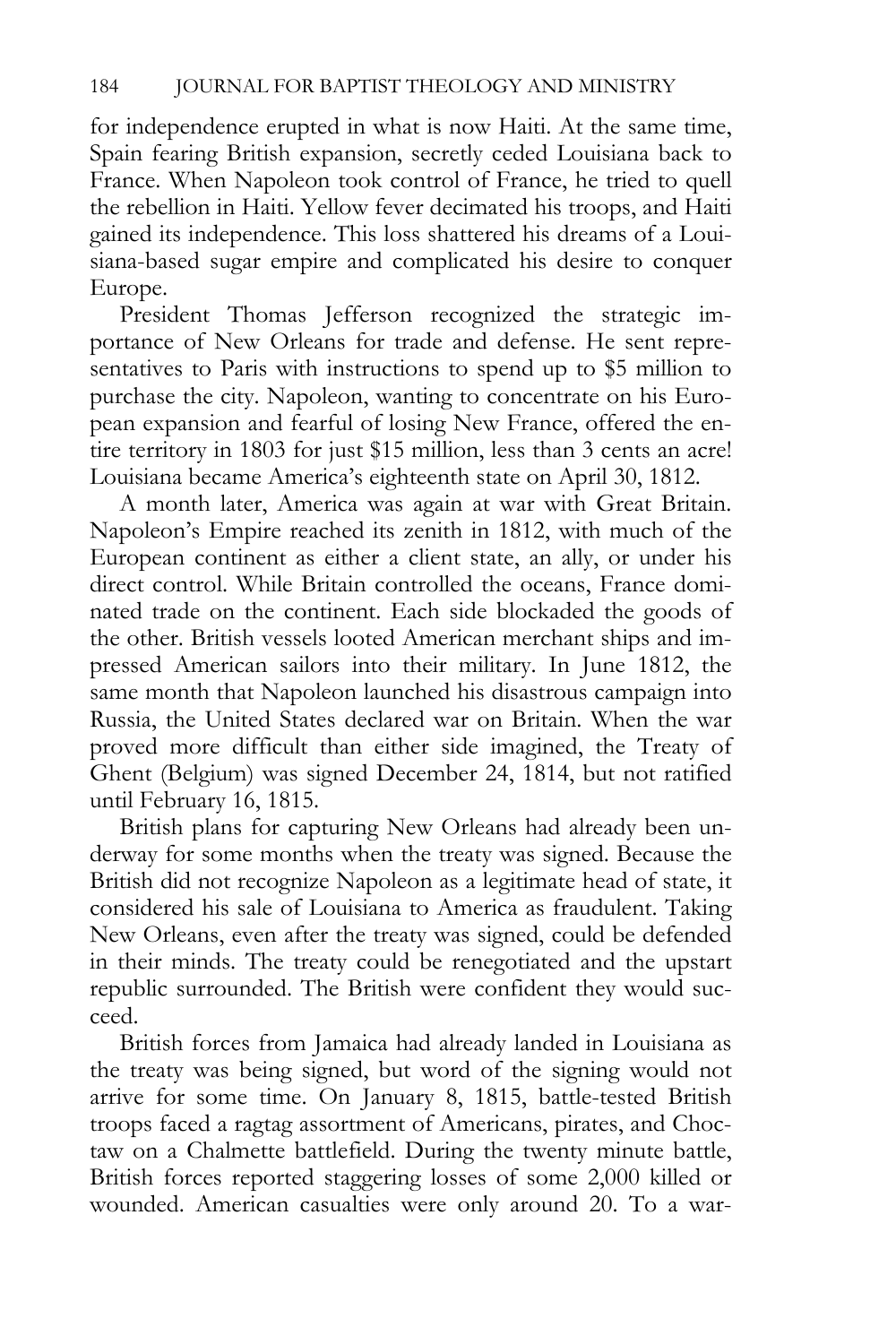for independence erupted in what is now Haiti. At the same time, Spain fearing British expansion, secretly ceded Louisiana back to France. When Napoleon took control of France, he tried to quell the rebellion in Haiti. Yellow fever decimated his troops, and Haiti gained its independence. This loss shattered his dreams of a Louisiana-based sugar empire and complicated his desire to conquer Europe.

President Thomas Jefferson recognized the strategic importance of New Orleans for trade and defense. He sent representatives to Paris with instructions to spend up to $5 million to purchase the city. Napoleon, wanting to concentrate on his European expansion and fearful of losing New France, offered the entire territory in 1803 for just $15 million, less than 3 cents an acre! Louisiana became America's eighteenth state on April 30, 1812.

A month later, America was again at war with Great Britain. Napoleon's Empire reached its zenith in 1812, with much of the European continent as either a client state, an ally, or under his direct control. While Britain controlled the oceans, France dominated trade on the continent. Each side blockaded the goods of the other. British vessels looted American merchant ships and impressed American sailors into their military. In June 1812, the same month that Napoleon launched his disastrous campaign into Russia, the United States declared war on Britain. When the war proved more difficult than either side imagined, the Treaty of Ghent (Belgium) was signed December 24, 1814, but not ratified until February 16, 1815.

British plans for capturing New Orleans had already been underway for some months when the treaty was signed. Because the British did not recognize Napoleon as a legitimate head of state, it considered his sale of Louisiana to America as fraudulent. Taking New Orleans, even after the treaty was signed, could be defended in their minds. The treaty could be renegotiated and the upstart republic surrounded. The British were confident they would succeed.

British forces from Jamaica had already landed in Louisiana as the treaty was being signed, but word of the signing would not arrive for some time. On January 8, 1815, battle-tested British troops faced a ragtag assortment of Americans, pirates, and Choctaw on a Chalmette battlefield. During the twenty minute battle, British forces reported staggering losses of some 2,000 killed or wounded. American casualties were only around 20. To a war-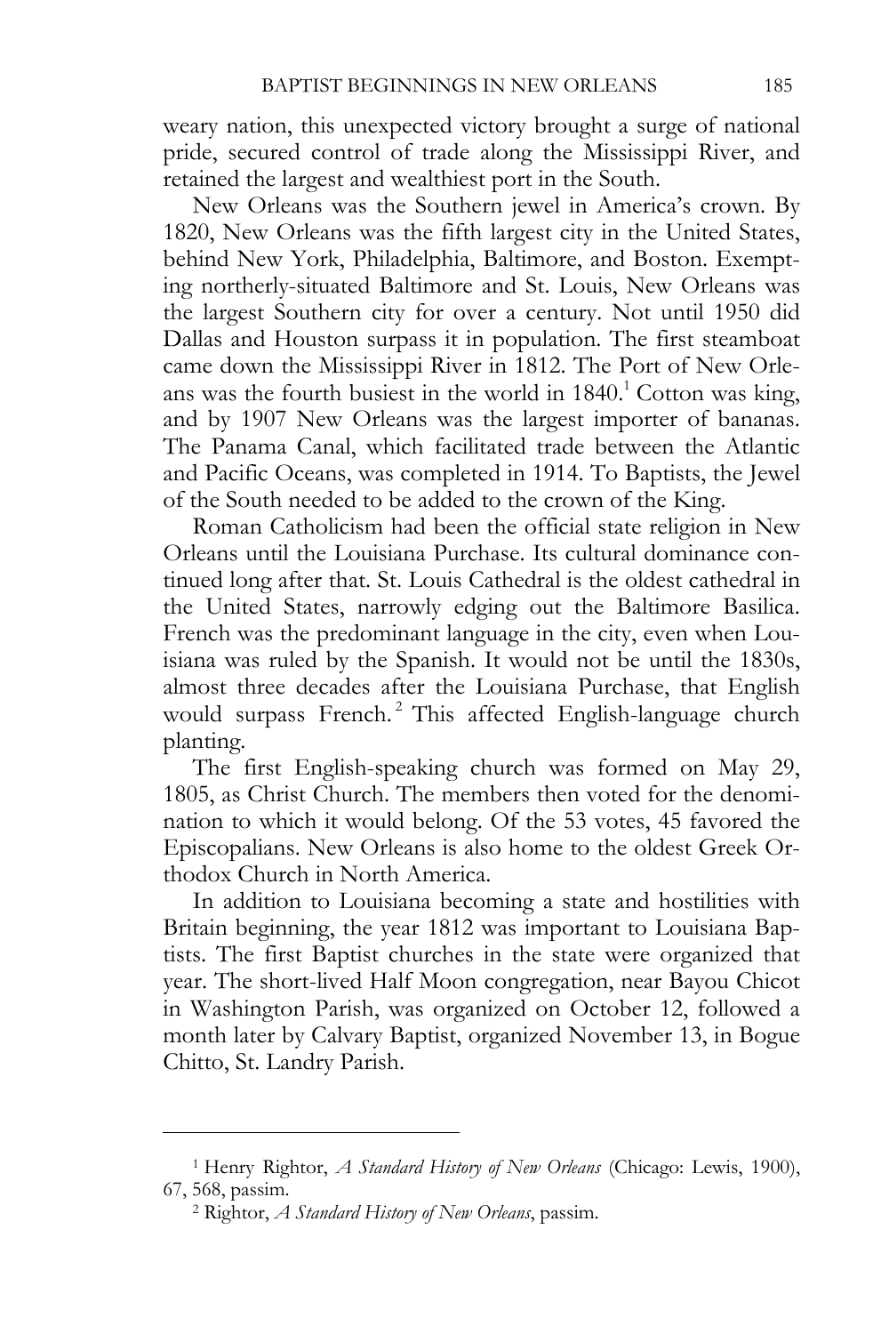weary nation, this unexpected victory brought a surge of national pride, secured control of trade along the Mississippi River, and retained the largest and wealthiest port in the South.

New Orleans was the Southern jewel in America's crown. By 1820, New Orleans was the fifth largest city in the United States, behind New York, Philadelphia, Baltimore, and Boston. Exempting northerly-situated Baltimore and St. Louis, New Orleans was the largest Southern city for over a century. Not until 1950 did Dallas and Houston surpass it in population. The first steamboat came down the Mississippi River in 1812. The Port of New Orleans was the fourth busiest in the world in 1840.[1] Cotton was king, and by 1907 New Orleans was the largest importer of bananas. The Panama Canal, which facilitated trade between the Atlantic and Pacific Oceans, was completed in 1914. To Baptists, the Jewel of the South needed to be added to the crown of the King.

Roman Catholicism had been the official state religion in New Orleans until the Louisiana Purchase. Its cultural dominance continued long after that. St. Louis Cathedral is the oldest cathedral in the United States, narrowly edging out the Baltimore Basilica. French was the predominant language in the city, even when Louisiana was ruled by the Spanish. It would not be until the 1830s, almost three decades after the Louisiana Purchase, that English would surpass French.[2] This affected English-language church planting.

The first English-speaking church was formed on May 29, 1805, as Christ Church. The members then voted for the denomination to which it would belong. Of the 53 votes, 45 favored the Episcopalians. New Orleans is also home to the oldest Greek Orthodox Church in North America.

In addition to Louisiana becoming a state and hostilities with Britain beginning, the year 1812 was important to Louisiana Baptists. The first Baptist churches in the state were organized that year. The short-lived Half Moon congregation, near Bayou Chicot in Washington Parish, was organized on October 12, followed a month later by Calvary Baptist, organized November 13, in Bogue Chitto, St. Landry Parish.

---

[1] Henry Rightor, *A Standard History of New Orleans* (Chicago: Lewis, 1900), 67, 568, passim.

[2] Rightor, *A Standard History of New Orleans*, passim.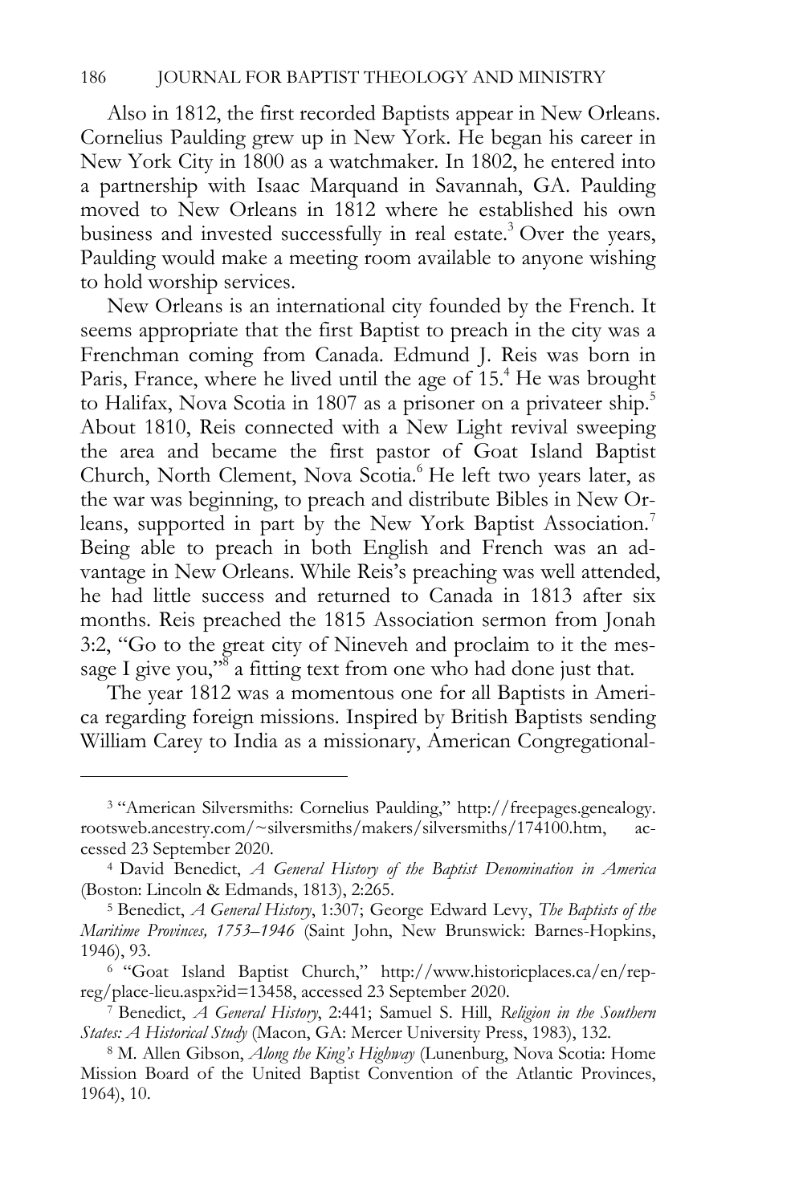Also in 1812, the first recorded Baptists appear in New Orleans. Cornelius Paulding grew up in New York. He began his career in New York City in 1800 as a watchmaker. In 1802, he entered into a partnership with Isaac Marquand in Savannah, GA. Paulding moved to New Orleans in 1812 where he established his own business and invested successfully in real estate.[3] Over the years, Paulding would make a meeting room available to anyone wishing to hold worship services.

New Orleans is an international city founded by the French. It seems appropriate that the first Baptist to preach in the city was a Frenchman coming from Canada. Edmund J. Reis was born in Paris, France, where he lived until the age of 15.[4] He was brought to Halifax, Nova Scotia in 1807 as a prisoner on a privateer ship.[5] About 1810, Reis connected with a New Light revival sweeping the area and became the first pastor of Goat Island Baptist Church, North Clement, Nova Scotia.[6] He left two years later, as the war was beginning, to preach and distribute Bibles in New Orleans, supported in part by the New York Baptist Association.[7] Being able to preach in both English and French was an advantage in New Orleans. While Reis's preaching was well attended, he had little success and returned to Canada in 1813 after six months. Reis preached the 1815 Association sermon from Jonah 3:2, "Go to the great city of Nineveh and proclaim to it the message I give you,"[8] a fitting text from one who had done just that.

The year 1812 was a momentous one for all Baptists in America regarding foreign missions. Inspired by British Baptists sending William Carey to India as a missionary, American Congregational-

---

[3] "American Silversmiths: Cornelius Paulding," http://freepages.genealogy.rootsweb.ancestry.com/~silversmiths/makers/silversmiths/174100.htm, accessed 23 September 2020.

[4] David Benedict, *A General History of the Baptist Denomination in America* (Boston: Lincoln & Edmands, 1813), 2:265.

[5] Benedict, *A General History*, 1:307; George Edward Levy, *The Baptists of the Maritime Provinces, 1753–1946* (Saint John, New Brunswick: Barnes-Hopkins, 1946), 93.

[6] "Goat Island Baptist Church," http://www.historicplaces.ca/en/rep-reg/place-lieu.aspx?id=13458, accessed 23 September 2020.

[7] Benedict, *A General History*, 2:441; Samuel S. Hill, *Religion in the Southern States: A Historical Study* (Macon, GA: Mercer University Press, 1983), 132.

[8] M. Allen Gibson, *Along the King's Highway* (Lunenburg, Nova Scotia: Home Mission Board of the United Baptist Convention of the Atlantic Provinces, 1964), 10.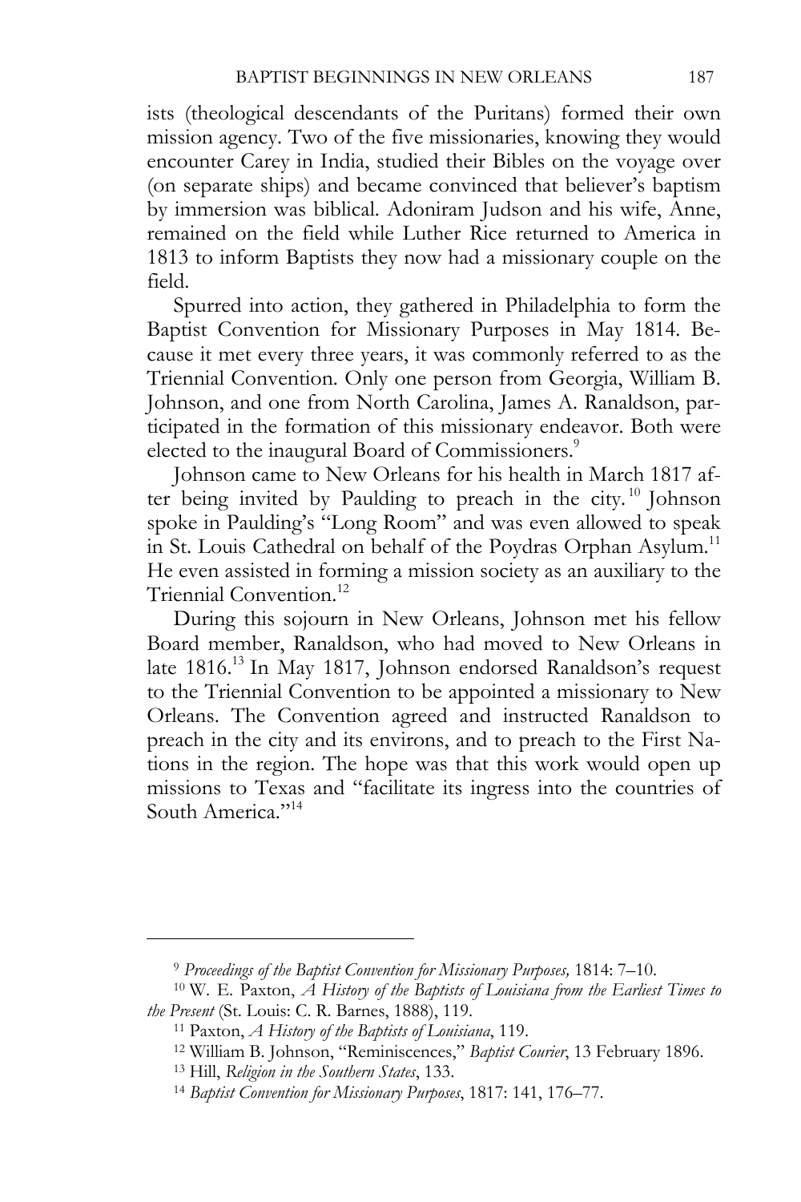ists (theological descendants of the Puritans) formed their own mission agency. Two of the five missionaries, knowing they would encounter Carey in India, studied their Bibles on the voyage over (on separate ships) and became convinced that believer's baptism by immersion was biblical. Adoniram Judson and his wife, Anne, remained on the field while Luther Rice returned to America in 1813 to inform Baptists they now had a missionary couple on the field.

Spurred into action, they gathered in Philadelphia to form the Baptist Convention for Missionary Purposes in May 1814. Because it met every three years, it was commonly referred to as the Triennial Convention. Only one person from Georgia, William B. Johnson, and one from North Carolina, James A. Ranaldson, participated in the formation of this missionary endeavor. Both were elected to the inaugural Board of Commissioners.[9]

Johnson came to New Orleans for his health in March 1817 after being invited by Paulding to preach in the city.[10] Johnson spoke in Paulding's "Long Room" and was even allowed to speak in St. Louis Cathedral on behalf of the Poydras Orphan Asylum.[11] He even assisted in forming a mission society as an auxiliary to the Triennial Convention.[12]

During this sojourn in New Orleans, Johnson met his fellow Board member, Ranaldson, who had moved to New Orleans in late 1816.[13] In May 1817, Johnson endorsed Ranaldson's request to the Triennial Convention to be appointed a missionary to New Orleans. The Convention agreed and instructed Ranaldson to preach in the city and its environs, and to preach to the First Nations in the region. The hope was that this work would open up missions to Texas and "facilitate its ingress into the countries of South America."[14]

---

[9] *Proceedings of the Baptist Convention for Missionary Purposes,* 1814: 7–10.

[10] W. E. Paxton, *A History of the Baptists of Louisiana from the Earliest Times to the Present* (St. Louis: C. R. Barnes, 1888), 119.

[11] Paxton, *A History of the Baptists of Louisiana*, 119.

[12] William B. Johnson, "Reminiscences," *Baptist Courier*, 13 February 1896.

[13] Hill, *Religion in the Southern States*, 133.

[14] *Baptist Convention for Missionary Purposes*, 1817: 141, 176–77.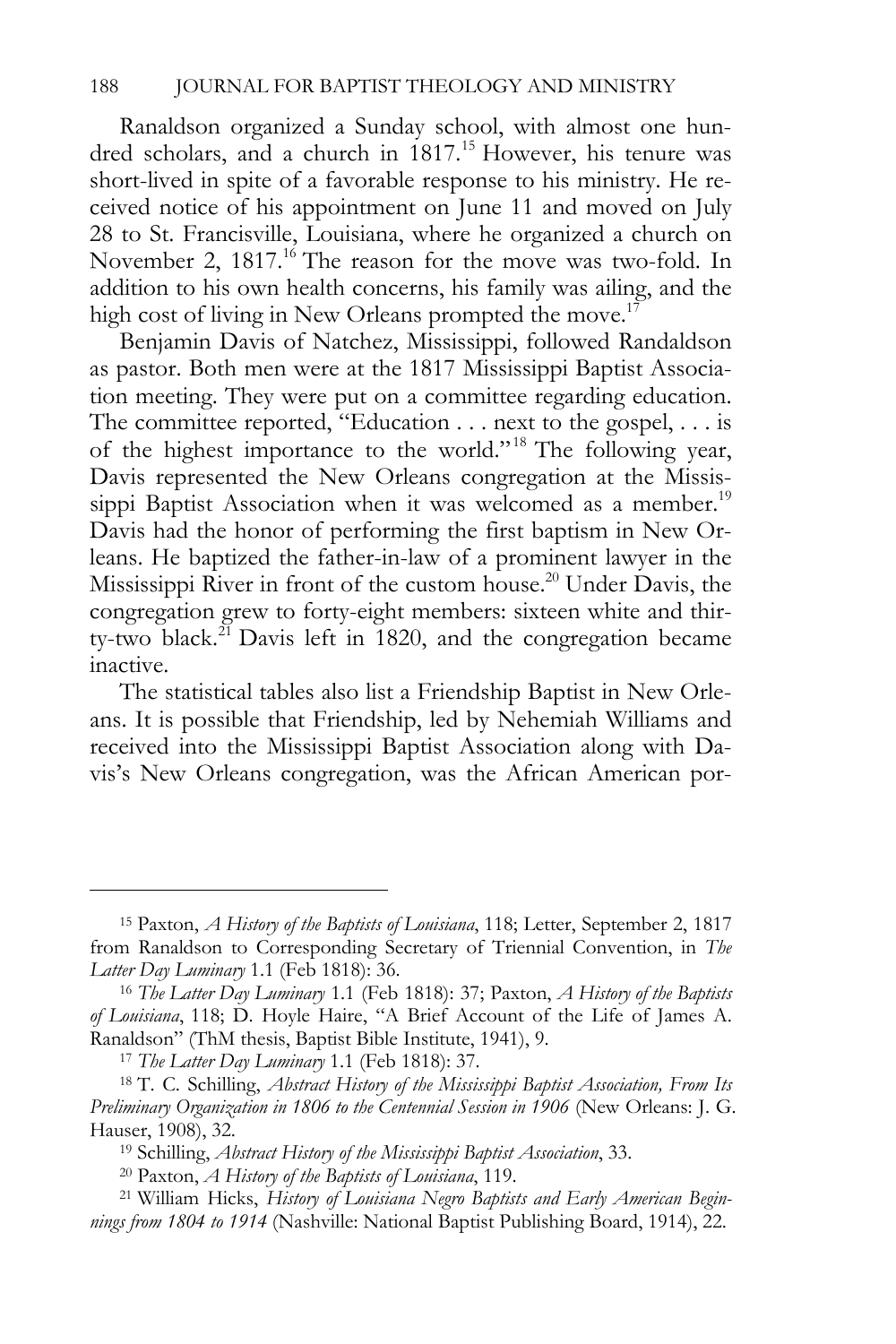Ranaldson organized a Sunday school, with almost one hundred scholars, and a church in 1817.[15] However, his tenure was short-lived in spite of a favorable response to his ministry. He received notice of his appointment on June 11 and moved on July 28 to St. Francisville, Louisiana, where he organized a church on November 2, 1817.[16] The reason for the move was two-fold. In addition to his own health concerns, his family was ailing, and the high cost of living in New Orleans prompted the move.[17]

Benjamin Davis of Natchez, Mississippi, followed Randaldson as pastor. Both men were at the 1817 Mississippi Baptist Association meeting. They were put on a committee regarding education. The committee reported, "Education . . . next to the gospel, . . . is of the highest importance to the world."[18] The following year, Davis represented the New Orleans congregation at the Mississippi Baptist Association when it was welcomed as a member.[19] Davis had the honor of performing the first baptism in New Orleans. He baptized the father-in-law of a prominent lawyer in the Mississippi River in front of the custom house.[20] Under Davis, the congregation grew to forty-eight members: sixteen white and thirty-two black.[21] Davis left in 1820, and the congregation became inactive.

The statistical tables also list a Friendship Baptist in New Orleans. It is possible that Friendship, led by Nehemiah Williams and received into the Mississippi Baptist Association along with Davis's New Orleans congregation, was the African American por-

---

[15] Paxton, *A History of the Baptists of Louisiana*, 118; Letter, September 2, 1817 from Ranaldson to Corresponding Secretary of Triennial Convention, in *The Latter Day Luminary* 1.1 (Feb 1818): 36.

[16] *The Latter Day Luminary* 1.1 (Feb 1818): 37; Paxton, *A History of the Baptists of Louisiana*, 118; D. Hoyle Haire, "A Brief Account of the Life of James A. Ranaldson" (ThM thesis, Baptist Bible Institute, 1941), 9.

[17] *The Latter Day Luminary* 1.1 (Feb 1818): 37.

[18] T. C. Schilling, *Abstract History of the Mississippi Baptist Association, From Its Preliminary Organization in 1806 to the Centennial Session in 1906* (New Orleans: J. G. Hauser, 1908), 32.

[19] Schilling, *Abstract History of the Mississippi Baptist Association*, 33.

[20] Paxton, *A History of the Baptists of Louisiana*, 119.

[21] William Hicks, *History of Louisiana Negro Baptists and Early American Beginnings from 1804 to 1914* (Nashville: National Baptist Publishing Board, 1914), 22.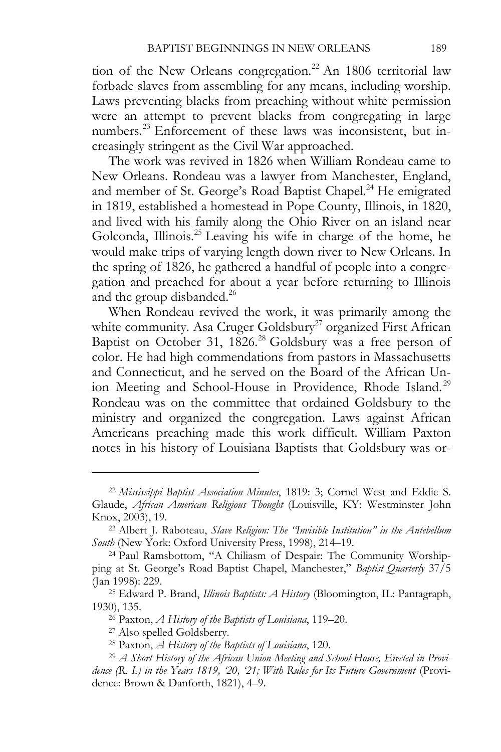tion of the New Orleans congregation.[22] An 1806 territorial law forbade slaves from assembling for any means, including worship. Laws preventing blacks from preaching without white permission were an attempt to prevent blacks from congregating in large numbers.[23] Enforcement of these laws was inconsistent, but increasingly stringent as the Civil War approached.

The work was revived in 1826 when William Rondeau came to New Orleans. Rondeau was a lawyer from Manchester, England, and member of St. George's Road Baptist Chapel.[24] He emigrated in 1819, established a homestead in Pope County, Illinois, in 1820, and lived with his family along the Ohio River on an island near Golconda, Illinois.[25] Leaving his wife in charge of the home, he would make trips of varying length down river to New Orleans. In the spring of 1826, he gathered a handful of people into a congregation and preached for about a year before returning to Illinois and the group disbanded.[26]

When Rondeau revived the work, it was primarily among the white community. Asa Cruger Goldsbury[27] organized First African Baptist on October 31, 1826.[28] Goldsbury was a free person of color. He had high commendations from pastors in Massachusetts and Connecticut, and he served on the Board of the African Union Meeting and School-House in Providence, Rhode Island.[29] Rondeau was on the committee that ordained Goldsbury to the ministry and organized the congregation. Laws against African Americans preaching made this work difficult. William Paxton notes in his history of Louisiana Baptists that Goldsbury was or-

---

[22] *Mississippi Baptist Association Minutes*, 1819: 3; Cornel West and Eddie S. Glaude, *African American Religious Thought* (Louisville, KY: Westminster John Knox, 2003), 19.

[23] Albert J. Raboteau, *Slave Religion: The "Invisible Institution" in the Antebellum South* (New York: Oxford University Press, 1998), 214–19.

[24] Paul Ramsbottom, "A Chiliasm of Despair: The Community Worshipping at St. George's Road Baptist Chapel, Manchester," *Baptist Quarterly* 37/5 (Jan 1998): 229.

[25] Edward P. Brand, *Illinois Baptists: A History* (Bloomington, IL: Pantagraph, 1930), 135.

[26] Paxton, *A History of the Baptists of Louisiana*, 119–20.

[27] Also spelled Goldsberry.

[28] Paxton, *A History of the Baptists of Louisiana*, 120.

[29] *A Short History of the African Union Meeting and School-House, Erected in Providence (R. I.) in the Years 1819, '20, '21; With Rules for Its Future Government* (Providence: Brown & Danforth, 1821), 4–9.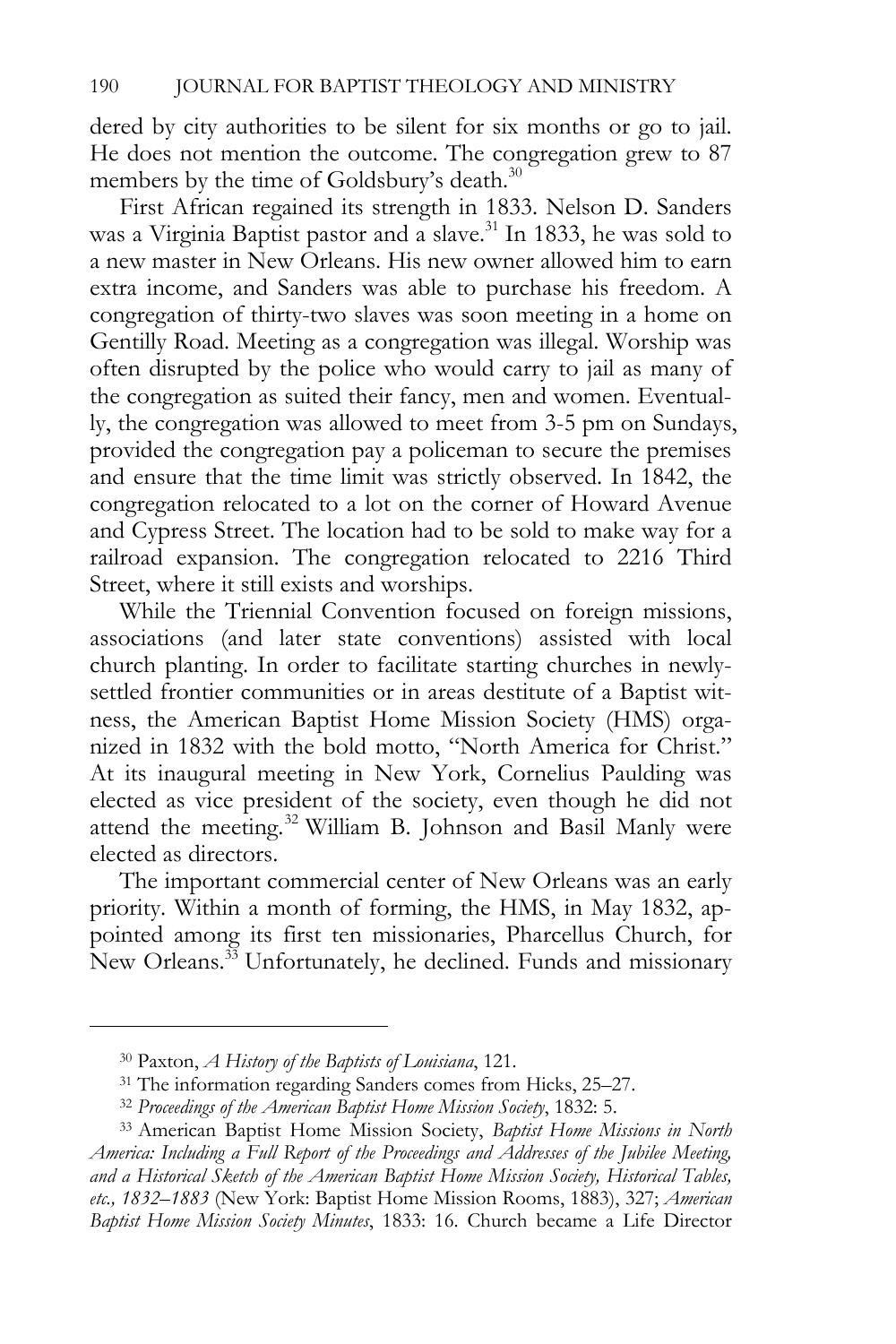dered by city authorities to be silent for six months or go to jail. He does not mention the outcome. The congregation grew to 87 members by the time of Goldsbury's death.[30]

First African regained its strength in 1833. Nelson D. Sanders was a Virginia Baptist pastor and a slave.[31] In 1833, he was sold to a new master in New Orleans. His new owner allowed him to earn extra income, and Sanders was able to purchase his freedom. A congregation of thirty-two slaves was soon meeting in a home on Gentilly Road. Meeting as a congregation was illegal. Worship was often disrupted by the police who would carry to jail as many of the congregation as suited their fancy, men and women. Eventually, the congregation was allowed to meet from 3-5 pm on Sundays, provided the congregation pay a policeman to secure the premises and ensure that the time limit was strictly observed. In 1842, the congregation relocated to a lot on the corner of Howard Avenue and Cypress Street. The location had to be sold to make way for a railroad expansion. The congregation relocated to 2216 Third Street, where it still exists and worships.

While the Triennial Convention focused on foreign missions, associations (and later state conventions) assisted with local church planting. In order to facilitate starting churches in newly-settled frontier communities or in areas destitute of a Baptist witness, the American Baptist Home Mission Society (HMS) organized in 1832 with the bold motto, "North America for Christ." At its inaugural meeting in New York, Cornelius Paulding was elected as vice president of the society, even though he did not attend the meeting.[32] William B. Johnson and Basil Manly were elected as directors.

The important commercial center of New Orleans was an early priority. Within a month of forming, the HMS, in May 1832, appointed among its first ten missionaries, Pharcellus Church, for New Orleans.[33] Unfortunately, he declined. Funds and missionary

---

[30] Paxton, *A History of the Baptists of Louisiana*, 121.

[31] The information regarding Sanders comes from Hicks, 25–27.

[32] *Proceedings of the American Baptist Home Mission Society*, 1832: 5.

[33] American Baptist Home Mission Society, *Baptist Home Missions in North America: Including a Full Report of the Proceedings and Addresses of the Jubilee Meeting, and a Historical Sketch of the American Baptist Home Mission Society, Historical Tables, etc., 1832–1883* (New York: Baptist Home Mission Rooms, 1883), 327; *American Baptist Home Mission Society Minutes*, 1833: 16. Church became a Life Director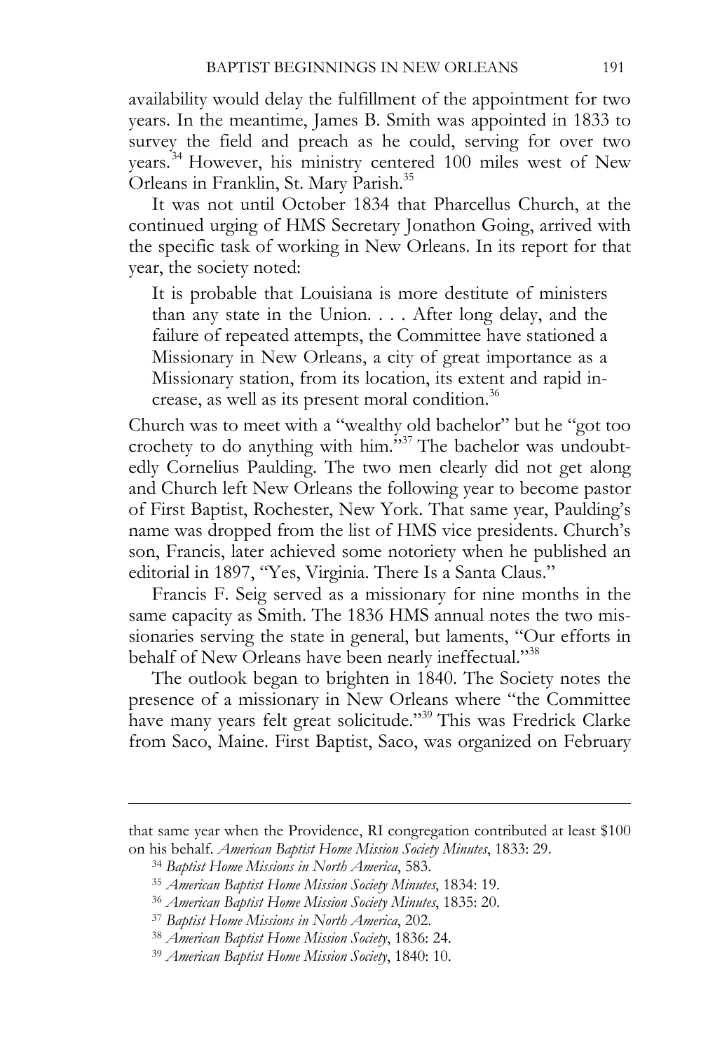availability would delay the fulfillment of the appointment for two years. In the meantime, James B. Smith was appointed in 1833 to survey the field and preach as he could, serving for over two years.[34] However, his ministry centered 100 miles west of New Orleans in Franklin, St. Mary Parish.[35]

It was not until October 1834 that Pharcellus Church, at the continued urging of HMS Secretary Jonathon Going, arrived with the specific task of working in New Orleans. In its report for that year, the society noted:

> It is probable that Louisiana is more destitute of ministers than any state in the Union. . . . After long delay, and the failure of repeated attempts, the Committee have stationed a Missionary in New Orleans, a city of great importance as a Missionary station, from its location, its extent and rapid increase, as well as its present moral condition.[36]

Church was to meet with a "wealthy old bachelor" but he "got too crochety to do anything with him."[37] The bachelor was undoubtedly Cornelius Paulding. The two men clearly did not get along and Church left New Orleans the following year to become pastor of First Baptist, Rochester, New York. That same year, Paulding's name was dropped from the list of HMS vice presidents. Church's son, Francis, later achieved some notoriety when he published an editorial in 1897, "Yes, Virginia. There Is a Santa Claus."

Francis F. Seig served as a missionary for nine months in the same capacity as Smith. The 1836 HMS annual notes the two missionaries serving the state in general, but laments, "Our efforts in behalf of New Orleans have been nearly ineffectual."[38]

The outlook began to brighten in 1840. The Society notes the presence of a missionary in New Orleans where "the Committee have many years felt great solicitude."[39] This was Fredrick Clarke from Saco, Maine. First Baptist, Saco, was organized on February

---

that same year when the Providence, RI congregation contributed at least $100 on his behalf. *American Baptist Home Mission Society Minutes*, 1833: 29.

[34] *Baptist Home Missions in North America*, 583.

[35] *American Baptist Home Mission Society Minutes*, 1834: 19.

[36] *American Baptist Home Mission Society Minutes*, 1835: 20.

[37] *Baptist Home Missions in North America*, 202.

[38] *American Baptist Home Mission Society*, 1836: 24.

[39] *American Baptist Home Mission Society*, 1840: 10.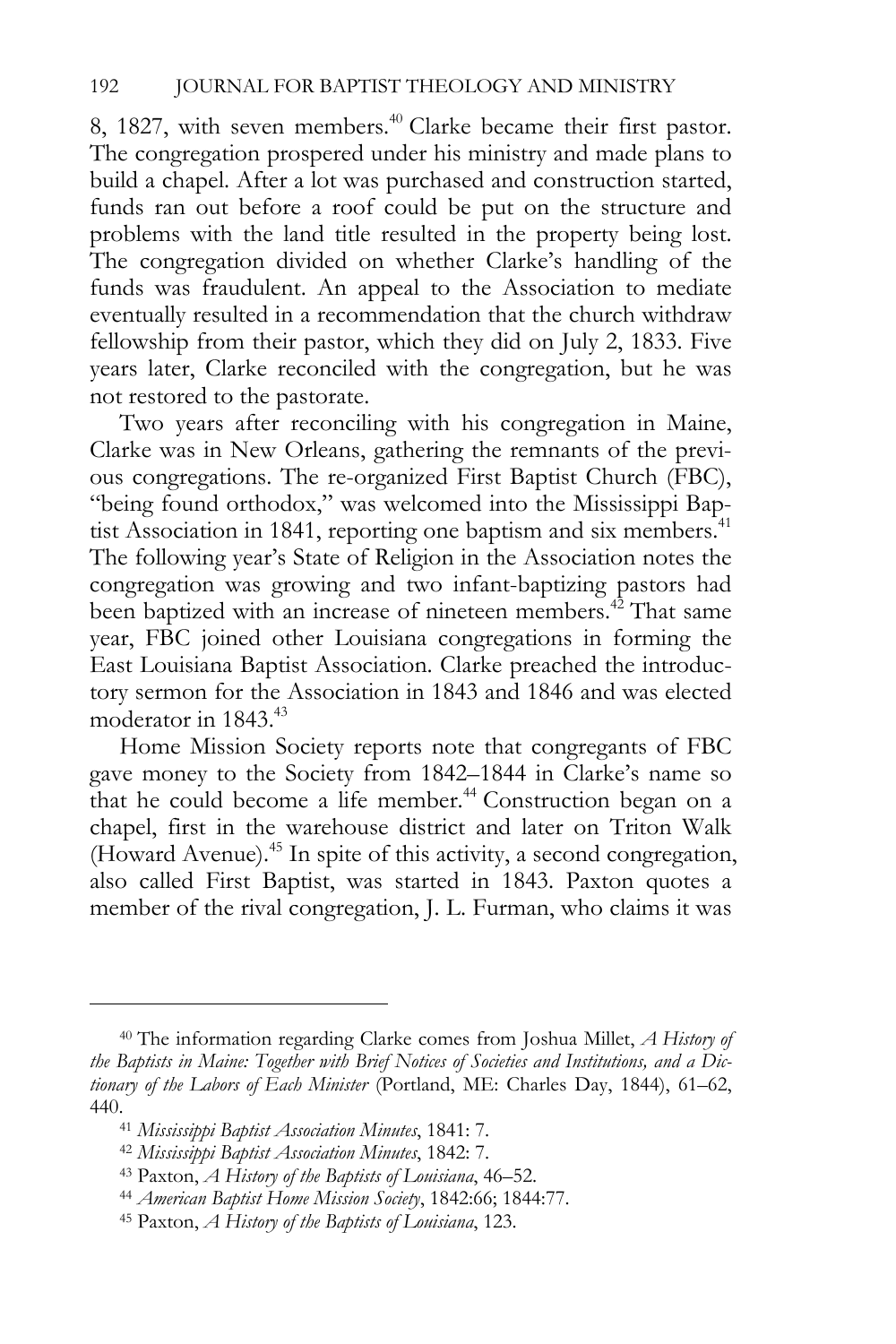8, 1827, with seven members.[40] Clarke became their first pastor. The congregation prospered under his ministry and made plans to build a chapel. After a lot was purchased and construction started, funds ran out before a roof could be put on the structure and problems with the land title resulted in the property being lost. The congregation divided on whether Clarke's handling of the funds was fraudulent. An appeal to the Association to mediate eventually resulted in a recommendation that the church withdraw fellowship from their pastor, which they did on July 2, 1833. Five years later, Clarke reconciled with the congregation, but he was not restored to the pastorate.

Two years after reconciling with his congregation in Maine, Clarke was in New Orleans, gathering the remnants of the previous congregations. The re-organized First Baptist Church (FBC), "being found orthodox," was welcomed into the Mississippi Baptist Association in 1841, reporting one baptism and six members.[41] The following year's State of Religion in the Association notes the congregation was growing and two infant-baptizing pastors had been baptized with an increase of nineteen members.[42] That same year, FBC joined other Louisiana congregations in forming the East Louisiana Baptist Association. Clarke preached the introductory sermon for the Association in 1843 and 1846 and was elected moderator in 1843.[43]

Home Mission Society reports note that congregants of FBC gave money to the Society from 1842–1844 in Clarke's name so that he could become a life member.[44] Construction began on a chapel, first in the warehouse district and later on Triton Walk (Howard Avenue).[45] In spite of this activity, a second congregation, also called First Baptist, was started in 1843. Paxton quotes a member of the rival congregation, J. L. Furman, who claims it was

---

[40] The information regarding Clarke comes from Joshua Millet, *A History of the Baptists in Maine: Together with Brief Notices of Societies and Institutions, and a Dictionary of the Labors of Each Minister* (Portland, ME: Charles Day, 1844), 61–62, 440.

[41] *Mississippi Baptist Association Minutes*, 1841: 7.

[42] *Mississippi Baptist Association Minutes*, 1842: 7.

[43] Paxton, *A History of the Baptists of Louisiana*, 46–52.

[44] *American Baptist Home Mission Society*, 1842:66; 1844:77.

[45] Paxton, *A History of the Baptists of Louisiana*, 123.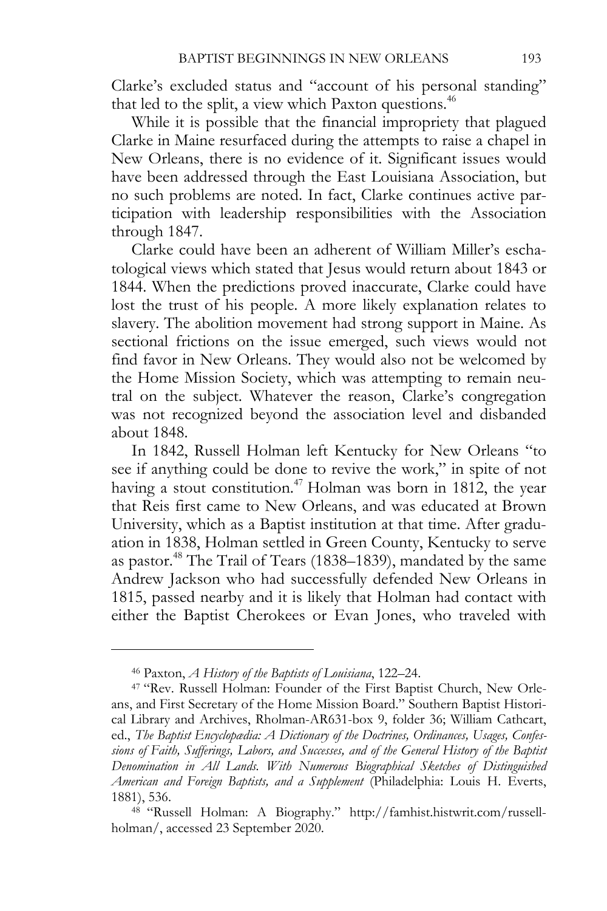Clarke's excluded status and "account of his personal standing" that led to the split, a view which Paxton questions.[46]

While it is possible that the financial impropriety that plagued Clarke in Maine resurfaced during the attempts to raise a chapel in New Orleans, there is no evidence of it. Significant issues would have been addressed through the East Louisiana Association, but no such problems are noted. In fact, Clarke continues active participation with leadership responsibilities with the Association through 1847.

Clarke could have been an adherent of William Miller's eschatological views which stated that Jesus would return about 1843 or 1844. When the predictions proved inaccurate, Clarke could have lost the trust of his people. A more likely explanation relates to slavery. The abolition movement had strong support in Maine. As sectional frictions on the issue emerged, such views would not find favor in New Orleans. They would also not be welcomed by the Home Mission Society, which was attempting to remain neutral on the subject. Whatever the reason, Clarke's congregation was not recognized beyond the association level and disbanded about 1848.

In 1842, Russell Holman left Kentucky for New Orleans "to see if anything could be done to revive the work," in spite of not having a stout constitution.[47] Holman was born in 1812, the year that Reis first came to New Orleans, and was educated at Brown University, which as a Baptist institution at that time. After graduation in 1838, Holman settled in Green County, Kentucky to serve as pastor.[48] The Trail of Tears (1838–1839), mandated by the same Andrew Jackson who had successfully defended New Orleans in 1815, passed nearby and it is likely that Holman had contact with either the Baptist Cherokees or Evan Jones, who traveled with

---

[46] Paxton, *A History of the Baptists of Louisiana*, 122–24.

[47] "Rev. Russell Holman: Founder of the First Baptist Church, New Orleans, and First Secretary of the Home Mission Board." Southern Baptist Historical Library and Archives, Rholman-AR631-box 9, folder 36; William Cathcart, ed., *The Baptist Encyclopædia: A Dictionary of the Doctrines, Ordinances, Usages, Confessions of Faith, Sufferings, Labors, and Successes, and of the General History of the Baptist Denomination in All Lands. With Numerous Biographical Sketches of Distinguished American and Foreign Baptists, and a Supplement* (Philadelphia: Louis H. Everts, 1881), 536.

[48] "Russell Holman: A Biography." http://famhist.histwrit.com/russell-holman/, accessed 23 September 2020.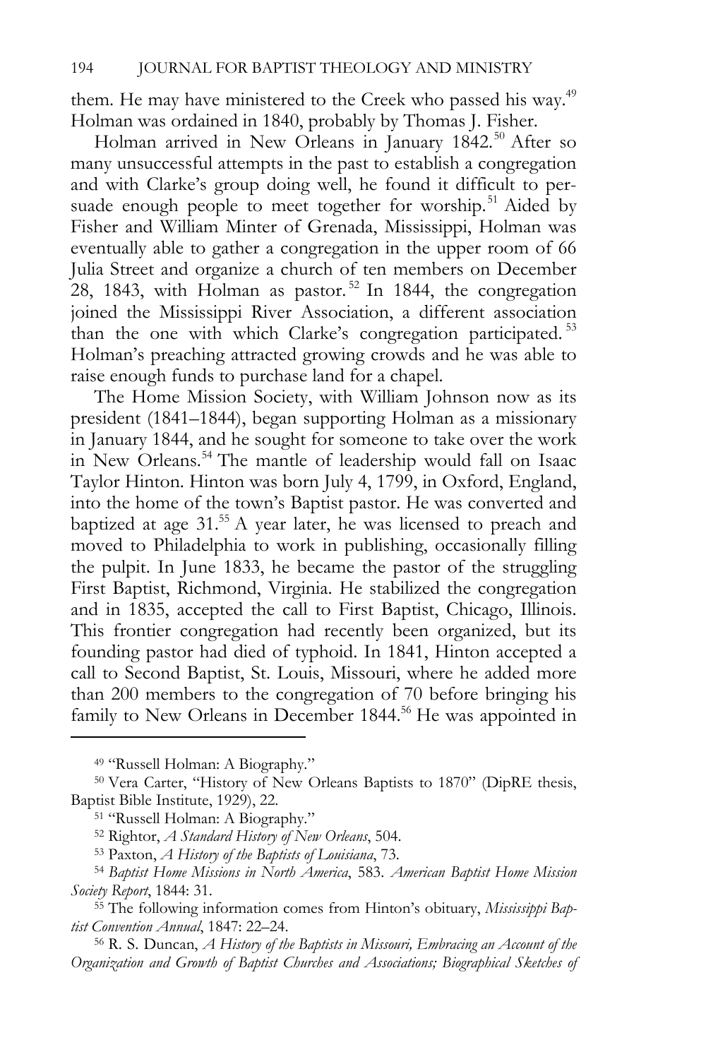them. He may have ministered to the Creek who passed his way.[49] Holman was ordained in 1840, probably by Thomas J. Fisher.

Holman arrived in New Orleans in January 1842.[50] After so many unsuccessful attempts in the past to establish a congregation and with Clarke's group doing well, he found it difficult to persuade enough people to meet together for worship.[51] Aided by Fisher and William Minter of Grenada, Mississippi, Holman was eventually able to gather a congregation in the upper room of 66 Julia Street and organize a church of ten members on December 28, 1843, with Holman as pastor.[52] In 1844, the congregation joined the Mississippi River Association, a different association than the one with which Clarke's congregation participated.[53] Holman's preaching attracted growing crowds and he was able to raise enough funds to purchase land for a chapel.

The Home Mission Society, with William Johnson now as its president (1841–1844), began supporting Holman as a missionary in January 1844, and he sought for someone to take over the work in New Orleans.[54] The mantle of leadership would fall on Isaac Taylor Hinton. Hinton was born July 4, 1799, in Oxford, England, into the home of the town's Baptist pastor. He was converted and baptized at age 31.[55] A year later, he was licensed to preach and moved to Philadelphia to work in publishing, occasionally filling the pulpit. In June 1833, he became the pastor of the struggling First Baptist, Richmond, Virginia. He stabilized the congregation and in 1835, accepted the call to First Baptist, Chicago, Illinois. This frontier congregation had recently been organized, but its founding pastor had died of typhoid. In 1841, Hinton accepted a call to Second Baptist, St. Louis, Missouri, where he added more than 200 members to the congregation of 70 before bringing his family to New Orleans in December 1844.[56] He was appointed in

---

[49] "Russell Holman: A Biography."

[50] Vera Carter, "History of New Orleans Baptists to 1870" (DipRE thesis, Baptist Bible Institute, 1929), 22.

[51] "Russell Holman: A Biography."

[52] Rightor, *A Standard History of New Orleans*, 504.

[53] Paxton, *A History of the Baptists of Louisiana*, 73.

[54] *Baptist Home Missions in North America*, 583. *American Baptist Home Mission Society Report*, 1844: 31.

[55] The following information comes from Hinton's obituary, *Mississippi Baptist Convention Annual*, 1847: 22–24.

[56] R. S. Duncan, *A History of the Baptists in Missouri, Embracing an Account of the Organization and Growth of Baptist Churches and Associations; Biographical Sketches of*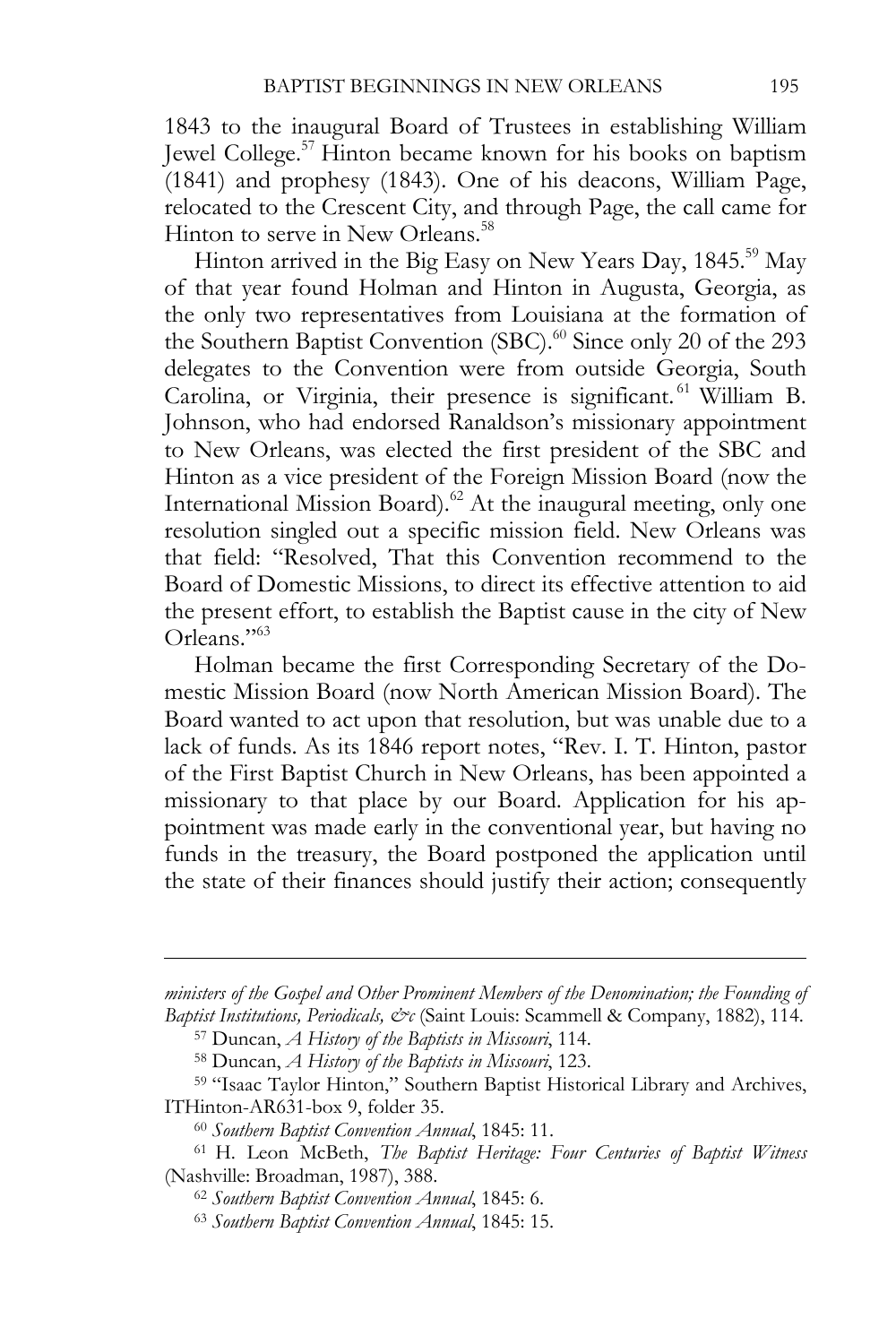1843 to the inaugural Board of Trustees in establishing William Jewel College.[57] Hinton became known for his books on baptism (1841) and prophesy (1843). One of his deacons, William Page, relocated to the Crescent City, and through Page, the call came for Hinton to serve in New Orleans.[58]

Hinton arrived in the Big Easy on New Years Day, 1845.[59] May of that year found Holman and Hinton in Augusta, Georgia, as the only two representatives from Louisiana at the formation of the Southern Baptist Convention (SBC).[60] Since only 20 of the 293 delegates to the Convention were from outside Georgia, South Carolina, or Virginia, their presence is significant.[61] William B. Johnson, who had endorsed Ranaldson's missionary appointment to New Orleans, was elected the first president of the SBC and Hinton as a vice president of the Foreign Mission Board (now the International Mission Board).[62] At the inaugural meeting, only one resolution singled out a specific mission field. New Orleans was that field: "Resolved, That this Convention recommend to the Board of Domestic Missions, to direct its effective attention to aid the present effort, to establish the Baptist cause in the city of New Orleans."[63]

Holman became the first Corresponding Secretary of the Domestic Mission Board (now North American Mission Board). The Board wanted to act upon that resolution, but was unable due to a lack of funds. As its 1846 report notes, "Rev. I. T. Hinton, pastor of the First Baptist Church in New Orleans, has been appointed a missionary to that place by our Board. Application for his appointment was made early in the conventional year, but having no funds in the treasury, the Board postponed the application until the state of their finances should justify their action; consequently

---

*ministers of the Gospel and Other Prominent Members of the Denomination; the Founding of Baptist Institutions, Periodicals, &c* (Saint Louis: Scammell & Company, 1882), 114.

[57] Duncan, *A History of the Baptists in Missouri*, 114.

[58] Duncan, *A History of the Baptists in Missouri*, 123.

[59] "Isaac Taylor Hinton," Southern Baptist Historical Library and Archives, ITHinton-AR631-box 9, folder 35.

[60] *Southern Baptist Convention Annual*, 1845: 11.

[61] H. Leon McBeth, *The Baptist Heritage: Four Centuries of Baptist Witness* (Nashville: Broadman, 1987), 388.

[62] *Southern Baptist Convention Annual*, 1845: 6.

[63] *Southern Baptist Convention Annual*, 1845: 15.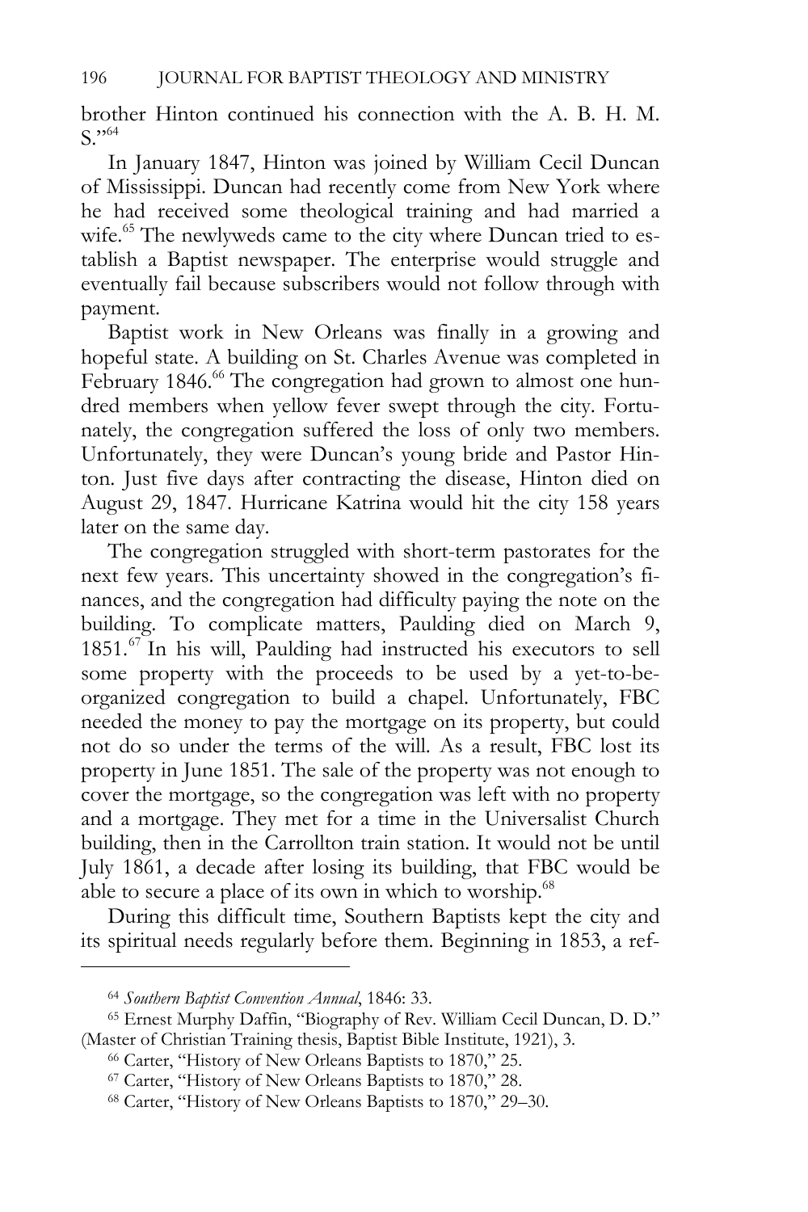brother Hinton continued his connection with the A. B. H. M. S."[64]

In January 1847, Hinton was joined by William Cecil Duncan of Mississippi. Duncan had recently come from New York where he had received some theological training and had married a wife.[65] The newlyweds came to the city where Duncan tried to establish a Baptist newspaper. The enterprise would struggle and eventually fail because subscribers would not follow through with payment.

Baptist work in New Orleans was finally in a growing and hopeful state. A building on St. Charles Avenue was completed in February 1846.[66] The congregation had grown to almost one hundred members when yellow fever swept through the city. Fortunately, the congregation suffered the loss of only two members. Unfortunately, they were Duncan's young bride and Pastor Hinton. Just five days after contracting the disease, Hinton died on August 29, 1847. Hurricane Katrina would hit the city 158 years later on the same day.

The congregation struggled with short-term pastorates for the next few years. This uncertainty showed in the congregation's finances, and the congregation had difficulty paying the note on the building. To complicate matters, Paulding died on March 9, 1851.[67] In his will, Paulding had instructed his executors to sell some property with the proceeds to be used by a yet-to-be-organized congregation to build a chapel. Unfortunately, FBC needed the money to pay the mortgage on its property, but could not do so under the terms of the will. As a result, FBC lost its property in June 1851. The sale of the property was not enough to cover the mortgage, so the congregation was left with no property and a mortgage. They met for a time in the Universalist Church building, then in the Carrollton train station. It would not be until July 1861, a decade after losing its building, that FBC would be able to secure a place of its own in which to worship.[68]

During this difficult time, Southern Baptists kept the city and its spiritual needs regularly before them. Beginning in 1853, a ref-

---

[64] *Southern Baptist Convention Annual*, 1846: 33.

[65] Ernest Murphy Daffin, "Biography of Rev. William Cecil Duncan, D. D." (Master of Christian Training thesis, Baptist Bible Institute, 1921), 3.

[66] Carter, "History of New Orleans Baptists to 1870," 25.

[67] Carter, "History of New Orleans Baptists to 1870," 28.

[68] Carter, "History of New Orleans Baptists to 1870," 29–30.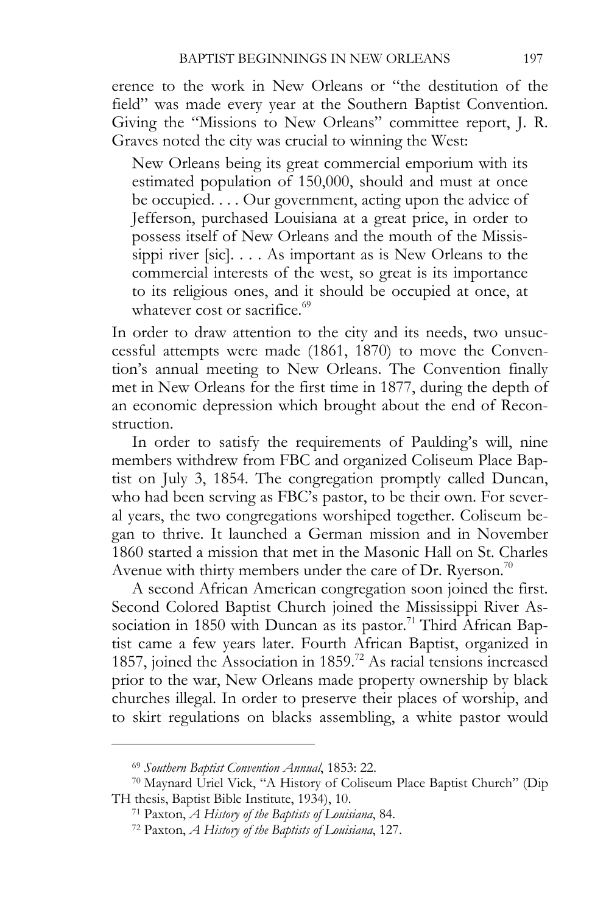erence to the work in New Orleans or "the destitution of the field" was made every year at the Southern Baptist Convention. Giving the "Missions to New Orleans" committee report, J. R. Graves noted the city was crucial to winning the West:

> New Orleans being its great commercial emporium with its estimated population of 150,000, should and must at once be occupied. . . . Our government, acting upon the advice of Jefferson, purchased Louisiana at a great price, in order to possess itself of New Orleans and the mouth of the Mississippi river [sic]. . . . As important as is New Orleans to the commercial interests of the west, so great is its importance to its religious ones, and it should be occupied at once, at whatever cost or sacrifice.[69]

In order to draw attention to the city and its needs, two unsuccessful attempts were made (1861, 1870) to move the Convention's annual meeting to New Orleans. The Convention finally met in New Orleans for the first time in 1877, during the depth of an economic depression which brought about the end of Reconstruction.

In order to satisfy the requirements of Paulding's will, nine members withdrew from FBC and organized Coliseum Place Baptist on July 3, 1854. The congregation promptly called Duncan, who had been serving as FBC's pastor, to be their own. For several years, the two congregations worshiped together. Coliseum began to thrive. It launched a German mission and in November 1860 started a mission that met in the Masonic Hall on St. Charles Avenue with thirty members under the care of Dr. Ryerson.[70]

A second African American congregation soon joined the first. Second Colored Baptist Church joined the Mississippi River Association in 1850 with Duncan as its pastor.[71] Third African Baptist came a few years later. Fourth African Baptist, organized in 1857, joined the Association in 1859.[72] As racial tensions increased prior to the war, New Orleans made property ownership by black churches illegal. In order to preserve their places of worship, and to skirt regulations on blacks assembling, a white pastor would

---

[69] *Southern Baptist Convention Annual*, 1853: 22.

[70] Maynard Uriel Vick, "A History of Coliseum Place Baptist Church" (Dip TH thesis, Baptist Bible Institute, 1934), 10.

[71] Paxton, *A History of the Baptists of Louisiana*, 84.

[72] Paxton, *A History of the Baptists of Louisiana*, 127.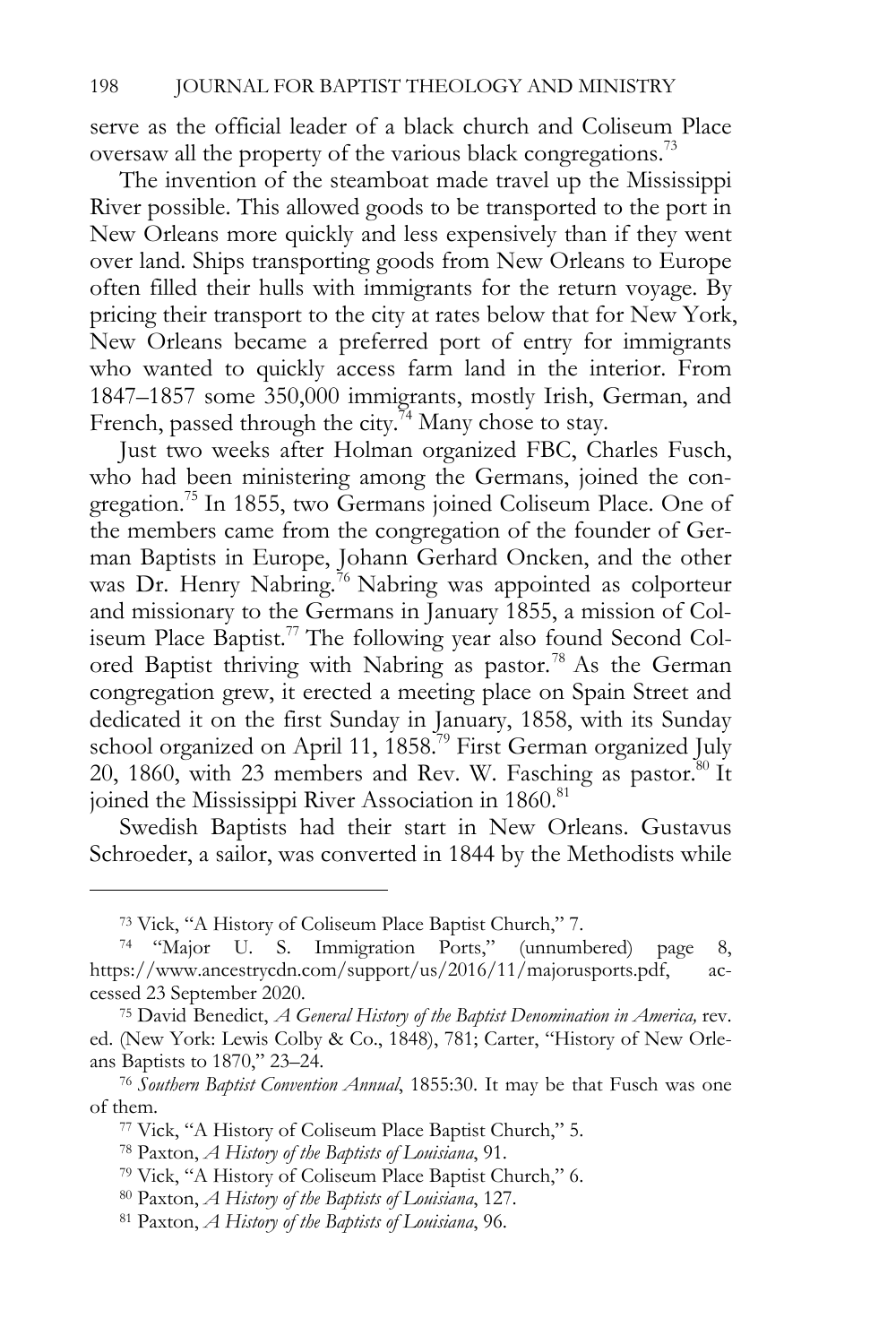serve as the official leader of a black church and Coliseum Place oversaw all the property of the various black congregations.[73]

The invention of the steamboat made travel up the Mississippi River possible. This allowed goods to be transported to the port in New Orleans more quickly and less expensively than if they went over land. Ships transporting goods from New Orleans to Europe often filled their hulls with immigrants for the return voyage. By pricing their transport to the city at rates below that for New York, New Orleans became a preferred port of entry for immigrants who wanted to quickly access farm land in the interior. From 1847–1857 some 350,000 immigrants, mostly Irish, German, and French, passed through the city.[74] Many chose to stay.

Just two weeks after Holman organized FBC, Charles Fusch, who had been ministering among the Germans, joined the congregation.[75] In 1855, two Germans joined Coliseum Place. One of the members came from the congregation of the founder of German Baptists in Europe, Johann Gerhard Oncken, and the other was Dr. Henry Nabring.[76] Nabring was appointed as colporteur and missionary to the Germans in January 1855, a mission of Coliseum Place Baptist.[77] The following year also found Second Colored Baptist thriving with Nabring as pastor.[78] As the German congregation grew, it erected a meeting place on Spain Street and dedicated it on the first Sunday in January, 1858, with its Sunday school organized on April 11, 1858.[79] First German organized July 20, 1860, with 23 members and Rev. W. Fasching as pastor.[80] It joined the Mississippi River Association in 1860.[81]

Swedish Baptists had their start in New Orleans. Gustavus Schroeder, a sailor, was converted in 1844 by the Methodists while

---

[73] Vick, "A History of Coliseum Place Baptist Church," 7.

[74] "Major U. S. Immigration Ports," (unnumbered) page 8, https://www.ancestrycdn.com/support/us/2016/11/majorusports.pdf, accessed 23 September 2020.

[75] David Benedict, *A General History of the Baptist Denomination in America,* rev. ed. (New York: Lewis Colby & Co., 1848), 781; Carter, "History of New Orleans Baptists to 1870," 23–24.

[76] *Southern Baptist Convention Annual*, 1855:30. It may be that Fusch was one of them.

[77] Vick, "A History of Coliseum Place Baptist Church," 5.

[78] Paxton, *A History of the Baptists of Louisiana*, 91.

[79] Vick, "A History of Coliseum Place Baptist Church," 6.

[80] Paxton, *A History of the Baptists of Louisiana*, 127.

[81] Paxton, *A History of the Baptists of Louisiana*, 96.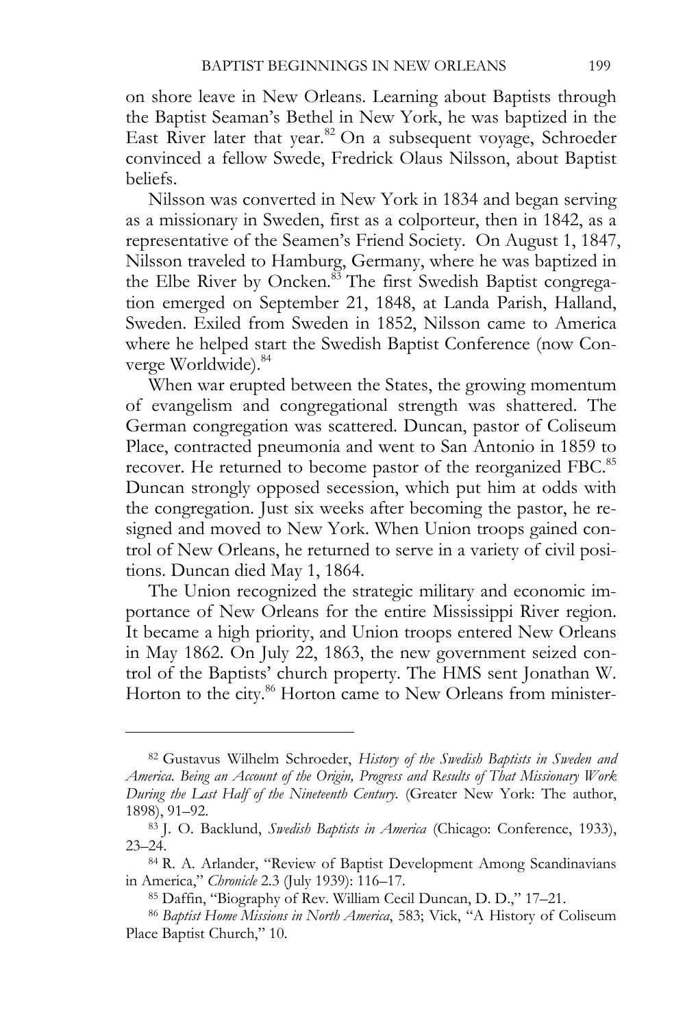on shore leave in New Orleans. Learning about Baptists through the Baptist Seaman's Bethel in New York, he was baptized in the East River later that year.[82] On a subsequent voyage, Schroeder convinced a fellow Swede, Fredrick Olaus Nilsson, about Baptist beliefs.

Nilsson was converted in New York in 1834 and began serving as a missionary in Sweden, first as a colporteur, then in 1842, as a representative of the Seamen's Friend Society. On August 1, 1847, Nilsson traveled to Hamburg, Germany, where he was baptized in the Elbe River by Oncken.[83] The first Swedish Baptist congregation emerged on September 21, 1848, at Landa Parish, Halland, Sweden. Exiled from Sweden in 1852, Nilsson came to America where he helped start the Swedish Baptist Conference (now Converge Worldwide).[84]

When war erupted between the States, the growing momentum of evangelism and congregational strength was shattered. The German congregation was scattered. Duncan, pastor of Coliseum Place, contracted pneumonia and went to San Antonio in 1859 to recover. He returned to become pastor of the reorganized FBC.[85] Duncan strongly opposed secession, which put him at odds with the congregation. Just six weeks after becoming the pastor, he resigned and moved to New York. When Union troops gained control of New Orleans, he returned to serve in a variety of civil positions. Duncan died May 1, 1864.

The Union recognized the strategic military and economic importance of New Orleans for the entire Mississippi River region. It became a high priority, and Union troops entered New Orleans in May 1862. On July 22, 1863, the new government seized control of the Baptists' church property. The HMS sent Jonathan W. Horton to the city.[86] Horton came to New Orleans from minister-

---

[82] Gustavus Wilhelm Schroeder, *History of the Swedish Baptists in Sweden and America. Being an Account of the Origin, Progress and Results of That Missionary Work During the Last Half of the Nineteenth Century.* (Greater New York: The author, 1898), 91–92.

[83] J. O. Backlund, *Swedish Baptists in America* (Chicago: Conference, 1933), 23–24.

[84] R. A. Arlander, "Review of Baptist Development Among Scandinavians in America," *Chronicle* 2.3 (July 1939): 116–17.

[85] Daffin, "Biography of Rev. William Cecil Duncan, D. D.," 17–21.

[86] *Baptist Home Missions in North America*, 583; Vick, "A History of Coliseum Place Baptist Church," 10.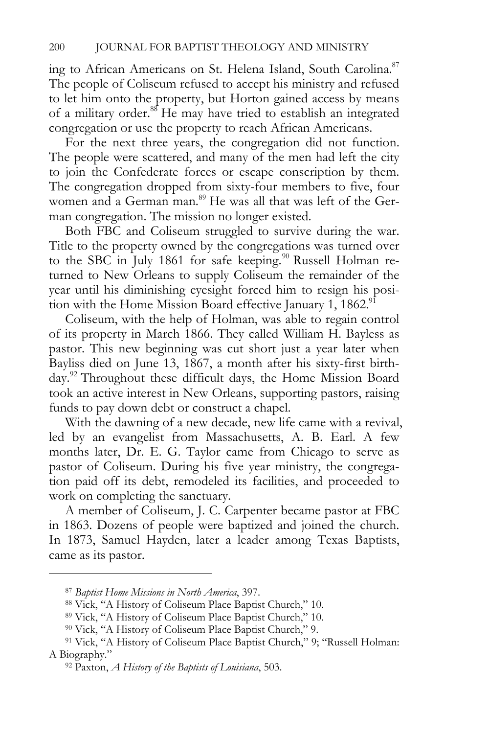ing to African Americans on St. Helena Island, South Carolina.[87] The people of Coliseum refused to accept his ministry and refused to let him onto the property, but Horton gained access by means of a military order.[88] He may have tried to establish an integrated congregation or use the property to reach African Americans.

For the next three years, the congregation did not function. The people were scattered, and many of the men had left the city to join the Confederate forces or escape conscription by them. The congregation dropped from sixty-four members to five, four women and a German man.[89] He was all that was left of the German congregation. The mission no longer existed.

Both FBC and Coliseum struggled to survive during the war. Title to the property owned by the congregations was turned over to the SBC in July 1861 for safe keeping.[90] Russell Holman returned to New Orleans to supply Coliseum the remainder of the year until his diminishing eyesight forced him to resign his position with the Home Mission Board effective January 1, 1862.[91]

Coliseum, with the help of Holman, was able to regain control of its property in March 1866. They called William H. Bayless as pastor. This new beginning was cut short just a year later when Bayliss died on June 13, 1867, a month after his sixty-first birthday.[92] Throughout these difficult days, the Home Mission Board took an active interest in New Orleans, supporting pastors, raising funds to pay down debt or construct a chapel.

With the dawning of a new decade, new life came with a revival, led by an evangelist from Massachusetts, A. B. Earl. A few months later, Dr. E. G. Taylor came from Chicago to serve as pastor of Coliseum. During his five year ministry, the congregation paid off its debt, remodeled its facilities, and proceeded to work on completing the sanctuary.

A member of Coliseum, J. C. Carpenter became pastor at FBC in 1863. Dozens of people were baptized and joined the church. In 1873, Samuel Hayden, later a leader among Texas Baptists, came as its pastor.

---

[87] *Baptist Home Missions in North America*, 397.

[88] Vick, "A History of Coliseum Place Baptist Church," 10.

[89] Vick, "A History of Coliseum Place Baptist Church," 10.

[90] Vick, "A History of Coliseum Place Baptist Church," 9.

[91] Vick, "A History of Coliseum Place Baptist Church," 9; "Russell Holman: A Biography."

[92] Paxton, *A History of the Baptists of Louisiana*, 503.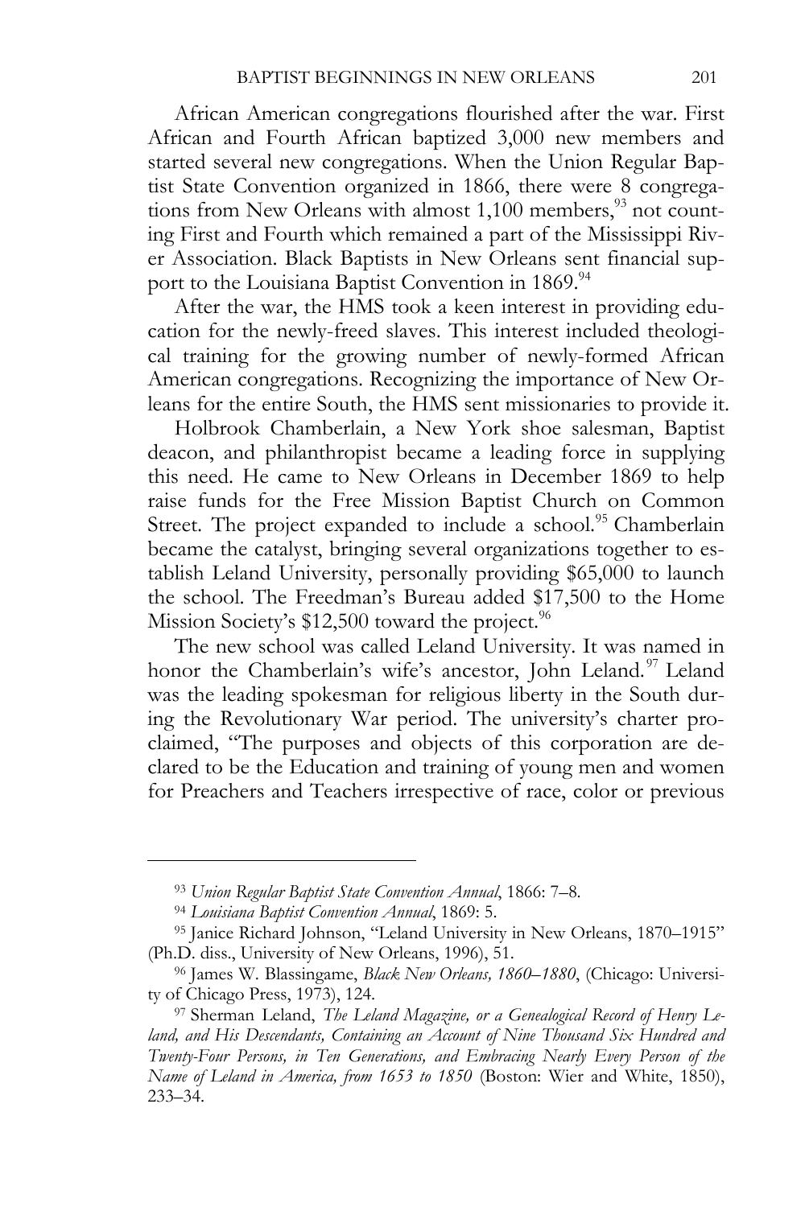African American congregations flourished after the war. First African and Fourth African baptized 3,000 new members and started several new congregations. When the Union Regular Baptist State Convention organized in 1866, there were 8 congregations from New Orleans with almost 1,100 members,[93] not counting First and Fourth which remained a part of the Mississippi River Association. Black Baptists in New Orleans sent financial support to the Louisiana Baptist Convention in 1869.[94]

After the war, the HMS took a keen interest in providing education for the newly-freed slaves. This interest included theological training for the growing number of newly-formed African American congregations. Recognizing the importance of New Orleans for the entire South, the HMS sent missionaries to provide it.

Holbrook Chamberlain, a New York shoe salesman, Baptist deacon, and philanthropist became a leading force in supplying this need. He came to New Orleans in December 1869 to help raise funds for the Free Mission Baptist Church on Common Street. The project expanded to include a school.[95] Chamberlain became the catalyst, bringing several organizations together to establish Leland University, personally providing $65,000 to launch the school. The Freedman's Bureau added $17,500 to the Home Mission Society's $12,500 toward the project.[96]

The new school was called Leland University. It was named in honor the Chamberlain's wife's ancestor, John Leland.[97] Leland was the leading spokesman for religious liberty in the South during the Revolutionary War period. The university's charter proclaimed, "The purposes and objects of this corporation are declared to be the Education and training of young men and women for Preachers and Teachers irrespective of race, color or previous

---

[93] *Union Regular Baptist State Convention Annual*, 1866: 7–8.

[94] *Louisiana Baptist Convention Annual*, 1869: 5.

[95] Janice Richard Johnson, "Leland University in New Orleans, 1870–1915" (Ph.D. diss., University of New Orleans, 1996), 51.

[96] James W. Blassingame, *Black New Orleans, 1860–1880*, (Chicago: University of Chicago Press, 1973), 124.

[97] Sherman Leland, *The Leland Magazine, or a Genealogical Record of Henry Leland, and His Descendants, Containing an Account of Nine Thousand Six Hundred and Twenty-Four Persons, in Ten Generations, and Embracing Nearly Every Person of the Name of Leland in America, from 1653 to 1850* (Boston: Wier and White, 1850), 233–34.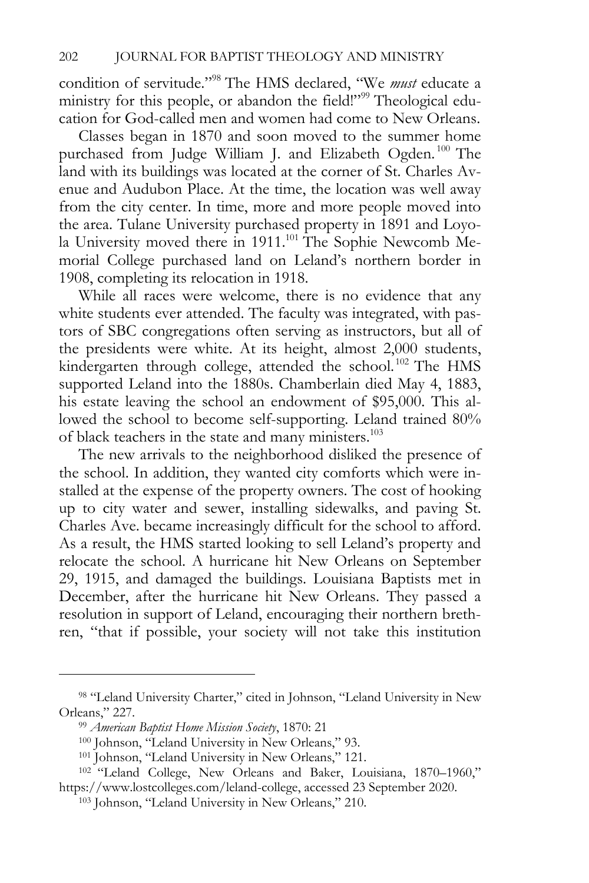condition of servitude."[98] The HMS declared, "We *must* educate a ministry for this people, or abandon the field!"[99] Theological education for God-called men and women had come to New Orleans.

Classes began in 1870 and soon moved to the summer home purchased from Judge William J. and Elizabeth Ogden.[100] The land with its buildings was located at the corner of St. Charles Avenue and Audubon Place. At the time, the location was well away from the city center. In time, more and more people moved into the area. Tulane University purchased property in 1891 and Loyola University moved there in 1911.[101] The Sophie Newcomb Memorial College purchased land on Leland's northern border in 1908, completing its relocation in 1918.

While all races were welcome, there is no evidence that any white students ever attended. The faculty was integrated, with pastors of SBC congregations often serving as instructors, but all of the presidents were white. At its height, almost 2,000 students, kindergarten through college, attended the school.[102] The HMS supported Leland into the 1880s. Chamberlain died May 4, 1883, his estate leaving the school an endowment of $95,000. This allowed the school to become self-supporting. Leland trained 80% of black teachers in the state and many ministers.[103]

The new arrivals to the neighborhood disliked the presence of the school. In addition, they wanted city comforts which were installed at the expense of the property owners. The cost of hooking up to city water and sewer, installing sidewalks, and paving St. Charles Ave. became increasingly difficult for the school to afford. As a result, the HMS started looking to sell Leland's property and relocate the school. A hurricane hit New Orleans on September 29, 1915, and damaged the buildings. Louisiana Baptists met in December, after the hurricane hit New Orleans. They passed a resolution in support of Leland, encouraging their northern brethren, "that if possible, your society will not take this institution

---

[98] "Leland University Charter," cited in Johnson, "Leland University in New Orleans," 227.

[99] *American Baptist Home Mission Society*, 1870: 21

[100] Johnson, "Leland University in New Orleans," 93.

[101] Johnson, "Leland University in New Orleans," 121.

[102] "Leland College, New Orleans and Baker, Louisiana, 1870–1960," https://www.lostcolleges.com/leland-college, accessed 23 September 2020.

[103] Johnson, "Leland University in New Orleans," 210.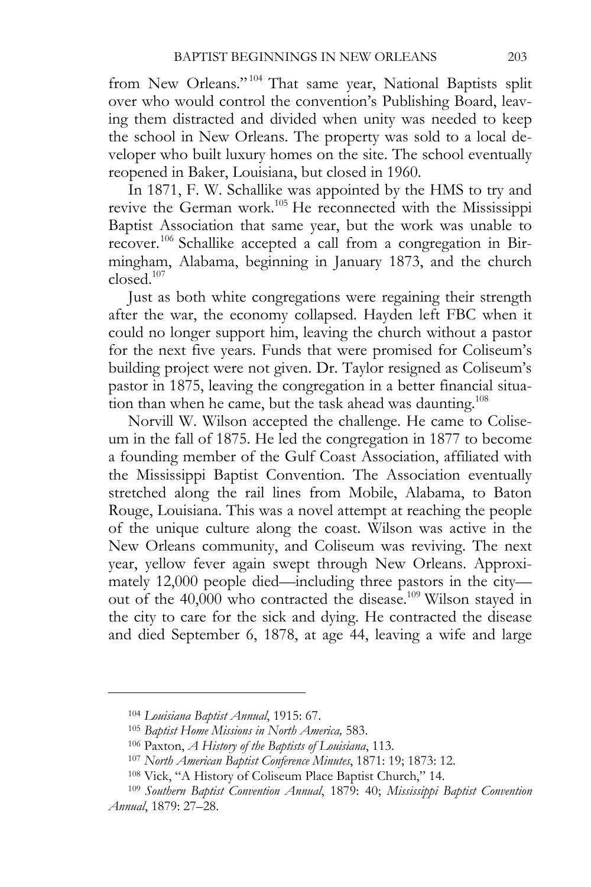from New Orleans."[104] That same year, National Baptists split over who would control the convention's Publishing Board, leaving them distracted and divided when unity was needed to keep the school in New Orleans. The property was sold to a local developer who built luxury homes on the site. The school eventually reopened in Baker, Louisiana, but closed in 1960.

In 1871, F. W. Schallike was appointed by the HMS to try and revive the German work.[105] He reconnected with the Mississippi Baptist Association that same year, but the work was unable to recover.[106] Schallike accepted a call from a congregation in Birmingham, Alabama, beginning in January 1873, and the church closed.[107]

Just as both white congregations were regaining their strength after the war, the economy collapsed. Hayden left FBC when it could no longer support him, leaving the church without a pastor for the next five years. Funds that were promised for Coliseum's building project were not given. Dr. Taylor resigned as Coliseum's pastor in 1875, leaving the congregation in a better financial situation than when he came, but the task ahead was daunting.[108]

Norvill W. Wilson accepted the challenge. He came to Coliseum in the fall of 1875. He led the congregation in 1877 to become a founding member of the Gulf Coast Association, affiliated with the Mississippi Baptist Convention. The Association eventually stretched along the rail lines from Mobile, Alabama, to Baton Rouge, Louisiana. This was a novel attempt at reaching the people of the unique culture along the coast. Wilson was active in the New Orleans community, and Coliseum was reviving. The next year, yellow fever again swept through New Orleans. Approximately 12,000 people died—including three pastors in the city—out of the 40,000 who contracted the disease.[109] Wilson stayed in the city to care for the sick and dying. He contracted the disease and died September 6, 1878, at age 44, leaving a wife and large

---

[104] *Louisiana Baptist Annual*, 1915: 67.

[105] *Baptist Home Missions in North America,* 583.

[106] Paxton, *A History of the Baptists of Louisiana*, 113.

[107] *North American Baptist Conference Minutes*, 1871: 19; 1873: 12.

[108] Vick, "A History of Coliseum Place Baptist Church," 14.

[109] *Southern Baptist Convention Annual*, 1879: 40; *Mississippi Baptist Convention Annual*, 1879: 27–28.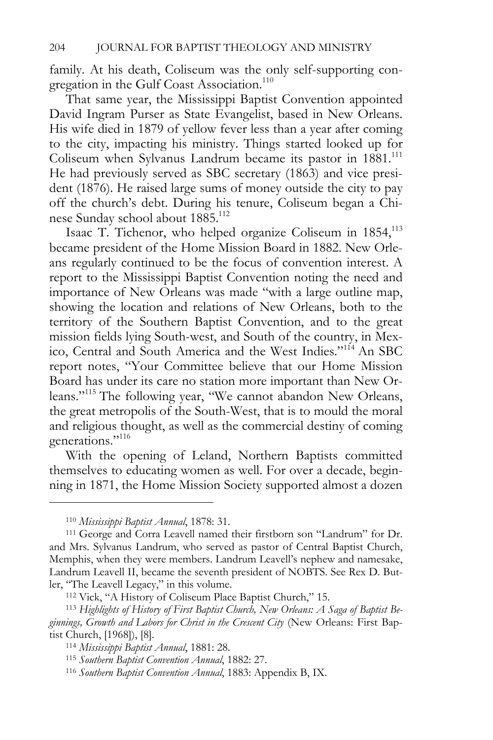family. At his death, Coliseum was the only self-supporting congregation in the Gulf Coast Association.[110]

That same year, the Mississippi Baptist Convention appointed David Ingram Purser as State Evangelist, based in New Orleans. His wife died in 1879 of yellow fever less than a year after coming to the city, impacting his ministry. Things started looked up for Coliseum when Sylvanus Landrum became its pastor in 1881.[111] He had previously served as SBC secretary (1863) and vice president (1876). He raised large sums of money outside the city to pay off the church's debt. During his tenure, Coliseum began a Chinese Sunday school about 1885.[112]

Isaac T. Tichenor, who helped organize Coliseum in 1854,[113] became president of the Home Mission Board in 1882. New Orleans regularly continued to be the focus of convention interest. A report to the Mississippi Baptist Convention noting the need and importance of New Orleans was made "with a large outline map, showing the location and relations of New Orleans, both to the territory of the Southern Baptist Convention, and to the great mission fields lying South-west, and South of the country, in Mexico, Central and South America and the West Indies."[114] An SBC report notes, "Your Committee believe that our Home Mission Board has under its care no station more important than New Orleans."[115] The following year, "We cannot abandon New Orleans, the great metropolis of the South-West, that is to mould the moral and religious thought, as well as the commercial destiny of coming generations."[116]

With the opening of Leland, Northern Baptists committed themselves to educating women as well. For over a decade, beginning in 1871, the Home Mission Society supported almost a dozen

---

[110] *Mississippi Baptist Annual*, 1878: 31.

[111] George and Corra Leavell named their firstborn son "Landrum" for Dr. and Mrs. Sylvanus Landrum, who served as pastor of Central Baptist Church, Memphis, when they were members. Landrum Leavell's nephew and namesake, Landrum Leavell II, became the seventh president of NOBTS. See Rex D. Butler, "The Leavell Legacy," in this volume.

[112] Vick, "A History of Coliseum Place Baptist Church," 15.

[113] *Highlights of History of First Baptist Church, New Orleans: A Saga of Baptist Beginnings, Growth and Labors for Christ in the Crescent City* (New Orleans: First Baptist Church, [1968]), [8].

[114] *Mississippi Baptist Annual*, 1881: 28.

[115] *Southern Baptist Convention Annual*, 1882: 27.

[116] *Southern Baptist Convention Annual*, 1883: Appendix B, IX.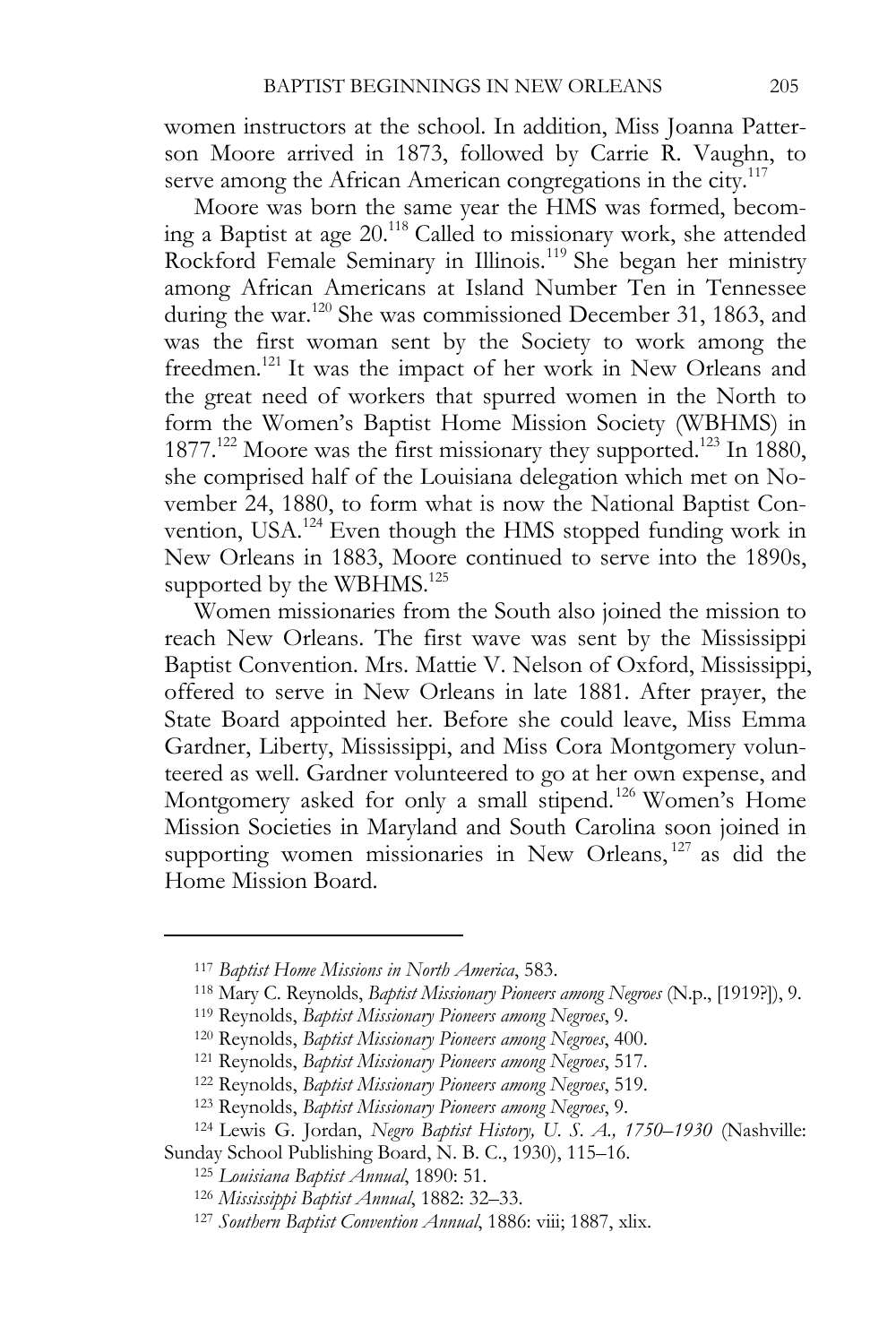women instructors at the school. In addition, Miss Joanna Patterson Moore arrived in 1873, followed by Carrie R. Vaughn, to serve among the African American congregations in the city.[117]

Moore was born the same year the HMS was formed, becoming a Baptist at age 20.[118] Called to missionary work, she attended Rockford Female Seminary in Illinois.[119] She began her ministry among African Americans at Island Number Ten in Tennessee during the war.[120] She was commissioned December 31, 1863, and was the first woman sent by the Society to work among the freedmen.[121] It was the impact of her work in New Orleans and the great need of workers that spurred women in the North to form the Women's Baptist Home Mission Society (WBHMS) in 1877.[122] Moore was the first missionary they supported.[123] In 1880, she comprised half of the Louisiana delegation which met on November 24, 1880, to form what is now the National Baptist Convention, USA.[124] Even though the HMS stopped funding work in New Orleans in 1883, Moore continued to serve into the 1890s, supported by the WBHMS.[125]

Women missionaries from the South also joined the mission to reach New Orleans. The first wave was sent by the Mississippi Baptist Convention. Mrs. Mattie V. Nelson of Oxford, Mississippi, offered to serve in New Orleans in late 1881. After prayer, the State Board appointed her. Before she could leave, Miss Emma Gardner, Liberty, Mississippi, and Miss Cora Montgomery volunteered as well. Gardner volunteered to go at her own expense, and Montgomery asked for only a small stipend.[126] Women's Home Mission Societies in Maryland and South Carolina soon joined in supporting women missionaries in New Orleans,[127] as did the Home Mission Board.

---

[117] *Baptist Home Missions in North America*, 583.

[118] Mary C. Reynolds, *Baptist Missionary Pioneers among Negroes* (N.p., [1919?]), 9.

[119] Reynolds, *Baptist Missionary Pioneers among Negroes*, 9.

[120] Reynolds, *Baptist Missionary Pioneers among Negroes*, 400.

[121] Reynolds, *Baptist Missionary Pioneers among Negroes*, 517.

[122] Reynolds, *Baptist Missionary Pioneers among Negroes*, 519.

[123] Reynolds, *Baptist Missionary Pioneers among Negroes*, 9.

[124] Lewis G. Jordan, *Negro Baptist History, U. S. A., 1750–1930* (Nashville: Sunday School Publishing Board, N. B. C., 1930), 115–16.

[125] *Louisiana Baptist Annual*, 1890: 51.

[126] *Mississippi Baptist Annual*, 1882: 32–33.

[127] *Southern Baptist Convention Annual*, 1886: viii; 1887, xlix.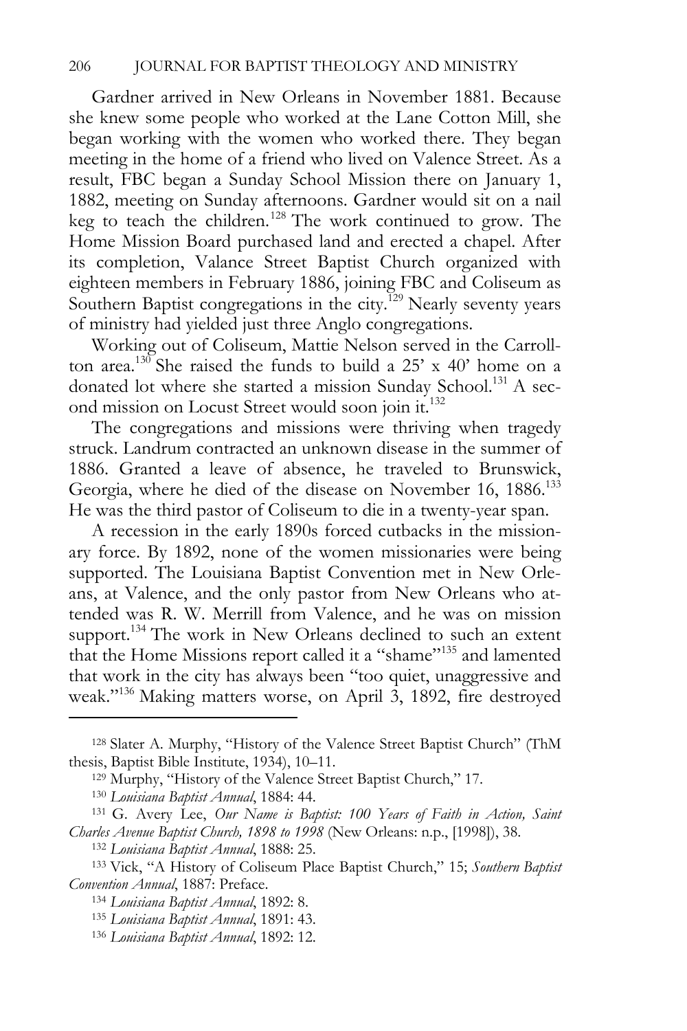Gardner arrived in New Orleans in November 1881. Because she knew some people who worked at the Lane Cotton Mill, she began working with the women who worked there. They began meeting in the home of a friend who lived on Valence Street. As a result, FBC began a Sunday School Mission there on January 1, 1882, meeting on Sunday afternoons. Gardner would sit on a nail keg to teach the children.[128] The work continued to grow. The Home Mission Board purchased land and erected a chapel. After its completion, Valance Street Baptist Church organized with eighteen members in February 1886, joining FBC and Coliseum as Southern Baptist congregations in the city.[129] Nearly seventy years of ministry had yielded just three Anglo congregations.

Working out of Coliseum, Mattie Nelson served in the Carrollton area.[130] She raised the funds to build a 25' x 40' home on a donated lot where she started a mission Sunday School.[131] A second mission on Locust Street would soon join it.[132]

The congregations and missions were thriving when tragedy struck. Landrum contracted an unknown disease in the summer of 1886. Granted a leave of absence, he traveled to Brunswick, Georgia, where he died of the disease on November 16, 1886.[133] He was the third pastor of Coliseum to die in a twenty-year span.

A recession in the early 1890s forced cutbacks in the missionary force. By 1892, none of the women missionaries were being supported. The Louisiana Baptist Convention met in New Orleans, at Valence, and the only pastor from New Orleans who attended was R. W. Merrill from Valence, and he was on mission support.[134] The work in New Orleans declined to such an extent that the Home Missions report called it a "shame"[135] and lamented that work in the city has always been "too quiet, unaggressive and weak."[136] Making matters worse, on April 3, 1892, fire destroyed

---

[128] Slater A. Murphy, "History of the Valence Street Baptist Church" (ThM thesis, Baptist Bible Institute, 1934), 10–11.

[129] Murphy, "History of the Valence Street Baptist Church," 17.

[130] *Louisiana Baptist Annual*, 1884: 44.

[131] G. Avery Lee, *Our Name is Baptist: 100 Years of Faith in Action, Saint Charles Avenue Baptist Church, 1898 to 1998* (New Orleans: n.p., [1998]), 38.

[132] *Louisiana Baptist Annual*, 1888: 25.

[133] Vick, "A History of Coliseum Place Baptist Church," 15; *Southern Baptist Convention Annual*, 1887: Preface.

[134] *Louisiana Baptist Annual*, 1892: 8.

[135] *Louisiana Baptist Annual*, 1891: 43.

[136] *Louisiana Baptist Annual*, 1892: 12.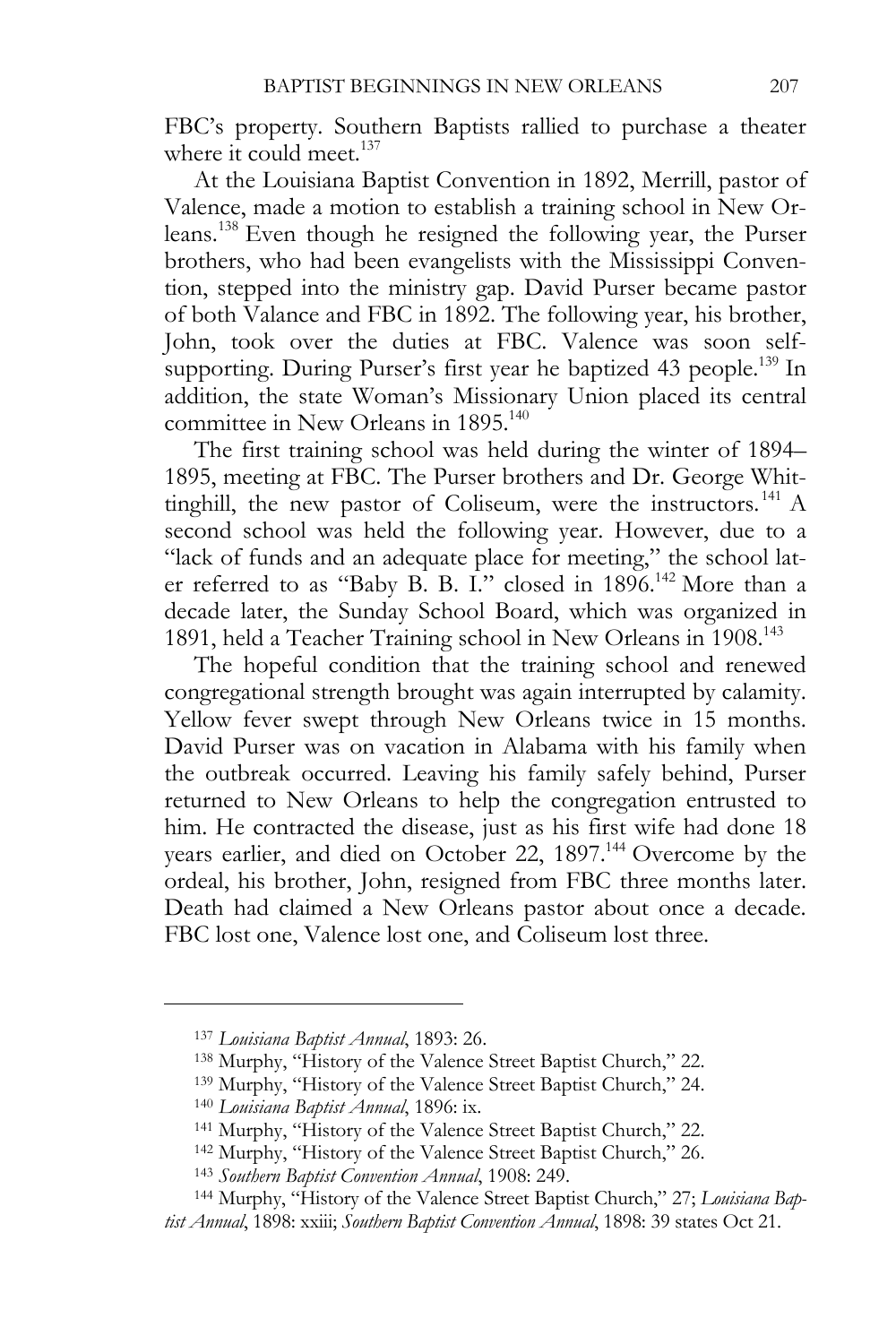FBC's property. Southern Baptists rallied to purchase a theater where it could meet.[137]

At the Louisiana Baptist Convention in 1892, Merrill, pastor of Valence, made a motion to establish a training school in New Orleans.[138] Even though he resigned the following year, the Purser brothers, who had been evangelists with the Mississippi Convention, stepped into the ministry gap. David Purser became pastor of both Valance and FBC in 1892. The following year, his brother, John, took over the duties at FBC. Valence was soon self-supporting. During Purser's first year he baptized 43 people.[139] In addition, the state Woman's Missionary Union placed its central committee in New Orleans in 1895.[140]

The first training school was held during the winter of 1894–1895, meeting at FBC. The Purser brothers and Dr. George Whittinghill, the new pastor of Coliseum, were the instructors.[141] A second school was held the following year. However, due to a "lack of funds and an adequate place for meeting," the school later referred to as "Baby B. B. I." closed in 1896.[142] More than a decade later, the Sunday School Board, which was organized in 1891, held a Teacher Training school in New Orleans in 1908.[143]

The hopeful condition that the training school and renewed congregational strength brought was again interrupted by calamity. Yellow fever swept through New Orleans twice in 15 months. David Purser was on vacation in Alabama with his family when the outbreak occurred. Leaving his family safely behind, Purser returned to New Orleans to help the congregation entrusted to him. He contracted the disease, just as his first wife had done 18 years earlier, and died on October 22, 1897.[144] Overcome by the ordeal, his brother, John, resigned from FBC three months later. Death had claimed a New Orleans pastor about once a decade. FBC lost one, Valence lost one, and Coliseum lost three.

---

[137] *Louisiana Baptist Annual*, 1893: 26.

[138] Murphy, "History of the Valence Street Baptist Church," 22.

[139] Murphy, "History of the Valence Street Baptist Church," 24.

[140] *Louisiana Baptist Annual*, 1896: ix.

[141] Murphy, "History of the Valence Street Baptist Church," 22.

[142] Murphy, "History of the Valence Street Baptist Church," 26.

[143] *Southern Baptist Convention Annual*, 1908: 249.

[144] Murphy, "History of the Valence Street Baptist Church," 27; *Louisiana Baptist Annual*, 1898: xxiii; *Southern Baptist Convention Annual*, 1898: 39 states Oct 21.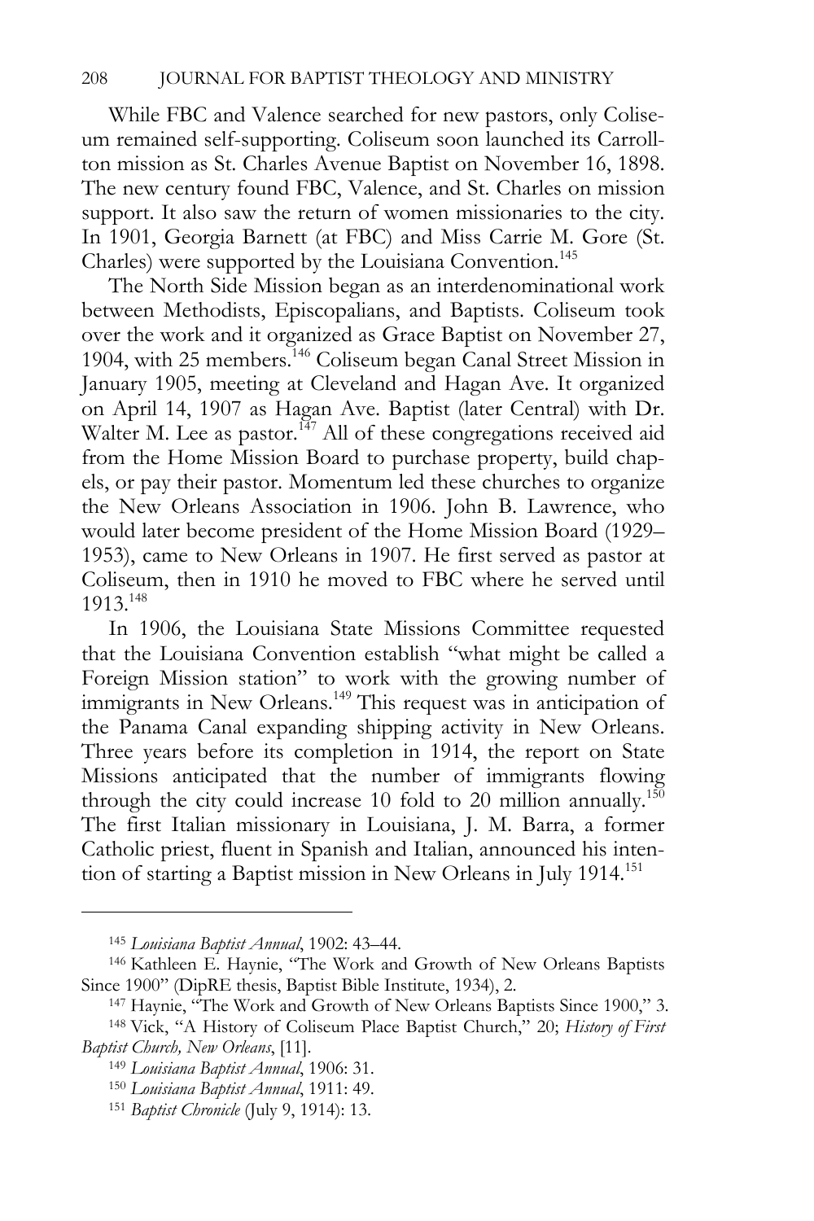While FBC and Valence searched for new pastors, only Coliseum remained self-supporting. Coliseum soon launched its Carrollton mission as St. Charles Avenue Baptist on November 16, 1898. The new century found FBC, Valence, and St. Charles on mission support. It also saw the return of women missionaries to the city. In 1901, Georgia Barnett (at FBC) and Miss Carrie M. Gore (St. Charles) were supported by the Louisiana Convention.[145]

The North Side Mission began as an interdenominational work between Methodists, Episcopalians, and Baptists. Coliseum took over the work and it organized as Grace Baptist on November 27, 1904, with 25 members.[146] Coliseum began Canal Street Mission in January 1905, meeting at Cleveland and Hagan Ave. It organized on April 14, 1907 as Hagan Ave. Baptist (later Central) with Dr. Walter M. Lee as pastor.[147] All of these congregations received aid from the Home Mission Board to purchase property, build chapels, or pay their pastor. Momentum led these churches to organize the New Orleans Association in 1906. John B. Lawrence, who would later become president of the Home Mission Board (1929–1953), came to New Orleans in 1907. He first served as pastor at Coliseum, then in 1910 he moved to FBC where he served until 1913.[148]

In 1906, the Louisiana State Missions Committee requested that the Louisiana Convention establish "what might be called a Foreign Mission station" to work with the growing number of immigrants in New Orleans.[149] This request was in anticipation of the Panama Canal expanding shipping activity in New Orleans. Three years before its completion in 1914, the report on State Missions anticipated that the number of immigrants flowing through the city could increase 10 fold to 20 million annually.[150] The first Italian missionary in Louisiana, J. M. Barra, a former Catholic priest, fluent in Spanish and Italian, announced his intention of starting a Baptist mission in New Orleans in July 1914.[151]

---

[145] *Louisiana Baptist Annual*, 1902: 43–44.

[146] Kathleen E. Haynie, "The Work and Growth of New Orleans Baptists Since 1900" (DipRE thesis, Baptist Bible Institute, 1934), 2.

[147] Haynie, "The Work and Growth of New Orleans Baptists Since 1900," 3.

[148] Vick, "A History of Coliseum Place Baptist Church," 20; *History of First Baptist Church, New Orleans*, [11].

[149] *Louisiana Baptist Annual*, 1906: 31.

[150] *Louisiana Baptist Annual*, 1911: 49.

[151] *Baptist Chronicle* (July 9, 1914): 13.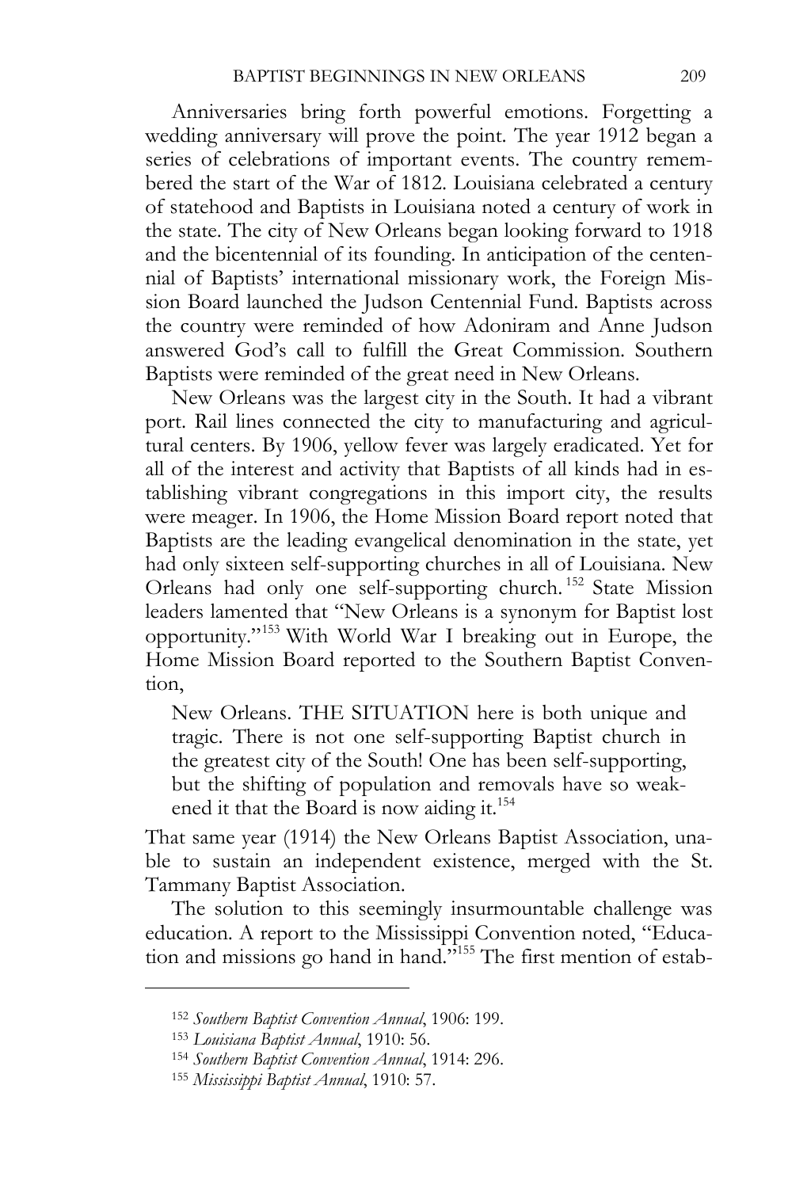Anniversaries bring forth powerful emotions. Forgetting a wedding anniversary will prove the point. The year 1912 began a series of celebrations of important events. The country remembered the start of the War of 1812. Louisiana celebrated a century of statehood and Baptists in Louisiana noted a century of work in the state. The city of New Orleans began looking forward to 1918 and the bicentennial of its founding. In anticipation of the centennial of Baptists' international missionary work, the Foreign Mission Board launched the Judson Centennial Fund. Baptists across the country were reminded of how Adoniram and Anne Judson answered God's call to fulfill the Great Commission. Southern Baptists were reminded of the great need in New Orleans.

New Orleans was the largest city in the South. It had a vibrant port. Rail lines connected the city to manufacturing and agricultural centers. By 1906, yellow fever was largely eradicated. Yet for all of the interest and activity that Baptists of all kinds had in establishing vibrant congregations in this import city, the results were meager. In 1906, the Home Mission Board report noted that Baptists are the leading evangelical denomination in the state, yet had only sixteen self-supporting churches in all of Louisiana. New Orleans had only one self-supporting church.[152] State Mission leaders lamented that "New Orleans is a synonym for Baptist lost opportunity."[153] With World War I breaking out in Europe, the Home Mission Board reported to the Southern Baptist Convention,

> New Orleans. THE SITUATION here is both unique and tragic. There is not one self-supporting Baptist church in the greatest city of the South! One has been self-supporting, but the shifting of population and removals have so weakened it that the Board is now aiding it.[154]

That same year (1914) the New Orleans Baptist Association, unable to sustain an independent existence, merged with the St. Tammany Baptist Association.

The solution to this seemingly insurmountable challenge was education. A report to the Mississippi Convention noted, "Education and missions go hand in hand."[155] The first mention of estab-

---

[152] *Southern Baptist Convention Annual*, 1906: 199.

[153] *Louisiana Baptist Annual*, 1910: 56.

[154] *Southern Baptist Convention Annual*, 1914: 296.

[155] *Mississippi Baptist Annual*, 1910: 57.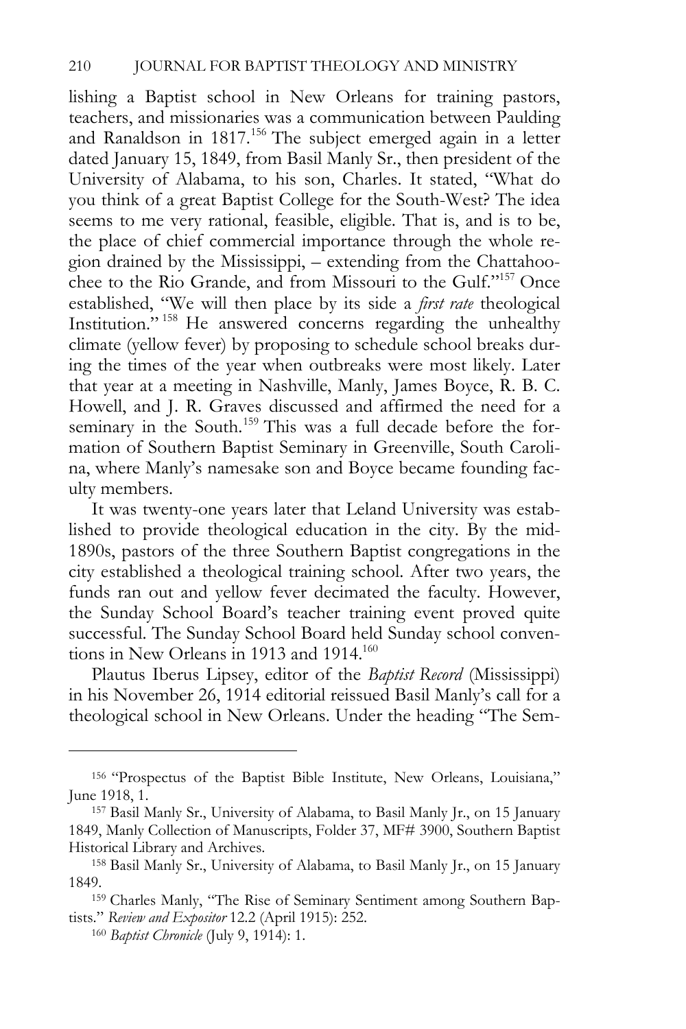lishing a Baptist school in New Orleans for training pastors, teachers, and missionaries was a communication between Paulding and Ranaldson in 1817.[156] The subject emerged again in a letter dated January 15, 1849, from Basil Manly Sr., then president of the University of Alabama, to his son, Charles. It stated, "What do you think of a great Baptist College for the South-West? The idea seems to me very rational, feasible, eligible. That is, and is to be, the place of chief commercial importance through the whole region drained by the Mississippi, – extending from the Chattahoochee to the Rio Grande, and from Missouri to the Gulf."[157] Once established, "We will then place by its side a *first rate* theological Institution."[158] He answered concerns regarding the unhealthy climate (yellow fever) by proposing to schedule school breaks during the times of the year when outbreaks were most likely. Later that year at a meeting in Nashville, Manly, James Boyce, R. B. C. Howell, and J. R. Graves discussed and affirmed the need for a seminary in the South.[159] This was a full decade before the formation of Southern Baptist Seminary in Greenville, South Carolina, where Manly's namesake son and Boyce became founding faculty members.

It was twenty-one years later that Leland University was established to provide theological education in the city. By the mid-1890s, pastors of the three Southern Baptist congregations in the city established a theological training school. After two years, the funds ran out and yellow fever decimated the faculty. However, the Sunday School Board's teacher training event proved quite successful. The Sunday School Board held Sunday school conventions in New Orleans in 1913 and 1914.[160]

Plautus Iberus Lipsey, editor of the *Baptist Record* (Mississippi) in his November 26, 1914 editorial reissued Basil Manly's call for a theological school in New Orleans. Under the heading "The Sem-

---

[156] "Prospectus of the Baptist Bible Institute, New Orleans, Louisiana," June 1918, 1.

[157] Basil Manly Sr., University of Alabama, to Basil Manly Jr., on 15 January 1849, Manly Collection of Manuscripts, Folder 37, MF# 3900, Southern Baptist Historical Library and Archives.

[158] Basil Manly Sr., University of Alabama, to Basil Manly Jr., on 15 January 1849.

[159] Charles Manly, "The Rise of Seminary Sentiment among Southern Baptists." *Review and Expositor* 12.2 (April 1915): 252.

[160] *Baptist Chronicle* (July 9, 1914): 1.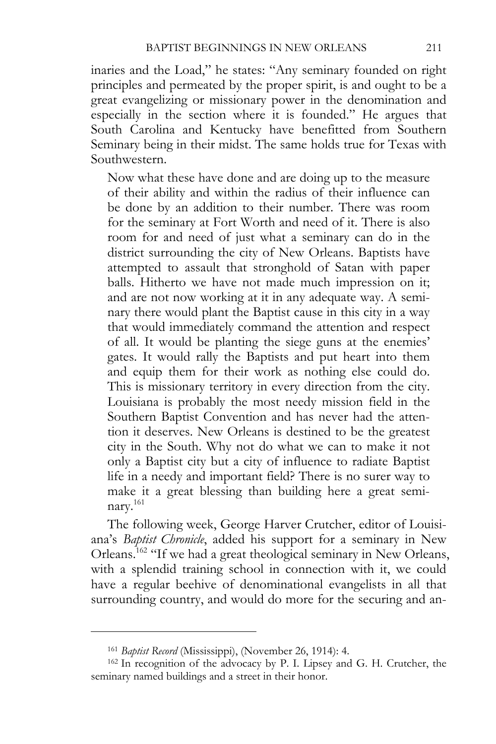inaries and the Load," he states: "Any seminary founded on right principles and permeated by the proper spirit, is and ought to be a great evangelizing or missionary power in the denomination and especially in the section where it is founded." He argues that South Carolina and Kentucky have benefitted from Southern Seminary being in their midst. The same holds true for Texas with Southwestern.

> Now what these have done and are doing up to the measure of their ability and within the radius of their influence can be done by an addition to their number. There was room for the seminary at Fort Worth and need of it. There is also room for and need of just what a seminary can do in the district surrounding the city of New Orleans. Baptists have attempted to assault that stronghold of Satan with paper balls. Hitherto we have not made much impression on it; and are not now working at it in any adequate way. A seminary there would plant the Baptist cause in this city in a way that would immediately command the attention and respect of all. It would be planting the siege guns at the enemies' gates. It would rally the Baptists and put heart into them and equip them for their work as nothing else could do. This is missionary territory in every direction from the city. Louisiana is probably the most needy mission field in the Southern Baptist Convention and has never had the attention it deserves. New Orleans is destined to be the greatest city in the South. Why not do what we can to make it not only a Baptist city but a city of influence to radiate Baptist life in a needy and important field? There is no surer way to make it a great blessing than building here a great seminary.[161]

The following week, George Harver Crutcher, editor of Louisiana's *Baptist Chronicle*, added his support for a seminary in New Orleans.[162] "If we had a great theological seminary in New Orleans, with a splendid training school in connection with it, we could have a regular beehive of denominational evangelists in all that surrounding country, and would do more for the securing and an-

---

[161] *Baptist Record* (Mississippi), (November 26, 1914): 4.

[162] In recognition of the advocacy by P. I. Lipsey and G. H. Crutcher, the seminary named buildings and a street in their honor.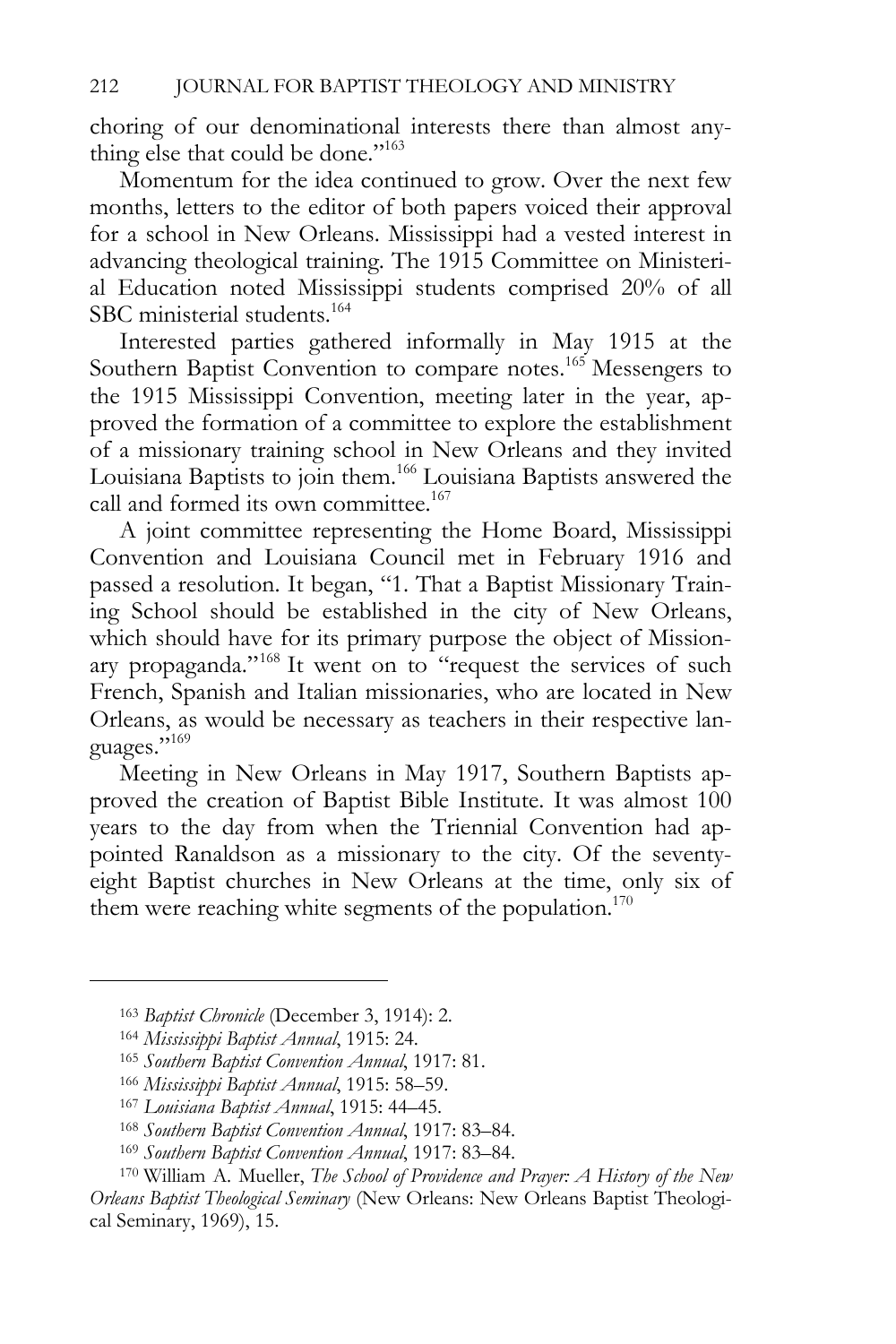choring of our denominational interests there than almost anything else that could be done."[163]

Momentum for the idea continued to grow. Over the next few months, letters to the editor of both papers voiced their approval for a school in New Orleans. Mississippi had a vested interest in advancing theological training. The 1915 Committee on Ministerial Education noted Mississippi students comprised 20% of all SBC ministerial students.[164]

Interested parties gathered informally in May 1915 at the Southern Baptist Convention to compare notes.[165] Messengers to the 1915 Mississippi Convention, meeting later in the year, approved the formation of a committee to explore the establishment of a missionary training school in New Orleans and they invited Louisiana Baptists to join them.[166] Louisiana Baptists answered the call and formed its own committee.[167]

A joint committee representing the Home Board, Mississippi Convention and Louisiana Council met in February 1916 and passed a resolution. It began, "1. That a Baptist Missionary Training School should be established in the city of New Orleans, which should have for its primary purpose the object of Missionary propaganda."[168] It went on to "request the services of such French, Spanish and Italian missionaries, who are located in New Orleans, as would be necessary as teachers in their respective languages."[169]

Meeting in New Orleans in May 1917, Southern Baptists approved the creation of Baptist Bible Institute. It was almost 100 years to the day from when the Triennial Convention had appointed Ranaldson as a missionary to the city. Of the seventy-eight Baptist churches in New Orleans at the time, only six of them were reaching white segments of the population.[170]

---

[163] *Baptist Chronicle* (December 3, 1914): 2.

[164] *Mississippi Baptist Annual*, 1915: 24.

[165] *Southern Baptist Convention Annual*, 1917: 81.

[166] *Mississippi Baptist Annual*, 1915: 58–59.

[167] *Louisiana Baptist Annual*, 1915: 44–45.

[168] *Southern Baptist Convention Annual*, 1917: 83–84.

[169] *Southern Baptist Convention Annual*, 1917: 83–84.

[170] William A. Mueller, *The School of Providence and Prayer: A History of the New Orleans Baptist Theological Seminary* (New Orleans: New Orleans Baptist Theological Seminary, 1969), 15.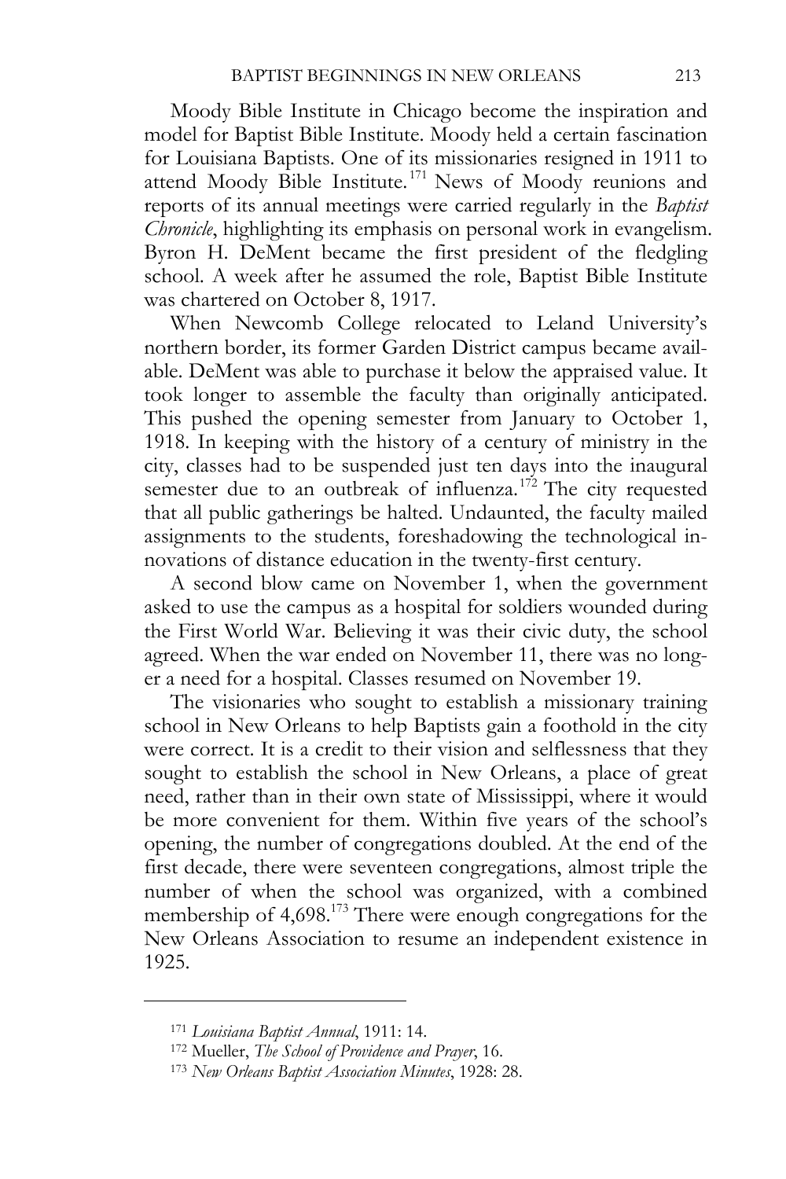Moody Bible Institute in Chicago become the inspiration and model for Baptist Bible Institute. Moody held a certain fascination for Louisiana Baptists. One of its missionaries resigned in 1911 to attend Moody Bible Institute.[171] News of Moody reunions and reports of its annual meetings were carried regularly in the *Baptist Chronicle*, highlighting its emphasis on personal work in evangelism. Byron H. DeMent became the first president of the fledgling school. A week after he assumed the role, Baptist Bible Institute was chartered on October 8, 1917.

When Newcomb College relocated to Leland University's northern border, its former Garden District campus became available. DeMent was able to purchase it below the appraised value. It took longer to assemble the faculty than originally anticipated. This pushed the opening semester from January to October 1, 1918. In keeping with the history of a century of ministry in the city, classes had to be suspended just ten days into the inaugural semester due to an outbreak of influenza.[172] The city requested that all public gatherings be halted. Undaunted, the faculty mailed assignments to the students, foreshadowing the technological innovations of distance education in the twenty-first century.

A second blow came on November 1, when the government asked to use the campus as a hospital for soldiers wounded during the First World War. Believing it was their civic duty, the school agreed. When the war ended on November 11, there was no longer a need for a hospital. Classes resumed on November 19.

The visionaries who sought to establish a missionary training school in New Orleans to help Baptists gain a foothold in the city were correct. It is a credit to their vision and selflessness that they sought to establish the school in New Orleans, a place of great need, rather than in their own state of Mississippi, where it would be more convenient for them. Within five years of the school's opening, the number of congregations doubled. At the end of the first decade, there were seventeen congregations, almost triple the number of when the school was organized, with a combined membership of 4,698.[173] There were enough congregations for the New Orleans Association to resume an independent existence in 1925.

---

[171] *Louisiana Baptist Annual*, 1911: 14.

[172] Mueller, *The School of Providence and Prayer*, 16.

[173] *New Orleans Baptist Association Minutes*, 1928: 28.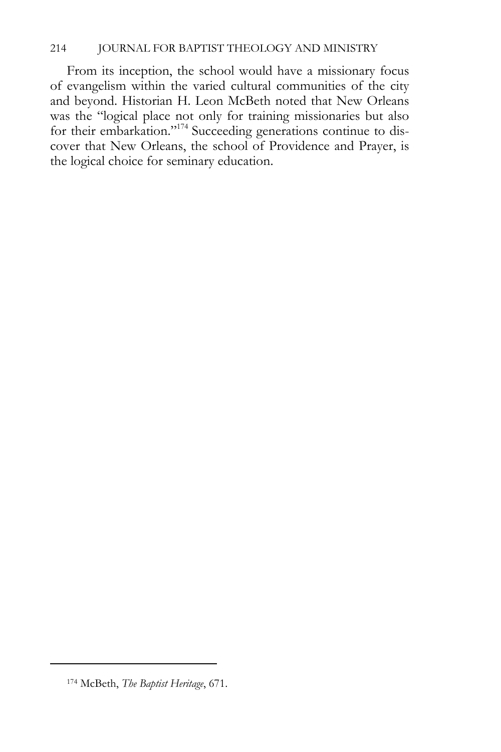From its inception, the school would have a missionary focus of evangelism within the varied cultural communities of the city and beyond. Historian H. Leon McBeth noted that New Orleans was the "logical place not only for training missionaries but also for their embarkation."[174] Succeeding generations continue to discover that New Orleans, the school of Providence and Prayer, is the logical choice for seminary education.

---

[174] McBeth, *The Baptist Heritage*, 671.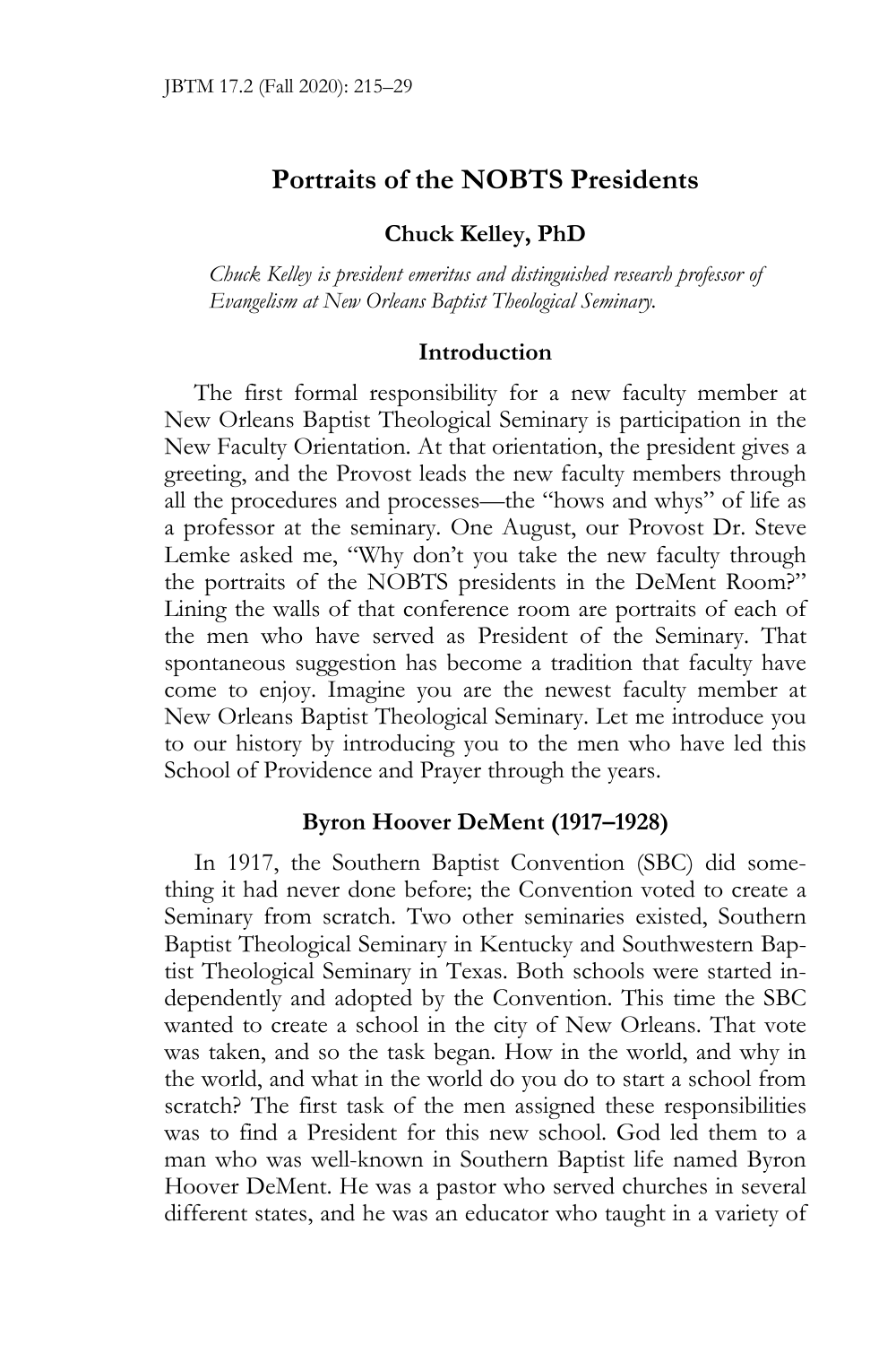# Portraits of the NOBTS Presidents

**Chuck Kelley, PhD**

*Chuck Kelley is president emeritus and distinguished research professor of Evangelism at New Orleans Baptist Theological Seminary.*

## Introduction

The first formal responsibility for a new faculty member at New Orleans Baptist Theological Seminary is participation in the New Faculty Orientation. At that orientation, the president gives a greeting, and the Provost leads the new faculty members through all the procedures and processes—the "hows and whys" of life as a professor at the seminary. One August, our Provost Dr. Steve Lemke asked me, "Why don't you take the new faculty through the portraits of the NOBTS presidents in the DeMent Room?" Lining the walls of that conference room are portraits of each of the men who have served as President of the Seminary. That spontaneous suggestion has become a tradition that faculty have come to enjoy. Imagine you are the newest faculty member at New Orleans Baptist Theological Seminary. Let me introduce you to our history by introducing you to the men who have led this School of Providence and Prayer through the years.

## Byron Hoover DeMent (1917–1928)

In 1917, the Southern Baptist Convention (SBC) did something it had never done before; the Convention voted to create a Seminary from scratch. Two other seminaries existed, Southern Baptist Theological Seminary in Kentucky and Southwestern Baptist Theological Seminary in Texas. Both schools were started independently and adopted by the Convention. This time the SBC wanted to create a school in the city of New Orleans. That vote was taken, and so the task began. How in the world, and why in the world, and what in the world do you do to start a school from scratch? The first task of the men assigned these responsibilities was to find a President for this new school. God led them to a man who was well-known in Southern Baptist life named Byron Hoover DeMent. He was a pastor who served churches in several different states, and he was an educator who taught in a variety of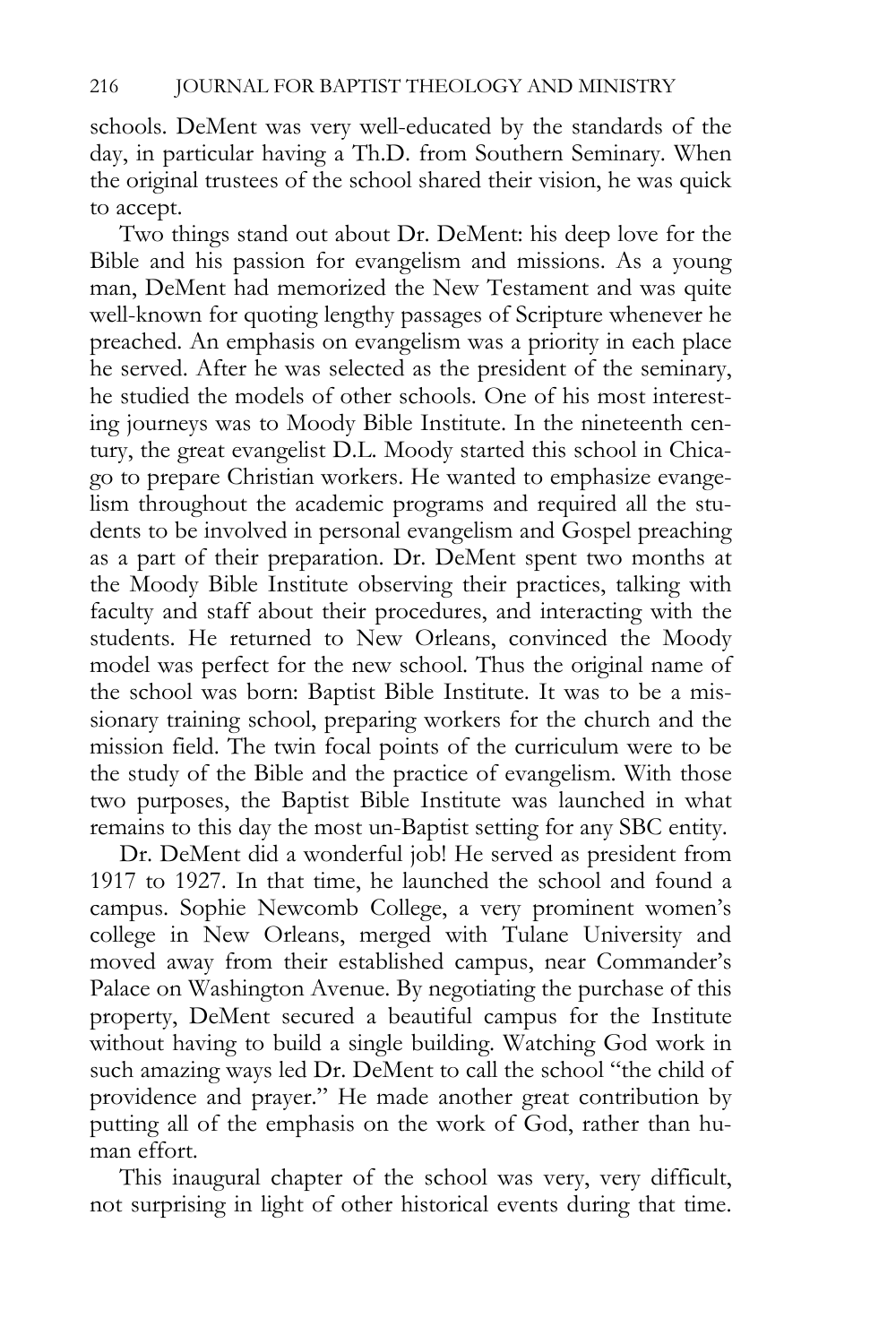schools. DeMent was very well-educated by the standards of the day, in particular having a Th.D. from Southern Seminary. When the original trustees of the school shared their vision, he was quick to accept.

Two things stand out about Dr. DeMent: his deep love for the Bible and his passion for evangelism and missions. As a young man, DeMent had memorized the New Testament and was quite well-known for quoting lengthy passages of Scripture whenever he preached. An emphasis on evangelism was a priority in each place he served. After he was selected as the president of the seminary, he studied the models of other schools. One of his most interesting journeys was to Moody Bible Institute. In the nineteenth century, the great evangelist D.L. Moody started this school in Chicago to prepare Christian workers. He wanted to emphasize evangelism throughout the academic programs and required all the students to be involved in personal evangelism and Gospel preaching as a part of their preparation. Dr. DeMent spent two months at the Moody Bible Institute observing their practices, talking with faculty and staff about their procedures, and interacting with the students. He returned to New Orleans, convinced the Moody model was perfect for the new school. Thus the original name of the school was born: Baptist Bible Institute. It was to be a missionary training school, preparing workers for the church and the mission field. The twin focal points of the curriculum were to be the study of the Bible and the practice of evangelism. With those two purposes, the Baptist Bible Institute was launched in what remains to this day the most un-Baptist setting for any SBC entity.

Dr. DeMent did a wonderful job! He served as president from 1917 to 1927. In that time, he launched the school and found a campus. Sophie Newcomb College, a very prominent women's college in New Orleans, merged with Tulane University and moved away from their established campus, near Commander's Palace on Washington Avenue. By negotiating the purchase of this property, DeMent secured a beautiful campus for the Institute without having to build a single building. Watching God work in such amazing ways led Dr. DeMent to call the school "the child of providence and prayer." He made another great contribution by putting all of the emphasis on the work of God, rather than human effort.

This inaugural chapter of the school was very, very difficult, not surprising in light of other historical events during that time.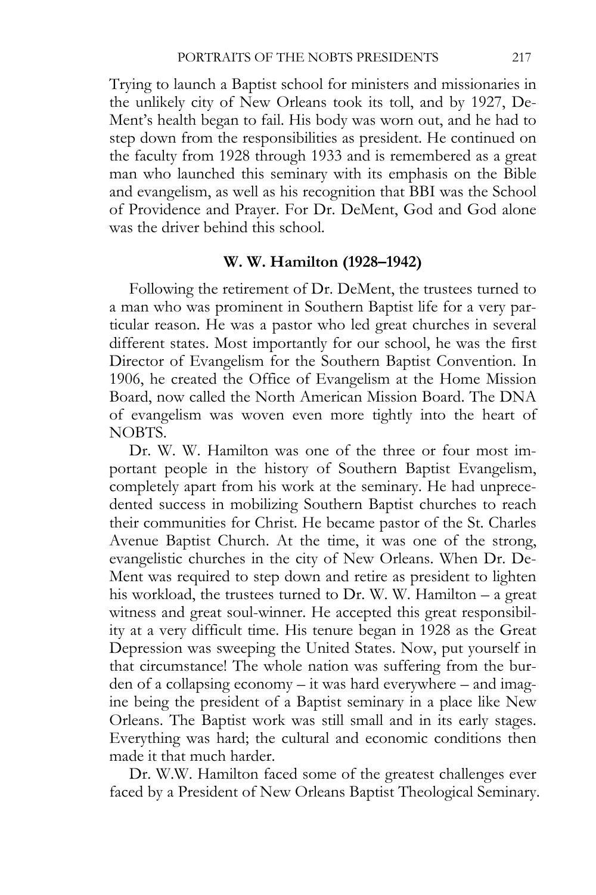Trying to launch a Baptist school for ministers and missionaries in the unlikely city of New Orleans took its toll, and by 1927, DeMent's health began to fail. His body was worn out, and he had to step down from the responsibilities as president. He continued on the faculty from 1928 through 1933 and is remembered as a great man who launched this seminary with its emphasis on the Bible and evangelism, as well as his recognition that BBI was the School of Providence and Prayer. For Dr. DeMent, God and God alone was the driver behind this school.

### W. W. Hamilton (1928–1942)

Following the retirement of Dr. DeMent, the trustees turned to a man who was prominent in Southern Baptist life for a very particular reason. He was a pastor who led great churches in several different states. Most importantly for our school, he was the first Director of Evangelism for the Southern Baptist Convention. In 1906, he created the Office of Evangelism at the Home Mission Board, now called the North American Mission Board. The DNA of evangelism was woven even more tightly into the heart of NOBTS.

Dr. W. W. Hamilton was one of the three or four most important people in the history of Southern Baptist Evangelism, completely apart from his work at the seminary. He had unprecedented success in mobilizing Southern Baptist churches to reach their communities for Christ. He became pastor of the St. Charles Avenue Baptist Church. At the time, it was one of the strong, evangelistic churches in the city of New Orleans. When Dr. DeMent was required to step down and retire as president to lighten his workload, the trustees turned to Dr. W. W. Hamilton – a great witness and great soul-winner. He accepted this great responsibility at a very difficult time. His tenure began in 1928 as the Great Depression was sweeping the United States. Now, put yourself in that circumstance! The whole nation was suffering from the burden of a collapsing economy – it was hard everywhere – and imagine being the president of a Baptist seminary in a place like New Orleans. The Baptist work was still small and in its early stages. Everything was hard; the cultural and economic conditions then made it that much harder.

Dr. W.W. Hamilton faced some of the greatest challenges ever faced by a President of New Orleans Baptist Theological Seminary.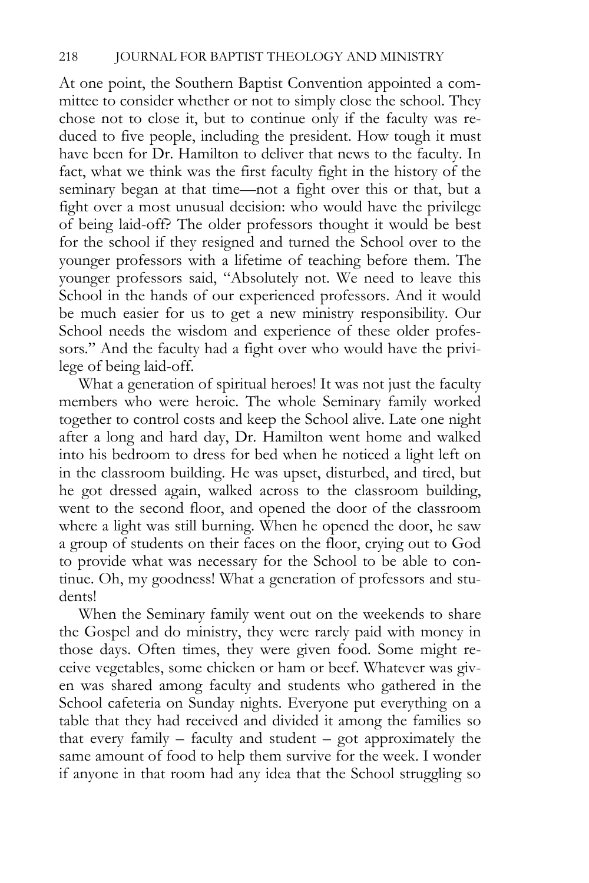At one point, the Southern Baptist Convention appointed a committee to consider whether or not to simply close the school. They chose not to close it, but to continue only if the faculty was reduced to five people, including the president. How tough it must have been for Dr. Hamilton to deliver that news to the faculty. In fact, what we think was the first faculty fight in the history of the seminary began at that time—not a fight over this or that, but a fight over a most unusual decision: who would have the privilege of being laid-off? The older professors thought it would be best for the school if they resigned and turned the School over to the younger professors with a lifetime of teaching before them. The younger professors said, "Absolutely not. We need to leave this School in the hands of our experienced professors. And it would be much easier for us to get a new ministry responsibility. Our School needs the wisdom and experience of these older professors." And the faculty had a fight over who would have the privilege of being laid-off.

What a generation of spiritual heroes! It was not just the faculty members who were heroic. The whole Seminary family worked together to control costs and keep the School alive. Late one night after a long and hard day, Dr. Hamilton went home and walked into his bedroom to dress for bed when he noticed a light left on in the classroom building. He was upset, disturbed, and tired, but he got dressed again, walked across to the classroom building, went to the second floor, and opened the door of the classroom where a light was still burning. When he opened the door, he saw a group of students on their faces on the floor, crying out to God to provide what was necessary for the School to be able to continue. Oh, my goodness! What a generation of professors and students!

When the Seminary family went out on the weekends to share the Gospel and do ministry, they were rarely paid with money in those days. Often times, they were given food. Some might receive vegetables, some chicken or ham or beef. Whatever was given was shared among faculty and students who gathered in the School cafeteria on Sunday nights. Everyone put everything on a table that they had received and divided it among the families so that every family – faculty and student – got approximately the same amount of food to help them survive for the week. I wonder if anyone in that room had any idea that the School struggling so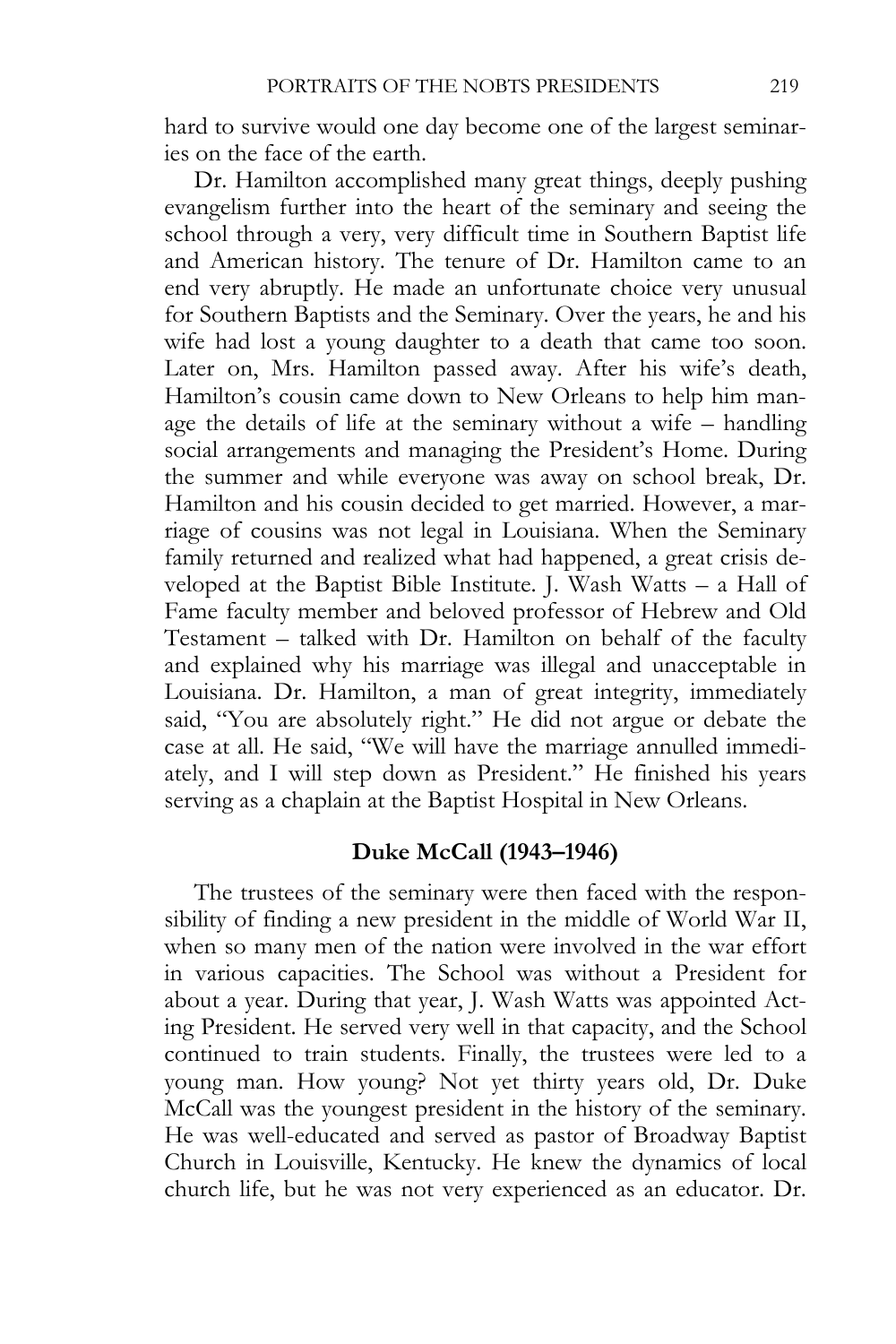hard to survive would one day become one of the largest seminaries on the face of the earth.

Dr. Hamilton accomplished many great things, deeply pushing evangelism further into the heart of the seminary and seeing the school through a very, very difficult time in Southern Baptist life and American history. The tenure of Dr. Hamilton came to an end very abruptly. He made an unfortunate choice very unusual for Southern Baptists and the Seminary. Over the years, he and his wife had lost a young daughter to a death that came too soon. Later on, Mrs. Hamilton passed away. After his wife's death, Hamilton's cousin came down to New Orleans to help him manage the details of life at the seminary without a wife – handling social arrangements and managing the President's Home. During the summer and while everyone was away on school break, Dr. Hamilton and his cousin decided to get married. However, a marriage of cousins was not legal in Louisiana. When the Seminary family returned and realized what had happened, a great crisis developed at the Baptist Bible Institute. J. Wash Watts – a Hall of Fame faculty member and beloved professor of Hebrew and Old Testament – talked with Dr. Hamilton on behalf of the faculty and explained why his marriage was illegal and unacceptable in Louisiana. Dr. Hamilton, a man of great integrity, immediately said, "You are absolutely right." He did not argue or debate the case at all. He said, "We will have the marriage annulled immediately, and I will step down as President." He finished his years serving as a chaplain at the Baptist Hospital in New Orleans.

### Duke McCall (1943–1946)

The trustees of the seminary were then faced with the responsibility of finding a new president in the middle of World War II, when so many men of the nation were involved in the war effort in various capacities. The School was without a President for about a year. During that year, J. Wash Watts was appointed Acting President. He served very well in that capacity, and the School continued to train students. Finally, the trustees were led to a young man. How young? Not yet thirty years old, Dr. Duke McCall was the youngest president in the history of the seminary. He was well-educated and served as pastor of Broadway Baptist Church in Louisville, Kentucky. He knew the dynamics of local church life, but he was not very experienced as an educator. Dr.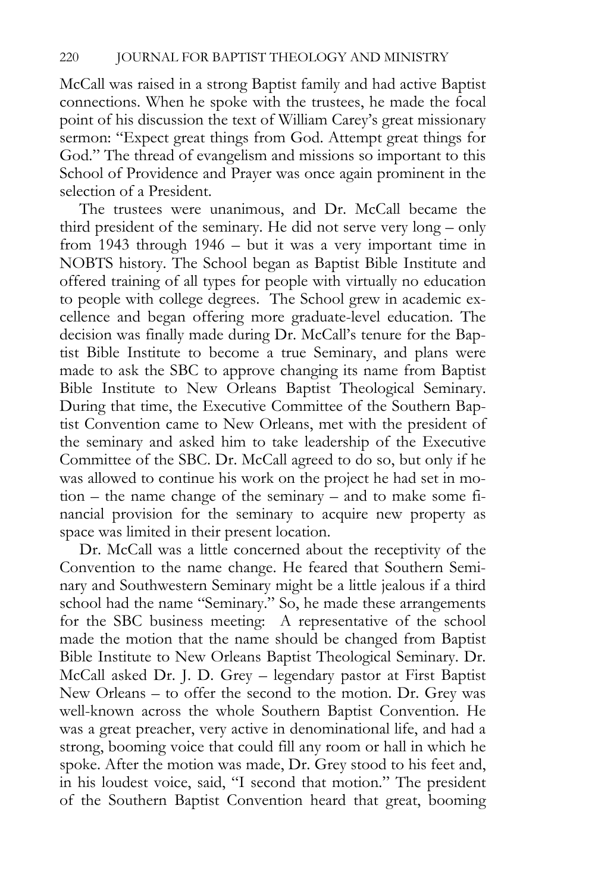McCall was raised in a strong Baptist family and had active Baptist connections. When he spoke with the trustees, he made the focal point of his discussion the text of William Carey's great missionary sermon: "Expect great things from God. Attempt great things for God." The thread of evangelism and missions so important to this School of Providence and Prayer was once again prominent in the selection of a President.

The trustees were unanimous, and Dr. McCall became the third president of the seminary. He did not serve very long – only from 1943 through 1946 – but it was a very important time in NOBTS history. The School began as Baptist Bible Institute and offered training of all types for people with virtually no education to people with college degrees. The School grew in academic excellence and began offering more graduate-level education. The decision was finally made during Dr. McCall's tenure for the Baptist Bible Institute to become a true Seminary, and plans were made to ask the SBC to approve changing its name from Baptist Bible Institute to New Orleans Baptist Theological Seminary. During that time, the Executive Committee of the Southern Baptist Convention came to New Orleans, met with the president of the seminary and asked him to take leadership of the Executive Committee of the SBC. Dr. McCall agreed to do so, but only if he was allowed to continue his work on the project he had set in motion – the name change of the seminary – and to make some financial provision for the seminary to acquire new property as space was limited in their present location.

Dr. McCall was a little concerned about the receptivity of the Convention to the name change. He feared that Southern Seminary and Southwestern Seminary might be a little jealous if a third school had the name "Seminary." So, he made these arrangements for the SBC business meeting: A representative of the school made the motion that the name should be changed from Baptist Bible Institute to New Orleans Baptist Theological Seminary. Dr. McCall asked Dr. J. D. Grey – legendary pastor at First Baptist New Orleans – to offer the second to the motion. Dr. Grey was well-known across the whole Southern Baptist Convention. He was a great preacher, very active in denominational life, and had a strong, booming voice that could fill any room or hall in which he spoke. After the motion was made, Dr. Grey stood to his feet and, in his loudest voice, said, "I second that motion." The president of the Southern Baptist Convention heard that great, booming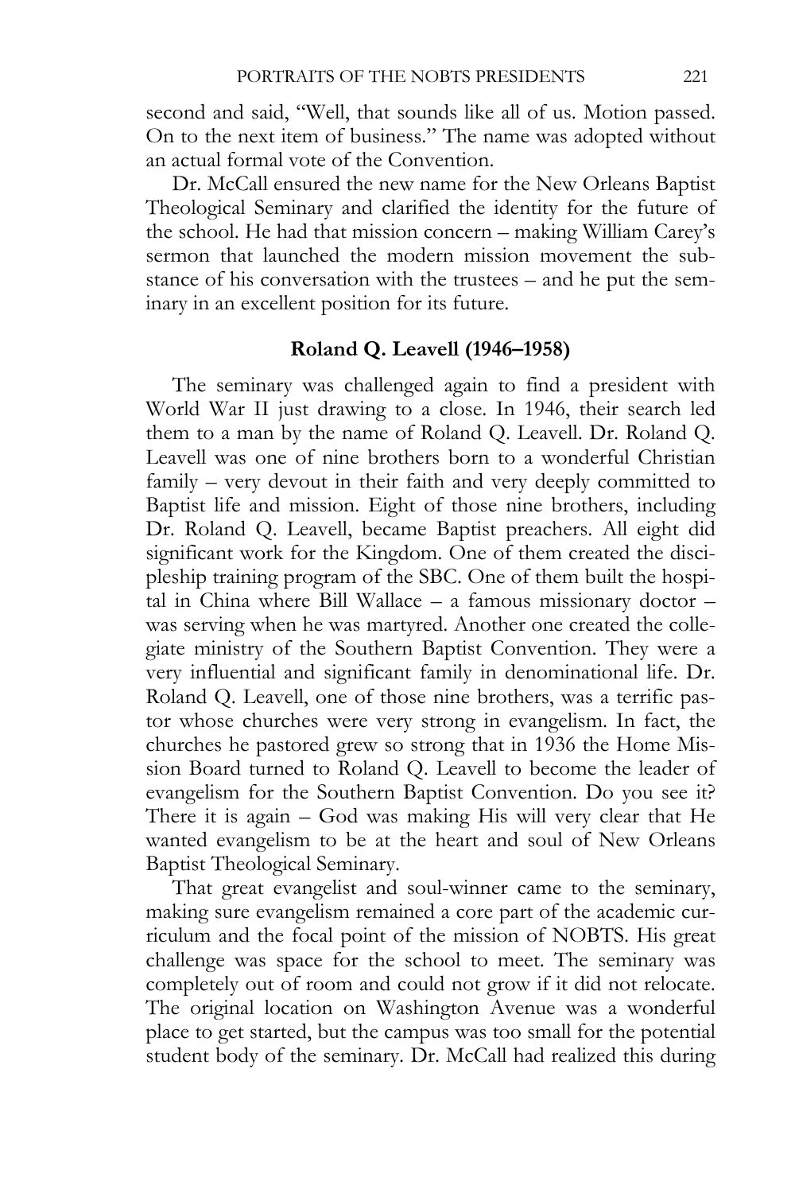second and said, "Well, that sounds like all of us. Motion passed. On to the next item of business." The name was adopted without an actual formal vote of the Convention.

Dr. McCall ensured the new name for the New Orleans Baptist Theological Seminary and clarified the identity for the future of the school. He had that mission concern – making William Carey's sermon that launched the modern mission movement the substance of his conversation with the trustees – and he put the seminary in an excellent position for its future.

### Roland Q. Leavell (1946–1958)

The seminary was challenged again to find a president with World War II just drawing to a close. In 1946, their search led them to a man by the name of Roland Q. Leavell. Dr. Roland Q. Leavell was one of nine brothers born to a wonderful Christian family – very devout in their faith and very deeply committed to Baptist life and mission. Eight of those nine brothers, including Dr. Roland Q. Leavell, became Baptist preachers. All eight did significant work for the Kingdom. One of them created the discipleship training program of the SBC. One of them built the hospital in China where Bill Wallace – a famous missionary doctor – was serving when he was martyred. Another one created the collegiate ministry of the Southern Baptist Convention. They were a very influential and significant family in denominational life. Dr. Roland Q. Leavell, one of those nine brothers, was a terrific pastor whose churches were very strong in evangelism. In fact, the churches he pastored grew so strong that in 1936 the Home Mission Board turned to Roland Q. Leavell to become the leader of evangelism for the Southern Baptist Convention. Do you see it? There it is again – God was making His will very clear that He wanted evangelism to be at the heart and soul of New Orleans Baptist Theological Seminary.

That great evangelist and soul-winner came to the seminary, making sure evangelism remained a core part of the academic curriculum and the focal point of the mission of NOBTS. His great challenge was space for the school to meet. The seminary was completely out of room and could not grow if it did not relocate. The original location on Washington Avenue was a wonderful place to get started, but the campus was too small for the potential student body of the seminary. Dr. McCall had realized this during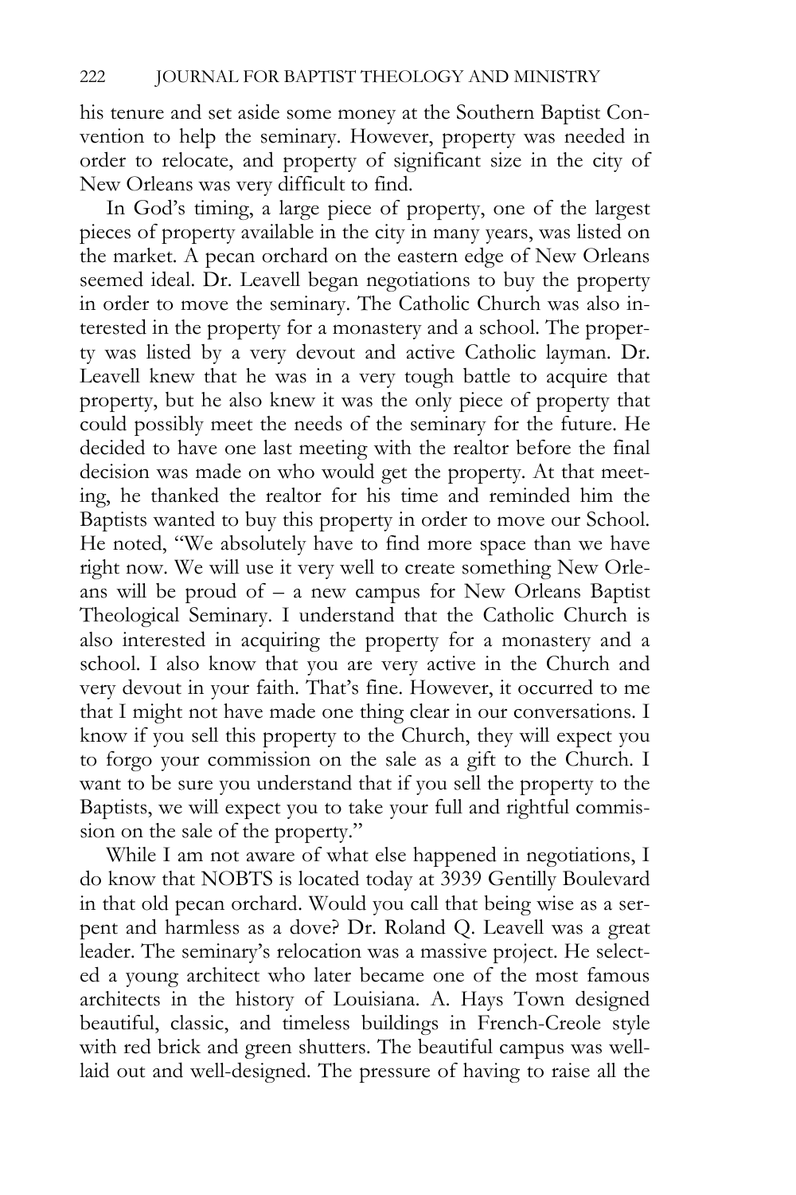his tenure and set aside some money at the Southern Baptist Convention to help the seminary. However, property was needed in order to relocate, and property of significant size in the city of New Orleans was very difficult to find.

In God's timing, a large piece of property, one of the largest pieces of property available in the city in many years, was listed on the market. A pecan orchard on the eastern edge of New Orleans seemed ideal. Dr. Leavell began negotiations to buy the property in order to move the seminary. The Catholic Church was also interested in the property for a monastery and a school. The property was listed by a very devout and active Catholic layman. Dr. Leavell knew that he was in a very tough battle to acquire that property, but he also knew it was the only piece of property that could possibly meet the needs of the seminary for the future. He decided to have one last meeting with the realtor before the final decision was made on who would get the property. At that meeting, he thanked the realtor for his time and reminded him the Baptists wanted to buy this property in order to move our School. He noted, "We absolutely have to find more space than we have right now. We will use it very well to create something New Orleans will be proud of – a new campus for New Orleans Baptist Theological Seminary. I understand that the Catholic Church is also interested in acquiring the property for a monastery and a school. I also know that you are very active in the Church and very devout in your faith. That's fine. However, it occurred to me that I might not have made one thing clear in our conversations. I know if you sell this property to the Church, they will expect you to forgo your commission on the sale as a gift to the Church. I want to be sure you understand that if you sell the property to the Baptists, we will expect you to take your full and rightful commission on the sale of the property."

While I am not aware of what else happened in negotiations, I do know that NOBTS is located today at 3939 Gentilly Boulevard in that old pecan orchard. Would you call that being wise as a serpent and harmless as a dove? Dr. Roland Q. Leavell was a great leader. The seminary's relocation was a massive project. He selected a young architect who later became one of the most famous architects in the history of Louisiana. A. Hays Town designed beautiful, classic, and timeless buildings in French-Creole style with red brick and green shutters. The beautiful campus was well-laid out and well-designed. The pressure of having to raise all the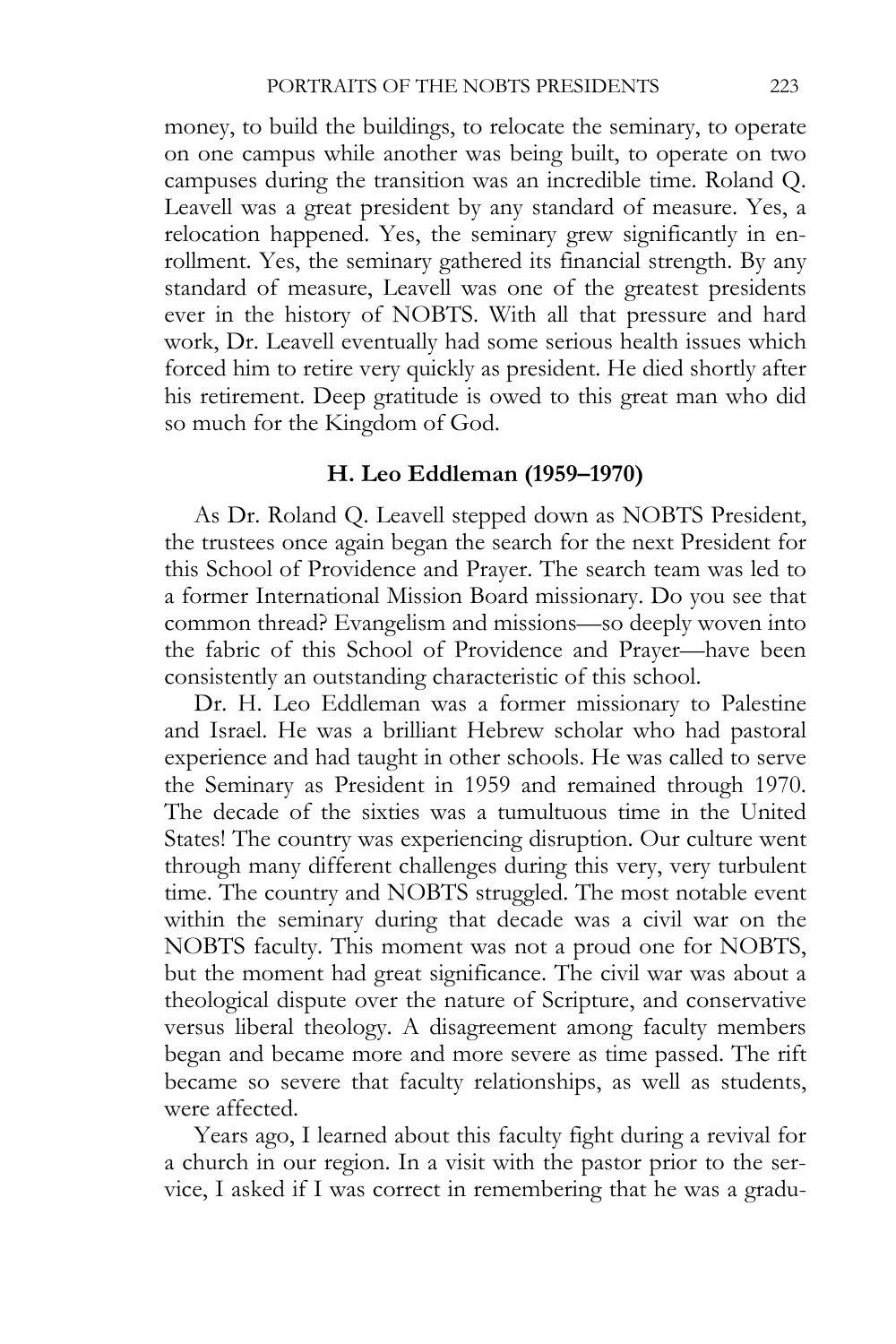money, to build the buildings, to relocate the seminary, to operate on one campus while another was being built, to operate on two campuses during the transition was an incredible time. Roland Q. Leavell was a great president by any standard of measure. Yes, a relocation happened. Yes, the seminary grew significantly in enrollment. Yes, the seminary gathered its financial strength. By any standard of measure, Leavell was one of the greatest presidents ever in the history of NOBTS. With all that pressure and hard work, Dr. Leavell eventually had some serious health issues which forced him to retire very quickly as president. He died shortly after his retirement. Deep gratitude is owed to this great man who did so much for the Kingdom of God.

## H. Leo Eddleman (1959–1970)

As Dr. Roland Q. Leavell stepped down as NOBTS President, the trustees once again began the search for the next President for this School of Providence and Prayer. The search team was led to a former International Mission Board missionary. Do you see that common thread? Evangelism and missions—so deeply woven into the fabric of this School of Providence and Prayer—have been consistently an outstanding characteristic of this school.

Dr. H. Leo Eddleman was a former missionary to Palestine and Israel. He was a brilliant Hebrew scholar who had pastoral experience and had taught in other schools. He was called to serve the Seminary as President in 1959 and remained through 1970. The decade of the sixties was a tumultuous time in the United States! The country was experiencing disruption. Our culture went through many different challenges during this very, very turbulent time. The country and NOBTS struggled. The most notable event within the seminary during that decade was a civil war on the NOBTS faculty. This moment was not a proud one for NOBTS, but the moment had great significance. The civil war was about a theological dispute over the nature of Scripture, and conservative versus liberal theology. A disagreement among faculty members began and became more and more severe as time passed. The rift became so severe that faculty relationships, as well as students, were affected.

Years ago, I learned about this faculty fight during a revival for a church in our region. In a visit with the pastor prior to the service, I asked if I was correct in remembering that he was a gradu-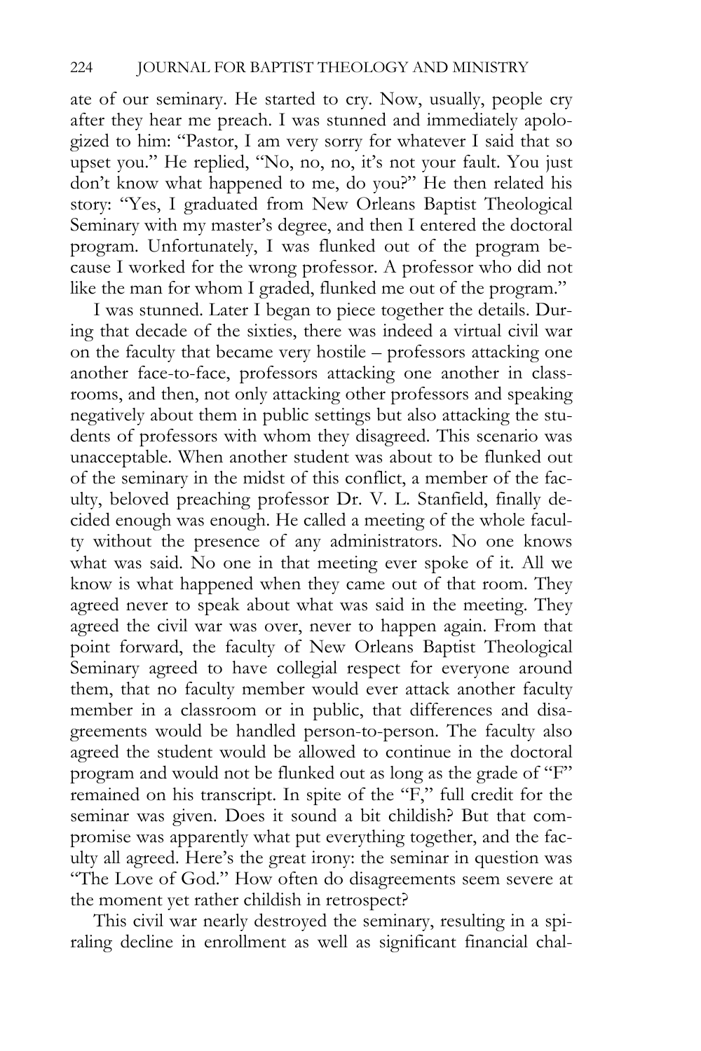ate of our seminary. He started to cry. Now, usually, people cry after they hear me preach. I was stunned and immediately apologized to him: "Pastor, I am very sorry for whatever I said that so upset you." He replied, "No, no, no, it's not your fault. You just don't know what happened to me, do you?" He then related his story: "Yes, I graduated from New Orleans Baptist Theological Seminary with my master's degree, and then I entered the doctoral program. Unfortunately, I was flunked out of the program because I worked for the wrong professor. A professor who did not like the man for whom I graded, flunked me out of the program."

I was stunned. Later I began to piece together the details. During that decade of the sixties, there was indeed a virtual civil war on the faculty that became very hostile – professors attacking one another face-to-face, professors attacking one another in classrooms, and then, not only attacking other professors and speaking negatively about them in public settings but also attacking the students of professors with whom they disagreed. This scenario was unacceptable. When another student was about to be flunked out of the seminary in the midst of this conflict, a member of the faculty, beloved preaching professor Dr. V. L. Stanfield, finally decided enough was enough. He called a meeting of the whole faculty without the presence of any administrators. No one knows what was said. No one in that meeting ever spoke of it. All we know is what happened when they came out of that room. They agreed never to speak about what was said in the meeting. They agreed the civil war was over, never to happen again. From that point forward, the faculty of New Orleans Baptist Theological Seminary agreed to have collegial respect for everyone around them, that no faculty member would ever attack another faculty member in a classroom or in public, that differences and disagreements would be handled person-to-person. The faculty also agreed the student would be allowed to continue in the doctoral program and would not be flunked out as long as the grade of "F" remained on his transcript. In spite of the "F," full credit for the seminar was given. Does it sound a bit childish? But that compromise was apparently what put everything together, and the faculty all agreed. Here's the great irony: the seminar in question was "The Love of God." How often do disagreements seem severe at the moment yet rather childish in retrospect?

This civil war nearly destroyed the seminary, resulting in a spiraling decline in enrollment as well as significant financial chal-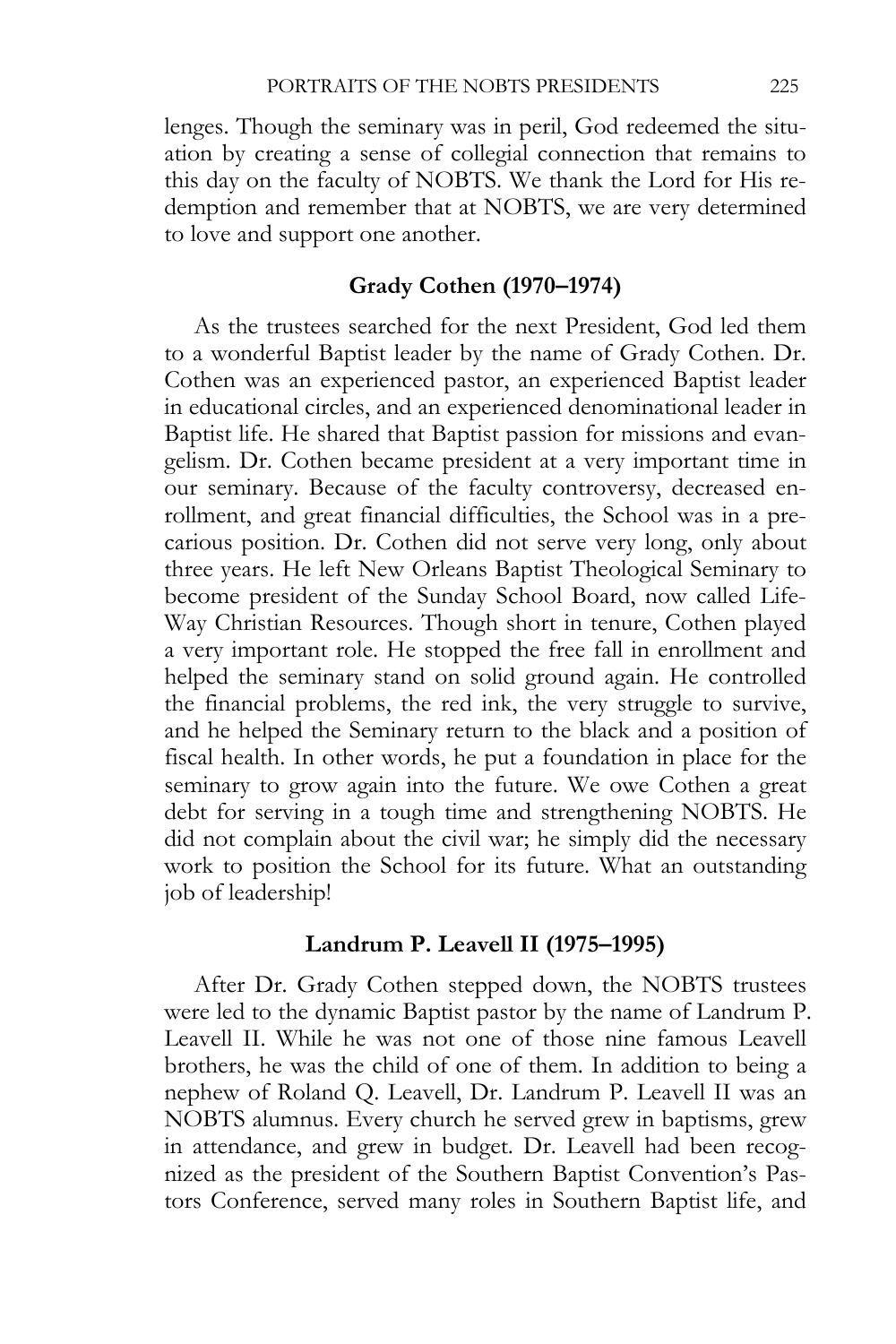lenges. Though the seminary was in peril, God redeemed the situation by creating a sense of collegial connection that remains to this day on the faculty of NOBTS. We thank the Lord for His redemption and remember that at NOBTS, we are very determined to love and support one another.

### Grady Cothen (1970–1974)

As the trustees searched for the next President, God led them to a wonderful Baptist leader by the name of Grady Cothen. Dr. Cothen was an experienced pastor, an experienced Baptist leader in educational circles, and an experienced denominational leader in Baptist life. He shared that Baptist passion for missions and evangelism. Dr. Cothen became president at a very important time in our seminary. Because of the faculty controversy, decreased enrollment, and great financial difficulties, the School was in a precarious position. Dr. Cothen did not serve very long, only about three years. He left New Orleans Baptist Theological Seminary to become president of the Sunday School Board, now called LifeWay Christian Resources. Though short in tenure, Cothen played a very important role. He stopped the free fall in enrollment and helped the seminary stand on solid ground again. He controlled the financial problems, the red ink, the very struggle to survive, and he helped the Seminary return to the black and a position of fiscal health. In other words, he put a foundation in place for the seminary to grow again into the future. We owe Cothen a great debt for serving in a tough time and strengthening NOBTS. He did not complain about the civil war; he simply did the necessary work to position the School for its future. What an outstanding job of leadership!

### Landrum P. Leavell II (1975–1995)

After Dr. Grady Cothen stepped down, the NOBTS trustees were led to the dynamic Baptist pastor by the name of Landrum P. Leavell II. While he was not one of those nine famous Leavell brothers, he was the child of one of them. In addition to being a nephew of Roland Q. Leavell, Dr. Landrum P. Leavell II was an NOBTS alumnus. Every church he served grew in baptisms, grew in attendance, and grew in budget. Dr. Leavell had been recognized as the president of the Southern Baptist Convention's Pastors Conference, served many roles in Southern Baptist life, and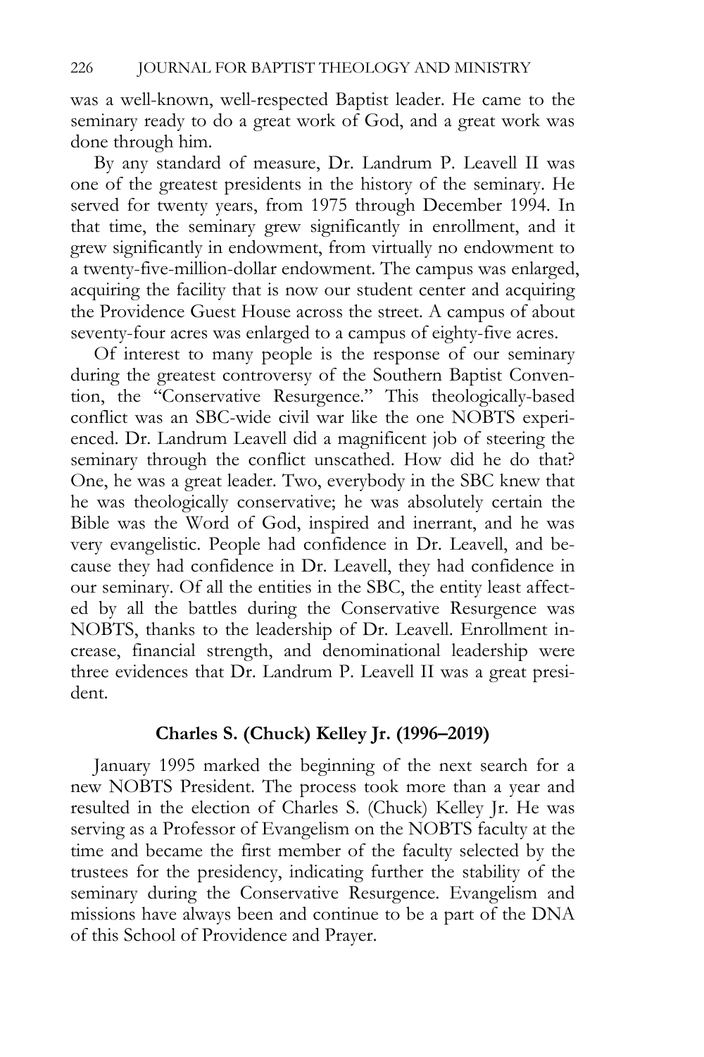was a well-known, well-respected Baptist leader. He came to the seminary ready to do a great work of God, and a great work was done through him.

By any standard of measure, Dr. Landrum P. Leavell II was one of the greatest presidents in the history of the seminary. He served for twenty years, from 1975 through December 1994. In that time, the seminary grew significantly in enrollment, and it grew significantly in endowment, from virtually no endowment to a twenty-five-million-dollar endowment. The campus was enlarged, acquiring the facility that is now our student center and acquiring the Providence Guest House across the street. A campus of about seventy-four acres was enlarged to a campus of eighty-five acres.

Of interest to many people is the response of our seminary during the greatest controversy of the Southern Baptist Convention, the "Conservative Resurgence." This theologically-based conflict was an SBC-wide civil war like the one NOBTS experienced. Dr. Landrum Leavell did a magnificent job of steering the seminary through the conflict unscathed. How did he do that? One, he was a great leader. Two, everybody in the SBC knew that he was theologically conservative; he was absolutely certain the Bible was the Word of God, inspired and inerrant, and he was very evangelistic. People had confidence in Dr. Leavell, and because they had confidence in Dr. Leavell, they had confidence in our seminary. Of all the entities in the SBC, the entity least affected by all the battles during the Conservative Resurgence was NOBTS, thanks to the leadership of Dr. Leavell. Enrollment increase, financial strength, and denominational leadership were three evidences that Dr. Landrum P. Leavell II was a great president.

### Charles S. (Chuck) Kelley Jr. (1996–2019)

January 1995 marked the beginning of the next search for a new NOBTS President. The process took more than a year and resulted in the election of Charles S. (Chuck) Kelley Jr. He was serving as a Professor of Evangelism on the NOBTS faculty at the time and became the first member of the faculty selected by the trustees for the presidency, indicating further the stability of the seminary during the Conservative Resurgence. Evangelism and missions have always been and continue to be a part of the DNA of this School of Providence and Prayer.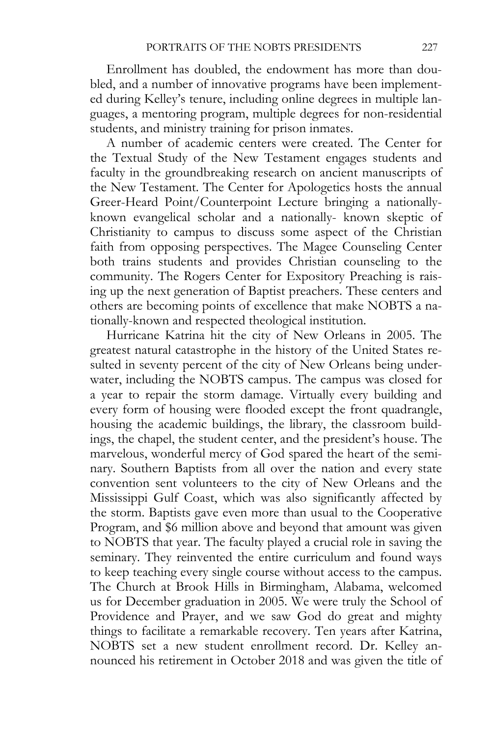Enrollment has doubled, the endowment has more than doubled, and a number of innovative programs have been implemented during Kelley's tenure, including online degrees in multiple languages, a mentoring program, multiple degrees for non-residential students, and ministry training for prison inmates.

A number of academic centers were created. The Center for the Textual Study of the New Testament engages students and faculty in the groundbreaking research on ancient manuscripts of the New Testament. The Center for Apologetics hosts the annual Greer-Heard Point/Counterpoint Lecture bringing a nationally-known evangelical scholar and a nationally- known skeptic of Christianity to campus to discuss some aspect of the Christian faith from opposing perspectives. The Magee Counseling Center both trains students and provides Christian counseling to the community. The Rogers Center for Expository Preaching is raising up the next generation of Baptist preachers. These centers and others are becoming points of excellence that make NOBTS a nationally-known and respected theological institution.

Hurricane Katrina hit the city of New Orleans in 2005. The greatest natural catastrophe in the history of the United States resulted in seventy percent of the city of New Orleans being underwater, including the NOBTS campus. The campus was closed for a year to repair the storm damage. Virtually every building and every form of housing were flooded except the front quadrangle, housing the academic buildings, the library, the classroom buildings, the chapel, the student center, and the president's house. The marvelous, wonderful mercy of God spared the heart of the seminary. Southern Baptists from all over the nation and every state convention sent volunteers to the city of New Orleans and the Mississippi Gulf Coast, which was also significantly affected by the storm. Baptists gave even more than usual to the Cooperative Program, and $6 million above and beyond that amount was given to NOBTS that year. The faculty played a crucial role in saving the seminary. They reinvented the entire curriculum and found ways to keep teaching every single course without access to the campus. The Church at Brook Hills in Birmingham, Alabama, welcomed us for December graduation in 2005. We were truly the School of Providence and Prayer, and we saw God do great and mighty things to facilitate a remarkable recovery. Ten years after Katrina, NOBTS set a new student enrollment record. Dr. Kelley announced his retirement in October 2018 and was given the title of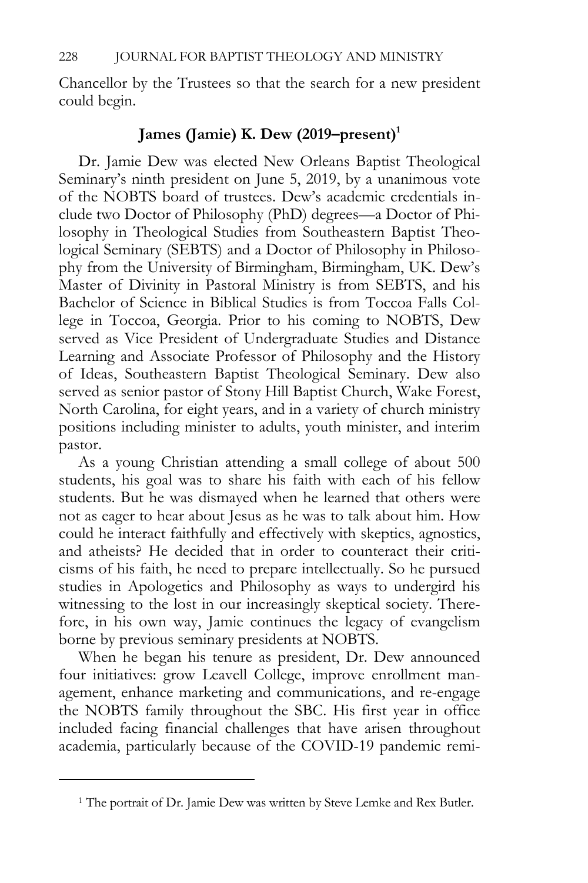Chancellor by the Trustees so that the search for a new president could begin.

## James (Jamie) K. Dew (2019–present)[1]

Dr. Jamie Dew was elected New Orleans Baptist Theological Seminary's ninth president on June 5, 2019, by a unanimous vote of the NOBTS board of trustees. Dew's academic credentials include two Doctor of Philosophy (PhD) degrees—a Doctor of Philosophy in Theological Studies from Southeastern Baptist Theological Seminary (SEBTS) and a Doctor of Philosophy in Philosophy from the University of Birmingham, Birmingham, UK. Dew's Master of Divinity in Pastoral Ministry is from SEBTS, and his Bachelor of Science in Biblical Studies is from Toccoa Falls College in Toccoa, Georgia. Prior to his coming to NOBTS, Dew served as Vice President of Undergraduate Studies and Distance Learning and Associate Professor of Philosophy and the History of Ideas, Southeastern Baptist Theological Seminary. Dew also served as senior pastor of Stony Hill Baptist Church, Wake Forest, North Carolina, for eight years, and in a variety of church ministry positions including minister to adults, youth minister, and interim pastor.

As a young Christian attending a small college of about 500 students, his goal was to share his faith with each of his fellow students. But he was dismayed when he learned that others were not as eager to hear about Jesus as he was to talk about him. How could he interact faithfully and effectively with skeptics, agnostics, and atheists? He decided that in order to counteract their criticisms of his faith, he need to prepare intellectually. So he pursued studies in Apologetics and Philosophy as ways to undergird his witnessing to the lost in our increasingly skeptical society. Therefore, in his own way, Jamie continues the legacy of evangelism borne by previous seminary presidents at NOBTS.

When he began his tenure as president, Dr. Dew announced four initiatives: grow Leavell College, improve enrollment management, enhance marketing and communications, and re-engage the NOBTS family throughout the SBC. His first year in office included facing financial challenges that have arisen throughout academia, particularly because of the COVID-19 pandemic remi-

---

[1] The portrait of Dr. Jamie Dew was written by Steve Lemke and Rex Butler.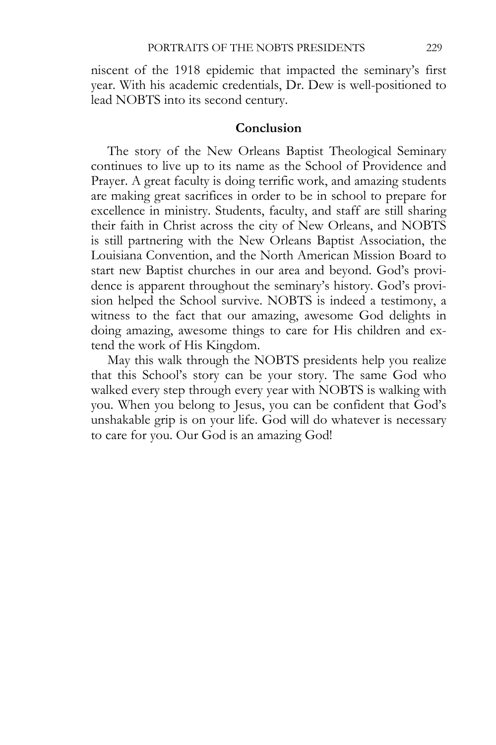niscent of the 1918 epidemic that impacted the seminary's first year. With his academic credentials, Dr. Dew is well-positioned to lead NOBTS into its second century.

## Conclusion

The story of the New Orleans Baptist Theological Seminary continues to live up to its name as the School of Providence and Prayer. A great faculty is doing terrific work, and amazing students are making great sacrifices in order to be in school to prepare for excellence in ministry. Students, faculty, and staff are still sharing their faith in Christ across the city of New Orleans, and NOBTS is still partnering with the New Orleans Baptist Association, the Louisiana Convention, and the North American Mission Board to start new Baptist churches in our area and beyond. God's providence is apparent throughout the seminary's history. God's provision helped the School survive. NOBTS is indeed a testimony, a witness to the fact that our amazing, awesome God delights in doing amazing, awesome things to care for His children and extend the work of His Kingdom.

May this walk through the NOBTS presidents help you realize that this School's story can be your story. The same God who walked every step through every year with NOBTS is walking with you. When you belong to Jesus, you can be confident that God's unshakable grip is on your life. God will do whatever is necessary to care for you. Our God is an amazing God!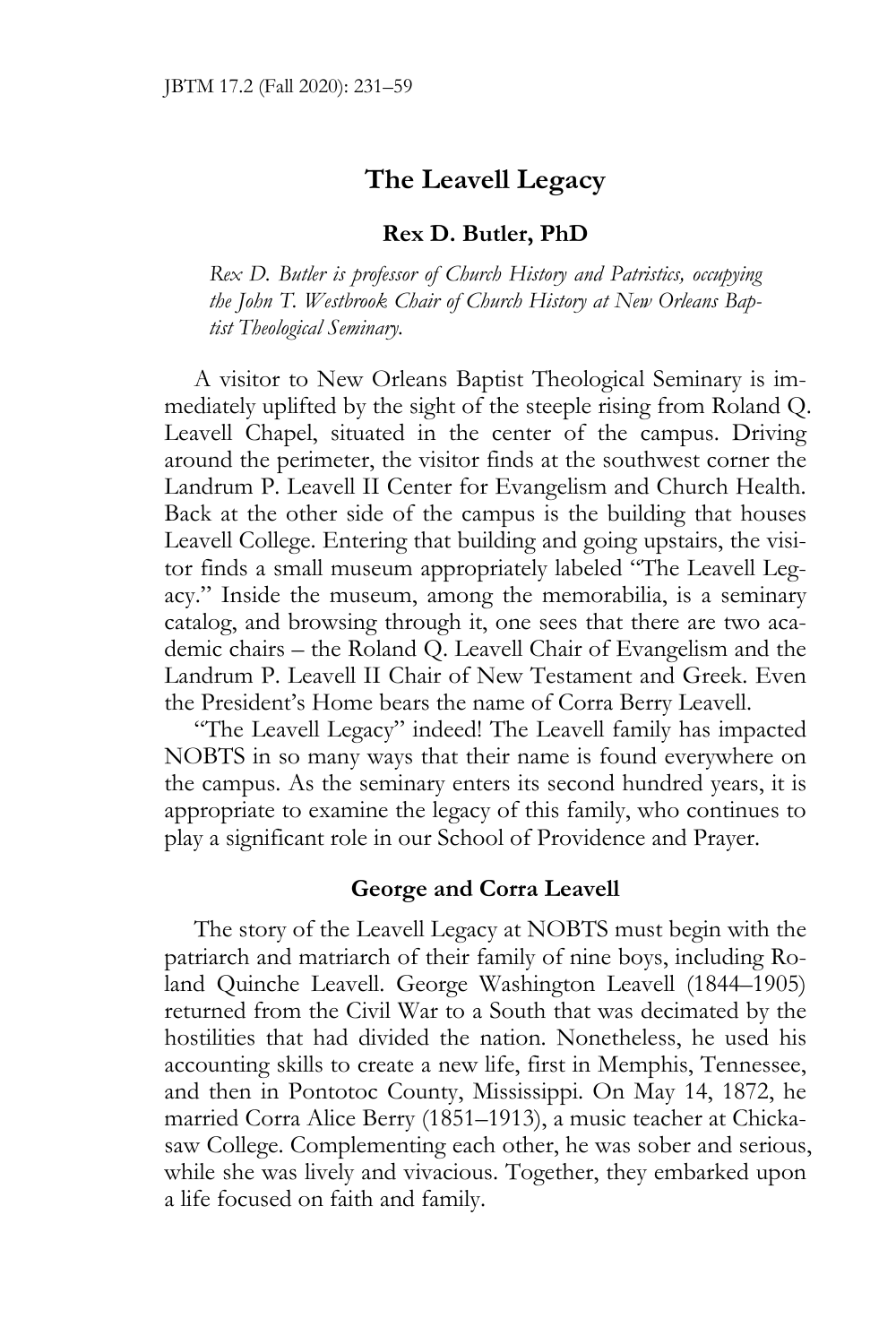# The Leavell Legacy

**Rex D. Butler, PhD**

*Rex D. Butler is professor of Church History and Patristics, occupying the John T. Westbrook Chair of Church History at New Orleans Baptist Theological Seminary.*

A visitor to New Orleans Baptist Theological Seminary is immediately uplifted by the sight of the steeple rising from Roland Q. Leavell Chapel, situated in the center of the campus. Driving around the perimeter, the visitor finds at the southwest corner the Landrum P. Leavell II Center for Evangelism and Church Health. Back at the other side of the campus is the building that houses Leavell College. Entering that building and going upstairs, the visitor finds a small museum appropriately labeled "The Leavell Legacy." Inside the museum, among the memorabilia, is a seminary catalog, and browsing through it, one sees that there are two academic chairs – the Roland Q. Leavell Chair of Evangelism and the Landrum P. Leavell II Chair of New Testament and Greek. Even the President's Home bears the name of Corra Berry Leavell.

"The Leavell Legacy" indeed! The Leavell family has impacted NOBTS in so many ways that their name is found everywhere on the campus. As the seminary enters its second hundred years, it is appropriate to examine the legacy of this family, who continues to play a significant role in our School of Providence and Prayer.

## George and Corra Leavell

The story of the Leavell Legacy at NOBTS must begin with the patriarch and matriarch of their family of nine boys, including Roland Quinche Leavell. George Washington Leavell (1844–1905) returned from the Civil War to a South that was decimated by the hostilities that had divided the nation. Nonetheless, he used his accounting skills to create a new life, first in Memphis, Tennessee, and then in Pontotoc County, Mississippi. On May 14, 1872, he married Corra Alice Berry (1851–1913), a music teacher at Chickasaw College. Complementing each other, he was sober and serious, while she was lively and vivacious. Together, they embarked upon a life focused on faith and family.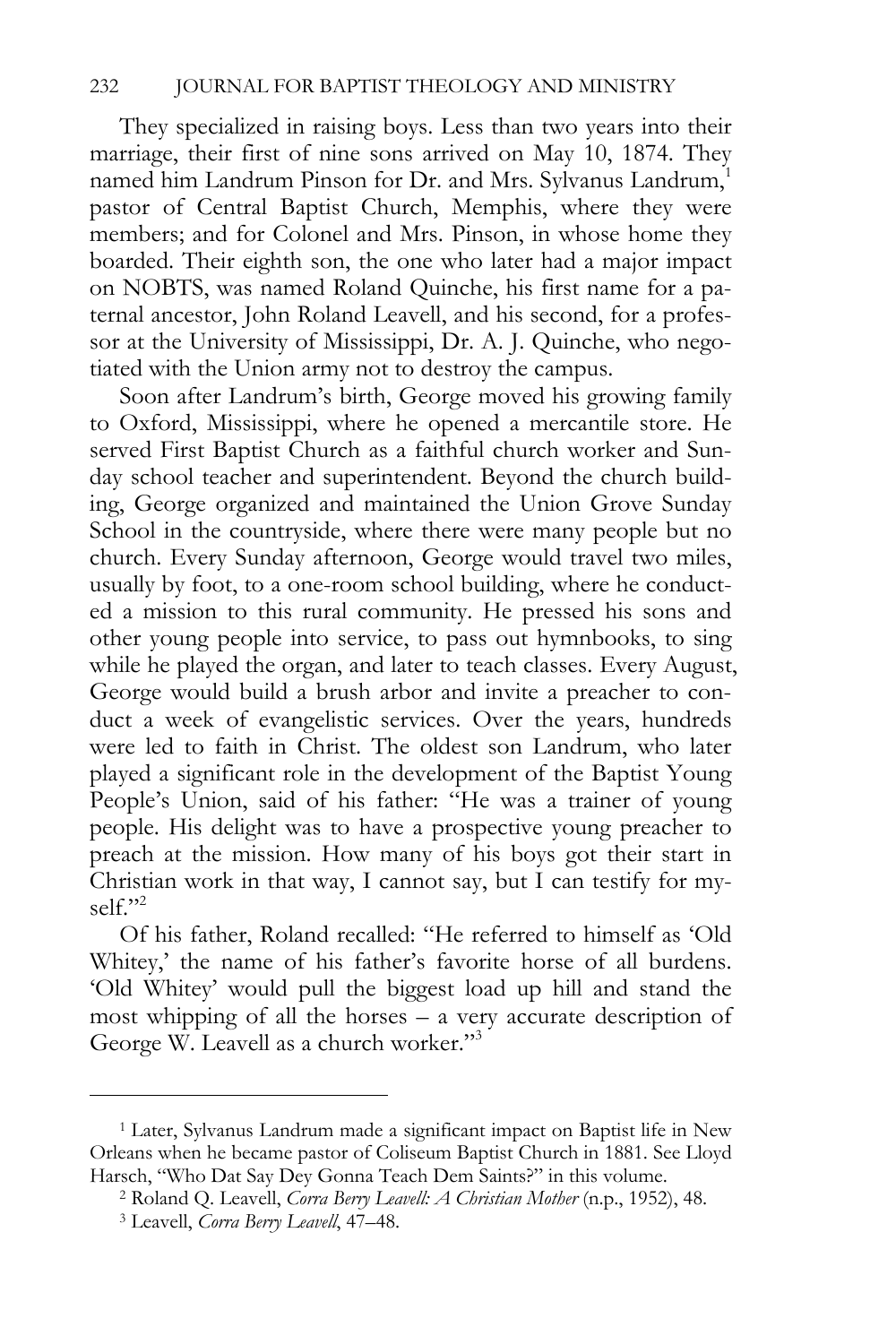They specialized in raising boys. Less than two years into their marriage, their first of nine sons arrived on May 10, 1874. They named him Landrum Pinson for Dr. and Mrs. Sylvanus Landrum,[1] pastor of Central Baptist Church, Memphis, where they were members; and for Colonel and Mrs. Pinson, in whose home they boarded. Their eighth son, the one who later had a major impact on NOBTS, was named Roland Quinche, his first name for a paternal ancestor, John Roland Leavell, and his second, for a professor at the University of Mississippi, Dr. A. J. Quinche, who negotiated with the Union army not to destroy the campus.

Soon after Landrum's birth, George moved his growing family to Oxford, Mississippi, where he opened a mercantile store. He served First Baptist Church as a faithful church worker and Sunday school teacher and superintendent. Beyond the church building, George organized and maintained the Union Grove Sunday School in the countryside, where there were many people but no church. Every Sunday afternoon, George would travel two miles, usually by foot, to a one-room school building, where he conducted a mission to this rural community. He pressed his sons and other young people into service, to pass out hymnbooks, to sing while he played the organ, and later to teach classes. Every August, George would build a brush arbor and invite a preacher to conduct a week of evangelistic services. Over the years, hundreds were led to faith in Christ. The oldest son Landrum, who later played a significant role in the development of the Baptist Young People's Union, said of his father: "He was a trainer of young people. His delight was to have a prospective young preacher to preach at the mission. How many of his boys got their start in Christian work in that way, I cannot say, but I can testify for myself."[2]

Of his father, Roland recalled: "He referred to himself as 'Old Whitey,' the name of his father's favorite horse of all burdens. 'Old Whitey' would pull the biggest load up hill and stand the most whipping of all the horses – a very accurate description of George W. Leavell as a church worker."[3]

---

[1] Later, Sylvanus Landrum made a significant impact on Baptist life in New Orleans when he became pastor of Coliseum Baptist Church in 1881. See Lloyd Harsch, "Who Dat Say Dey Gonna Teach Dem Saints?" in this volume.

[2] Roland Q. Leavell, *Corra Berry Leavell: A Christian Mother* (n.p., 1952), 48.

[3] Leavell, *Corra Berry Leavell*, 47–48.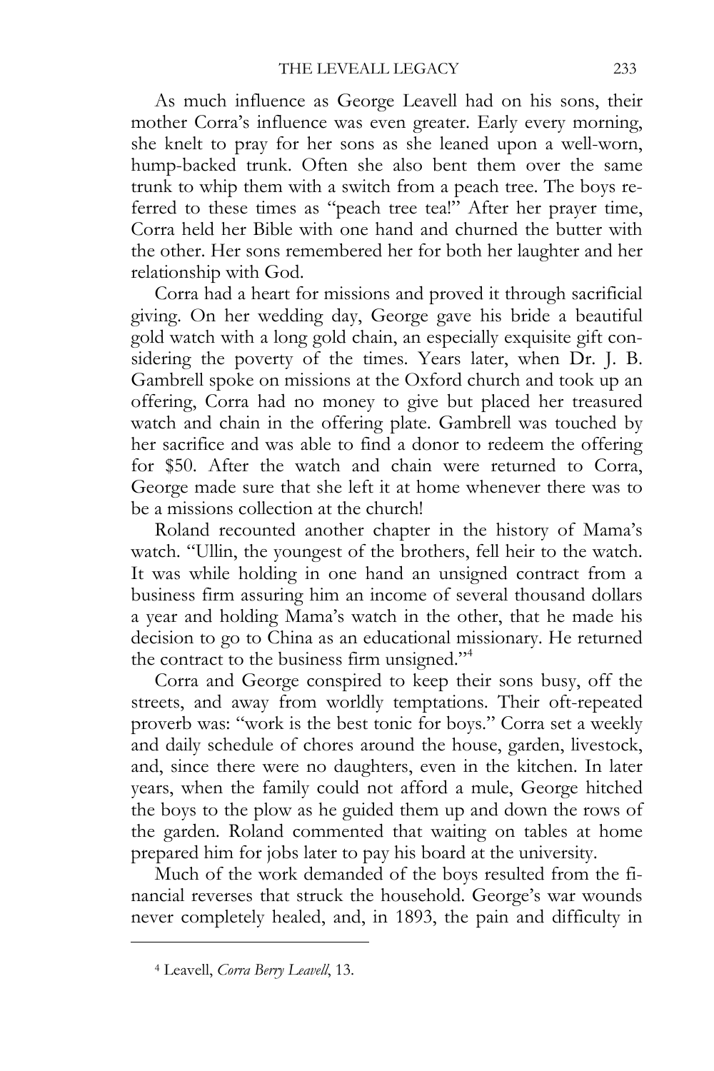As much influence as George Leavell had on his sons, their mother Corra's influence was even greater. Early every morning, she knelt to pray for her sons as she leaned upon a well-worn, hump-backed trunk. Often she also bent them over the same trunk to whip them with a switch from a peach tree. The boys referred to these times as "peach tree tea!" After her prayer time, Corra held her Bible with one hand and churned the butter with the other. Her sons remembered her for both her laughter and her relationship with God.

Corra had a heart for missions and proved it through sacrificial giving. On her wedding day, George gave his bride a beautiful gold watch with a long gold chain, an especially exquisite gift considering the poverty of the times. Years later, when Dr. J. B. Gambrell spoke on missions at the Oxford church and took up an offering, Corra had no money to give but placed her treasured watch and chain in the offering plate. Gambrell was touched by her sacrifice and was able to find a donor to redeem the offering for $50. After the watch and chain were returned to Corra, George made sure that she left it at home whenever there was to be a missions collection at the church!

Roland recounted another chapter in the history of Mama's watch. "Ullin, the youngest of the brothers, fell heir to the watch. It was while holding in one hand an unsigned contract from a business firm assuring him an income of several thousand dollars a year and holding Mama's watch in the other, that he made his decision to go to China as an educational missionary. He returned the contract to the business firm unsigned."[4]

Corra and George conspired to keep their sons busy, off the streets, and away from worldly temptations. Their oft-repeated proverb was: "work is the best tonic for boys." Corra set a weekly and daily schedule of chores around the house, garden, livestock, and, since there were no daughters, even in the kitchen. In later years, when the family could not afford a mule, George hitched the boys to the plow as he guided them up and down the rows of the garden. Roland commented that waiting on tables at home prepared him for jobs later to pay his board at the university.

Much of the work demanded of the boys resulted from the financial reverses that struck the household. George's war wounds never completely healed, and, in 1893, the pain and difficulty in

---

[4] Leavell, *Corra Berry Leavell*, 13.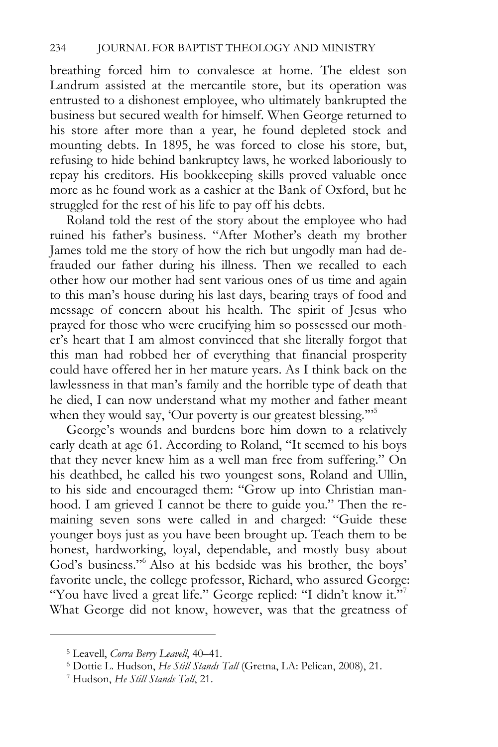breathing forced him to convalesce at home. The eldest son Landrum assisted at the mercantile store, but its operation was entrusted to a dishonest employee, who ultimately bankrupted the business but secured wealth for himself. When George returned to his store after more than a year, he found depleted stock and mounting debts. In 1895, he was forced to close his store, but, refusing to hide behind bankruptcy laws, he worked laboriously to repay his creditors. His bookkeeping skills proved valuable once more as he found work as a cashier at the Bank of Oxford, but he struggled for the rest of his life to pay off his debts.

Roland told the rest of the story about the employee who had ruined his father's business. "After Mother's death my brother James told me the story of how the rich but ungodly man had defrauded our father during his illness. Then we recalled to each other how our mother had sent various ones of us time and again to this man's house during his last days, bearing trays of food and message of concern about his health. The spirit of Jesus who prayed for those who were crucifying him so possessed our mother's heart that I am almost convinced that she literally forgot that this man had robbed her of everything that financial prosperity could have offered her in her mature years. As I think back on the lawlessness in that man's family and the horrible type of death that he died, I can now understand what my mother and father meant when they would say, 'Our poverty is our greatest blessing.'"[5]

George's wounds and burdens bore him down to a relatively early death at age 61. According to Roland, "It seemed to his boys that they never knew him as a well man free from suffering." On his deathbed, he called his two youngest sons, Roland and Ullin, to his side and encouraged them: "Grow up into Christian manhood. I am grieved I cannot be there to guide you." Then the remaining seven sons were called in and charged: "Guide these younger boys just as you have been brought up. Teach them to be honest, hardworking, loyal, dependable, and mostly busy about God's business."[6] Also at his bedside was his brother, the boys' favorite uncle, the college professor, Richard, who assured George: "You have lived a great life." George replied: "I didn't know it."[7] What George did not know, however, was that the greatness of

---

[5] Leavell, *Corra Berry Leavell*, 40–41.

[6] Dottie L. Hudson, *He Still Stands Tall* (Gretna, LA: Pelican, 2008), 21.

[7] Hudson, *He Still Stands Tall*, 21.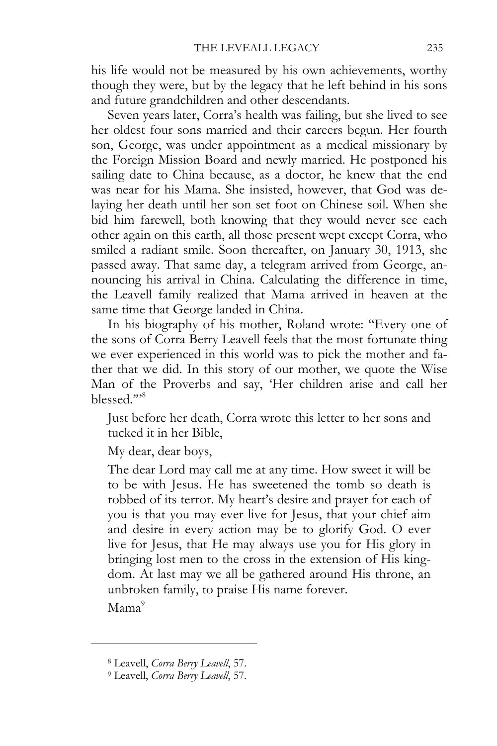his life would not be measured by his own achievements, worthy though they were, but by the legacy that he left behind in his sons and future grandchildren and other descendants.

Seven years later, Corra's health was failing, but she lived to see her oldest four sons married and their careers begun. Her fourth son, George, was under appointment as a medical missionary by the Foreign Mission Board and newly married. He postponed his sailing date to China because, as a doctor, he knew that the end was near for his Mama. She insisted, however, that God was delaying her death until her son set foot on Chinese soil. When she bid him farewell, both knowing that they would never see each other again on this earth, all those present wept except Corra, who smiled a radiant smile. Soon thereafter, on January 30, 1913, she passed away. That same day, a telegram arrived from George, announcing his arrival in China. Calculating the difference in time, the Leavell family realized that Mama arrived in heaven at the same time that George landed in China.

In his biography of his mother, Roland wrote: "Every one of the sons of Corra Berry Leavell feels that the most fortunate thing we ever experienced in this world was to pick the mother and father that we did. In this story of our mother, we quote the Wise Man of the Proverbs and say, 'Her children arise and call her blessed.'"[8]

> Just before her death, Corra wrote this letter to her sons and tucked it in her Bible,
>
> My dear, dear boys,
>
> The dear Lord may call me at any time. How sweet it will be to be with Jesus. He has sweetened the tomb so death is robbed of its terror. My heart's desire and prayer for each of you is that you may ever live for Jesus, that your chief aim and desire in every action may be to glorify God. O ever live for Jesus, that He may always use you for His glory in bringing lost men to the cross in the extension of His kingdom. At last may we all be gathered around His throne, an unbroken family, to praise His name forever.
>
> Mama[9]

---

[8] Leavell, *Corra Berry Leavell*, 57.

[9] Leavell, *Corra Berry Leavell*, 57.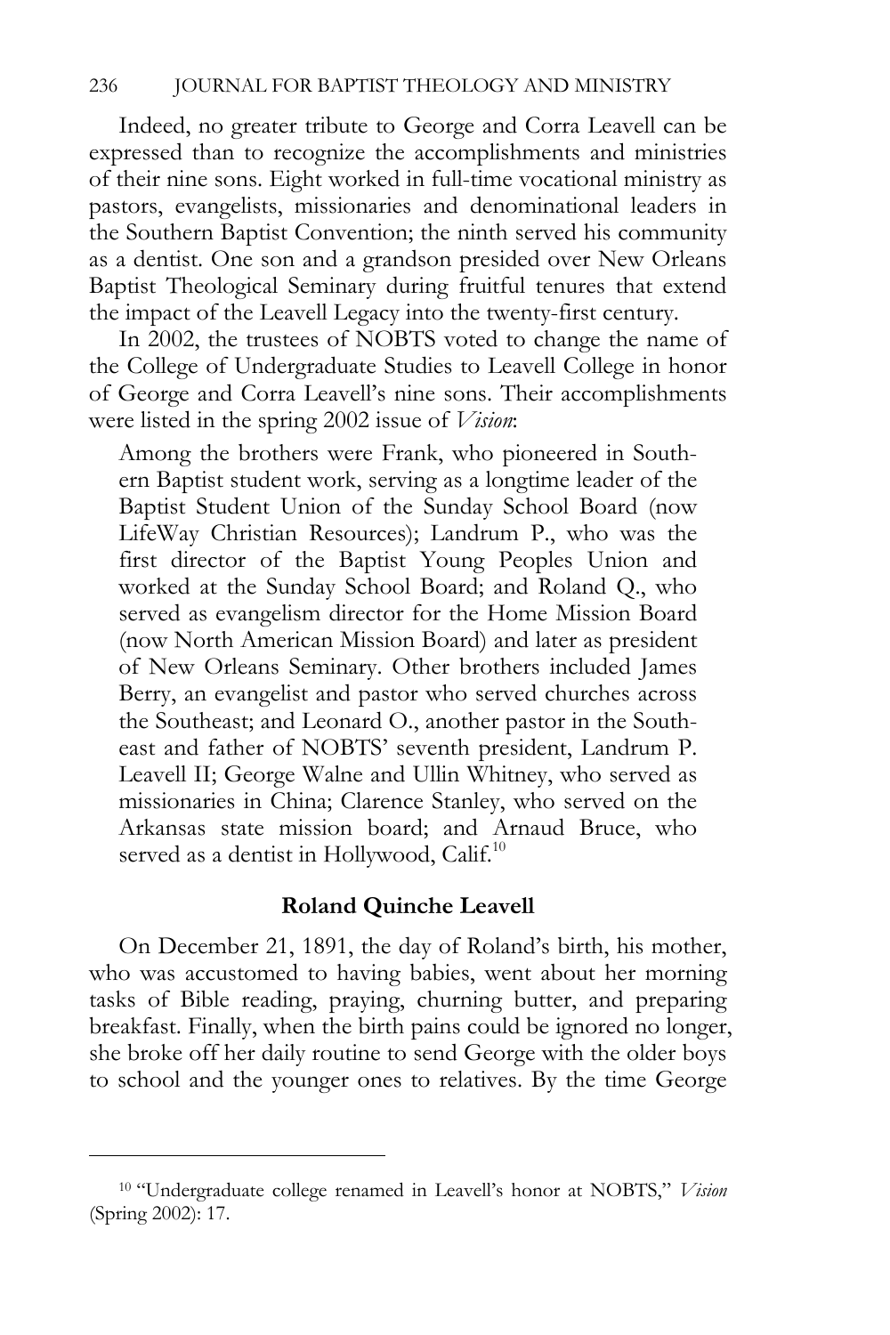Indeed, no greater tribute to George and Corra Leavell can be expressed than to recognize the accomplishments and ministries of their nine sons. Eight worked in full-time vocational ministry as pastors, evangelists, missionaries and denominational leaders in the Southern Baptist Convention; the ninth served his community as a dentist. One son and a grandson presided over New Orleans Baptist Theological Seminary during fruitful tenures that extend the impact of the Leavell Legacy into the twenty-first century.

In 2002, the trustees of NOBTS voted to change the name of the College of Undergraduate Studies to Leavell College in honor of George and Corra Leavell's nine sons. Their accomplishments were listed in the spring 2002 issue of *Vision*:

> Among the brothers were Frank, who pioneered in Southern Baptist student work, serving as a longtime leader of the Baptist Student Union of the Sunday School Board (now LifeWay Christian Resources); Landrum P., who was the first director of the Baptist Young Peoples Union and worked at the Sunday School Board; and Roland Q., who served as evangelism director for the Home Mission Board (now North American Mission Board) and later as president of New Orleans Seminary. Other brothers included James Berry, an evangelist and pastor who served churches across the Southeast; and Leonard O., another pastor in the Southeast and father of NOBTS' seventh president, Landrum P. Leavell II; George Walne and Ullin Whitney, who served as missionaries in China; Clarence Stanley, who served on the Arkansas state mission board; and Arnaud Bruce, who served as a dentist in Hollywood, Calif.[10]

### Roland Quinche Leavell

On December 21, 1891, the day of Roland's birth, his mother, who was accustomed to having babies, went about her morning tasks of Bible reading, praying, churning butter, and preparing breakfast. Finally, when the birth pains could be ignored no longer, she broke off her daily routine to send George with the older boys to school and the younger ones to relatives. By the time George

---

[10] "Undergraduate college renamed in Leavell's honor at NOBTS," *Vision* (Spring 2002): 17.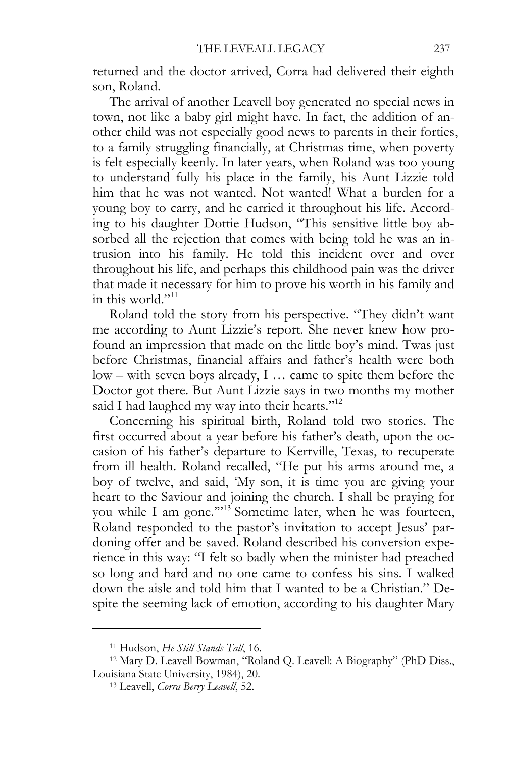returned and the doctor arrived, Corra had delivered their eighth son, Roland.

The arrival of another Leavell boy generated no special news in town, not like a baby girl might have. In fact, the addition of another child was not especially good news to parents in their forties, to a family struggling financially, at Christmas time, when poverty is felt especially keenly. In later years, when Roland was too young to understand fully his place in the family, his Aunt Lizzie told him that he was not wanted. Not wanted! What a burden for a young boy to carry, and he carried it throughout his life. According to his daughter Dottie Hudson, "This sensitive little boy absorbed all the rejection that comes with being told he was an intrusion into his family. He told this incident over and over throughout his life, and perhaps this childhood pain was the driver that made it necessary for him to prove his worth in his family and in this world."[11]

Roland told the story from his perspective. "They didn't want me according to Aunt Lizzie's report. She never knew how profound an impression that made on the little boy's mind. Twas just before Christmas, financial affairs and father's health were both low – with seven boys already, I … came to spite them before the Doctor got there. But Aunt Lizzie says in two months my mother said I had laughed my way into their hearts."[12]

Concerning his spiritual birth, Roland told two stories. The first occurred about a year before his father's death, upon the occasion of his father's departure to Kerrville, Texas, to recuperate from ill health. Roland recalled, "He put his arms around me, a boy of twelve, and said, 'My son, it is time you are giving your heart to the Saviour and joining the church. I shall be praying for you while I am gone.'"[13] Sometime later, when he was fourteen, Roland responded to the pastor's invitation to accept Jesus' pardoning offer and be saved. Roland described his conversion experience in this way: "I felt so badly when the minister had preached so long and hard and no one came to confess his sins. I walked down the aisle and told him that I wanted to be a Christian." Despite the seeming lack of emotion, according to his daughter Mary

---

[11] Hudson, *He Still Stands Tall*, 16.

[12] Mary D. Leavell Bowman, "Roland Q. Leavell: A Biography" (PhD Diss., Louisiana State University, 1984), 20.

[13] Leavell, *Corra Berry Leavell*, 52.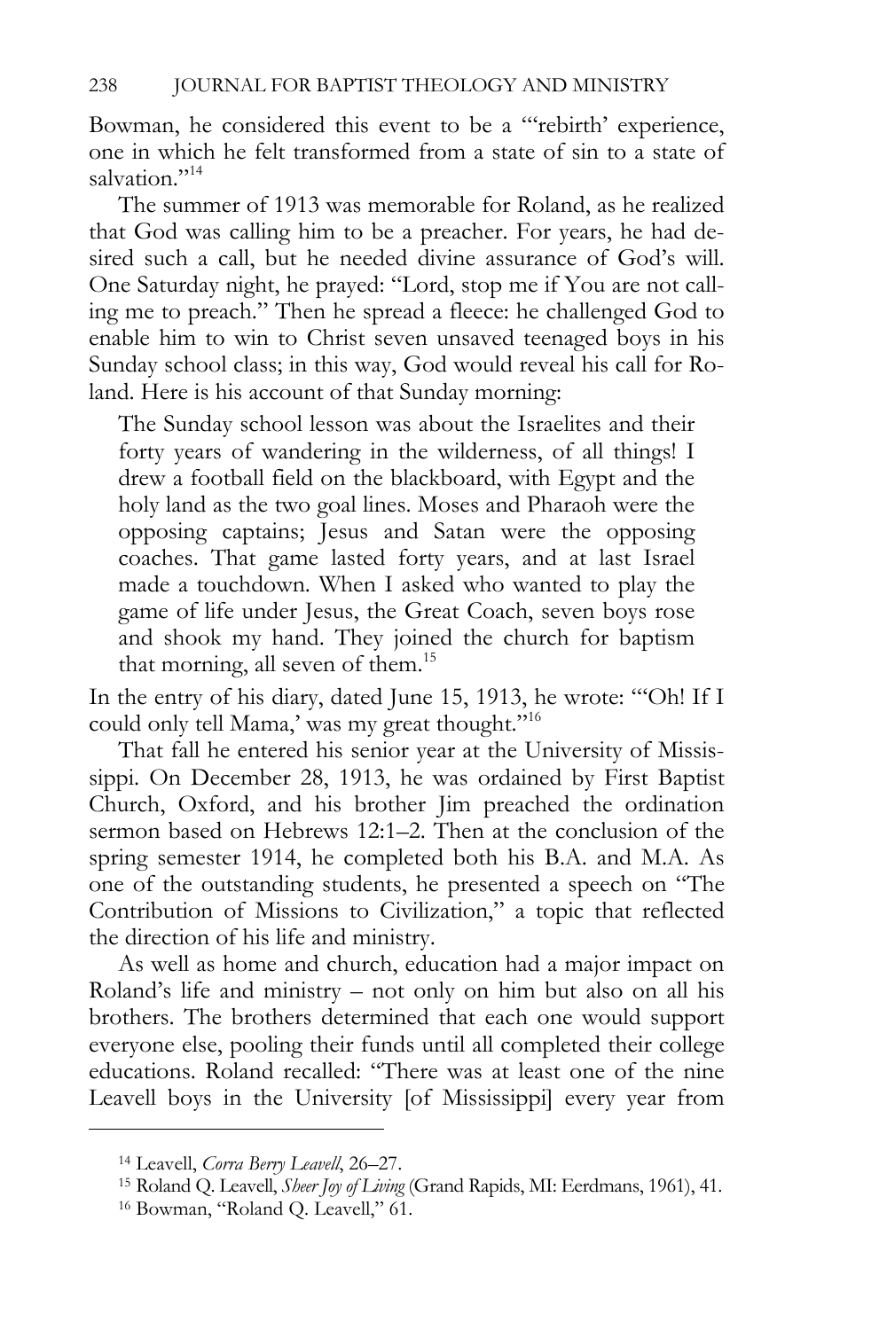Bowman, he considered this event to be a "'rebirth' experience, one in which he felt transformed from a state of sin to a state of salvation."[14]

The summer of 1913 was memorable for Roland, as he realized that God was calling him to be a preacher. For years, he had desired such a call, but he needed divine assurance of God's will. One Saturday night, he prayed: "Lord, stop me if You are not calling me to preach." Then he spread a fleece: he challenged God to enable him to win to Christ seven unsaved teenaged boys in his Sunday school class; in this way, God would reveal his call for Roland. Here is his account of that Sunday morning:

> The Sunday school lesson was about the Israelites and their forty years of wandering in the wilderness, of all things! I drew a football field on the blackboard, with Egypt and the holy land as the two goal lines. Moses and Pharaoh were the opposing captains; Jesus and Satan were the opposing coaches. That game lasted forty years, and at last Israel made a touchdown. When I asked who wanted to play the game of life under Jesus, the Great Coach, seven boys rose and shook my hand. They joined the church for baptism that morning, all seven of them.[15]

In the entry of his diary, dated June 15, 1913, he wrote: "'Oh! If I could only tell Mama,' was my great thought."[16]

That fall he entered his senior year at the University of Mississippi. On December 28, 1913, he was ordained by First Baptist Church, Oxford, and his brother Jim preached the ordination sermon based on Hebrews 12:1–2. Then at the conclusion of the spring semester 1914, he completed both his B.A. and M.A. As one of the outstanding students, he presented a speech on "The Contribution of Missions to Civilization," a topic that reflected the direction of his life and ministry.

As well as home and church, education had a major impact on Roland's life and ministry – not only on him but also on all his brothers. The brothers determined that each one would support everyone else, pooling their funds until all completed their college educations. Roland recalled: "There was at least one of the nine Leavell boys in the University [of Mississippi] every year from

---

[14] Leavell, *Corra Berry Leavell*, 26–27.

[15] Roland Q. Leavell, *Sheer Joy of Living* (Grand Rapids, MI: Eerdmans, 1961), 41.

[16] Bowman, "Roland Q. Leavell," 61.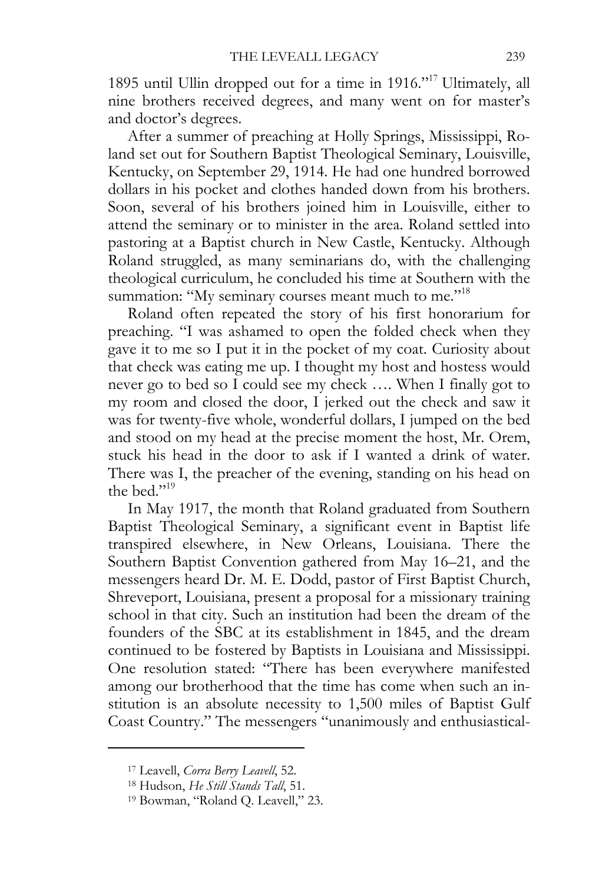1895 until Ullin dropped out for a time in 1916."[17] Ultimately, all nine brothers received degrees, and many went on for master's and doctor's degrees.

After a summer of preaching at Holly Springs, Mississippi, Roland set out for Southern Baptist Theological Seminary, Louisville, Kentucky, on September 29, 1914. He had one hundred borrowed dollars in his pocket and clothes handed down from his brothers. Soon, several of his brothers joined him in Louisville, either to attend the seminary or to minister in the area. Roland settled into pastoring at a Baptist church in New Castle, Kentucky. Although Roland struggled, as many seminarians do, with the challenging theological curriculum, he concluded his time at Southern with the summation: "My seminary courses meant much to me."[18]

Roland often repeated the story of his first honorarium for preaching. "I was ashamed to open the folded check when they gave it to me so I put it in the pocket of my coat. Curiosity about that check was eating me up. I thought my host and hostess would never go to bed so I could see my check …. When I finally got to my room and closed the door, I jerked out the check and saw it was for twenty-five whole, wonderful dollars, I jumped on the bed and stood on my head at the precise moment the host, Mr. Orem, stuck his head in the door to ask if I wanted a drink of water. There was I, the preacher of the evening, standing on his head on the bed."[19]

In May 1917, the month that Roland graduated from Southern Baptist Theological Seminary, a significant event in Baptist life transpired elsewhere, in New Orleans, Louisiana. There the Southern Baptist Convention gathered from May 16–21, and the messengers heard Dr. M. E. Dodd, pastor of First Baptist Church, Shreveport, Louisiana, present a proposal for a missionary training school in that city. Such an institution had been the dream of the founders of the SBC at its establishment in 1845, and the dream continued to be fostered by Baptists in Louisiana and Mississippi. One resolution stated: "There has been everywhere manifested among our brotherhood that the time has come when such an institution is an absolute necessity to 1,500 miles of Baptist Gulf Coast Country." The messengers "unanimously and enthusiastical-

---

[17] Leavell, *Corra Berry Leavell*, 52.

[18] Hudson, *He Still Stands Tall*, 51.

[19] Bowman, "Roland Q. Leavell," 23.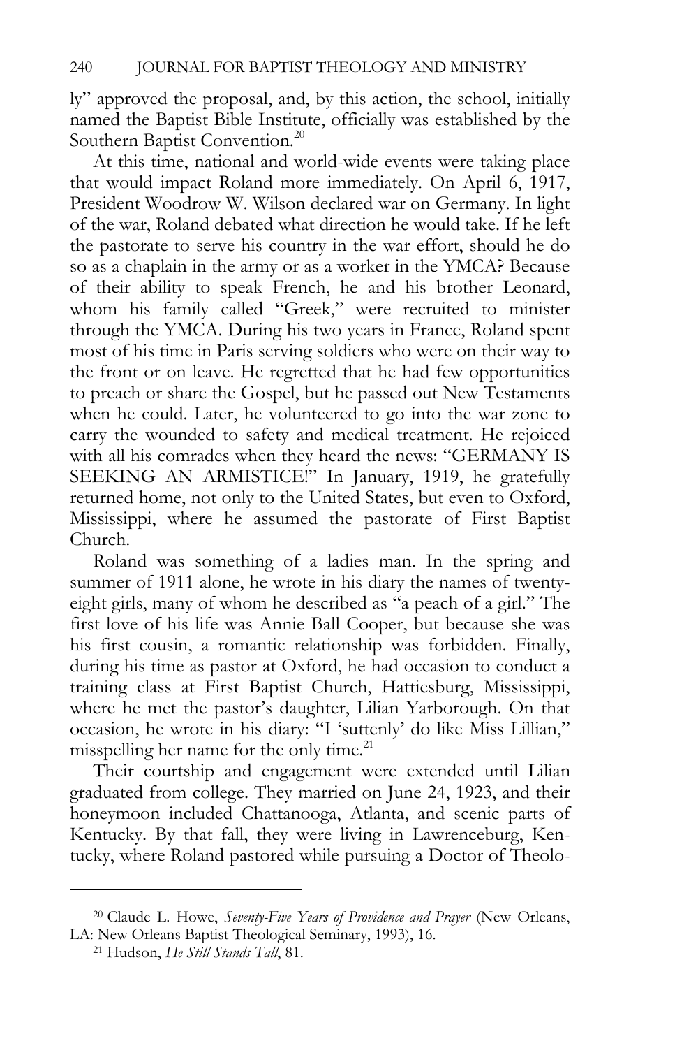ly" approved the proposal, and, by this action, the school, initially named the Baptist Bible Institute, officially was established by the Southern Baptist Convention.[20]

At this time, national and world-wide events were taking place that would impact Roland more immediately. On April 6, 1917, President Woodrow W. Wilson declared war on Germany. In light of the war, Roland debated what direction he would take. If he left the pastorate to serve his country in the war effort, should he do so as a chaplain in the army or as a worker in the YMCA? Because of their ability to speak French, he and his brother Leonard, whom his family called "Greek," were recruited to minister through the YMCA. During his two years in France, Roland spent most of his time in Paris serving soldiers who were on their way to the front or on leave. He regretted that he had few opportunities to preach or share the Gospel, but he passed out New Testaments when he could. Later, he volunteered to go into the war zone to carry the wounded to safety and medical treatment. He rejoiced with all his comrades when they heard the news: "GERMANY IS SEEKING AN ARMISTICE!" In January, 1919, he gratefully returned home, not only to the United States, but even to Oxford, Mississippi, where he assumed the pastorate of First Baptist Church.

Roland was something of a ladies man. In the spring and summer of 1911 alone, he wrote in his diary the names of twenty-eight girls, many of whom he described as "a peach of a girl." The first love of his life was Annie Ball Cooper, but because she was his first cousin, a romantic relationship was forbidden. Finally, during his time as pastor at Oxford, he had occasion to conduct a training class at First Baptist Church, Hattiesburg, Mississippi, where he met the pastor's daughter, Lilian Yarborough. On that occasion, he wrote in his diary: "I 'suttenly' do like Miss Lillian," misspelling her name for the only time.[21]

Their courtship and engagement were extended until Lilian graduated from college. They married on June 24, 1923, and their honeymoon included Chattanooga, Atlanta, and scenic parts of Kentucky. By that fall, they were living in Lawrenceburg, Kentucky, where Roland pastored while pursuing a Doctor of Theolo-

---

[20] Claude L. Howe, *Seventy-Five Years of Providence and Prayer* (New Orleans, LA: New Orleans Baptist Theological Seminary, 1993), 16.

[21] Hudson, *He Still Stands Tall*, 81.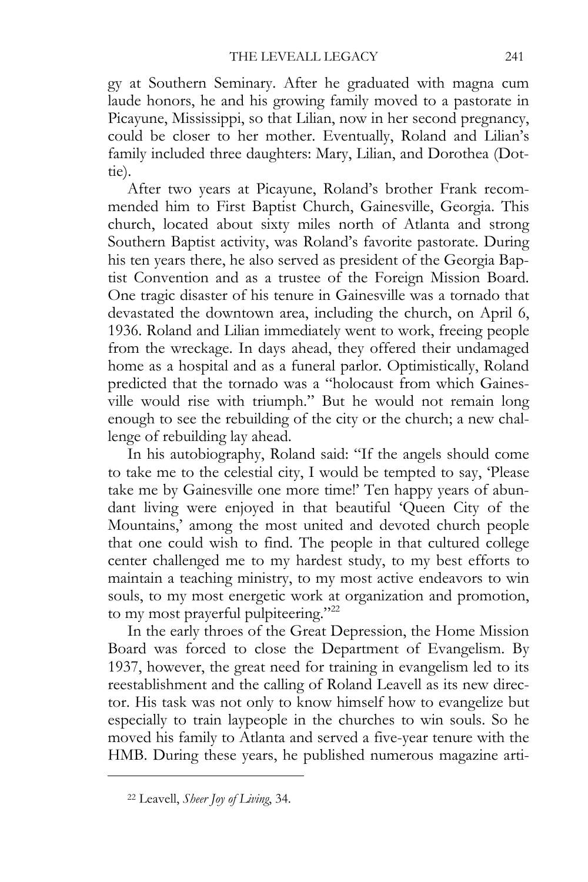gy at Southern Seminary. After he graduated with magna cum laude honors, he and his growing family moved to a pastorate in Picayune, Mississippi, so that Lilian, now in her second pregnancy, could be closer to her mother. Eventually, Roland and Lilian's family included three daughters: Mary, Lilian, and Dorothea (Dottie).

After two years at Picayune, Roland's brother Frank recommended him to First Baptist Church, Gainesville, Georgia. This church, located about sixty miles north of Atlanta and strong Southern Baptist activity, was Roland's favorite pastorate. During his ten years there, he also served as president of the Georgia Baptist Convention and as a trustee of the Foreign Mission Board. One tragic disaster of his tenure in Gainesville was a tornado that devastated the downtown area, including the church, on April 6, 1936. Roland and Lilian immediately went to work, freeing people from the wreckage. In days ahead, they offered their undamaged home as a hospital and as a funeral parlor. Optimistically, Roland predicted that the tornado was a "holocaust from which Gainesville would rise with triumph." But he would not remain long enough to see the rebuilding of the city or the church; a new challenge of rebuilding lay ahead.

In his autobiography, Roland said: "If the angels should come to take me to the celestial city, I would be tempted to say, 'Please take me by Gainesville one more time!' Ten happy years of abundant living were enjoyed in that beautiful 'Queen City of the Mountains,' among the most united and devoted church people that one could wish to find. The people in that cultured college center challenged me to my hardest study, to my best efforts to maintain a teaching ministry, to my most active endeavors to win souls, to my most energetic work at organization and promotion, to my most prayerful pulpiteering."[22]

In the early throes of the Great Depression, the Home Mission Board was forced to close the Department of Evangelism. By 1937, however, the great need for training in evangelism led to its reestablishment and the calling of Roland Leavell as its new director. His task was not only to know himself how to evangelize but especially to train laypeople in the churches to win souls. So he moved his family to Atlanta and served a five-year tenure with the HMB. During these years, he published numerous magazine arti-

---

[22] Leavell, *Sheer Joy of Living*, 34.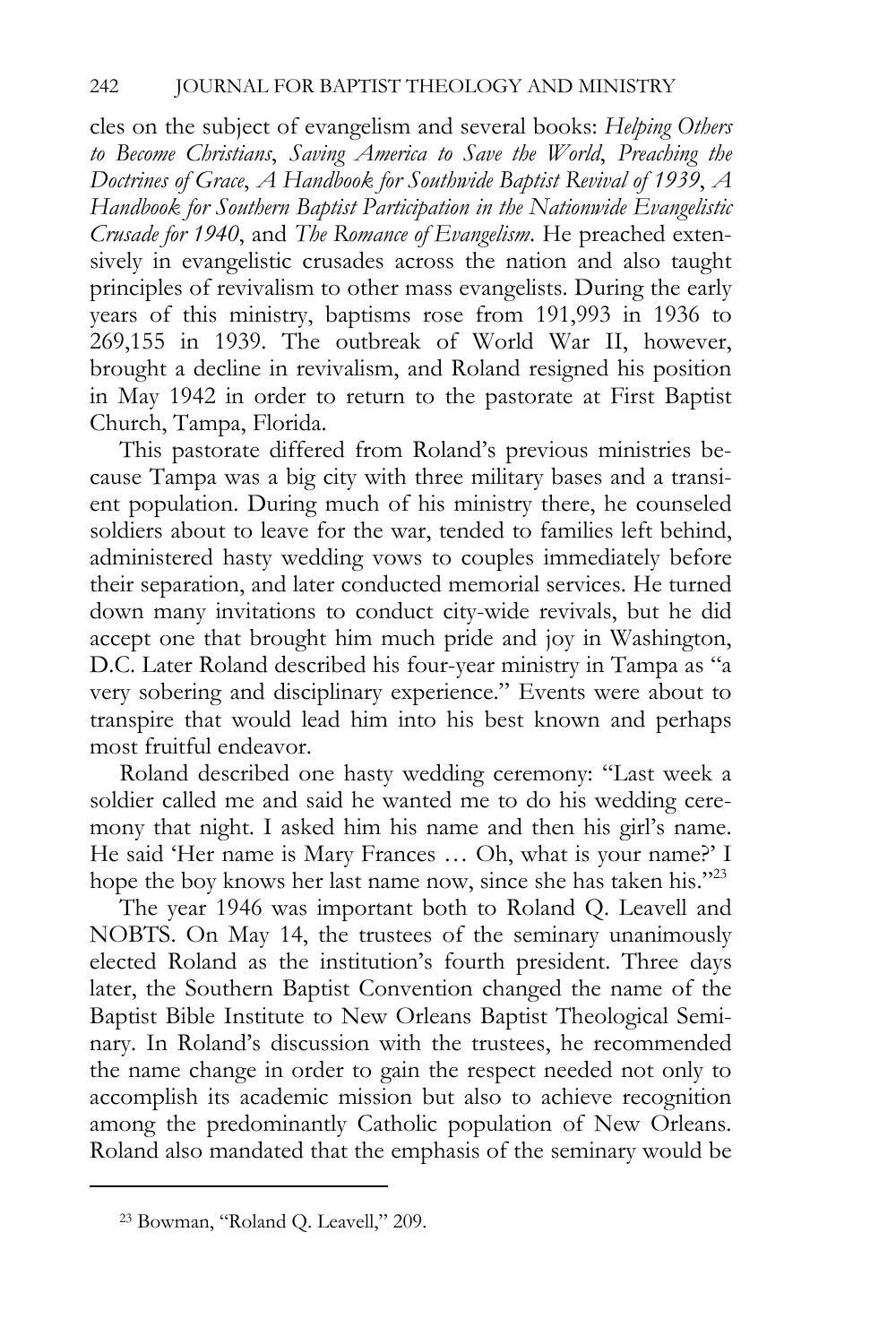cles on the subject of evangelism and several books: *Helping Others to Become Christians*, *Saving America to Save the World*, *Preaching the Doctrines of Grace*, *A Handbook for Southwide Baptist Revival of 1939*, *A Handbook for Southern Baptist Participation in the Nationwide Evangelistic Crusade for 1940*, and *The Romance of Evangelism*. He preached extensively in evangelistic crusades across the nation and also taught principles of revivalism to other mass evangelists. During the early years of this ministry, baptisms rose from 191,993 in 1936 to 269,155 in 1939. The outbreak of World War II, however, brought a decline in revivalism, and Roland resigned his position in May 1942 in order to return to the pastorate at First Baptist Church, Tampa, Florida.

This pastorate differed from Roland's previous ministries because Tampa was a big city with three military bases and a transient population. During much of his ministry there, he counseled soldiers about to leave for the war, tended to families left behind, administered hasty wedding vows to couples immediately before their separation, and later conducted memorial services. He turned down many invitations to conduct city-wide revivals, but he did accept one that brought him much pride and joy in Washington, D.C. Later Roland described his four-year ministry in Tampa as "a very sobering and disciplinary experience." Events were about to transpire that would lead him into his best known and perhaps most fruitful endeavor.

Roland described one hasty wedding ceremony: "Last week a soldier called me and said he wanted me to do his wedding ceremony that night. I asked him his name and then his girl's name. He said 'Her name is Mary Frances … Oh, what is your name?' I hope the boy knows her last name now, since she has taken his."[23]

The year 1946 was important both to Roland Q. Leavell and NOBTS. On May 14, the trustees of the seminary unanimously elected Roland as the institution's fourth president. Three days later, the Southern Baptist Convention changed the name of the Baptist Bible Institute to New Orleans Baptist Theological Seminary. In Roland's discussion with the trustees, he recommended the name change in order to gain the respect needed not only to accomplish its academic mission but also to achieve recognition among the predominantly Catholic population of New Orleans. Roland also mandated that the emphasis of the seminary would be

---

[23] Bowman, "Roland Q. Leavell," 209.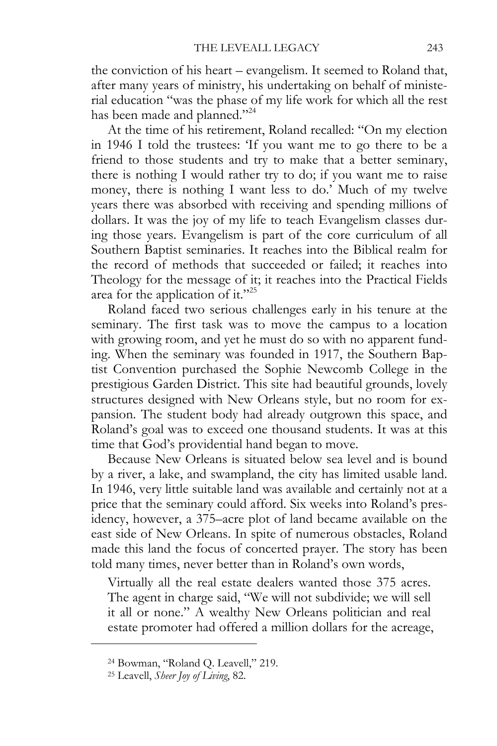the conviction of his heart – evangelism. It seemed to Roland that, after many years of ministry, his undertaking on behalf of ministerial education "was the phase of my life work for which all the rest has been made and planned."[24]

At the time of his retirement, Roland recalled: "On my election in 1946 I told the trustees: 'If you want me to go there to be a friend to those students and try to make that a better seminary, there is nothing I would rather try to do; if you want me to raise money, there is nothing I want less to do.' Much of my twelve years there was absorbed with receiving and spending millions of dollars. It was the joy of my life to teach Evangelism classes during those years. Evangelism is part of the core curriculum of all Southern Baptist seminaries. It reaches into the Biblical realm for the record of methods that succeeded or failed; it reaches into Theology for the message of it; it reaches into the Practical Fields area for the application of it."[25]

Roland faced two serious challenges early in his tenure at the seminary. The first task was to move the campus to a location with growing room, and yet he must do so with no apparent funding. When the seminary was founded in 1917, the Southern Baptist Convention purchased the Sophie Newcomb College in the prestigious Garden District. This site had beautiful grounds, lovely structures designed with New Orleans style, but no room for expansion. The student body had already outgrown this space, and Roland's goal was to exceed one thousand students. It was at this time that God's providential hand began to move.

Because New Orleans is situated below sea level and is bound by a river, a lake, and swampland, the city has limited usable land. In 1946, very little suitable land was available and certainly not at a price that the seminary could afford. Six weeks into Roland's presidency, however, a 375–acre plot of land became available on the east side of New Orleans. In spite of numerous obstacles, Roland made this land the focus of concerted prayer. The story has been told many times, never better than in Roland's own words,

> Virtually all the real estate dealers wanted those 375 acres. The agent in charge said, "We will not subdivide; we will sell it all or none." A wealthy New Orleans politician and real estate promoter had offered a million dollars for the acreage,

---

[24] Bowman, "Roland Q. Leavell," 219.

[25] Leavell, *Sheer Joy of Living*, 82.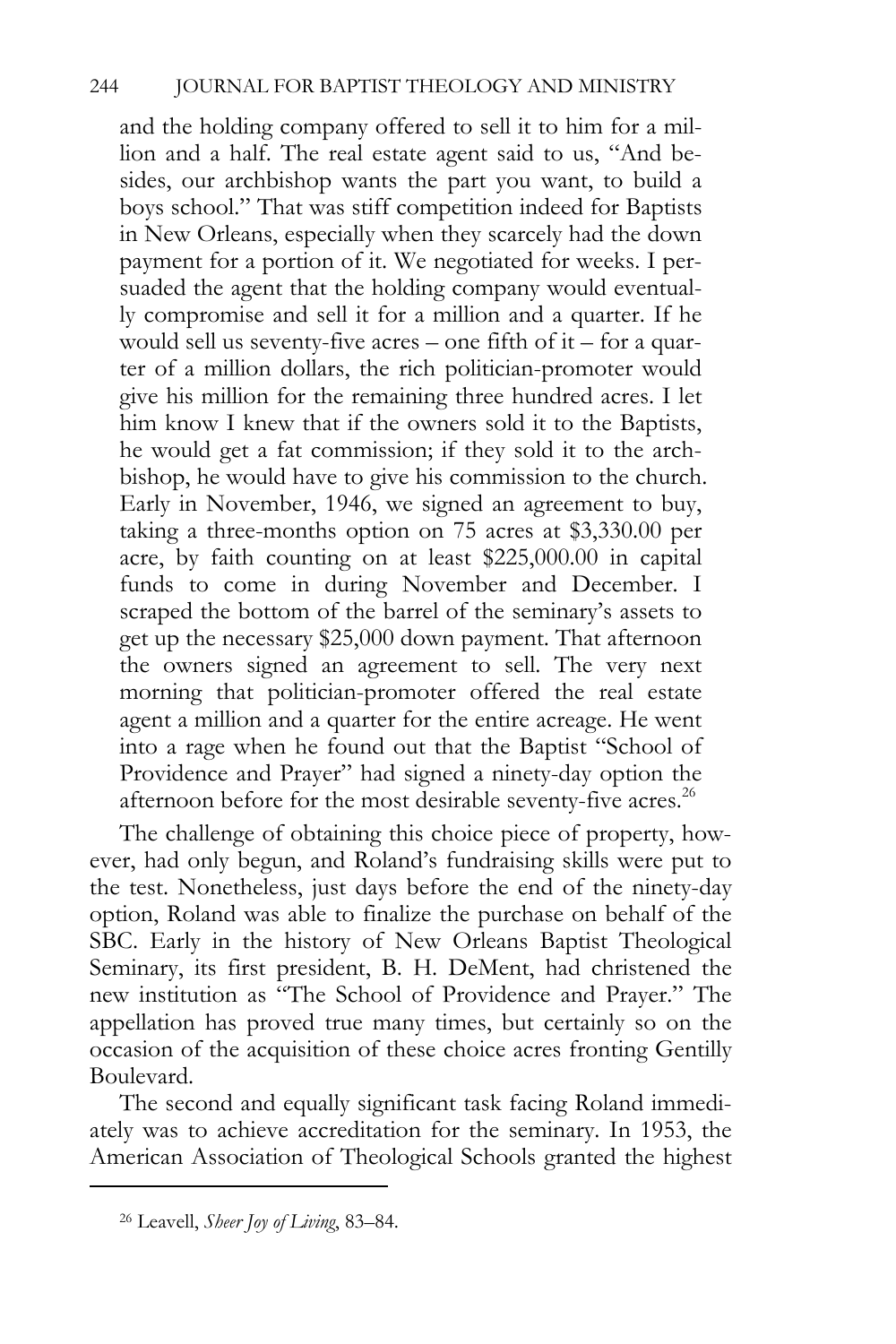and the holding company offered to sell it to him for a million and a half. The real estate agent said to us, "And besides, our archbishop wants the part you want, to build a boys school." That was stiff competition indeed for Baptists in New Orleans, especially when they scarcely had the down payment for a portion of it. We negotiated for weeks. I persuaded the agent that the holding company would eventually compromise and sell it for a million and a quarter. If he would sell us seventy-five acres – one fifth of it – for a quarter of a million dollars, the rich politician-promoter would give his million for the remaining three hundred acres. I let him know I knew that if the owners sold it to the Baptists, he would get a fat commission; if they sold it to the archbishop, he would have to give his commission to the church. Early in November, 1946, we signed an agreement to buy, taking a three-months option on 75 acres at $3,330.00 per acre, by faith counting on at least $225,000.00 in capital funds to come in during November and December. I scraped the bottom of the barrel of the seminary's assets to get up the necessary $25,000 down payment. That afternoon the owners signed an agreement to sell. The very next morning that politician-promoter offered the real estate agent a million and a quarter for the entire acreage. He went into a rage when he found out that the Baptist "School of Providence and Prayer" had signed a ninety-day option the afternoon before for the most desirable seventy-five acres.[26]

The challenge of obtaining this choice piece of property, however, had only begun, and Roland's fundraising skills were put to the test. Nonetheless, just days before the end of the ninety-day option, Roland was able to finalize the purchase on behalf of the SBC. Early in the history of New Orleans Baptist Theological Seminary, its first president, B. H. DeMent, had christened the new institution as "The School of Providence and Prayer." The appellation has proved true many times, but certainly so on the occasion of the acquisition of these choice acres fronting Gentilly Boulevard.

The second and equally significant task facing Roland immediately was to achieve accreditation for the seminary. In 1953, the American Association of Theological Schools granted the highest

---

[26] Leavell, *Sheer Joy of Living*, 83–84.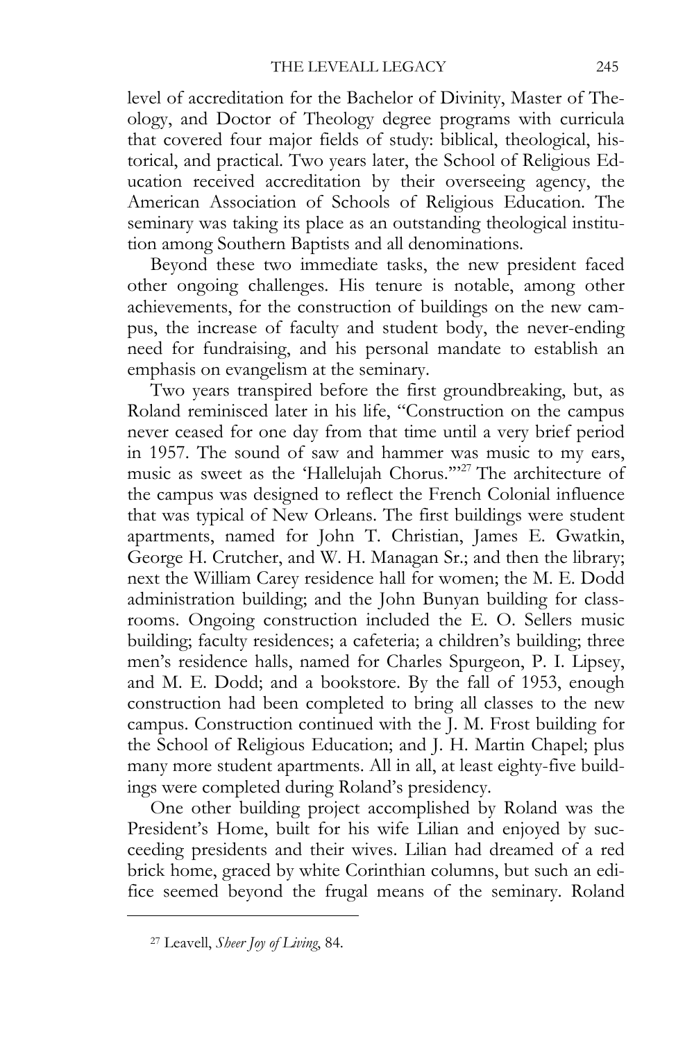level of accreditation for the Bachelor of Divinity, Master of Theology, and Doctor of Theology degree programs with curricula that covered four major fields of study: biblical, theological, historical, and practical. Two years later, the School of Religious Education received accreditation by their overseeing agency, the American Association of Schools of Religious Education. The seminary was taking its place as an outstanding theological institution among Southern Baptists and all denominations.

Beyond these two immediate tasks, the new president faced other ongoing challenges. His tenure is notable, among other achievements, for the construction of buildings on the new campus, the increase of faculty and student body, the never-ending need for fundraising, and his personal mandate to establish an emphasis on evangelism at the seminary.

Two years transpired before the first groundbreaking, but, as Roland reminisced later in his life, "Construction on the campus never ceased for one day from that time until a very brief period in 1957. The sound of saw and hammer was music to my ears, music as sweet as the 'Hallelujah Chorus.'"[27] The architecture of the campus was designed to reflect the French Colonial influence that was typical of New Orleans. The first buildings were student apartments, named for John T. Christian, James E. Gwatkin, George H. Crutcher, and W. H. Managan Sr.; and then the library; next the William Carey residence hall for women; the M. E. Dodd administration building; and the John Bunyan building for classrooms. Ongoing construction included the E. O. Sellers music building; faculty residences; a cafeteria; a children's building; three men's residence halls, named for Charles Spurgeon, P. I. Lipsey, and M. E. Dodd; and a bookstore. By the fall of 1953, enough construction had been completed to bring all classes to the new campus. Construction continued with the J. M. Frost building for the School of Religious Education; and J. H. Martin Chapel; plus many more student apartments. All in all, at least eighty-five buildings were completed during Roland's presidency.

One other building project accomplished by Roland was the President's Home, built for his wife Lilian and enjoyed by succeeding presidents and their wives. Lilian had dreamed of a red brick home, graced by white Corinthian columns, but such an edifice seemed beyond the frugal means of the seminary. Roland

---

[27] Leavell, *Sheer Joy of Living*, 84.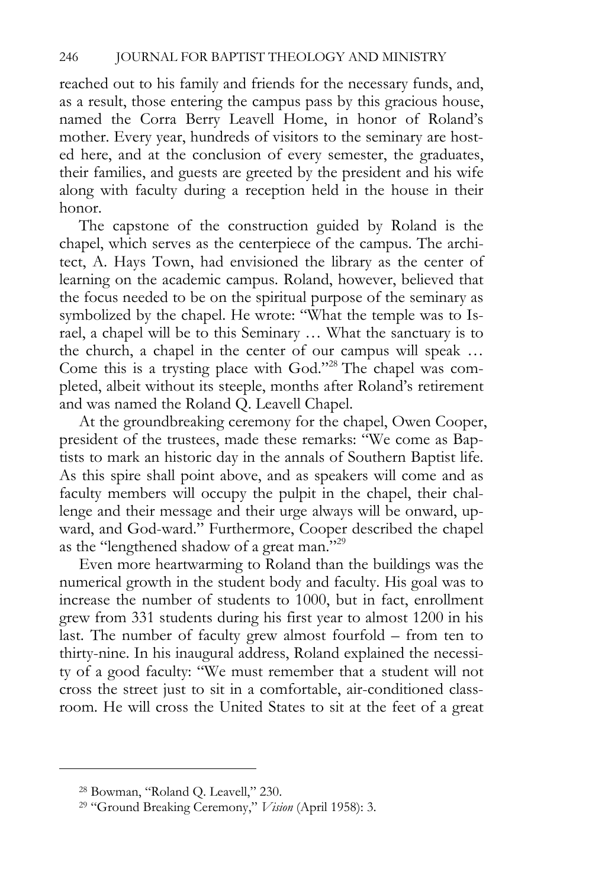reached out to his family and friends for the necessary funds, and, as a result, those entering the campus pass by this gracious house, named the Corra Berry Leavell Home, in honor of Roland's mother. Every year, hundreds of visitors to the seminary are hosted here, and at the conclusion of every semester, the graduates, their families, and guests are greeted by the president and his wife along with faculty during a reception held in the house in their honor.

The capstone of the construction guided by Roland is the chapel, which serves as the centerpiece of the campus. The architect, A. Hays Town, had envisioned the library as the center of learning on the academic campus. Roland, however, believed that the focus needed to be on the spiritual purpose of the seminary as symbolized by the chapel. He wrote: "What the temple was to Israel, a chapel will be to this Seminary … What the sanctuary is to the church, a chapel in the center of our campus will speak … Come this is a trysting place with God."[28] The chapel was completed, albeit without its steeple, months after Roland's retirement and was named the Roland Q. Leavell Chapel.

At the groundbreaking ceremony for the chapel, Owen Cooper, president of the trustees, made these remarks: "We come as Baptists to mark an historic day in the annals of Southern Baptist life. As this spire shall point above, and as speakers will come and as faculty members will occupy the pulpit in the chapel, their challenge and their message and their urge always will be onward, upward, and God-ward." Furthermore, Cooper described the chapel as the "lengthened shadow of a great man."[29]

Even more heartwarming to Roland than the buildings was the numerical growth in the student body and faculty. His goal was to increase the number of students to 1000, but in fact, enrollment grew from 331 students during his first year to almost 1200 in his last. The number of faculty grew almost fourfold – from ten to thirty-nine. In his inaugural address, Roland explained the necessity of a good faculty: "We must remember that a student will not cross the street just to sit in a comfortable, air-conditioned classroom. He will cross the United States to sit at the feet of a great

---

[28] Bowman, "Roland Q. Leavell," 230.

[29] "Ground Breaking Ceremony," *Vision* (April 1958): 3.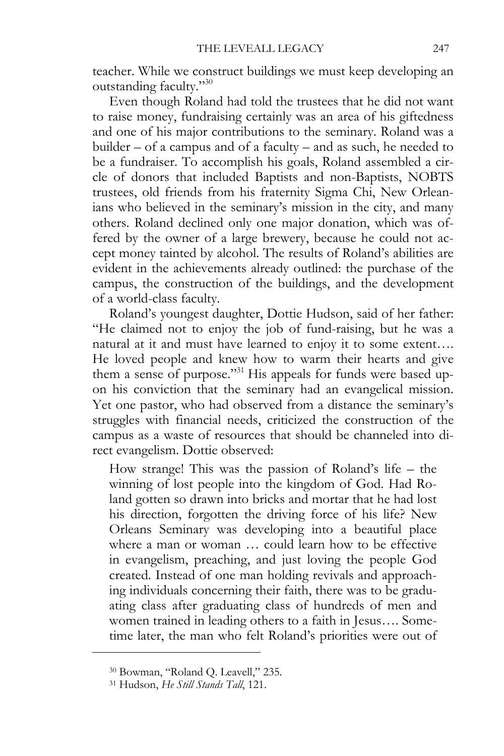teacher. While we construct buildings we must keep developing an outstanding faculty."[30]

Even though Roland had told the trustees that he did not want to raise money, fundraising certainly was an area of his giftedness and one of his major contributions to the seminary. Roland was a builder – of a campus and of a faculty – and as such, he needed to be a fundraiser. To accomplish his goals, Roland assembled a circle of donors that included Baptists and non-Baptists, NOBTS trustees, old friends from his fraternity Sigma Chi, New Orleanians who believed in the seminary's mission in the city, and many others. Roland declined only one major donation, which was offered by the owner of a large brewery, because he could not accept money tainted by alcohol. The results of Roland's abilities are evident in the achievements already outlined: the purchase of the campus, the construction of the buildings, and the development of a world-class faculty.

Roland's youngest daughter, Dottie Hudson, said of her father: "He claimed not to enjoy the job of fund-raising, but he was a natural at it and must have learned to enjoy it to some extent…. He loved people and knew how to warm their hearts and give them a sense of purpose."[31] His appeals for funds were based upon his conviction that the seminary had an evangelical mission. Yet one pastor, who had observed from a distance the seminary's struggles with financial needs, criticized the construction of the campus as a waste of resources that should be channeled into direct evangelism. Dottie observed:

> How strange! This was the passion of Roland's life – the winning of lost people into the kingdom of God. Had Roland gotten so drawn into bricks and mortar that he had lost his direction, forgotten the driving force of his life? New Orleans Seminary was developing into a beautiful place where a man or woman … could learn how to be effective in evangelism, preaching, and just loving the people God created. Instead of one man holding revivals and approaching individuals concerning their faith, there was to be graduating class after graduating class of hundreds of men and women trained in leading others to a faith in Jesus…. Sometime later, the man who felt Roland's priorities were out of

---

[30] Bowman, "Roland Q. Leavell," 235.

[31] Hudson, *He Still Stands Tall*, 121.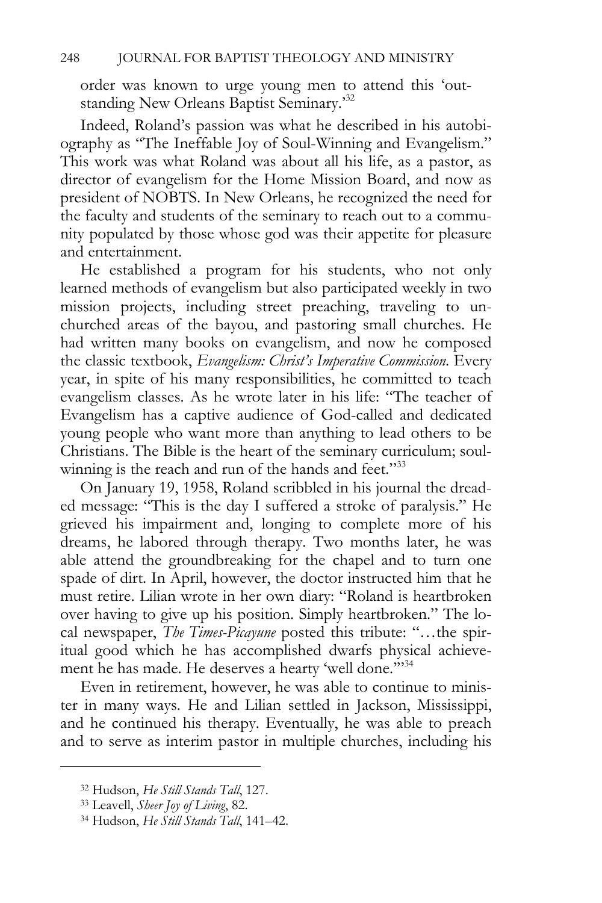order was known to urge young men to attend this 'outstanding New Orleans Baptist Seminary.'[32]

Indeed, Roland's passion was what he described in his autobiography as "The Ineffable Joy of Soul-Winning and Evangelism." This work was what Roland was about all his life, as a pastor, as director of evangelism for the Home Mission Board, and now as president of NOBTS. In New Orleans, he recognized the need for the faculty and students of the seminary to reach out to a community populated by those whose god was their appetite for pleasure and entertainment.

He established a program for his students, who not only learned methods of evangelism but also participated weekly in two mission projects, including street preaching, traveling to unchurched areas of the bayou, and pastoring small churches. He had written many books on evangelism, and now he composed the classic textbook, *Evangelism: Christ's Imperative Commission.* Every year, in spite of his many responsibilities, he committed to teach evangelism classes. As he wrote later in his life: "The teacher of Evangelism has a captive audience of God-called and dedicated young people who want more than anything to lead others to be Christians. The Bible is the heart of the seminary curriculum; soul-winning is the reach and run of the hands and feet."[33]

On January 19, 1958, Roland scribbled in his journal the dreaded message: "This is the day I suffered a stroke of paralysis." He grieved his impairment and, longing to complete more of his dreams, he labored through therapy. Two months later, he was able attend the groundbreaking for the chapel and to turn one spade of dirt. In April, however, the doctor instructed him that he must retire. Lilian wrote in her own diary: "Roland is heartbroken over having to give up his position. Simply heartbroken." The local newspaper, *The Times-Picayune* posted this tribute: "…the spiritual good which he has accomplished dwarfs physical achievement he has made. He deserves a hearty 'well done.'"[34]

Even in retirement, however, he was able to continue to minister in many ways. He and Lilian settled in Jackson, Mississippi, and he continued his therapy. Eventually, he was able to preach and to serve as interim pastor in multiple churches, including his

---

[32] Hudson, *He Still Stands Tall*, 127.

[33] Leavell, *Sheer Joy of Living*, 82.

[34] Hudson, *He Still Stands Tall*, 141–42.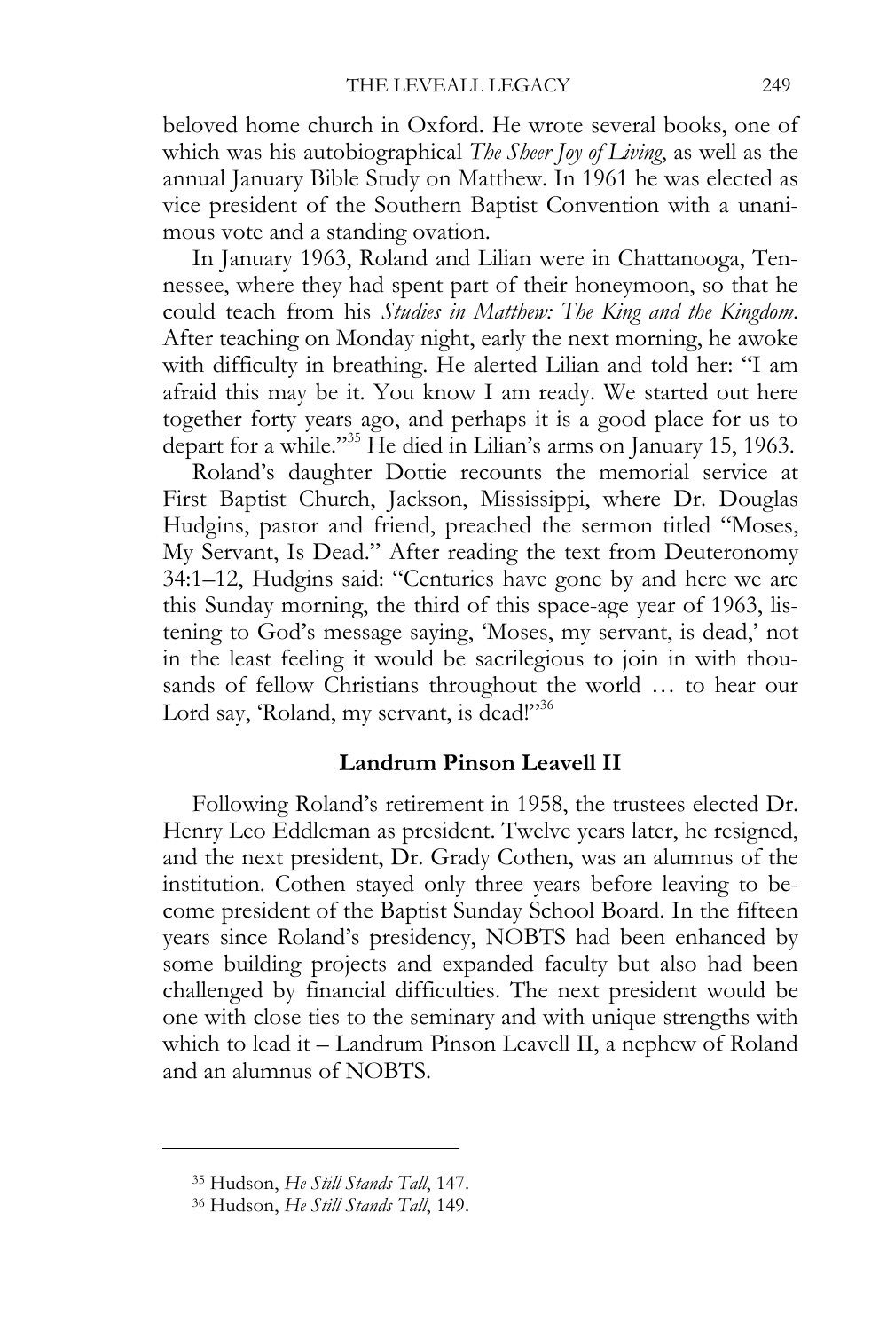beloved home church in Oxford. He wrote several books, one of which was his autobiographical *The Sheer Joy of Living*, as well as the annual January Bible Study on Matthew. In 1961 he was elected as vice president of the Southern Baptist Convention with a unanimous vote and a standing ovation.

In January 1963, Roland and Lilian were in Chattanooga, Tennessee, where they had spent part of their honeymoon, so that he could teach from his *Studies in Matthew: The King and the Kingdom*. After teaching on Monday night, early the next morning, he awoke with difficulty in breathing. He alerted Lilian and told her: "I am afraid this may be it. You know I am ready. We started out here together forty years ago, and perhaps it is a good place for us to depart for a while."[35] He died in Lilian's arms on January 15, 1963.

Roland's daughter Dottie recounts the memorial service at First Baptist Church, Jackson, Mississippi, where Dr. Douglas Hudgins, pastor and friend, preached the sermon titled "Moses, My Servant, Is Dead." After reading the text from Deuteronomy 34:1–12, Hudgins said: "Centuries have gone by and here we are this Sunday morning, the third of this space-age year of 1963, listening to God's message saying, 'Moses, my servant, is dead,' not in the least feeling it would be sacrilegious to join in with thousands of fellow Christians throughout the world … to hear our Lord say, 'Roland, my servant, is dead!'"[36]

### Landrum Pinson Leavell II

Following Roland's retirement in 1958, the trustees elected Dr. Henry Leo Eddleman as president. Twelve years later, he resigned, and the next president, Dr. Grady Cothen, was an alumnus of the institution. Cothen stayed only three years before leaving to become president of the Baptist Sunday School Board. In the fifteen years since Roland's presidency, NOBTS had been enhanced by some building projects and expanded faculty but also had been challenged by financial difficulties. The next president would be one with close ties to the seminary and with unique strengths with which to lead it – Landrum Pinson Leavell II, a nephew of Roland and an alumnus of NOBTS.

---

[35] Hudson, *He Still Stands Tall*, 147.

[36] Hudson, *He Still Stands Tall*, 149.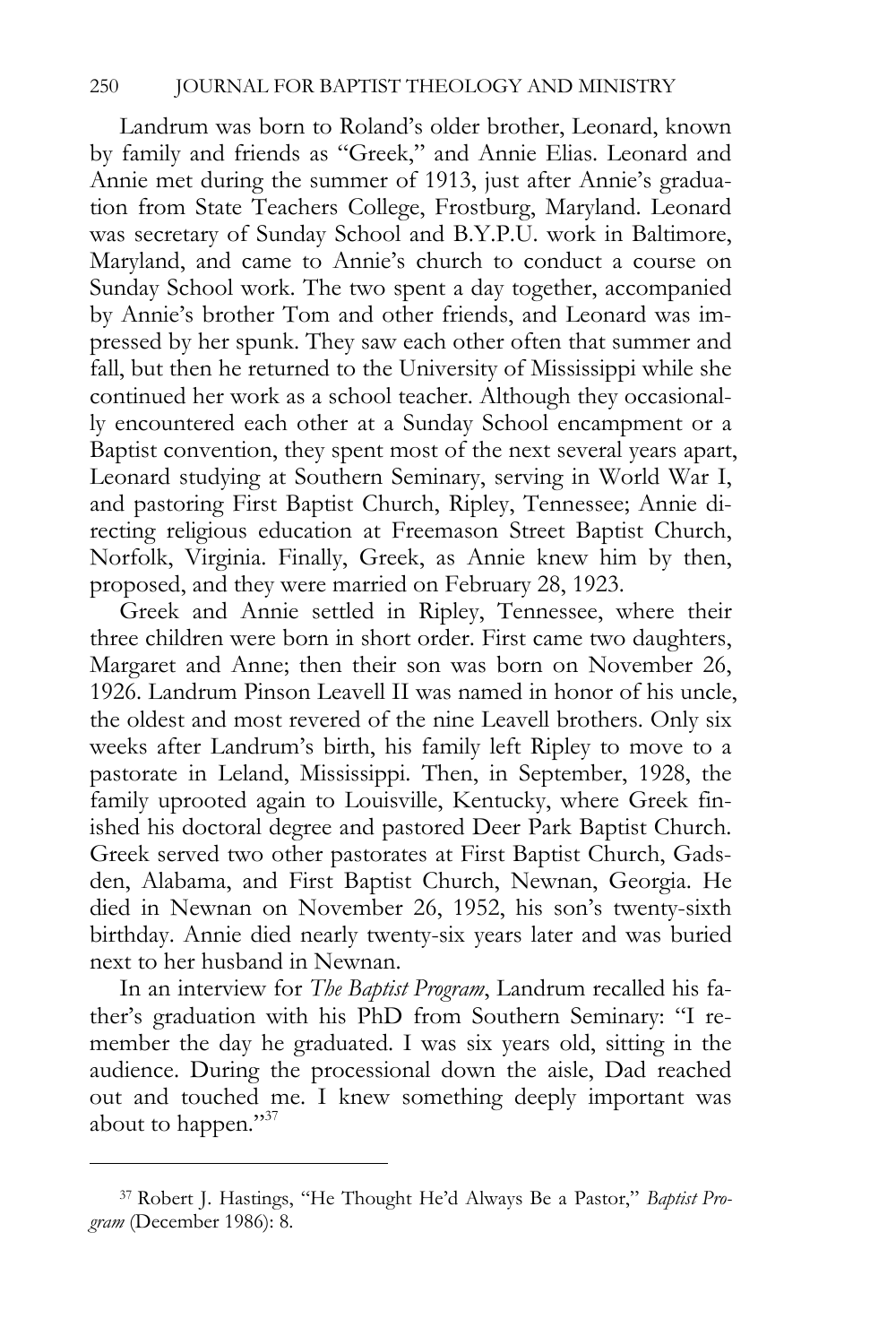Landrum was born to Roland's older brother, Leonard, known by family and friends as "Greek," and Annie Elias. Leonard and Annie met during the summer of 1913, just after Annie's graduation from State Teachers College, Frostburg, Maryland. Leonard was secretary of Sunday School and B.Y.P.U. work in Baltimore, Maryland, and came to Annie's church to conduct a course on Sunday School work. The two spent a day together, accompanied by Annie's brother Tom and other friends, and Leonard was impressed by her spunk. They saw each other often that summer and fall, but then he returned to the University of Mississippi while she continued her work as a school teacher. Although they occasionally encountered each other at a Sunday School encampment or a Baptist convention, they spent most of the next several years apart, Leonard studying at Southern Seminary, serving in World War I, and pastoring First Baptist Church, Ripley, Tennessee; Annie directing religious education at Freemason Street Baptist Church, Norfolk, Virginia. Finally, Greek, as Annie knew him by then, proposed, and they were married on February 28, 1923.

Greek and Annie settled in Ripley, Tennessee, where their three children were born in short order. First came two daughters, Margaret and Anne; then their son was born on November 26, 1926. Landrum Pinson Leavell II was named in honor of his uncle, the oldest and most revered of the nine Leavell brothers. Only six weeks after Landrum's birth, his family left Ripley to move to a pastorate in Leland, Mississippi. Then, in September, 1928, the family uprooted again to Louisville, Kentucky, where Greek finished his doctoral degree and pastored Deer Park Baptist Church. Greek served two other pastorates at First Baptist Church, Gadsden, Alabama, and First Baptist Church, Newnan, Georgia. He died in Newnan on November 26, 1952, his son's twenty-sixth birthday. Annie died nearly twenty-six years later and was buried next to her husband in Newnan.

In an interview for *The Baptist Program*, Landrum recalled his father's graduation with his PhD from Southern Seminary: "I remember the day he graduated. I was six years old, sitting in the audience. During the processional down the aisle, Dad reached out and touched me. I knew something deeply important was about to happen."[37]

---

[37] Robert J. Hastings, "He Thought He'd Always Be a Pastor," *Baptist Program* (December 1986): 8.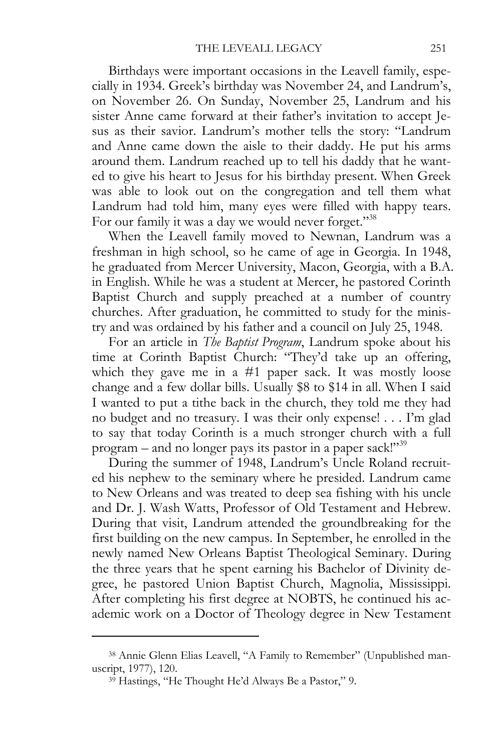Birthdays were important occasions in the Leavell family, especially in 1934. Greek's birthday was November 24, and Landrum's, on November 26. On Sunday, November 25, Landrum and his sister Anne came forward at their father's invitation to accept Jesus as their savior. Landrum's mother tells the story: "Landrum and Anne came down the aisle to their daddy. He put his arms around them. Landrum reached up to tell his daddy that he wanted to give his heart to Jesus for his birthday present. When Greek was able to look out on the congregation and tell them what Landrum had told him, many eyes were filled with happy tears. For our family it was a day we would never forget."[38]

When the Leavell family moved to Newnan, Landrum was a freshman in high school, so he came of age in Georgia. In 1948, he graduated from Mercer University, Macon, Georgia, with a B.A. in English. While he was a student at Mercer, he pastored Corinth Baptist Church and supply preached at a number of country churches. After graduation, he committed to study for the ministry and was ordained by his father and a council on July 25, 1948.

For an article in *The Baptist Program*, Landrum spoke about his time at Corinth Baptist Church: "They'd take up an offering, which they gave me in a #1 paper sack. It was mostly loose change and a few dollar bills. Usually $8 to $14 in all. When I said I wanted to put a tithe back in the church, they told me they had no budget and no treasury. I was their only expense! . . . I'm glad to say that today Corinth is a much stronger church with a full program – and no longer pays its pastor in a paper sack!"[39]

During the summer of 1948, Landrum's Uncle Roland recruited his nephew to the seminary where he presided. Landrum came to New Orleans and was treated to deep sea fishing with his uncle and Dr. J. Wash Watts, Professor of Old Testament and Hebrew. During that visit, Landrum attended the groundbreaking for the first building on the new campus. In September, he enrolled in the newly named New Orleans Baptist Theological Seminary. During the three years that he spent earning his Bachelor of Divinity degree, he pastored Union Baptist Church, Magnolia, Mississippi. After completing his first degree at NOBTS, he continued his academic work on a Doctor of Theology degree in New Testament

---

[38] Annie Glenn Elias Leavell, "A Family to Remember" (Unpublished manuscript, 1977), 120.

[39] Hastings, "He Thought He'd Always Be a Pastor," 9.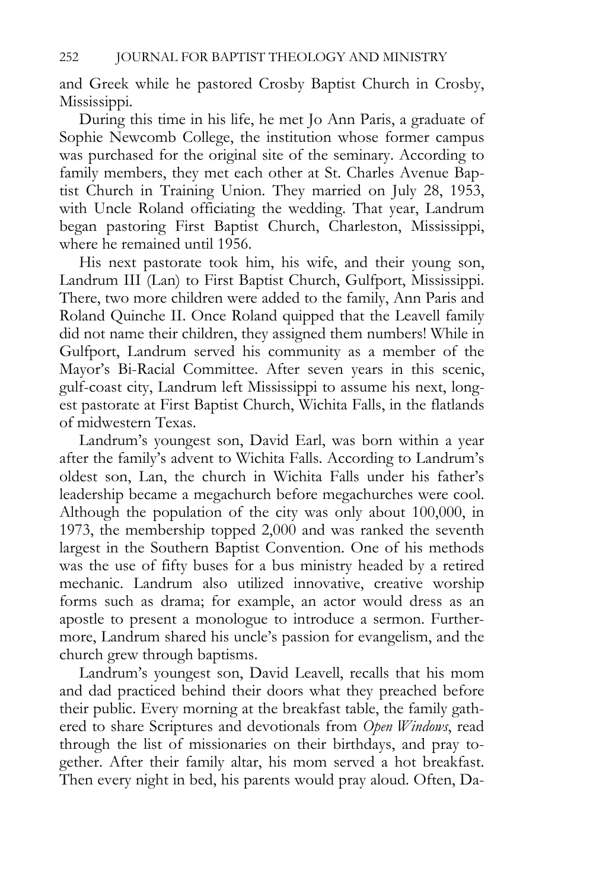and Greek while he pastored Crosby Baptist Church in Crosby, Mississippi.

During this time in his life, he met Jo Ann Paris, a graduate of Sophie Newcomb College, the institution whose former campus was purchased for the original site of the seminary. According to family members, they met each other at St. Charles Avenue Baptist Church in Training Union. They married on July 28, 1953, with Uncle Roland officiating the wedding. That year, Landrum began pastoring First Baptist Church, Charleston, Mississippi, where he remained until 1956.

His next pastorate took him, his wife, and their young son, Landrum III (Lan) to First Baptist Church, Gulfport, Mississippi. There, two more children were added to the family, Ann Paris and Roland Quinche II. Once Roland quipped that the Leavell family did not name their children, they assigned them numbers! While in Gulfport, Landrum served his community as a member of the Mayor's Bi-Racial Committee. After seven years in this scenic, gulf-coast city, Landrum left Mississippi to assume his next, longest pastorate at First Baptist Church, Wichita Falls, in the flatlands of midwestern Texas.

Landrum's youngest son, David Earl, was born within a year after the family's advent to Wichita Falls. According to Landrum's oldest son, Lan, the church in Wichita Falls under his father's leadership became a megachurch before megachurches were cool. Although the population of the city was only about 100,000, in 1973, the membership topped 2,000 and was ranked the seventh largest in the Southern Baptist Convention. One of his methods was the use of fifty buses for a bus ministry headed by a retired mechanic. Landrum also utilized innovative, creative worship forms such as drama; for example, an actor would dress as an apostle to present a monologue to introduce a sermon. Furthermore, Landrum shared his uncle's passion for evangelism, and the church grew through baptisms.

Landrum's youngest son, David Leavell, recalls that his mom and dad practiced behind their doors what they preached before their public. Every morning at the breakfast table, the family gathered to share Scriptures and devotionals from *Open Windows*, read through the list of missionaries on their birthdays, and pray together. After their family altar, his mom served a hot breakfast. Then every night in bed, his parents would pray aloud. Often, Da-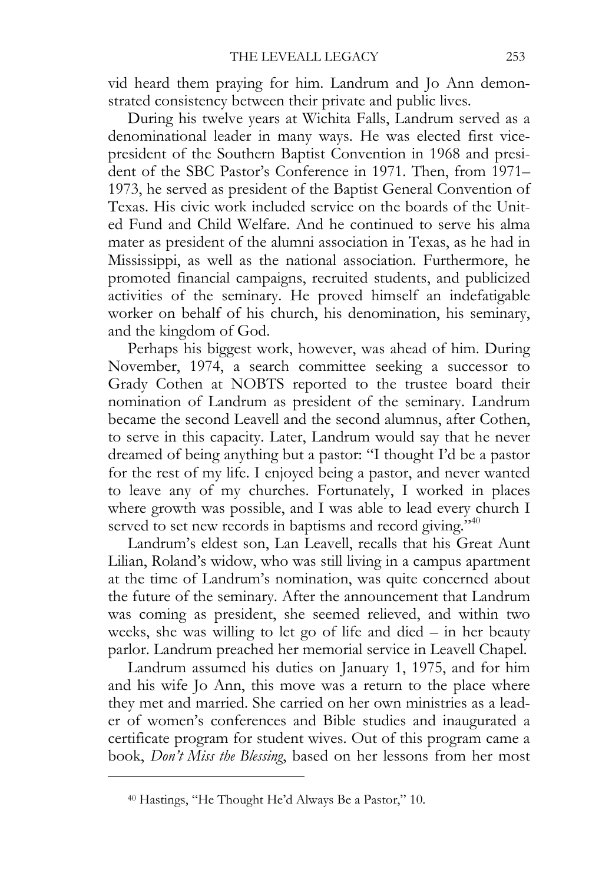vid heard them praying for him. Landrum and Jo Ann demonstrated consistency between their private and public lives.

During his twelve years at Wichita Falls, Landrum served as a denominational leader in many ways. He was elected first vice-president of the Southern Baptist Convention in 1968 and president of the SBC Pastor's Conference in 1971. Then, from 1971–1973, he served as president of the Baptist General Convention of Texas. His civic work included service on the boards of the United Fund and Child Welfare. And he continued to serve his alma mater as president of the alumni association in Texas, as he had in Mississippi, as well as the national association. Furthermore, he promoted financial campaigns, recruited students, and publicized activities of the seminary. He proved himself an indefatigable worker on behalf of his church, his denomination, his seminary, and the kingdom of God.

Perhaps his biggest work, however, was ahead of him. During November, 1974, a search committee seeking a successor to Grady Cothen at NOBTS reported to the trustee board their nomination of Landrum as president of the seminary. Landrum became the second Leavell and the second alumnus, after Cothen, to serve in this capacity. Later, Landrum would say that he never dreamed of being anything but a pastor: "I thought I'd be a pastor for the rest of my life. I enjoyed being a pastor, and never wanted to leave any of my churches. Fortunately, I worked in places where growth was possible, and I was able to lead every church I served to set new records in baptisms and record giving."[40]

Landrum's eldest son, Lan Leavell, recalls that his Great Aunt Lilian, Roland's widow, who was still living in a campus apartment at the time of Landrum's nomination, was quite concerned about the future of the seminary. After the announcement that Landrum was coming as president, she seemed relieved, and within two weeks, she was willing to let go of life and died – in her beauty parlor. Landrum preached her memorial service in Leavell Chapel.

Landrum assumed his duties on January 1, 1975, and for him and his wife Jo Ann, this move was a return to the place where they met and married. She carried on her own ministries as a leader of women's conferences and Bible studies and inaugurated a certificate program for student wives. Out of this program came a book, *Don't Miss the Blessing*, based on her lessons from her most

---

[40] Hastings, "He Thought He'd Always Be a Pastor," 10.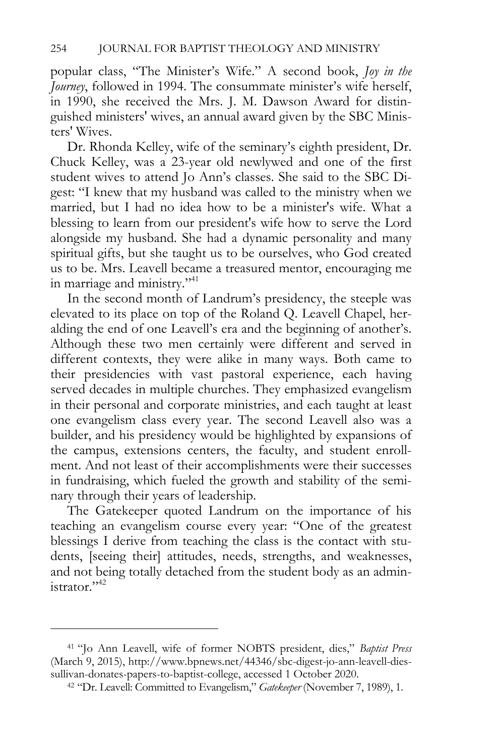popular class, "The Minister's Wife." A second book, *Joy in the Journey*, followed in 1994. The consummate minister's wife herself, in 1990, she received the Mrs. J. M. Dawson Award for distinguished ministers' wives, an annual award given by the SBC Ministers' Wives.

Dr. Rhonda Kelley, wife of the seminary's eighth president, Dr. Chuck Kelley, was a 23-year old newlywed and one of the first student wives to attend Jo Ann's classes. She said to the SBC Digest: "I knew that my husband was called to the ministry when we married, but I had no idea how to be a minister's wife. What a blessing to learn from our president's wife how to serve the Lord alongside my husband. She had a dynamic personality and many spiritual gifts, but she taught us to be ourselves, who God created us to be. Mrs. Leavell became a treasured mentor, encouraging me in marriage and ministry."[41]

In the second month of Landrum's presidency, the steeple was elevated to its place on top of the Roland Q. Leavell Chapel, heralding the end of one Leavell's era and the beginning of another's. Although these two men certainly were different and served in different contexts, they were alike in many ways. Both came to their presidencies with vast pastoral experience, each having served decades in multiple churches. They emphasized evangelism in their personal and corporate ministries, and each taught at least one evangelism class every year. The second Leavell also was a builder, and his presidency would be highlighted by expansions of the campus, extensions centers, the faculty, and student enrollment. And not least of their accomplishments were their successes in fundraising, which fueled the growth and stability of the seminary through their years of leadership.

The Gatekeeper quoted Landrum on the importance of his teaching an evangelism course every year: "One of the greatest blessings I derive from teaching the class is the contact with students, [seeing their] attitudes, needs, strengths, and weaknesses, and not being totally detached from the student body as an administrator."[42]

---

[41] "Jo Ann Leavell, wife of former NOBTS president, dies," *Baptist Press* (March 9, 2015), http://www.bpnews.net/44346/sbc-digest-jo-ann-leavell-dies-sullivan-donates-papers-to-baptist-college, accessed 1 October 2020.

[42] "Dr. Leavell: Committed to Evangelism," *Gatekeeper* (November 7, 1989), 1.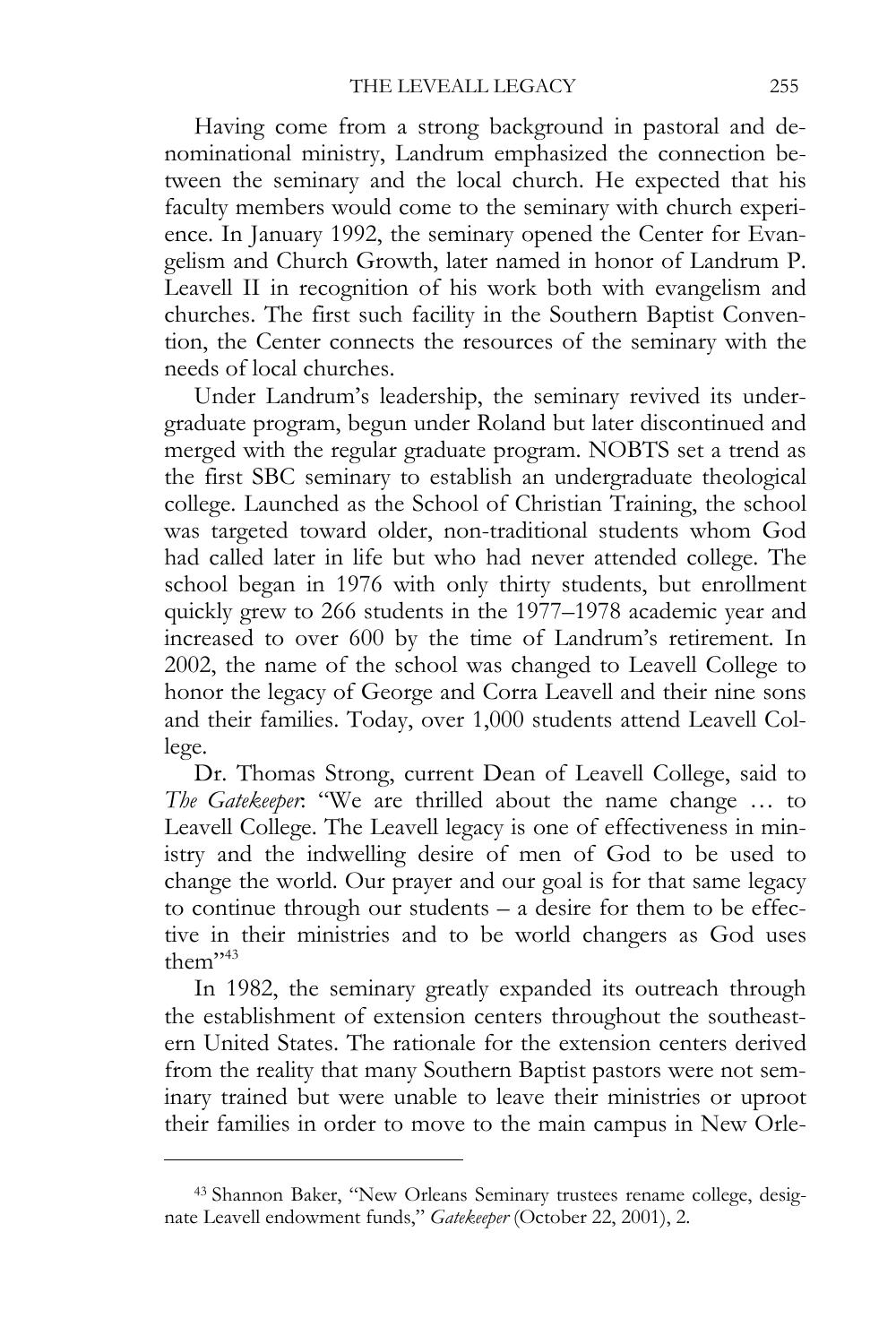Having come from a strong background in pastoral and denominational ministry, Landrum emphasized the connection between the seminary and the local church. He expected that his faculty members would come to the seminary with church experience. In January 1992, the seminary opened the Center for Evangelism and Church Growth, later named in honor of Landrum P. Leavell II in recognition of his work both with evangelism and churches. The first such facility in the Southern Baptist Convention, the Center connects the resources of the seminary with the needs of local churches.

Under Landrum's leadership, the seminary revived its undergraduate program, begun under Roland but later discontinued and merged with the regular graduate program. NOBTS set a trend as the first SBC seminary to establish an undergraduate theological college. Launched as the School of Christian Training, the school was targeted toward older, non-traditional students whom God had called later in life but who had never attended college. The school began in 1976 with only thirty students, but enrollment quickly grew to 266 students in the 1977–1978 academic year and increased to over 600 by the time of Landrum's retirement. In 2002, the name of the school was changed to Leavell College to honor the legacy of George and Corra Leavell and their nine sons and their families. Today, over 1,000 students attend Leavell College.

Dr. Thomas Strong, current Dean of Leavell College, said to *The Gatekeeper*: "We are thrilled about the name change … to Leavell College. The Leavell legacy is one of effectiveness in ministry and the indwelling desire of men of God to be used to change the world. Our prayer and our goal is for that same legacy to continue through our students – a desire for them to be effective in their ministries and to be world changers as God uses them"[43]

In 1982, the seminary greatly expanded its outreach through the establishment of extension centers throughout the southeastern United States. The rationale for the extension centers derived from the reality that many Southern Baptist pastors were not seminary trained but were unable to leave their ministries or uproot their families in order to move to the main campus in New Orle-

---

[43] Shannon Baker, "New Orleans Seminary trustees rename college, designate Leavell endowment funds," *Gatekeeper* (October 22, 2001), 2.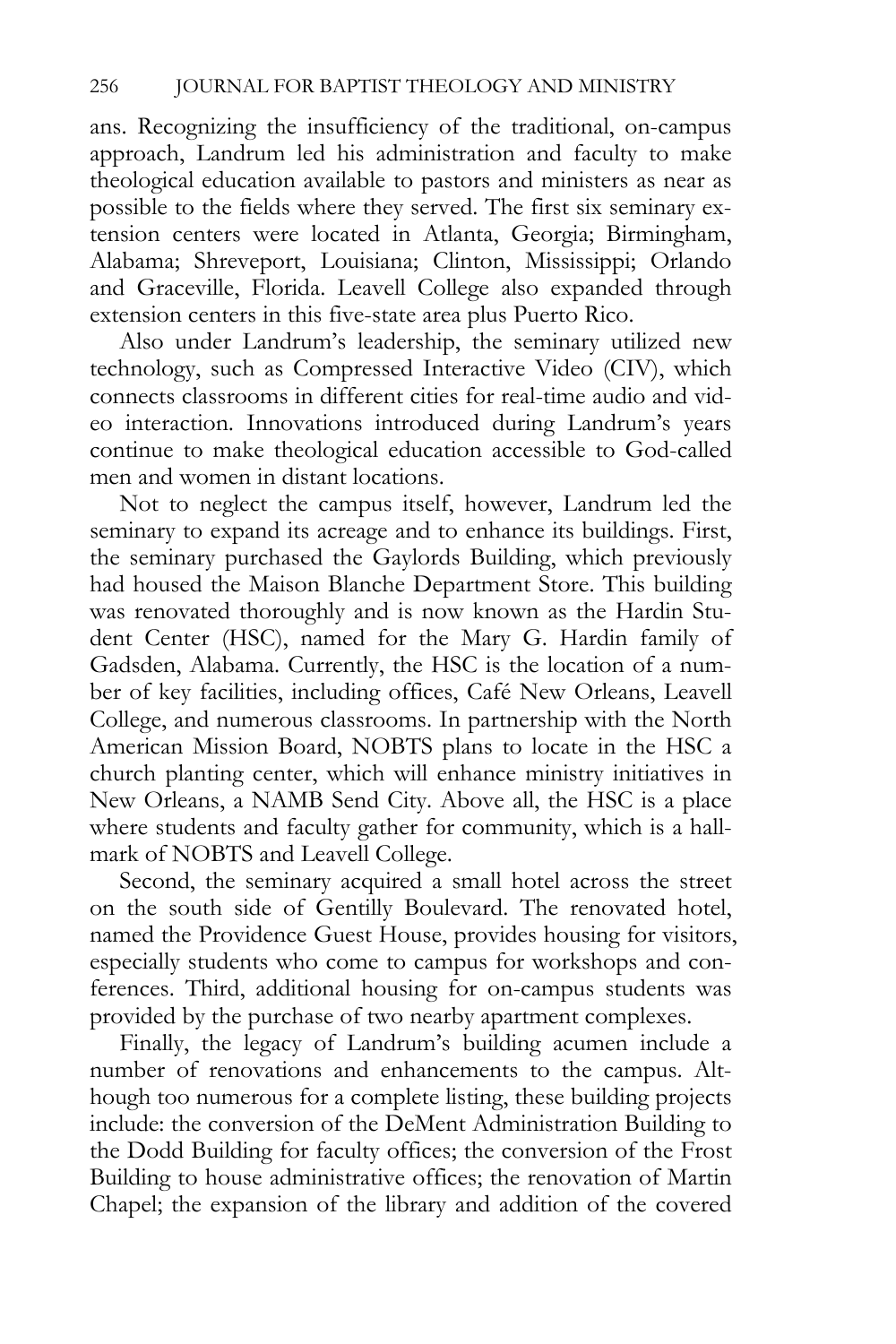ans. Recognizing the insufficiency of the traditional, on-campus approach, Landrum led his administration and faculty to make theological education available to pastors and ministers as near as possible to the fields where they served. The first six seminary extension centers were located in Atlanta, Georgia; Birmingham, Alabama; Shreveport, Louisiana; Clinton, Mississippi; Orlando and Graceville, Florida. Leavell College also expanded through extension centers in this five-state area plus Puerto Rico.

Also under Landrum's leadership, the seminary utilized new technology, such as Compressed Interactive Video (CIV), which connects classrooms in different cities for real-time audio and video interaction. Innovations introduced during Landrum's years continue to make theological education accessible to God-called men and women in distant locations.

Not to neglect the campus itself, however, Landrum led the seminary to expand its acreage and to enhance its buildings. First, the seminary purchased the Gaylords Building, which previously had housed the Maison Blanche Department Store. This building was renovated thoroughly and is now known as the Hardin Student Center (HSC), named for the Mary G. Hardin family of Gadsden, Alabama. Currently, the HSC is the location of a number of key facilities, including offices, Café New Orleans, Leavell College, and numerous classrooms. In partnership with the North American Mission Board, NOBTS plans to locate in the HSC a church planting center, which will enhance ministry initiatives in New Orleans, a NAMB Send City. Above all, the HSC is a place where students and faculty gather for community, which is a hallmark of NOBTS and Leavell College.

Second, the seminary acquired a small hotel across the street on the south side of Gentilly Boulevard. The renovated hotel, named the Providence Guest House, provides housing for visitors, especially students who come to campus for workshops and conferences. Third, additional housing for on-campus students was provided by the purchase of two nearby apartment complexes.

Finally, the legacy of Landrum's building acumen include a number of renovations and enhancements to the campus. Although too numerous for a complete listing, these building projects include: the conversion of the DeMent Administration Building to the Dodd Building for faculty offices; the conversion of the Frost Building to house administrative offices; the renovation of Martin Chapel; the expansion of the library and addition of the covered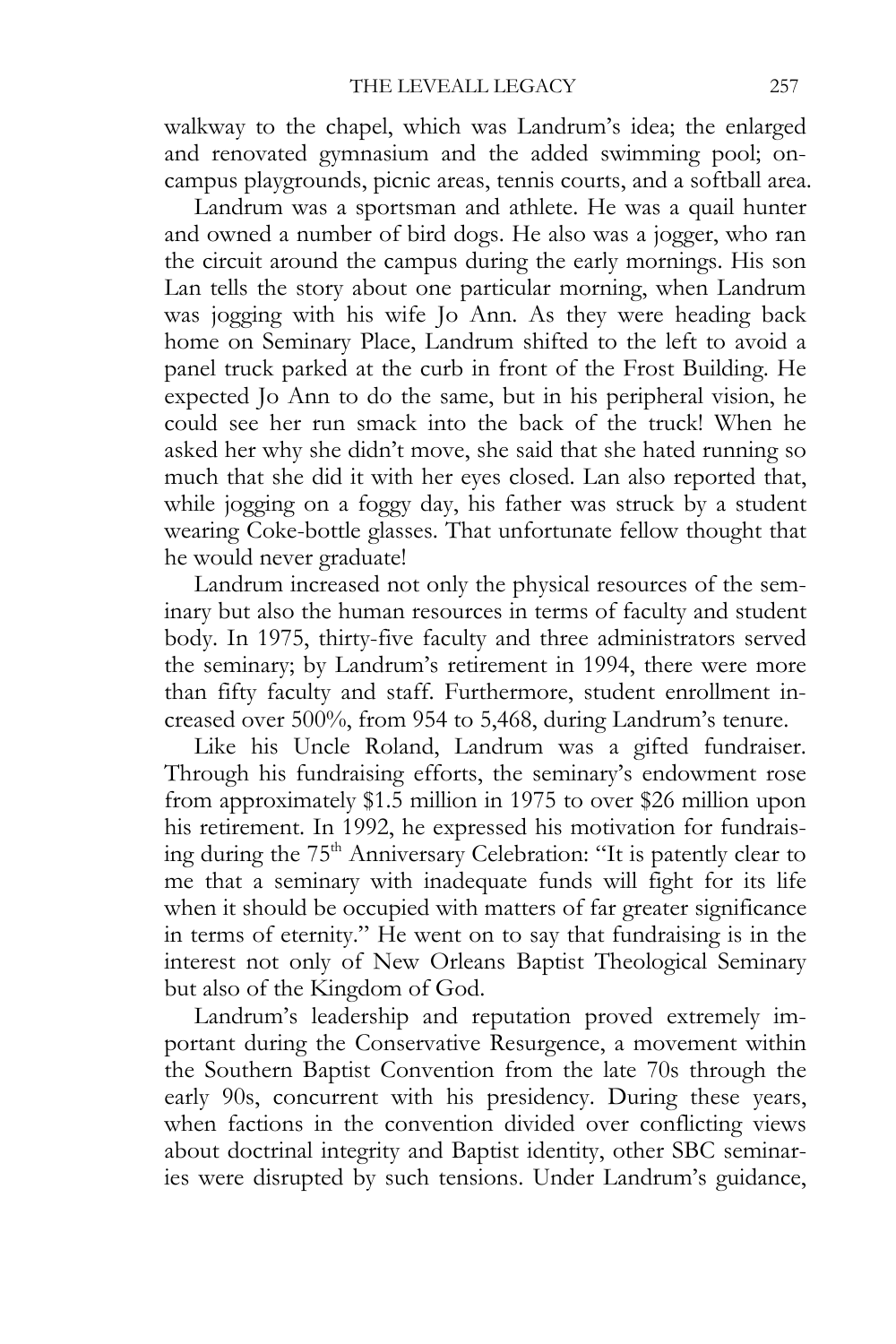walkway to the chapel, which was Landrum's idea; the enlarged and renovated gymnasium and the added swimming pool; on-campus playgrounds, picnic areas, tennis courts, and a softball area.

Landrum was a sportsman and athlete. He was a quail hunter and owned a number of bird dogs. He also was a jogger, who ran the circuit around the campus during the early mornings. His son Lan tells the story about one particular morning, when Landrum was jogging with his wife Jo Ann. As they were heading back home on Seminary Place, Landrum shifted to the left to avoid a panel truck parked at the curb in front of the Frost Building. He expected Jo Ann to do the same, but in his peripheral vision, he could see her run smack into the back of the truck! When he asked her why she didn't move, she said that she hated running so much that she did it with her eyes closed. Lan also reported that, while jogging on a foggy day, his father was struck by a student wearing Coke-bottle glasses. That unfortunate fellow thought that he would never graduate!

Landrum increased not only the physical resources of the seminary but also the human resources in terms of faculty and student body. In 1975, thirty-five faculty and three administrators served the seminary; by Landrum's retirement in 1994, there were more than fifty faculty and staff. Furthermore, student enrollment increased over 500%, from 954 to 5,468, during Landrum's tenure.

Like his Uncle Roland, Landrum was a gifted fundraiser. Through his fundraising efforts, the seminary's endowment rose from approximately $1.5 million in 1975 to over $26 million upon his retirement. In 1992, he expressed his motivation for fundraising during the 75th Anniversary Celebration: "It is patently clear to me that a seminary with inadequate funds will fight for its life when it should be occupied with matters of far greater significance in terms of eternity." He went on to say that fundraising is in the interest not only of New Orleans Baptist Theological Seminary but also of the Kingdom of God.

Landrum's leadership and reputation proved extremely important during the Conservative Resurgence, a movement within the Southern Baptist Convention from the late 70s through the early 90s, concurrent with his presidency. During these years, when factions in the convention divided over conflicting views about doctrinal integrity and Baptist identity, other SBC seminaries were disrupted by such tensions. Under Landrum's guidance,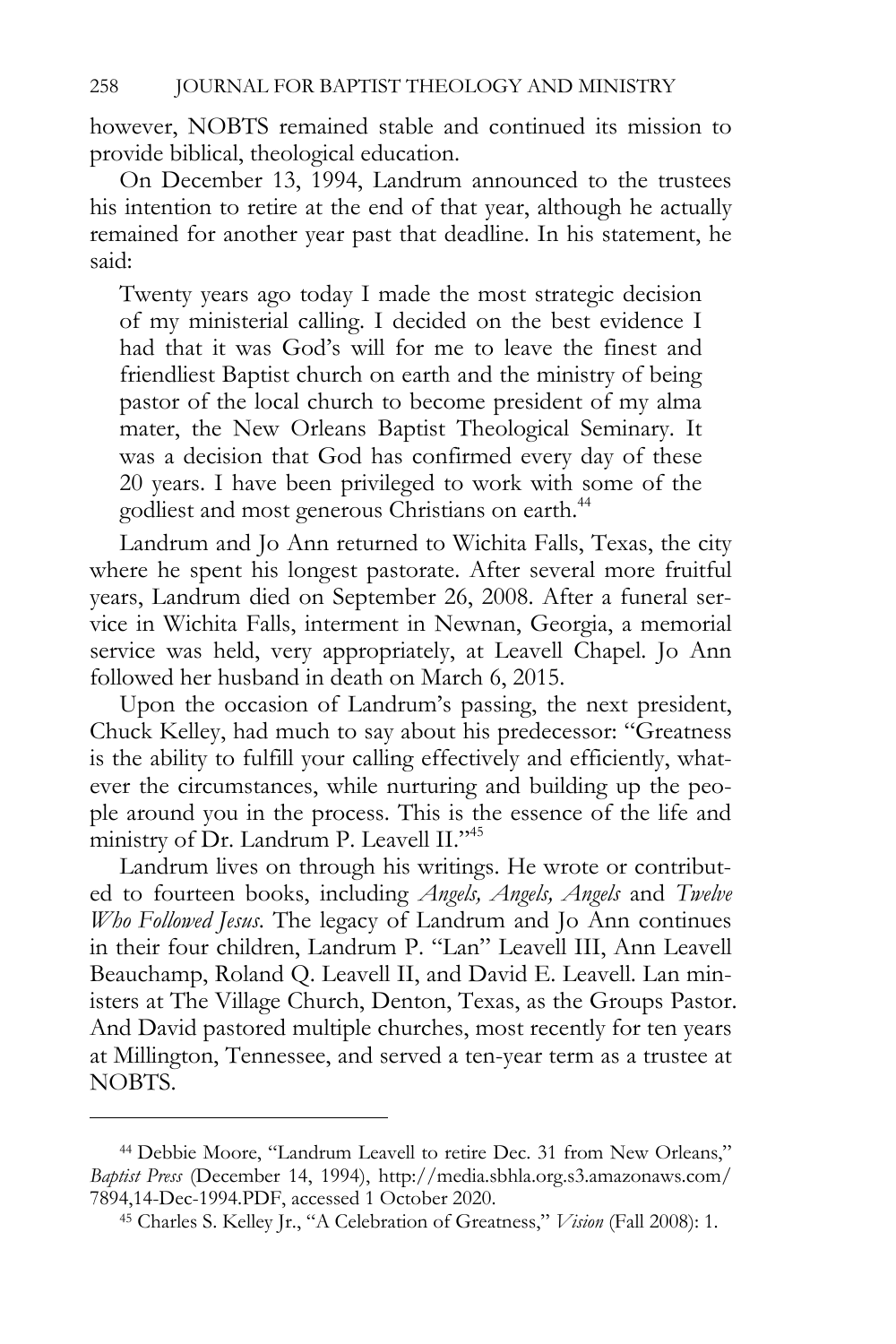however, NOBTS remained stable and continued its mission to provide biblical, theological education.

On December 13, 1994, Landrum announced to the trustees his intention to retire at the end of that year, although he actually remained for another year past that deadline. In his statement, he said:

> Twenty years ago today I made the most strategic decision of my ministerial calling. I decided on the best evidence I had that it was God's will for me to leave the finest and friendliest Baptist church on earth and the ministry of being pastor of the local church to become president of my alma mater, the New Orleans Baptist Theological Seminary. It was a decision that God has confirmed every day of these 20 years. I have been privileged to work with some of the godliest and most generous Christians on earth.[44]

Landrum and Jo Ann returned to Wichita Falls, Texas, the city where he spent his longest pastorate. After several more fruitful years, Landrum died on September 26, 2008. After a funeral service in Wichita Falls, interment in Newnan, Georgia, a memorial service was held, very appropriately, at Leavell Chapel. Jo Ann followed her husband in death on March 6, 2015.

Upon the occasion of Landrum's passing, the next president, Chuck Kelley, had much to say about his predecessor: "Greatness is the ability to fulfill your calling effectively and efficiently, whatever the circumstances, while nurturing and building up the people around you in the process. This is the essence of the life and ministry of Dr. Landrum P. Leavell II."[45]

Landrum lives on through his writings. He wrote or contributed to fourteen books, including *Angels, Angels, Angels* and *Twelve Who Followed Jesus*. The legacy of Landrum and Jo Ann continues in their four children, Landrum P. "Lan" Leavell III, Ann Leavell Beauchamp, Roland Q. Leavell II, and David E. Leavell. Lan ministers at The Village Church, Denton, Texas, as the Groups Pastor. And David pastored multiple churches, most recently for ten years at Millington, Tennessee, and served a ten-year term as a trustee at NOBTS.

---

[44] Debbie Moore, "Landrum Leavell to retire Dec. 31 from New Orleans," *Baptist Press* (December 14, 1994), http://media.sbhla.org.s3.amazonaws.com/7894,14-Dec-1994.PDF, accessed 1 October 2020.

[45] Charles S. Kelley Jr., "A Celebration of Greatness," *Vision* (Fall 2008): 1.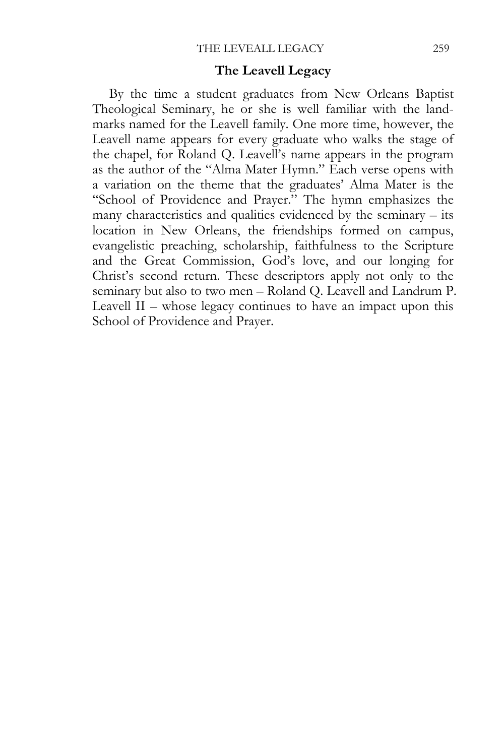## The Leavell Legacy

By the time a student graduates from New Orleans Baptist Theological Seminary, he or she is well familiar with the land-marks named for the Leavell family. One more time, however, the Leavell name appears for every graduate who walks the stage of the chapel, for Roland Q. Leavell's name appears in the program as the author of the "Alma Mater Hymn." Each verse opens with a variation on the theme that the graduates' Alma Mater is the "School of Providence and Prayer." The hymn emphasizes the many characteristics and qualities evidenced by the seminary – its location in New Orleans, the friendships formed on campus, evangelistic preaching, scholarship, faithfulness to the Scripture and the Great Commission, God's love, and our longing for Christ's second return. These descriptors apply not only to the seminary but also to two men – Roland Q. Leavell and Landrum P. Leavell II – whose legacy continues to have an impact upon this School of Providence and Prayer.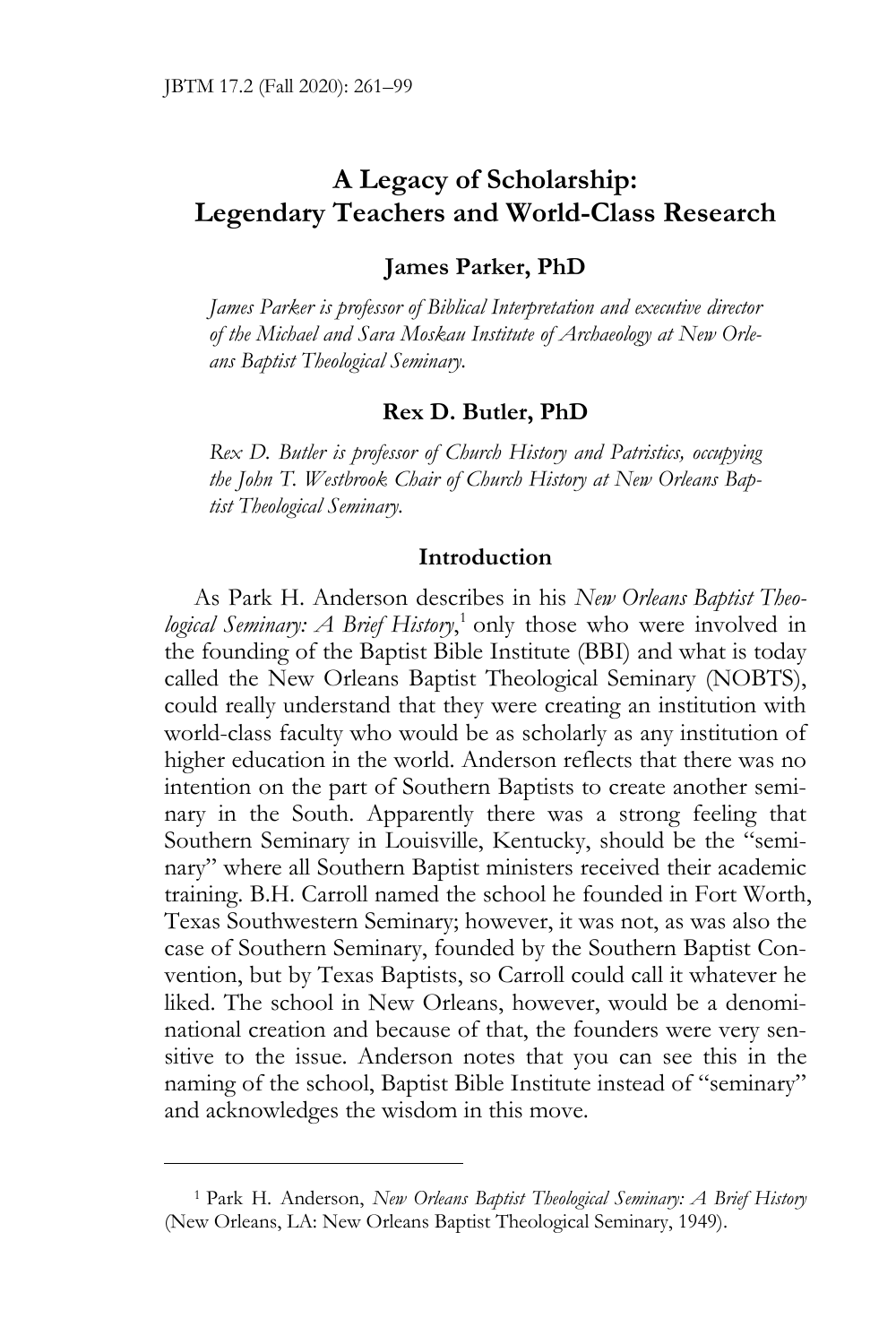# A Legacy of Scholarship: Legendary Teachers and World-Class Research

**James Parker, PhD**

*James Parker is professor of Biblical Interpretation and executive director of the Michael and Sara Moskau Institute of Archaeology at New Orleans Baptist Theological Seminary.*

**Rex D. Butler, PhD**

*Rex D. Butler is professor of Church History and Patristics, occupying the John T. Westbrook Chair of Church History at New Orleans Baptist Theological Seminary.*

## Introduction

As Park H. Anderson describes in his *New Orleans Baptist Theological Seminary: A Brief History*,[1] only those who were involved in the founding of the Baptist Bible Institute (BBI) and what is today called the New Orleans Baptist Theological Seminary (NOBTS), could really understand that they were creating an institution with world-class faculty who would be as scholarly as any institution of higher education in the world. Anderson reflects that there was no intention on the part of Southern Baptists to create another seminary in the South. Apparently there was a strong feeling that Southern Seminary in Louisville, Kentucky, should be the "seminary" where all Southern Baptist ministers received their academic training. B.H. Carroll named the school he founded in Fort Worth, Texas Southwestern Seminary; however, it was not, as was also the case of Southern Seminary, founded by the Southern Baptist Convention, but by Texas Baptists, so Carroll could call it whatever he liked. The school in New Orleans, however, would be a denominational creation and because of that, the founders were very sensitive to the issue. Anderson notes that you can see this in the naming of the school, Baptist Bible Institute instead of "seminary" and acknowledges the wisdom in this move.

---

[1] Park H. Anderson, *New Orleans Baptist Theological Seminary: A Brief History* (New Orleans, LA: New Orleans Baptist Theological Seminary, 1949).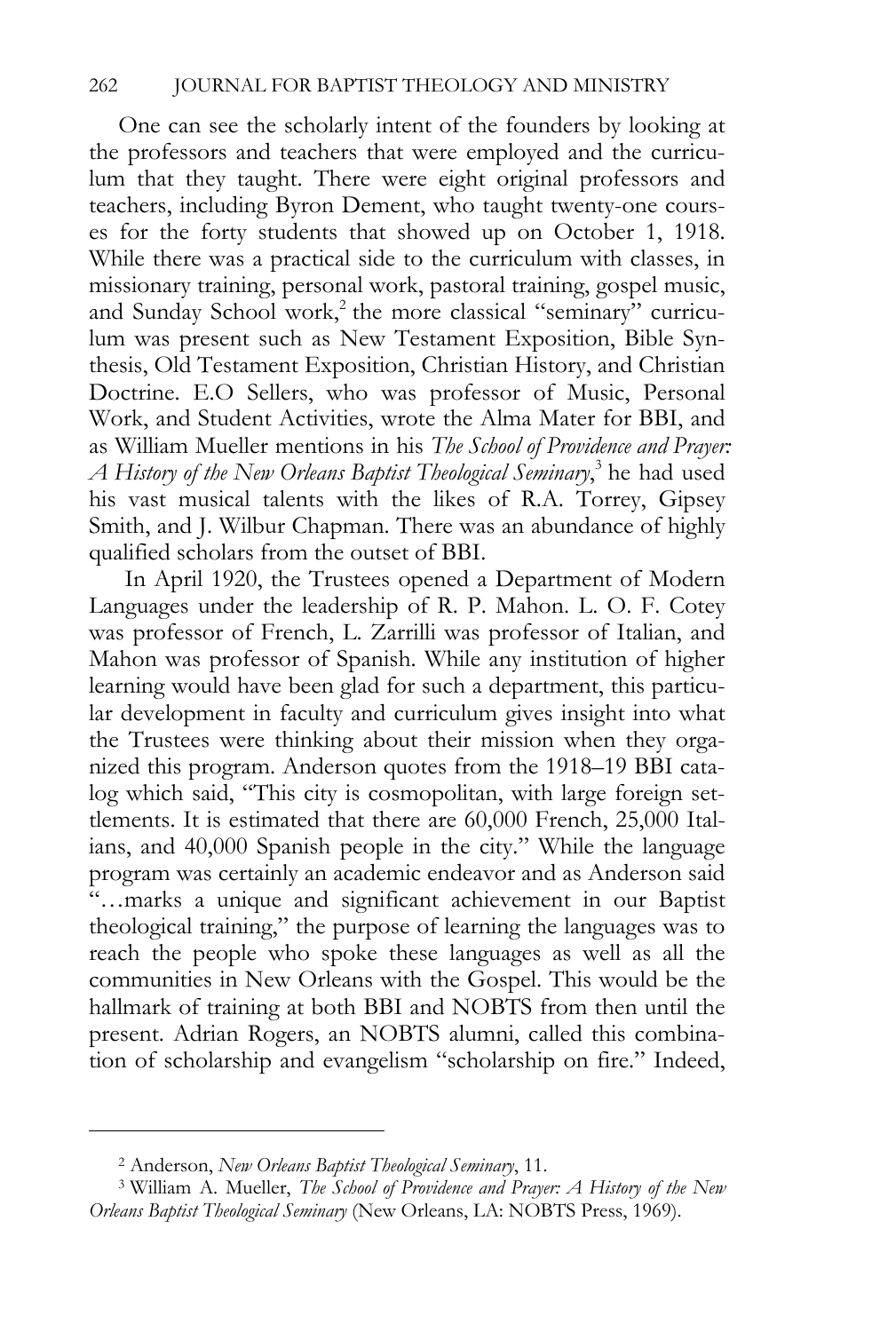One can see the scholarly intent of the founders by looking at the professors and teachers that were employed and the curriculum that they taught. There were eight original professors and teachers, including Byron Dement, who taught twenty-one courses for the forty students that showed up on October 1, 1918. While there was a practical side to the curriculum with classes, in missionary training, personal work, pastoral training, gospel music, and Sunday School work,[2] the more classical "seminary" curriculum was present such as New Testament Exposition, Bible Synthesis, Old Testament Exposition, Christian History, and Christian Doctrine. E.O Sellers, who was professor of Music, Personal Work, and Student Activities, wrote the Alma Mater for BBI, and as William Mueller mentions in his *The School of Providence and Prayer: A History of the New Orleans Baptist Theological Seminary*,[3] he had used his vast musical talents with the likes of R.A. Torrey, Gipsey Smith, and J. Wilbur Chapman. There was an abundance of highly qualified scholars from the outset of BBI.

In April 1920, the Trustees opened a Department of Modern Languages under the leadership of R. P. Mahon. L. O. F. Cotey was professor of French, L. Zarrilli was professor of Italian, and Mahon was professor of Spanish. While any institution of higher learning would have been glad for such a department, this particular development in faculty and curriculum gives insight into what the Trustees were thinking about their mission when they organized this program. Anderson quotes from the 1918–19 BBI catalog which said, "This city is cosmopolitan, with large foreign settlements. It is estimated that there are 60,000 French, 25,000 Italians, and 40,000 Spanish people in the city." While the language program was certainly an academic endeavor and as Anderson said "…marks a unique and significant achievement in our Baptist theological training," the purpose of learning the languages was to reach the people who spoke these languages as well as all the communities in New Orleans with the Gospel. This would be the hallmark of training at both BBI and NOBTS from then until the present. Adrian Rogers, an NOBTS alumni, called this combination of scholarship and evangelism "scholarship on fire." Indeed,

---

[2] Anderson, *New Orleans Baptist Theological Seminary*, 11.

[3] William A. Mueller, *The School of Providence and Prayer: A History of the New Orleans Baptist Theological Seminary* (New Orleans, LA: NOBTS Press, 1969).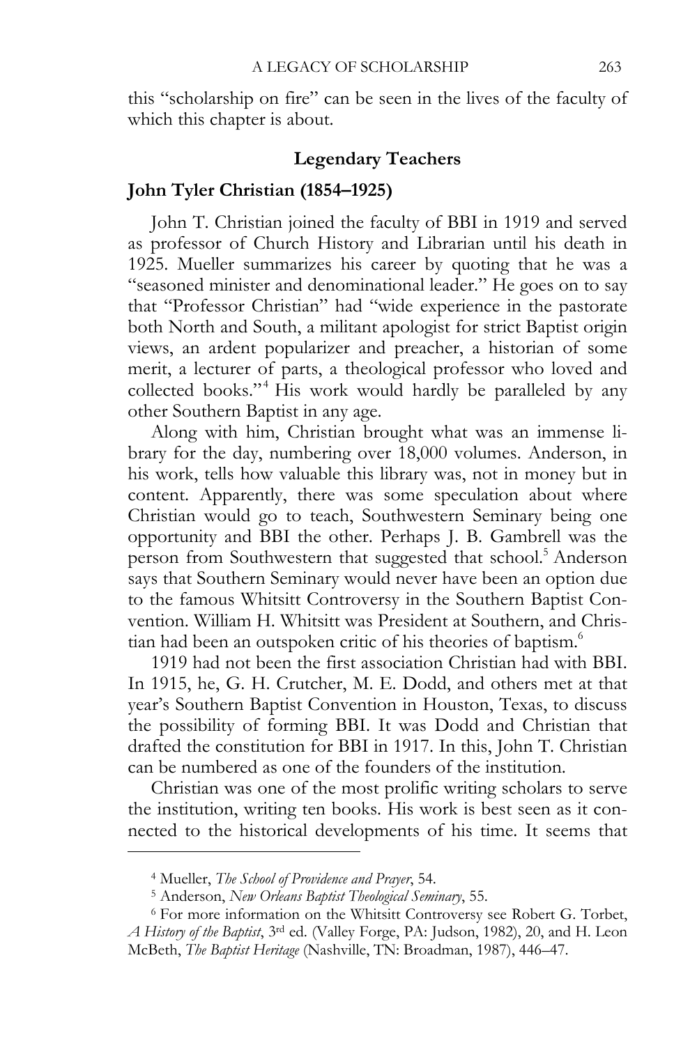this "scholarship on fire" can be seen in the lives of the faculty of which this chapter is about.

## Legendary Teachers

### John Tyler Christian (1854–1925)

John T. Christian joined the faculty of BBI in 1919 and served as professor of Church History and Librarian until his death in 1925. Mueller summarizes his career by quoting that he was a "seasoned minister and denominational leader." He goes on to say that "Professor Christian" had "wide experience in the pastorate both North and South, a militant apologist for strict Baptist origin views, an ardent popularizer and preacher, a historian of some merit, a lecturer of parts, a theological professor who loved and collected books."[4] His work would hardly be paralleled by any other Southern Baptist in any age.

Along with him, Christian brought what was an immense library for the day, numbering over 18,000 volumes. Anderson, in his work, tells how valuable this library was, not in money but in content. Apparently, there was some speculation about where Christian would go to teach, Southwestern Seminary being one opportunity and BBI the other. Perhaps J. B. Gambrell was the person from Southwestern that suggested that school.[5] Anderson says that Southern Seminary would never have been an option due to the famous Whitsitt Controversy in the Southern Baptist Convention. William H. Whitsitt was President at Southern, and Christian had been an outspoken critic of his theories of baptism.[6]

1919 had not been the first association Christian had with BBI. In 1915, he, G. H. Crutcher, M. E. Dodd, and others met at that year's Southern Baptist Convention in Houston, Texas, to discuss the possibility of forming BBI. It was Dodd and Christian that drafted the constitution for BBI in 1917. In this, John T. Christian can be numbered as one of the founders of the institution.

Christian was one of the most prolific writing scholars to serve the institution, writing ten books. His work is best seen as it connected to the historical developments of his time. It seems that

---

[4] Mueller, *The School of Providence and Prayer*, 54.

[5] Anderson, *New Orleans Baptist Theological Seminary*, 55.

[6] For more information on the Whitsitt Controversy see Robert G. Torbet, *A History of the Baptist*, 3rd ed. (Valley Forge, PA: Judson, 1982), 20, and H. Leon McBeth, *The Baptist Heritage* (Nashville, TN: Broadman, 1987), 446–47.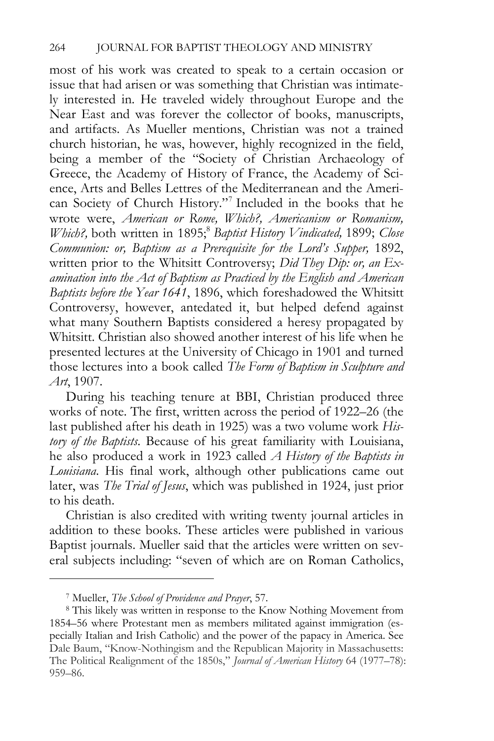most of his work was created to speak to a certain occasion or issue that had arisen or was something that Christian was intimately interested in. He traveled widely throughout Europe and the Near East and was forever the collector of books, manuscripts, and artifacts. As Mueller mentions, Christian was not a trained church historian, he was, however, highly recognized in the field, being a member of the "Society of Christian Archaeology of Greece, the Academy of History of France, the Academy of Science, Arts and Belles Lettres of the Mediterranean and the American Society of Church History."[7] Included in the books that he wrote were, *American or Rome, Which?, Americanism or Romanism, Which?,* both written in 1895;[8] *Baptist History Vindicated,* 1899; *Close Communion: or, Baptism as a Prerequisite for the Lord's Supper,* 1892, written prior to the Whitsitt Controversy; *Did They Dip: or, an Examination into the Act of Baptism as Practiced by the English and American Baptists before the Year 1641*, 1896, which foreshadowed the Whitsitt Controversy, however, antedated it, but helped defend against what many Southern Baptists considered a heresy propagated by Whitsitt. Christian also showed another interest of his life when he presented lectures at the University of Chicago in 1901 and turned those lectures into a book called *The Form of Baptism in Sculpture and Art*, 1907.

During his teaching tenure at BBI, Christian produced three works of note. The first, written across the period of 1922–26 (the last published after his death in 1925) was a two volume work *History of the Baptists*. Because of his great familiarity with Louisiana, he also produced a work in 1923 called *A History of the Baptists in Louisiana*. His final work, although other publications came out later, was *The Trial of Jesus*, which was published in 1924, just prior to his death.

Christian is also credited with writing twenty journal articles in addition to these books. These articles were published in various Baptist journals. Mueller said that the articles were written on several subjects including: "seven of which are on Roman Catholics,

---

[7] Mueller, *The School of Providence and Prayer*, 57.

[8] This likely was written in response to the Know Nothing Movement from 1854–56 where Protestant men as members militated against immigration (especially Italian and Irish Catholic) and the power of the papacy in America. See Dale Baum, "Know-Nothingism and the Republican Majority in Massachusetts: The Political Realignment of the 1850s," *Journal of American History* 64 (1977–78): 959–86.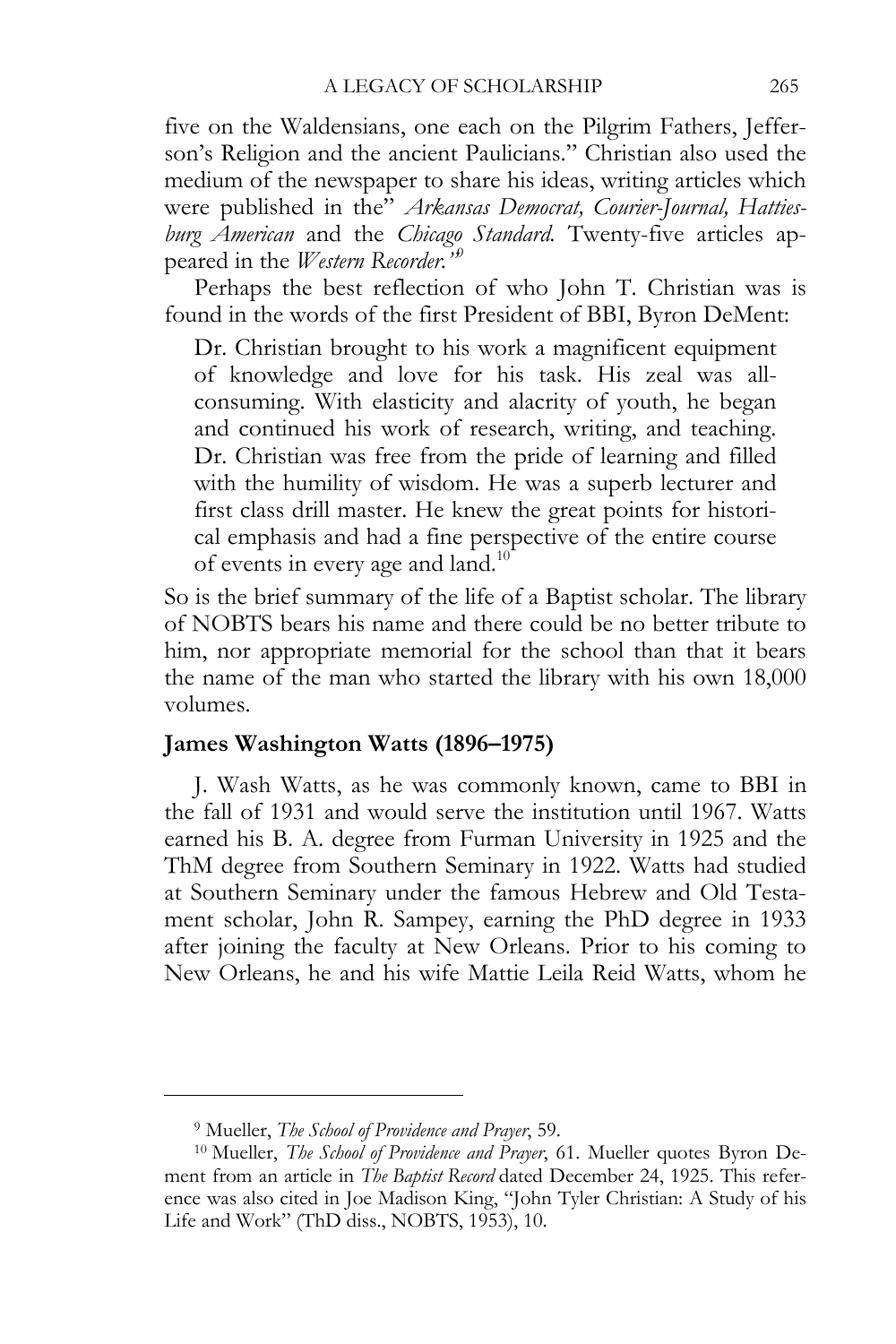five on the Waldensians, one each on the Pilgrim Fathers, Jefferson's Religion and the ancient Paulicians." Christian also used the medium of the newspaper to share his ideas, writing articles which were published in the" *Arkansas Democrat, Courier-Journal, Hattiesburg American* and the *Chicago Standard.* Twenty-five articles appeared in the *Western Recorder."*[9]

Perhaps the best reflection of who John T. Christian was is found in the words of the first President of BBI, Byron DeMent:

> Dr. Christian brought to his work a magnificent equipment of knowledge and love for his task. His zeal was all-consuming. With elasticity and alacrity of youth, he began and continued his work of research, writing, and teaching. Dr. Christian was free from the pride of learning and filled with the humility of wisdom. He was a superb lecturer and first class drill master. He knew the great points for historical emphasis and had a fine perspective of the entire course of events in every age and land.[10]

So is the brief summary of the life of a Baptist scholar. The library of NOBTS bears his name and there could be no better tribute to him, nor appropriate memorial for the school than that it bears the name of the man who started the library with his own 18,000 volumes.

### James Washington Watts (1896–1975)

J. Wash Watts, as he was commonly known, came to BBI in the fall of 1931 and would serve the institution until 1967. Watts earned his B. A. degree from Furman University in 1925 and the ThM degree from Southern Seminary in 1922. Watts had studied at Southern Seminary under the famous Hebrew and Old Testament scholar, John R. Sampey, earning the PhD degree in 1933 after joining the faculty at New Orleans. Prior to his coming to New Orleans, he and his wife Mattie Leila Reid Watts, whom he

---

[9] Mueller, *The School of Providence and Prayer*, 59.

[10] Mueller, *The School of Providence and Prayer*, 61. Mueller quotes Byron Dement from an article in *The Baptist Record* dated December 24, 1925. This reference was also cited in Joe Madison King, "John Tyler Christian: A Study of his Life and Work" (ThD diss., NOBTS, 1953), 10.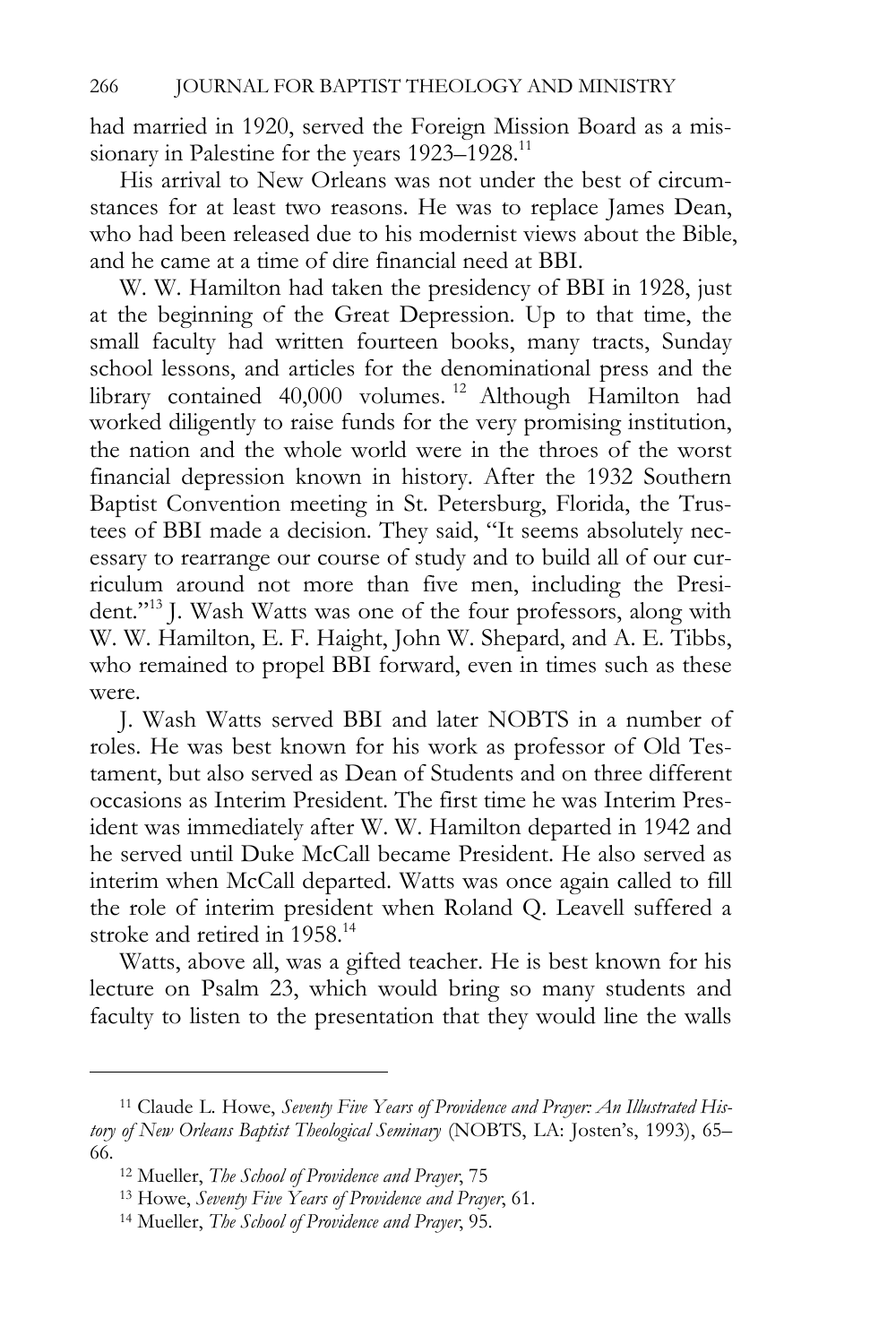had married in 1920, served the Foreign Mission Board as a missionary in Palestine for the years 1923–1928.[11]

His arrival to New Orleans was not under the best of circumstances for at least two reasons. He was to replace James Dean, who had been released due to his modernist views about the Bible, and he came at a time of dire financial need at BBI.

W. W. Hamilton had taken the presidency of BBI in 1928, just at the beginning of the Great Depression. Up to that time, the small faculty had written fourteen books, many tracts, Sunday school lessons, and articles for the denominational press and the library contained 40,000 volumes.[12] Although Hamilton had worked diligently to raise funds for the very promising institution, the nation and the whole world were in the throes of the worst financial depression known in history. After the 1932 Southern Baptist Convention meeting in St. Petersburg, Florida, the Trustees of BBI made a decision. They said, "It seems absolutely necessary to rearrange our course of study and to build all of our curriculum around not more than five men, including the President."[13] J. Wash Watts was one of the four professors, along with W. W. Hamilton, E. F. Haight, John W. Shepard, and A. E. Tibbs, who remained to propel BBI forward, even in times such as these were.

J. Wash Watts served BBI and later NOBTS in a number of roles. He was best known for his work as professor of Old Testament, but also served as Dean of Students and on three different occasions as Interim President. The first time he was Interim President was immediately after W. W. Hamilton departed in 1942 and he served until Duke McCall became President. He also served as interim when McCall departed. Watts was once again called to fill the role of interim president when Roland Q. Leavell suffered a stroke and retired in 1958.[14]

Watts, above all, was a gifted teacher. He is best known for his lecture on Psalm 23, which would bring so many students and faculty to listen to the presentation that they would line the walls

---

[11] Claude L. Howe, *Seventy Five Years of Providence and Prayer: An Illustrated History of New Orleans Baptist Theological Seminary* (NOBTS, LA: Josten's, 1993), 65–66.

[12] Mueller, *The School of Providence and Prayer*, 75

[13] Howe, *Seventy Five Years of Providence and Prayer*, 61.

[14] Mueller, *The School of Providence and Prayer*, 95.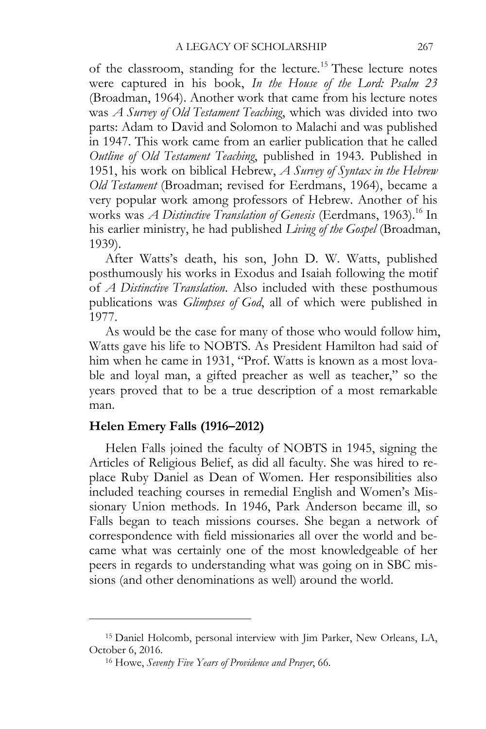of the classroom, standing for the lecture.[15] These lecture notes were captured in his book, *In the House of the Lord: Psalm 23* (Broadman, 1964). Another work that came from his lecture notes was *A Survey of Old Testament Teaching*, which was divided into two parts: Adam to David and Solomon to Malachi and was published in 1947. This work came from an earlier publication that he called *Outline of Old Testament Teaching*, published in 1943. Published in 1951, his work on biblical Hebrew, *A Survey of Syntax in the Hebrew Old Testament* (Broadman; revised for Eerdmans, 1964), became a very popular work among professors of Hebrew. Another of his works was *A Distinctive Translation of Genesis* (Eerdmans, 1963).[16] In his earlier ministry, he had published *Living of the Gospel* (Broadman, 1939).

After Watts's death, his son, John D. W. Watts, published posthumously his works in Exodus and Isaiah following the motif of *A Distinctive Translation*. Also included with these posthumous publications was *Glimpses of God*, all of which were published in 1977.

As would be the case for many of those who would follow him, Watts gave his life to NOBTS. As President Hamilton had said of him when he came in 1931, "Prof. Watts is known as a most lovable and loyal man, a gifted preacher as well as teacher," so the years proved that to be a true description of a most remarkable man.

### Helen Emery Falls (1916–2012)

Helen Falls joined the faculty of NOBTS in 1945, signing the Articles of Religious Belief, as did all faculty. She was hired to replace Ruby Daniel as Dean of Women. Her responsibilities also included teaching courses in remedial English and Women's Missionary Union methods. In 1946, Park Anderson became ill, so Falls began to teach missions courses. She began a network of correspondence with field missionaries all over the world and became what was certainly one of the most knowledgeable of her peers in regards to understanding what was going on in SBC missions (and other denominations as well) around the world.

---

[15] Daniel Holcomb, personal interview with Jim Parker, New Orleans, LA, October 6, 2016.

[16] Howe, *Seventy Five Years of Providence and Prayer*, 66.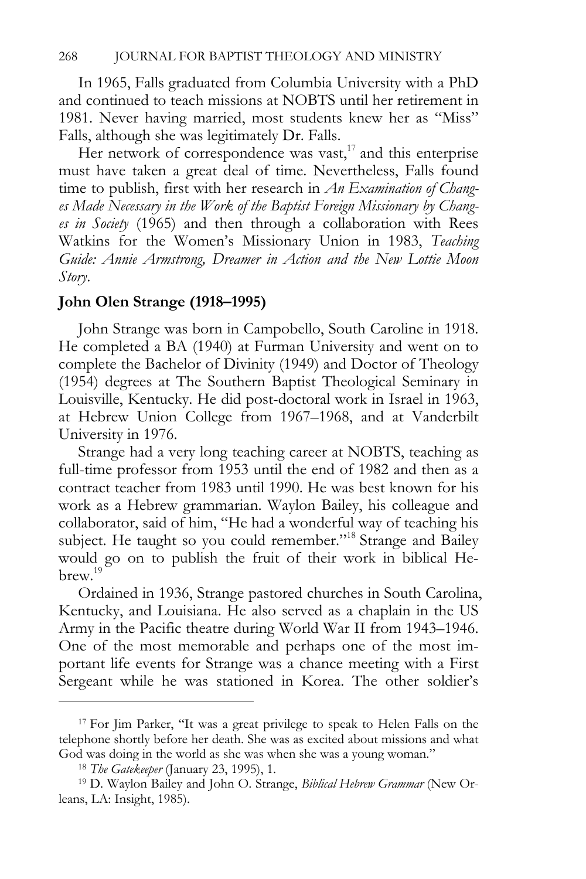In 1965, Falls graduated from Columbia University with a PhD and continued to teach missions at NOBTS until her retirement in 1981. Never having married, most students knew her as "Miss" Falls, although she was legitimately Dr. Falls.

Her network of correspondence was vast,[17] and this enterprise must have taken a great deal of time. Nevertheless, Falls found time to publish, first with her research in *An Examination of Changes Made Necessary in the Work of the Baptist Foreign Missionary by Changes in Society* (1965) and then through a collaboration with Rees Watkins for the Women's Missionary Union in 1983, *Teaching Guide: Annie Armstrong, Dreamer in Action and the New Lottie Moon Story*.

**John Olen Strange (1918–1995)**

John Strange was born in Campobello, South Caroline in 1918. He completed a BA (1940) at Furman University and went on to complete the Bachelor of Divinity (1949) and Doctor of Theology (1954) degrees at The Southern Baptist Theological Seminary in Louisville, Kentucky. He did post-doctoral work in Israel in 1963, at Hebrew Union College from 1967–1968, and at Vanderbilt University in 1976.

Strange had a very long teaching career at NOBTS, teaching as full-time professor from 1953 until the end of 1982 and then as a contract teacher from 1983 until 1990. He was best known for his work as a Hebrew grammarian. Waylon Bailey, his colleague and collaborator, said of him, "He had a wonderful way of teaching his subject. He taught so you could remember."[18] Strange and Bailey would go on to publish the fruit of their work in biblical Hebrew.[19]

Ordained in 1936, Strange pastored churches in South Carolina, Kentucky, and Louisiana. He also served as a chaplain in the US Army in the Pacific theatre during World War II from 1943–1946. One of the most memorable and perhaps one of the most important life events for Strange was a chance meeting with a First Sergeant while he was stationed in Korea. The other soldier's

---

[17] For Jim Parker, "It was a great privilege to speak to Helen Falls on the telephone shortly before her death. She was as excited about missions and what God was doing in the world as she was when she was a young woman."

[18] *The Gatekeeper* (January 23, 1995), 1.

[19] D. Waylon Bailey and John O. Strange, *Biblical Hebrew Grammar* (New Orleans, LA: Insight, 1985).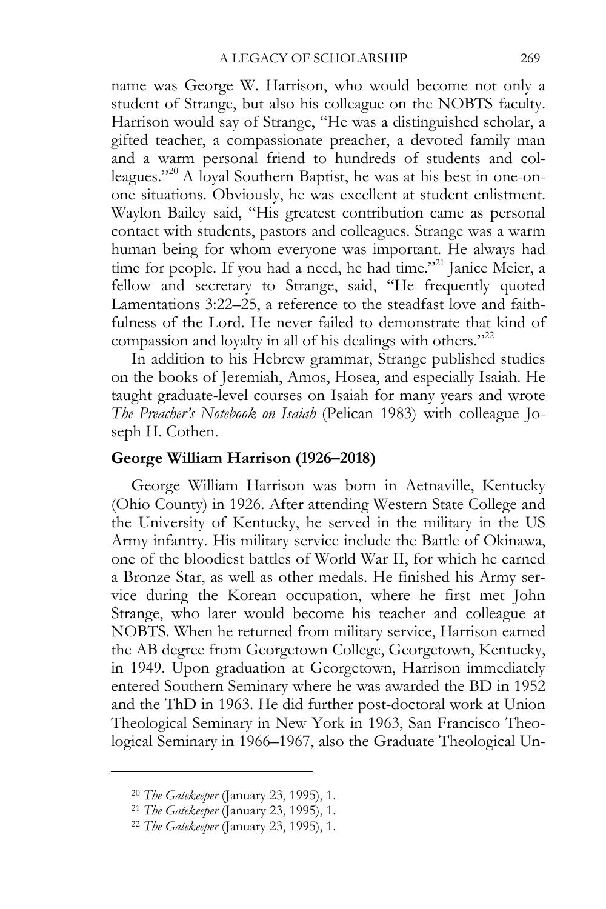name was George W. Harrison, who would become not only a student of Strange, but also his colleague on the NOBTS faculty. Harrison would say of Strange, "He was a distinguished scholar, a gifted teacher, a compassionate preacher, a devoted family man and a warm personal friend to hundreds of students and colleagues."[20] A loyal Southern Baptist, he was at his best in one-on-one situations. Obviously, he was excellent at student enlistment. Waylon Bailey said, "His greatest contribution came as personal contact with students, pastors and colleagues. Strange was a warm human being for whom everyone was important. He always had time for people. If you had a need, he had time."[21] Janice Meier, a fellow and secretary to Strange, said, "He frequently quoted Lamentations 3:22–25, a reference to the steadfast love and faithfulness of the Lord. He never failed to demonstrate that kind of compassion and loyalty in all of his dealings with others."[22]

In addition to his Hebrew grammar, Strange published studies on the books of Jeremiah, Amos, Hosea, and especially Isaiah. He taught graduate-level courses on Isaiah for many years and wrote *The Preacher's Notebook on Isaiah* (Pelican 1983) with colleague Joseph H. Cothen.

**George William Harrison (1926–2018)**

George William Harrison was born in Aetnaville, Kentucky (Ohio County) in 1926. After attending Western State College and the University of Kentucky, he served in the military in the US Army infantry. His military service include the Battle of Okinawa, one of the bloodiest battles of World War II, for which he earned a Bronze Star, as well as other medals. He finished his Army service during the Korean occupation, where he first met John Strange, who later would become his teacher and colleague at NOBTS. When he returned from military service, Harrison earned the AB degree from Georgetown College, Georgetown, Kentucky, in 1949. Upon graduation at Georgetown, Harrison immediately entered Southern Seminary where he was awarded the BD in 1952 and the ThD in 1963. He did further post-doctoral work at Union Theological Seminary in New York in 1963, San Francisco Theological Seminary in 1966–1967, also the Graduate Theological Un-

---

[20] *The Gatekeeper* (January 23, 1995), 1.

[21] *The Gatekeeper* (January 23, 1995), 1.

[22] *The Gatekeeper* (January 23, 1995), 1.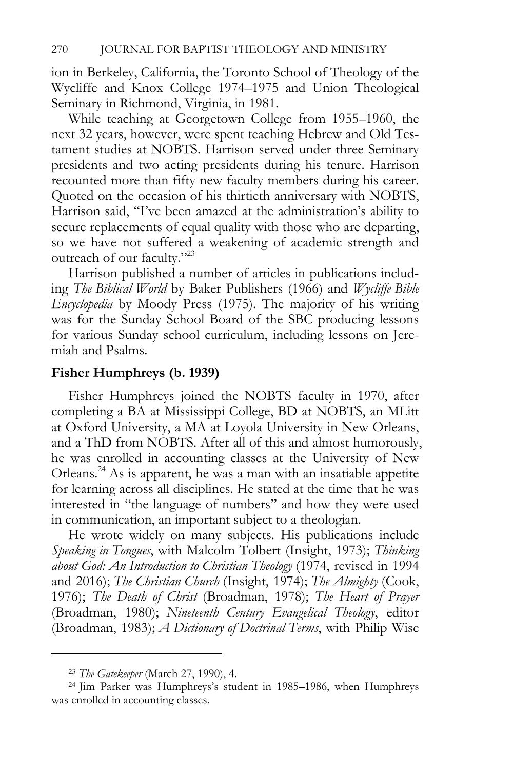ion in Berkeley, California, the Toronto School of Theology of the Wycliffe and Knox College 1974–1975 and Union Theological Seminary in Richmond, Virginia, in 1981.

While teaching at Georgetown College from 1955–1960, the next 32 years, however, were spent teaching Hebrew and Old Testament studies at NOBTS. Harrison served under three Seminary presidents and two acting presidents during his tenure. Harrison recounted more than fifty new faculty members during his career. Quoted on the occasion of his thirtieth anniversary with NOBTS, Harrison said, "I've been amazed at the administration's ability to secure replacements of equal quality with those who are departing, so we have not suffered a weakening of academic strength and outreach of our faculty."[23]

Harrison published a number of articles in publications including *The Biblical World* by Baker Publishers (1966) and *Wycliffe Bible Encyclopedia* by Moody Press (1975). The majority of his writing was for the Sunday School Board of the SBC producing lessons for various Sunday school curriculum, including lessons on Jeremiah and Psalms.

### Fisher Humphreys (b. 1939)

Fisher Humphreys joined the NOBTS faculty in 1970, after completing a BA at Mississippi College, BD at NOBTS, an MLitt at Oxford University, a MA at Loyola University in New Orleans, and a ThD from NOBTS. After all of this and almost humorously, he was enrolled in accounting classes at the University of New Orleans.[24] As is apparent, he was a man with an insatiable appetite for learning across all disciplines. He stated at the time that he was interested in "the language of numbers" and how they were used in communication, an important subject to a theologian.

He wrote widely on many subjects. His publications include *Speaking in Tongues*, with Malcolm Tolbert (Insight, 1973); *Thinking about God: An Introduction to Christian Theology* (1974, revised in 1994 and 2016); *The Christian Church* (Insight, 1974); *The Almighty* (Cook, 1976); *The Death of Christ* (Broadman, 1978); *The Heart of Prayer* (Broadman, 1980); *Nineteenth Century Evangelical Theology*, editor (Broadman, 1983); *A Dictionary of Doctrinal Terms*, with Philip Wise

---

[23] *The Gatekeeper* (March 27, 1990), 4.

[24] Jim Parker was Humphreys's student in 1985–1986, when Humphreys was enrolled in accounting classes.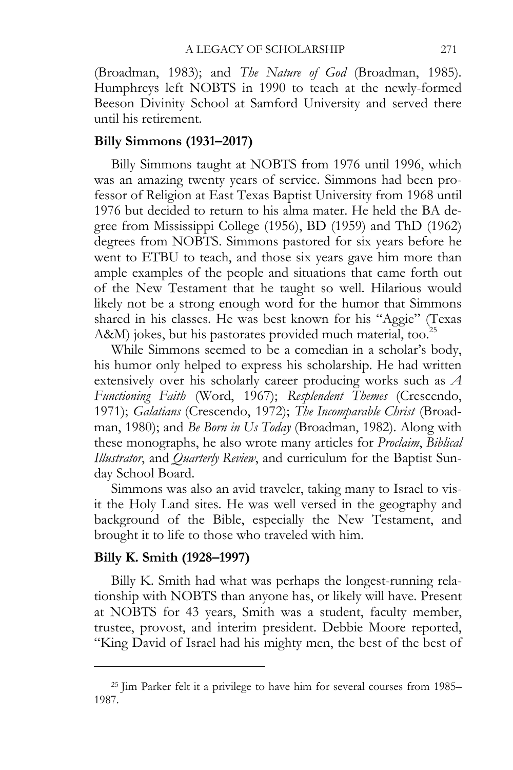(Broadman, 1983); and *The Nature of God* (Broadman, 1985). Humphreys left NOBTS in 1990 to teach at the newly-formed Beeson Divinity School at Samford University and served there until his retirement.

**Billy Simmons (1931–2017)**

Billy Simmons taught at NOBTS from 1976 until 1996, which was an amazing twenty years of service. Simmons had been professor of Religion at East Texas Baptist University from 1968 until 1976 but decided to return to his alma mater. He held the BA degree from Mississippi College (1956), BD (1959) and ThD (1962) degrees from NOBTS. Simmons pastored for six years before he went to ETBU to teach, and those six years gave him more than ample examples of the people and situations that came forth out of the New Testament that he taught so well. Hilarious would likely not be a strong enough word for the humor that Simmons shared in his classes. He was best known for his "Aggie" (Texas A&M) jokes, but his pastorates provided much material, too.[25]

While Simmons seemed to be a comedian in a scholar's body, his humor only helped to express his scholarship. He had written extensively over his scholarly career producing works such as *A Functioning Faith* (Word, 1967); *Resplendent Themes* (Crescendo, 1971); *Galatians* (Crescendo, 1972); *The Incomparable Christ* (Broadman, 1980); and *Be Born in Us Today* (Broadman, 1982). Along with these monographs, he also wrote many articles for *Proclaim*, *Biblical Illustrator*, and *Quarterly Review*, and curriculum for the Baptist Sunday School Board.

Simmons was also an avid traveler, taking many to Israel to visit the Holy Land sites. He was well versed in the geography and background of the Bible, especially the New Testament, and brought it to life to those who traveled with him.

**Billy K. Smith (1928–1997)**

Billy K. Smith had what was perhaps the longest-running relationship with NOBTS than anyone has, or likely will have. Present at NOBTS for 43 years, Smith was a student, faculty member, trustee, provost, and interim president. Debbie Moore reported, "King David of Israel had his mighty men, the best of the best of

---

[25] Jim Parker felt it a privilege to have him for several courses from 1985–1987.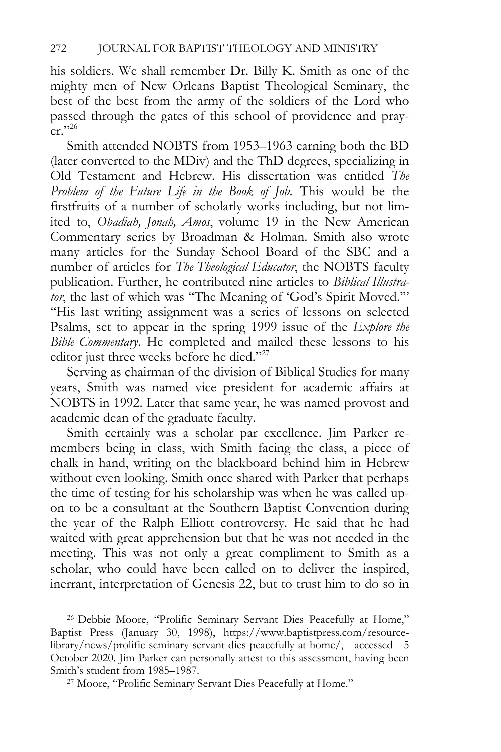his soldiers. We shall remember Dr. Billy K. Smith as one of the mighty men of New Orleans Baptist Theological Seminary, the best of the best from the army of the soldiers of the Lord who passed through the gates of this school of providence and prayer."[26]

Smith attended NOBTS from 1953–1963 earning both the BD (later converted to the MDiv) and the ThD degrees, specializing in Old Testament and Hebrew. His dissertation was entitled *The Problem of the Future Life in the Book of Job*. This would be the firstfruits of a number of scholarly works including, but not limited to, *Obadiah, Jonah, Amos*, volume 19 in the New American Commentary series by Broadman & Holman. Smith also wrote many articles for the Sunday School Board of the SBC and a number of articles for *The Theological Educator*, the NOBTS faculty publication. Further, he contributed nine articles to *Biblical Illustrator*, the last of which was "The Meaning of 'God's Spirit Moved.'" "His last writing assignment was a series of lessons on selected Psalms, set to appear in the spring 1999 issue of the *Explore the Bible Commentary*. He completed and mailed these lessons to his editor just three weeks before he died."[27]

Serving as chairman of the division of Biblical Studies for many years, Smith was named vice president for academic affairs at NOBTS in 1992. Later that same year, he was named provost and academic dean of the graduate faculty.

Smith certainly was a scholar par excellence. Jim Parker remembers being in class, with Smith facing the class, a piece of chalk in hand, writing on the blackboard behind him in Hebrew without even looking. Smith once shared with Parker that perhaps the time of testing for his scholarship was when he was called upon to be a consultant at the Southern Baptist Convention during the year of the Ralph Elliott controversy. He said that he had waited with great apprehension but that he was not needed in the meeting. This was not only a great compliment to Smith as a scholar, who could have been called on to deliver the inspired, inerrant, interpretation of Genesis 22, but to trust him to do so in

---

[26] Debbie Moore, "Prolific Seminary Servant Dies Peacefully at Home," Baptist Press (January 30, 1998), https://www.baptistpress.com/resource-library/news/prolific-seminary-servant-dies-peacefully-at-home/, accessed 5 October 2020. Jim Parker can personally attest to this assessment, having been Smith's student from 1985–1987.

[27] Moore, "Prolific Seminary Servant Dies Peacefully at Home."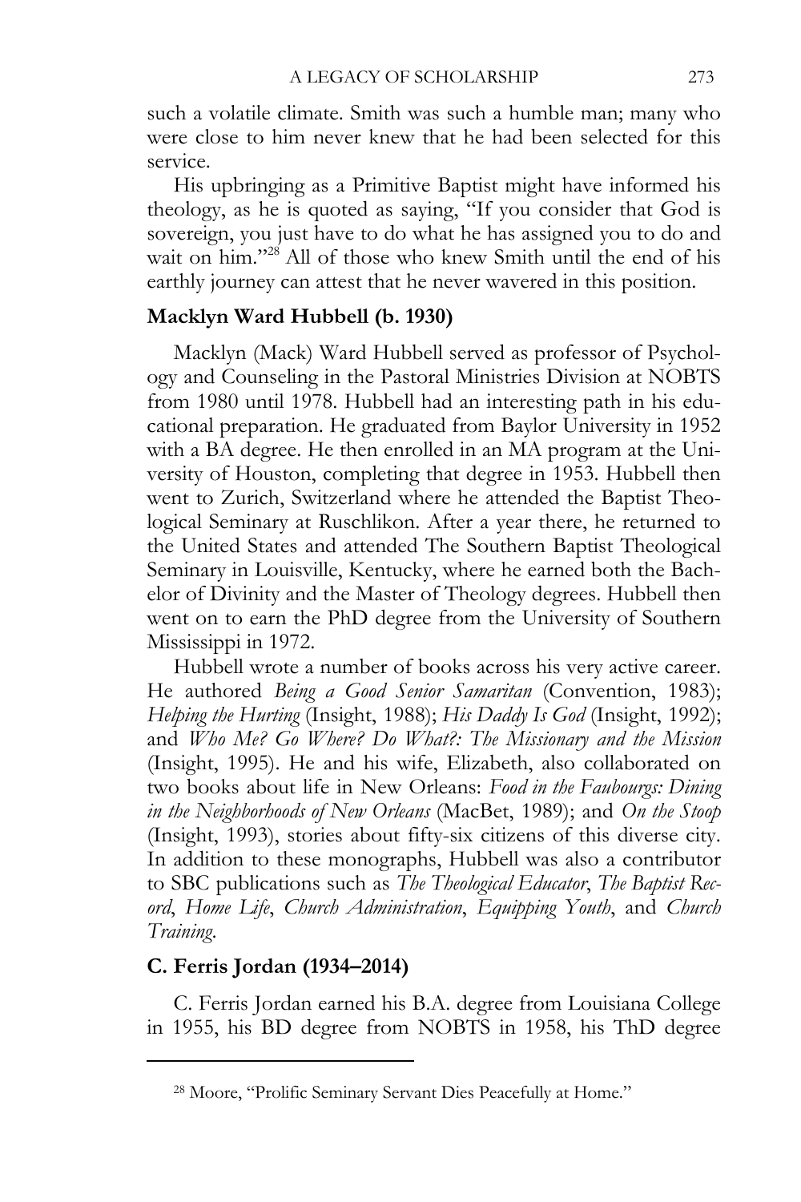such a volatile climate. Smith was such a humble man; many who were close to him never knew that he had been selected for this service.

His upbringing as a Primitive Baptist might have informed his theology, as he is quoted as saying, "If you consider that God is sovereign, you just have to do what he has assigned you to do and wait on him."[28] All of those who knew Smith until the end of his earthly journey can attest that he never wavered in this position.

### Macklyn Ward Hubbell (b. 1930)

Macklyn (Mack) Ward Hubbell served as professor of Psychology and Counseling in the Pastoral Ministries Division at NOBTS from 1980 until 1978. Hubbell had an interesting path in his educational preparation. He graduated from Baylor University in 1952 with a BA degree. He then enrolled in an MA program at the University of Houston, completing that degree in 1953. Hubbell then went to Zurich, Switzerland where he attended the Baptist Theological Seminary at Ruschlikon. After a year there, he returned to the United States and attended The Southern Baptist Theological Seminary in Louisville, Kentucky, where he earned both the Bachelor of Divinity and the Master of Theology degrees. Hubbell then went on to earn the PhD degree from the University of Southern Mississippi in 1972.

Hubbell wrote a number of books across his very active career. He authored *Being a Good Senior Samaritan* (Convention, 1983); *Helping the Hurting* (Insight, 1988); *His Daddy Is God* (Insight, 1992); and *Who Me? Go Where? Do What?: The Missionary and the Mission* (Insight, 1995). He and his wife, Elizabeth, also collaborated on two books about life in New Orleans: *Food in the Faubourgs: Dining in the Neighborhoods of New Orleans* (MacBet, 1989); and *On the Stoop* (Insight, 1993), stories about fifty-six citizens of this diverse city. In addition to these monographs, Hubbell was also a contributor to SBC publications such as *The Theological Educator*, *The Baptist Record*, *Home Life*, *Church Administration*, *Equipping Youth*, and *Church Training*.

### C. Ferris Jordan (1934–2014)

C. Ferris Jordan earned his B.A. degree from Louisiana College in 1955, his BD degree from NOBTS in 1958, his ThD degree

---

[28] Moore, "Prolific Seminary Servant Dies Peacefully at Home."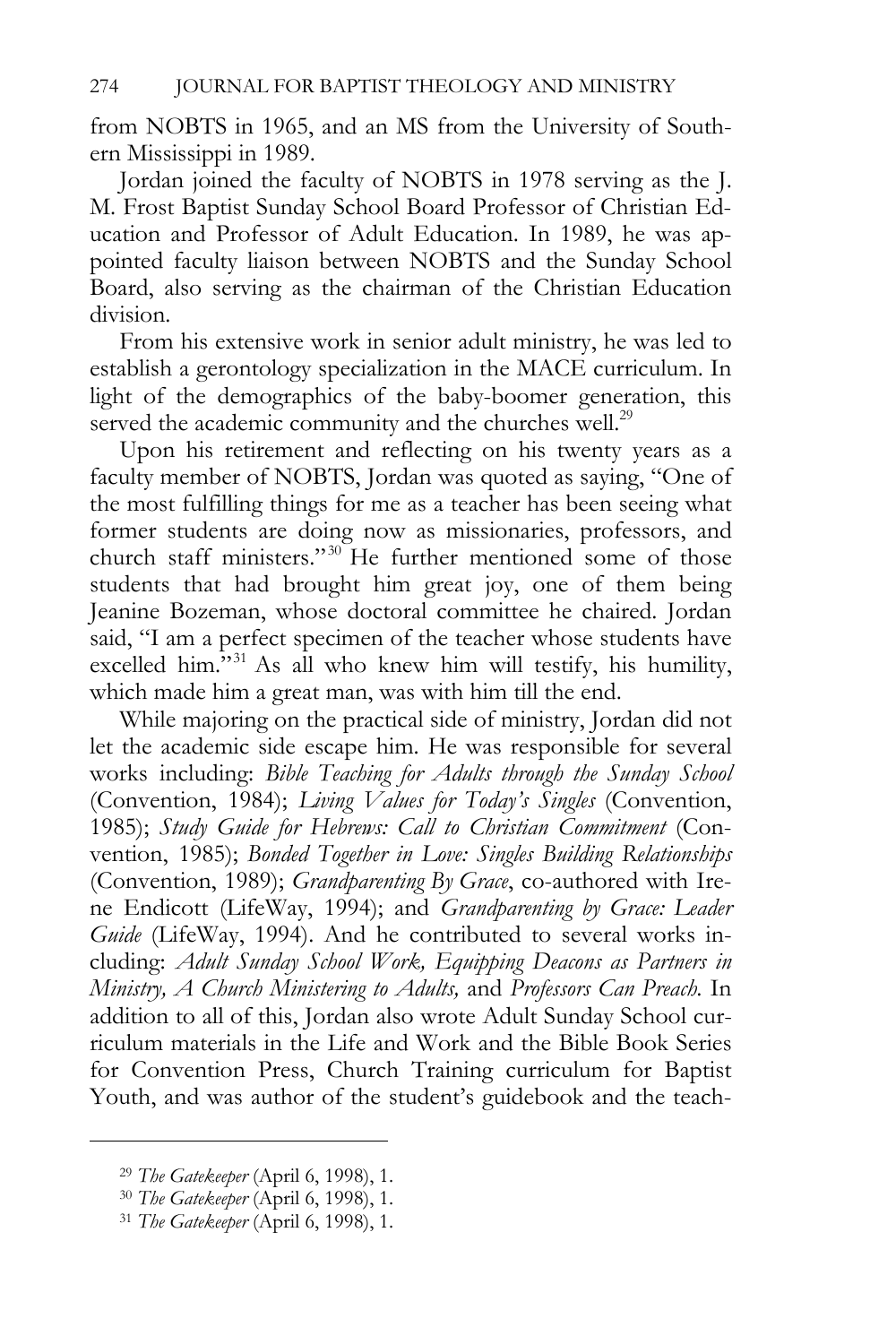from NOBTS in 1965, and an MS from the University of Southern Mississippi in 1989.

Jordan joined the faculty of NOBTS in 1978 serving as the J. M. Frost Baptist Sunday School Board Professor of Christian Education and Professor of Adult Education. In 1989, he was appointed faculty liaison between NOBTS and the Sunday School Board, also serving as the chairman of the Christian Education division.

From his extensive work in senior adult ministry, he was led to establish a gerontology specialization in the MACE curriculum. In light of the demographics of the baby-boomer generation, this served the academic community and the churches well.[29]

Upon his retirement and reflecting on his twenty years as a faculty member of NOBTS, Jordan was quoted as saying, "One of the most fulfilling things for me as a teacher has been seeing what former students are doing now as missionaries, professors, and church staff ministers."[30] He further mentioned some of those students that had brought him great joy, one of them being Jeanine Bozeman, whose doctoral committee he chaired. Jordan said, "I am a perfect specimen of the teacher whose students have excelled him."[31] As all who knew him will testify, his humility, which made him a great man, was with him till the end.

While majoring on the practical side of ministry, Jordan did not let the academic side escape him. He was responsible for several works including: *Bible Teaching for Adults through the Sunday School* (Convention, 1984); *Living Values for Today's Singles* (Convention, 1985); *Study Guide for Hebrews: Call to Christian Commitment* (Convention, 1985); *Bonded Together in Love: Singles Building Relationships* (Convention, 1989); *Grandparenting By Grace*, co-authored with Irene Endicott (LifeWay, 1994); and *Grandparenting by Grace: Leader Guide* (LifeWay, 1994). And he contributed to several works including: *Adult Sunday School Work, Equipping Deacons as Partners in Ministry, A Church Ministering to Adults,* and *Professors Can Preach.* In addition to all of this, Jordan also wrote Adult Sunday School curriculum materials in the Life and Work and the Bible Book Series for Convention Press, Church Training curriculum for Baptist Youth, and was author of the student's guidebook and the teach-

---

[29] *The Gatekeeper* (April 6, 1998), 1.

[30] *The Gatekeeper* (April 6, 1998), 1.

[31] *The Gatekeeper* (April 6, 1998), 1.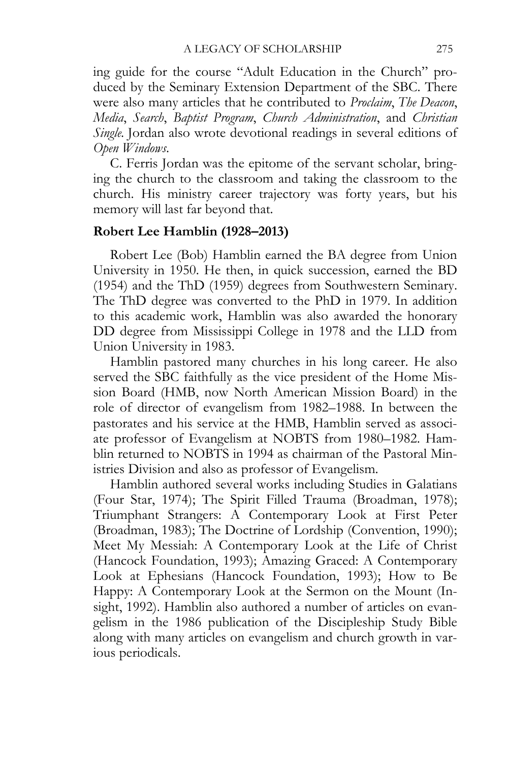ing guide for the course "Adult Education in the Church" produced by the Seminary Extension Department of the SBC. There were also many articles that he contributed to *Proclaim*, *The Deacon*, *Media*, *Search*, *Baptist Program*, *Church Administration*, and *Christian Single*. Jordan also wrote devotional readings in several editions of *Open Windows*.

C. Ferris Jordan was the epitome of the servant scholar, bringing the church to the classroom and taking the classroom to the church. His ministry career trajectory was forty years, but his memory will last far beyond that.

**Robert Lee Hamblin (1928–2013)**

Robert Lee (Bob) Hamblin earned the BA degree from Union University in 1950. He then, in quick succession, earned the BD (1954) and the ThD (1959) degrees from Southwestern Seminary. The ThD degree was converted to the PhD in 1979. In addition to this academic work, Hamblin was also awarded the honorary DD degree from Mississippi College in 1978 and the LLD from Union University in 1983.

Hamblin pastored many churches in his long career. He also served the SBC faithfully as the vice president of the Home Mission Board (HMB, now North American Mission Board) in the role of director of evangelism from 1982–1988. In between the pastorates and his service at the HMB, Hamblin served as associate professor of Evangelism at NOBTS from 1980–1982. Hamblin returned to NOBTS in 1994 as chairman of the Pastoral Ministries Division and also as professor of Evangelism.

Hamblin authored several works including Studies in Galatians (Four Star, 1974); The Spirit Filled Trauma (Broadman, 1978); Triumphant Strangers: A Contemporary Look at First Peter (Broadman, 1983); The Doctrine of Lordship (Convention, 1990); Meet My Messiah: A Contemporary Look at the Life of Christ (Hancock Foundation, 1993); Amazing Graced: A Contemporary Look at Ephesians (Hancock Foundation, 1993); How to Be Happy: A Contemporary Look at the Sermon on the Mount (Insight, 1992). Hamblin also authored a number of articles on evangelism in the 1986 publication of the Discipleship Study Bible along with many articles on evangelism and church growth in various periodicals.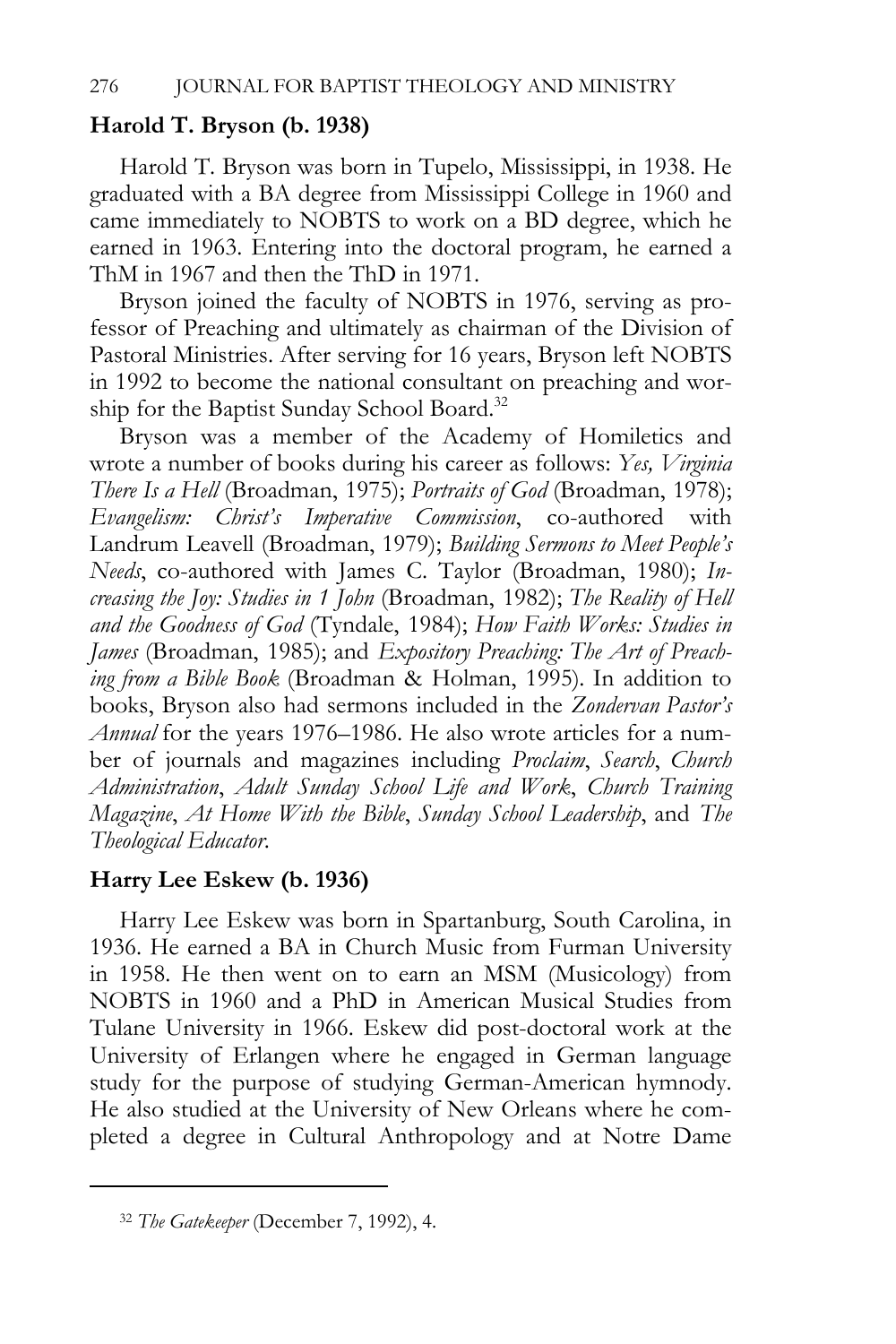**Harold T. Bryson (b. 1938)**

Harold T. Bryson was born in Tupelo, Mississippi, in 1938. He graduated with a BA degree from Mississippi College in 1960 and came immediately to NOBTS to work on a BD degree, which he earned in 1963. Entering into the doctoral program, he earned a ThM in 1967 and then the ThD in 1971.

Bryson joined the faculty of NOBTS in 1976, serving as professor of Preaching and ultimately as chairman of the Division of Pastoral Ministries. After serving for 16 years, Bryson left NOBTS in 1992 to become the national consultant on preaching and worship for the Baptist Sunday School Board.[32]

Bryson was a member of the Academy of Homiletics and wrote a number of books during his career as follows: *Yes, Virginia There Is a Hell* (Broadman, 1975); *Portraits of God* (Broadman, 1978); *Evangelism: Christ's Imperative Commission*, co-authored with Landrum Leavell (Broadman, 1979); *Building Sermons to Meet People's Needs*, co-authored with James C. Taylor (Broadman, 1980); *Increasing the Joy: Studies in 1 John* (Broadman, 1982); *The Reality of Hell and the Goodness of God* (Tyndale, 1984); *How Faith Works: Studies in James* (Broadman, 1985); and *Expository Preaching: The Art of Preaching from a Bible Book* (Broadman & Holman, 1995). In addition to books, Bryson also had sermons included in the *Zondervan Pastor's Annual* for the years 1976–1986. He also wrote articles for a number of journals and magazines including *Proclaim*, *Search*, *Church Administration*, *Adult Sunday School Life and Work*, *Church Training Magazine*, *At Home With the Bible*, *Sunday School Leadership*, and *The Theological Educator*.

**Harry Lee Eskew (b. 1936)**

Harry Lee Eskew was born in Spartanburg, South Carolina, in 1936. He earned a BA in Church Music from Furman University in 1958. He then went on to earn an MSM (Musicology) from NOBTS in 1960 and a PhD in American Musical Studies from Tulane University in 1966. Eskew did post-doctoral work at the University of Erlangen where he engaged in German language study for the purpose of studying German-American hymnody. He also studied at the University of New Orleans where he completed a degree in Cultural Anthropology and at Notre Dame

---

[32] *The Gatekeeper* (December 7, 1992), 4.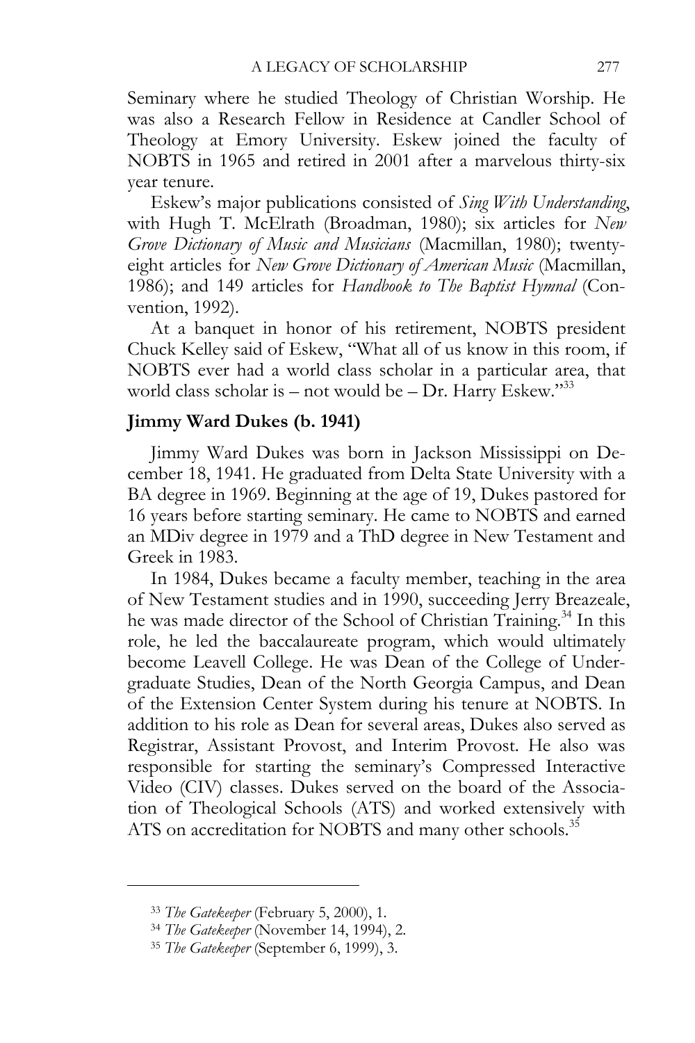Seminary where he studied Theology of Christian Worship. He was also a Research Fellow in Residence at Candler School of Theology at Emory University. Eskew joined the faculty of NOBTS in 1965 and retired in 2001 after a marvelous thirty-six year tenure.

Eskew's major publications consisted of *Sing With Understanding*, with Hugh T. McElrath (Broadman, 1980); six articles for *New Grove Dictionary of Music and Musicians* (Macmillan, 1980); twenty-eight articles for *New Grove Dictionary of American Music* (Macmillan, 1986); and 149 articles for *Handbook to The Baptist Hymnal* (Convention, 1992).

At a banquet in honor of his retirement, NOBTS president Chuck Kelley said of Eskew, "What all of us know in this room, if NOBTS ever had a world class scholar in a particular area, that world class scholar is – not would be – Dr. Harry Eskew."[33]

**Jimmy Ward Dukes (b. 1941)**

Jimmy Ward Dukes was born in Jackson Mississippi on December 18, 1941. He graduated from Delta State University with a BA degree in 1969. Beginning at the age of 19, Dukes pastored for 16 years before starting seminary. He came to NOBTS and earned an MDiv degree in 1979 and a ThD degree in New Testament and Greek in 1983.

In 1984, Dukes became a faculty member, teaching in the area of New Testament studies and in 1990, succeeding Jerry Breazeale, he was made director of the School of Christian Training.[34] In this role, he led the baccalaureate program, which would ultimately become Leavell College. He was Dean of the College of Undergraduate Studies, Dean of the North Georgia Campus, and Dean of the Extension Center System during his tenure at NOBTS. In addition to his role as Dean for several areas, Dukes also served as Registrar, Assistant Provost, and Interim Provost. He also was responsible for starting the seminary's Compressed Interactive Video (CIV) classes. Dukes served on the board of the Association of Theological Schools (ATS) and worked extensively with ATS on accreditation for NOBTS and many other schools.[35]

---

[33] *The Gatekeeper* (February 5, 2000), 1.

[34] *The Gatekeeper* (November 14, 1994), 2.

[35] *The Gatekeeper* (September 6, 1999), 3.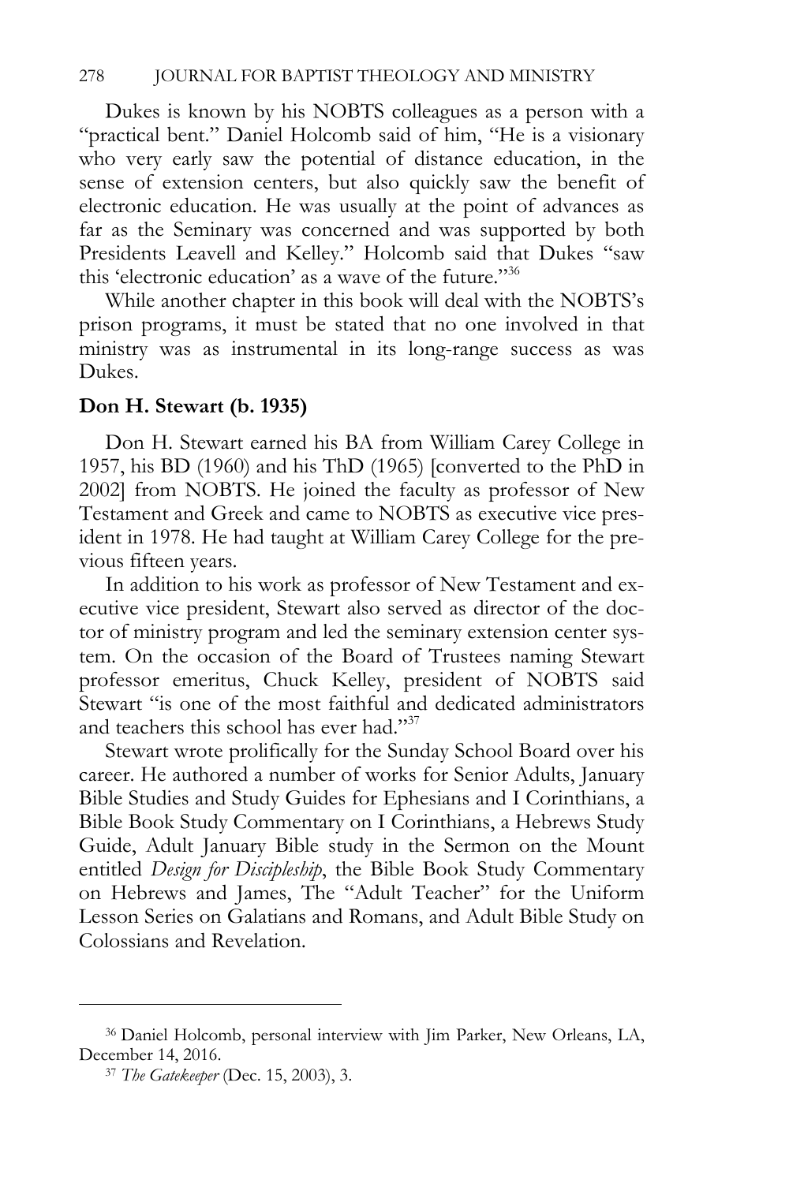Dukes is known by his NOBTS colleagues as a person with a "practical bent." Daniel Holcomb said of him, "He is a visionary who very early saw the potential of distance education, in the sense of extension centers, but also quickly saw the benefit of electronic education. He was usually at the point of advances as far as the Seminary was concerned and was supported by both Presidents Leavell and Kelley." Holcomb said that Dukes "saw this 'electronic education' as a wave of the future."[36]

While another chapter in this book will deal with the NOBTS's prison programs, it must be stated that no one involved in that ministry was as instrumental in its long-range success as was Dukes.

**Don H. Stewart (b. 1935)**

Don H. Stewart earned his BA from William Carey College in 1957, his BD (1960) and his ThD (1965) [converted to the PhD in 2002] from NOBTS. He joined the faculty as professor of New Testament and Greek and came to NOBTS as executive vice president in 1978. He had taught at William Carey College for the previous fifteen years.

In addition to his work as professor of New Testament and executive vice president, Stewart also served as director of the doctor of ministry program and led the seminary extension center system. On the occasion of the Board of Trustees naming Stewart professor emeritus, Chuck Kelley, president of NOBTS said Stewart "is one of the most faithful and dedicated administrators and teachers this school has ever had."[37]

Stewart wrote prolifically for the Sunday School Board over his career. He authored a number of works for Senior Adults, January Bible Studies and Study Guides for Ephesians and I Corinthians, a Bible Book Study Commentary on I Corinthians, a Hebrews Study Guide, Adult January Bible study in the Sermon on the Mount entitled *Design for Discipleship*, the Bible Book Study Commentary on Hebrews and James, The "Adult Teacher" for the Uniform Lesson Series on Galatians and Romans, and Adult Bible Study on Colossians and Revelation.

---

[36] Daniel Holcomb, personal interview with Jim Parker, New Orleans, LA, December 14, 2016.

[37] *The Gatekeeper* (Dec. 15, 2003), 3.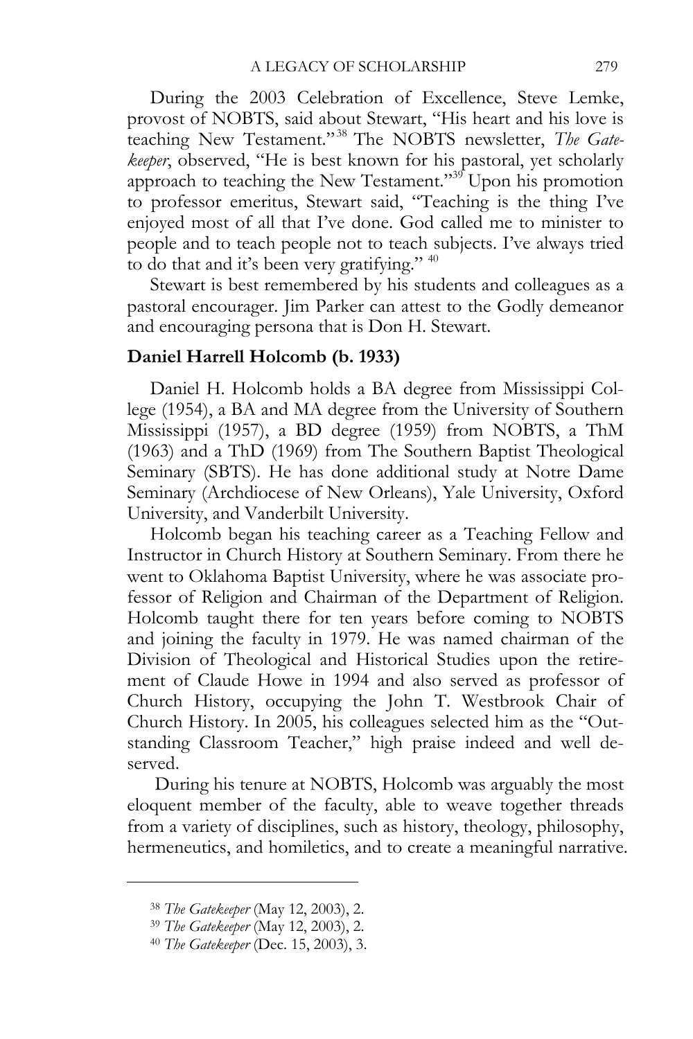During the 2003 Celebration of Excellence, Steve Lemke, provost of NOBTS, said about Stewart, "His heart and his love is teaching New Testament."[38] The NOBTS newsletter, *The Gatekeeper*, observed, "He is best known for his pastoral, yet scholarly approach to teaching the New Testament."[39] Upon his promotion to professor emeritus, Stewart said, "Teaching is the thing I've enjoyed most of all that I've done. God called me to minister to people and to teach people not to teach subjects. I've always tried to do that and it's been very gratifying." [40]

Stewart is best remembered by his students and colleagues as a pastoral encourager. Jim Parker can attest to the Godly demeanor and encouraging persona that is Don H. Stewart.

**Daniel Harrell Holcomb (b. 1933)**

Daniel H. Holcomb holds a BA degree from Mississippi College (1954), a BA and MA degree from the University of Southern Mississippi (1957), a BD degree (1959) from NOBTS, a ThM (1963) and a ThD (1969) from The Southern Baptist Theological Seminary (SBTS). He has done additional study at Notre Dame Seminary (Archdiocese of New Orleans), Yale University, Oxford University, and Vanderbilt University.

Holcomb began his teaching career as a Teaching Fellow and Instructor in Church History at Southern Seminary. From there he went to Oklahoma Baptist University, where he was associate professor of Religion and Chairman of the Department of Religion. Holcomb taught there for ten years before coming to NOBTS and joining the faculty in 1979. He was named chairman of the Division of Theological and Historical Studies upon the retirement of Claude Howe in 1994 and also served as professor of Church History, occupying the John T. Westbrook Chair of Church History. In 2005, his colleagues selected him as the "Outstanding Classroom Teacher," high praise indeed and well deserved.

During his tenure at NOBTS, Holcomb was arguably the most eloquent member of the faculty, able to weave together threads from a variety of disciplines, such as history, theology, philosophy, hermeneutics, and homiletics, and to create a meaningful narrative.

---

[38] *The Gatekeeper* (May 12, 2003), 2.

[39] *The Gatekeeper* (May 12, 2003), 2.

[40] *The Gatekeeper* (Dec. 15, 2003), 3.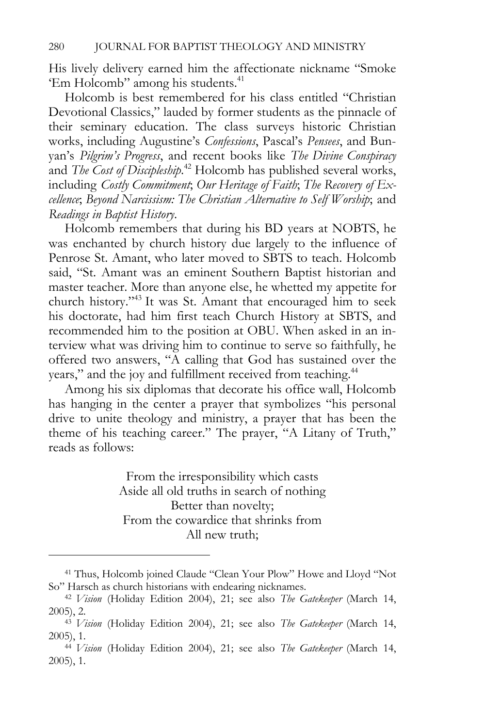His lively delivery earned him the affectionate nickname "Smoke 'Em Holcomb" among his students.[41]

Holcomb is best remembered for his class entitled "Christian Devotional Classics," lauded by former students as the pinnacle of their seminary education. The class surveys historic Christian works, including Augustine's *Confessions*, Pascal's *Pensees*, and Bunyan's *Pilgrim's Progress*, and recent books like *The Divine Conspiracy* and *The Cost of Discipleship*.[42] Holcomb has published several works, including *Costly Commitment*; *Our Heritage of Faith*; *The Recovery of Excellence*; *Beyond Narcissism: The Christian Alternative to Self Worship*; and *Readings in Baptist History*.

Holcomb remembers that during his BD years at NOBTS, he was enchanted by church history due largely to the influence of Penrose St. Amant, who later moved to SBTS to teach. Holcomb said, "St. Amant was an eminent Southern Baptist historian and master teacher. More than anyone else, he whetted my appetite for church history."[43] It was St. Amant that encouraged him to seek his doctorate, had him first teach Church History at SBTS, and recommended him to the position at OBU. When asked in an interview what was driving him to continue to serve so faithfully, he offered two answers, "A calling that God has sustained over the years," and the joy and fulfillment received from teaching.[44]

Among his six diplomas that decorate his office wall, Holcomb has hanging in the center a prayer that symbolizes "his personal drive to unite theology and ministry, a prayer that has been the theme of his teaching career." The prayer, "A Litany of Truth," reads as follows:

> From the irresponsibility which casts
> Aside all old truths in search of nothing
> Better than novelty;
> From the cowardice that shrinks from
> All new truth;

---

[41] Thus, Holcomb joined Claude "Clean Your Plow" Howe and Lloyd "Not So" Harsch as church historians with endearing nicknames.

[42] *Vision* (Holiday Edition 2004), 21; see also *The Gatekeeper* (March 14, 2005), 2.

[43] *Vision* (Holiday Edition 2004), 21; see also *The Gatekeeper* (March 14, 2005), 1.

[44] *Vision* (Holiday Edition 2004), 21; see also *The Gatekeeper* (March 14, 2005), 1.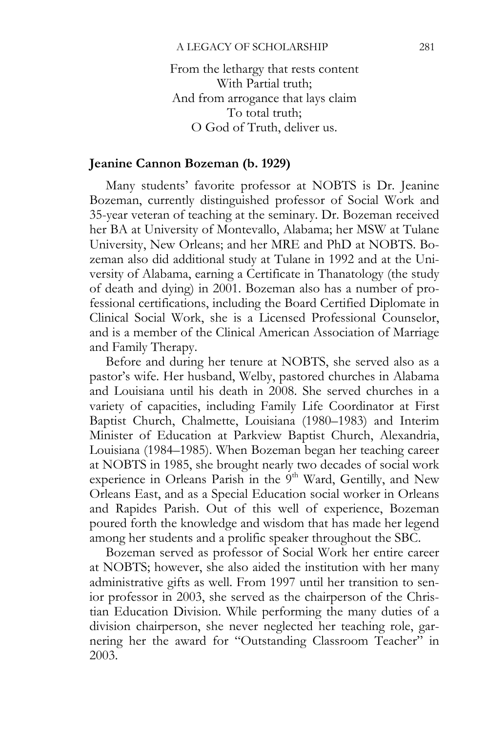From the lethargy that rests content  
With Partial truth;  
And from arrogance that lays claim  
To total truth;  
O God of Truth, deliver us.

### Jeanine Cannon Bozeman (b. 1929)

Many students' favorite professor at NOBTS is Dr. Jeanine Bozeman, currently distinguished professor of Social Work and 35-year veteran of teaching at the seminary. Dr. Bozeman received her BA at University of Montevallo, Alabama; her MSW at Tulane University, New Orleans; and her MRE and PhD at NOBTS. Bozeman also did additional study at Tulane in 1992 and at the University of Alabama, earning a Certificate in Thanatology (the study of death and dying) in 2001. Bozeman also has a number of professional certifications, including the Board Certified Diplomate in Clinical Social Work, she is a Licensed Professional Counselor, and is a member of the Clinical American Association of Marriage and Family Therapy.

Before and during her tenure at NOBTS, she served also as a pastor's wife. Her husband, Welby, pastored churches in Alabama and Louisiana until his death in 2008. She served churches in a variety of capacities, including Family Life Coordinator at First Baptist Church, Chalmette, Louisiana (1980–1983) and Interim Minister of Education at Parkview Baptist Church, Alexandria, Louisiana (1984–1985). When Bozeman began her teaching career at NOBTS in 1985, she brought nearly two decades of social work experience in Orleans Parish in the 9th Ward, Gentilly, and New Orleans East, and as a Special Education social worker in Orleans and Rapides Parish. Out of this well of experience, Bozeman poured forth the knowledge and wisdom that has made her legend among her students and a prolific speaker throughout the SBC.

Bozeman served as professor of Social Work her entire career at NOBTS; however, she also aided the institution with her many administrative gifts as well. From 1997 until her transition to senior professor in 2003, she served as the chairperson of the Christian Education Division. While performing the many duties of a division chairperson, she never neglected her teaching role, garnering her the award for "Outstanding Classroom Teacher" in 2003.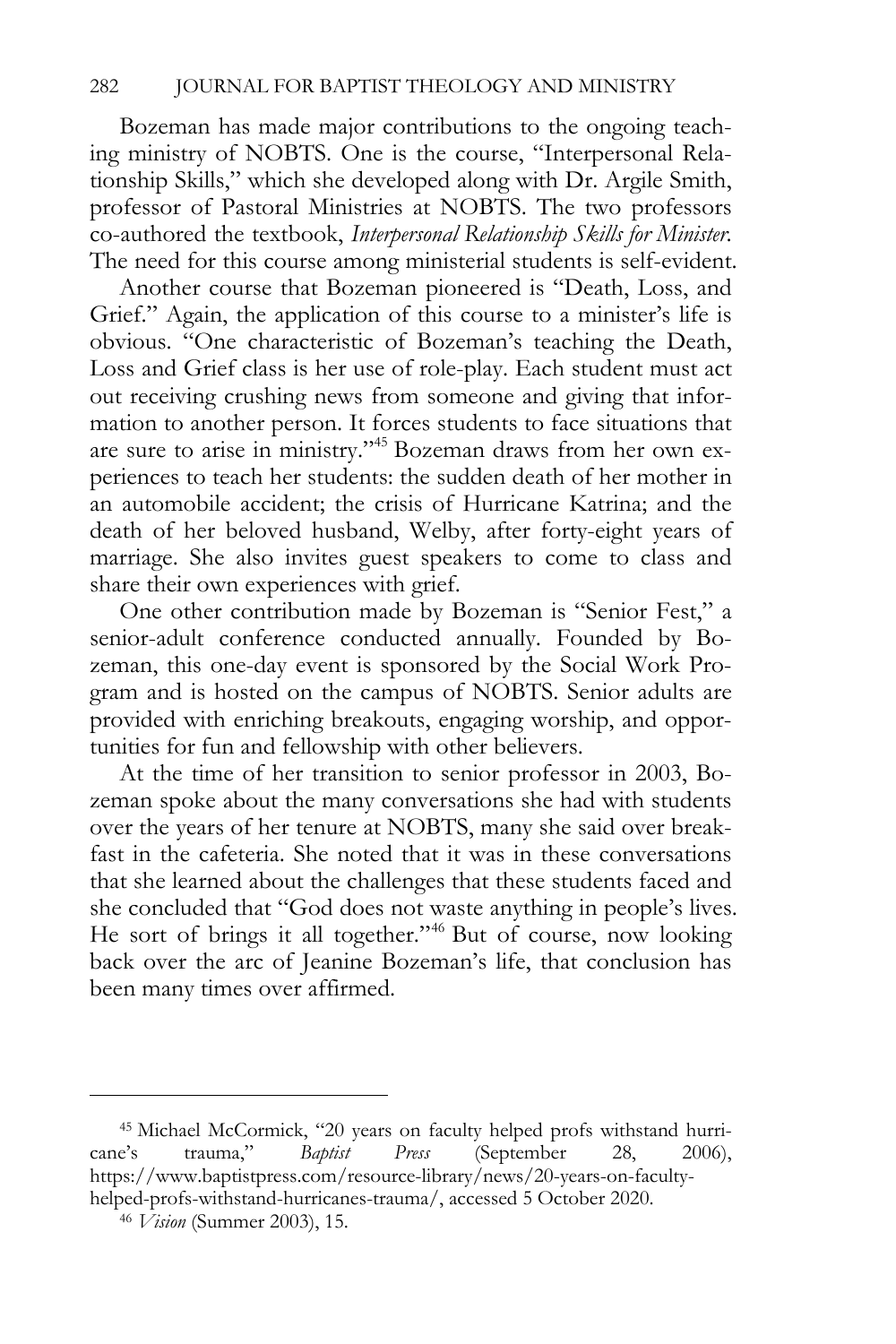Bozeman has made major contributions to the ongoing teaching ministry of NOBTS. One is the course, "Interpersonal Relationship Skills," which she developed along with Dr. Argile Smith, professor of Pastoral Ministries at NOBTS. The two professors co-authored the textbook, *Interpersonal Relationship Skills for Minister*. The need for this course among ministerial students is self-evident.

Another course that Bozeman pioneered is "Death, Loss, and Grief." Again, the application of this course to a minister's life is obvious. "One characteristic of Bozeman's teaching the Death, Loss and Grief class is her use of role-play. Each student must act out receiving crushing news from someone and giving that information to another person. It forces students to face situations that are sure to arise in ministry."[45] Bozeman draws from her own experiences to teach her students: the sudden death of her mother in an automobile accident; the crisis of Hurricane Katrina; and the death of her beloved husband, Welby, after forty-eight years of marriage. She also invites guest speakers to come to class and share their own experiences with grief.

One other contribution made by Bozeman is "Senior Fest," a senior-adult conference conducted annually. Founded by Bozeman, this one-day event is sponsored by the Social Work Program and is hosted on the campus of NOBTS. Senior adults are provided with enriching breakouts, engaging worship, and opportunities for fun and fellowship with other believers.

At the time of her transition to senior professor in 2003, Bozeman spoke about the many conversations she had with students over the years of her tenure at NOBTS, many she said over breakfast in the cafeteria. She noted that it was in these conversations that she learned about the challenges that these students faced and she concluded that "God does not waste anything in people's lives. He sort of brings it all together."[46] But of course, now looking back over the arc of Jeanine Bozeman's life, that conclusion has been many times over affirmed.

---

[45] Michael McCormick, "20 years on faculty helped profs withstand hurricane's trauma," *Baptist Press* (September 28, 2006), https://www.baptistpress.com/resource-library/news/20-years-on-faculty-helped-profs-withstand-hurricanes-trauma/, accessed 5 October 2020.

[46] *Vision* (Summer 2003), 15.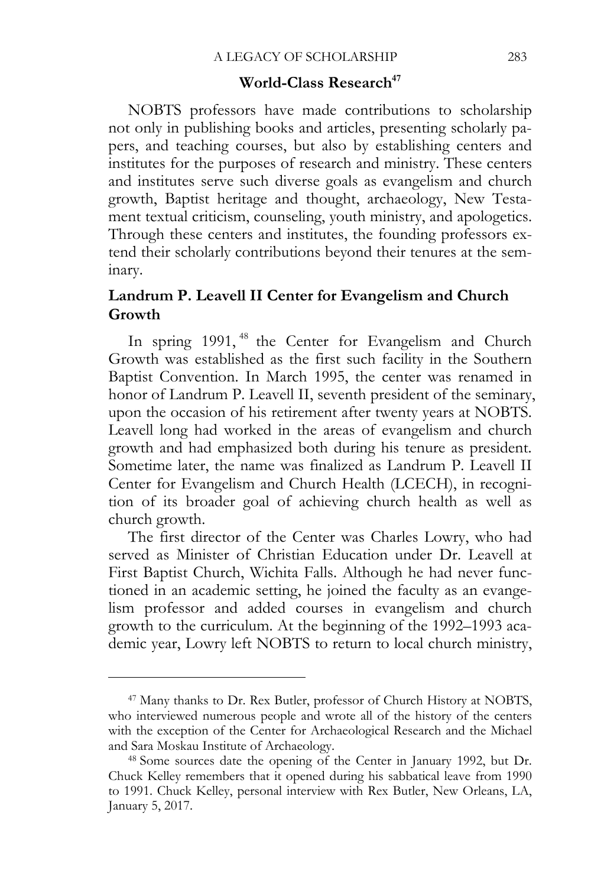## World-Class Research[47]

NOBTS professors have made contributions to scholarship not only in publishing books and articles, presenting scholarly papers, and teaching courses, but also by establishing centers and institutes for the purposes of research and ministry. These centers and institutes serve such diverse goals as evangelism and church growth, Baptist heritage and thought, archaeology, New Testament textual criticism, counseling, youth ministry, and apologetics. Through these centers and institutes, the founding professors extend their scholarly contributions beyond their tenures at the seminary.

### Landrum P. Leavell II Center for Evangelism and Church Growth

In spring 1991,[48] the Center for Evangelism and Church Growth was established as the first such facility in the Southern Baptist Convention. In March 1995, the center was renamed in honor of Landrum P. Leavell II, seventh president of the seminary, upon the occasion of his retirement after twenty years at NOBTS. Leavell long had worked in the areas of evangelism and church growth and had emphasized both during his tenure as president. Sometime later, the name was finalized as Landrum P. Leavell II Center for Evangelism and Church Health (LCECH), in recognition of its broader goal of achieving church health as well as church growth.

The first director of the Center was Charles Lowry, who had served as Minister of Christian Education under Dr. Leavell at First Baptist Church, Wichita Falls. Although he had never functioned in an academic setting, he joined the faculty as an evangelism professor and added courses in evangelism and church growth to the curriculum. At the beginning of the 1992–1993 academic year, Lowry left NOBTS to return to local church ministry,

---

[47] Many thanks to Dr. Rex Butler, professor of Church History at NOBTS, who interviewed numerous people and wrote all of the history of the centers with the exception of the Center for Archaeological Research and the Michael and Sara Moskau Institute of Archaeology.

[48] Some sources date the opening of the Center in January 1992, but Dr. Chuck Kelley remembers that it opened during his sabbatical leave from 1990 to 1991. Chuck Kelley, personal interview with Rex Butler, New Orleans, LA, January 5, 2017.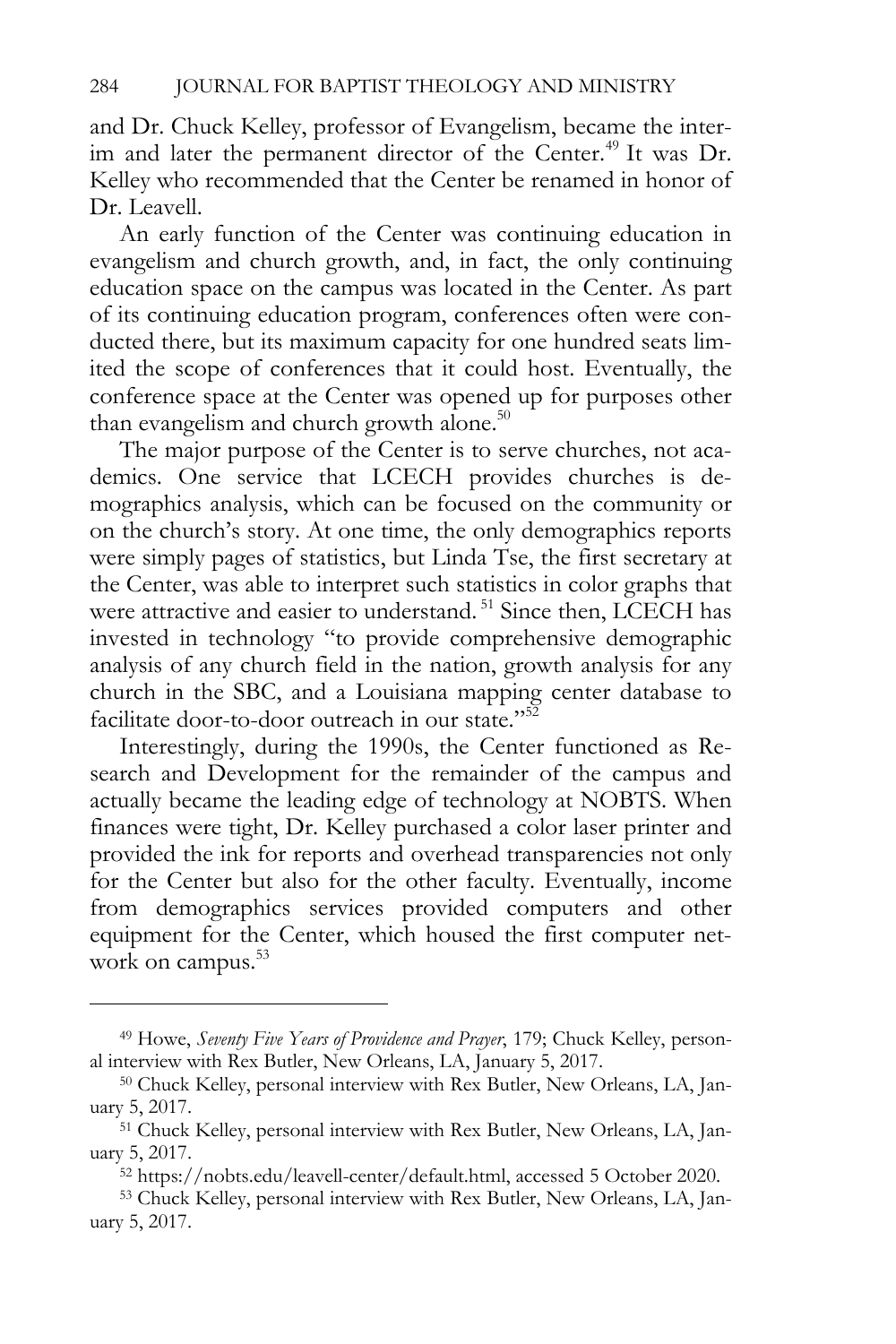and Dr. Chuck Kelley, professor of Evangelism, became the interim and later the permanent director of the Center.[49] It was Dr. Kelley who recommended that the Center be renamed in honor of Dr. Leavell.

An early function of the Center was continuing education in evangelism and church growth, and, in fact, the only continuing education space on the campus was located in the Center. As part of its continuing education program, conferences often were conducted there, but its maximum capacity for one hundred seats limited the scope of conferences that it could host. Eventually, the conference space at the Center was opened up for purposes other than evangelism and church growth alone.[50]

The major purpose of the Center is to serve churches, not academics. One service that LCECH provides churches is demographics analysis, which can be focused on the community or on the church's story. At one time, the only demographics reports were simply pages of statistics, but Linda Tse, the first secretary at the Center, was able to interpret such statistics in color graphs that were attractive and easier to understand.[51] Since then, LCECH has invested in technology "to provide comprehensive demographic analysis of any church field in the nation, growth analysis for any church in the SBC, and a Louisiana mapping center database to facilitate door-to-door outreach in our state."[52]

Interestingly, during the 1990s, the Center functioned as Research and Development for the remainder of the campus and actually became the leading edge of technology at NOBTS. When finances were tight, Dr. Kelley purchased a color laser printer and provided the ink for reports and overhead transparencies not only for the Center but also for the other faculty. Eventually, income from demographics services provided computers and other equipment for the Center, which housed the first computer network on campus.[53]

---

[49] Howe, *Seventy Five Years of Providence and Prayer*, 179; Chuck Kelley, personal interview with Rex Butler, New Orleans, LA, January 5, 2017.

[50] Chuck Kelley, personal interview with Rex Butler, New Orleans, LA, January 5, 2017.

[51] Chuck Kelley, personal interview with Rex Butler, New Orleans, LA, January 5, 2017.

[52] https://nobts.edu/leavell-center/default.html, accessed 5 October 2020.

[53] Chuck Kelley, personal interview with Rex Butler, New Orleans, LA, January 5, 2017.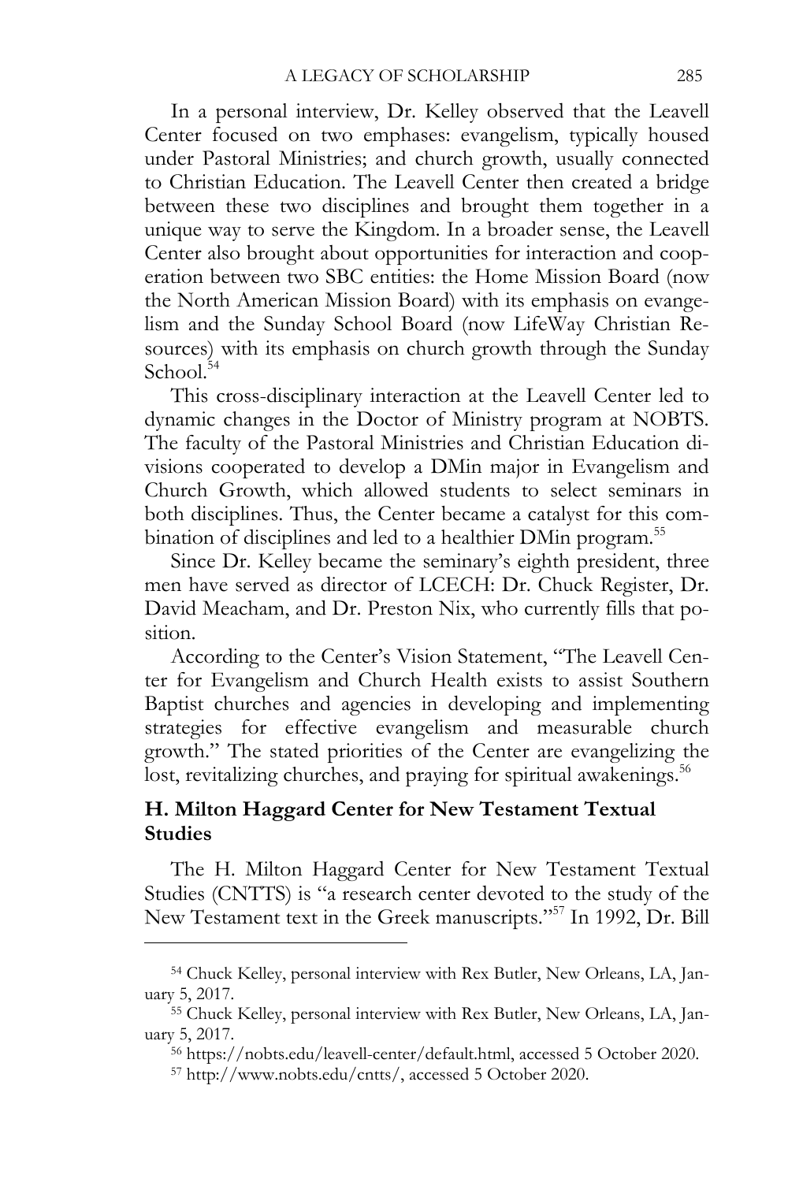In a personal interview, Dr. Kelley observed that the Leavell Center focused on two emphases: evangelism, typically housed under Pastoral Ministries; and church growth, usually connected to Christian Education. The Leavell Center then created a bridge between these two disciplines and brought them together in a unique way to serve the Kingdom. In a broader sense, the Leavell Center also brought about opportunities for interaction and cooperation between two SBC entities: the Home Mission Board (now the North American Mission Board) with its emphasis on evangelism and the Sunday School Board (now LifeWay Christian Resources) with its emphasis on church growth through the Sunday School.[54]

This cross-disciplinary interaction at the Leavell Center led to dynamic changes in the Doctor of Ministry program at NOBTS. The faculty of the Pastoral Ministries and Christian Education divisions cooperated to develop a DMin major in Evangelism and Church Growth, which allowed students to select seminars in both disciplines. Thus, the Center became a catalyst for this combination of disciplines and led to a healthier DMin program.[55]

Since Dr. Kelley became the seminary's eighth president, three men have served as director of LCECH: Dr. Chuck Register, Dr. David Meacham, and Dr. Preston Nix, who currently fills that position.

According to the Center's Vision Statement, "The Leavell Center for Evangelism and Church Health exists to assist Southern Baptist churches and agencies in developing and implementing strategies for effective evangelism and measurable church growth." The stated priorities of the Center are evangelizing the lost, revitalizing churches, and praying for spiritual awakenings.[56]

### H. Milton Haggard Center for New Testament Textual Studies

The H. Milton Haggard Center for New Testament Textual Studies (CNTTS) is "a research center devoted to the study of the New Testament text in the Greek manuscripts."[57] In 1992, Dr. Bill

---

[54] Chuck Kelley, personal interview with Rex Butler, New Orleans, LA, January 5, 2017.

[55] Chuck Kelley, personal interview with Rex Butler, New Orleans, LA, January 5, 2017.

[56] https://nobts.edu/leavell-center/default.html, accessed 5 October 2020.

[57] http://www.nobts.edu/cntts/, accessed 5 October 2020.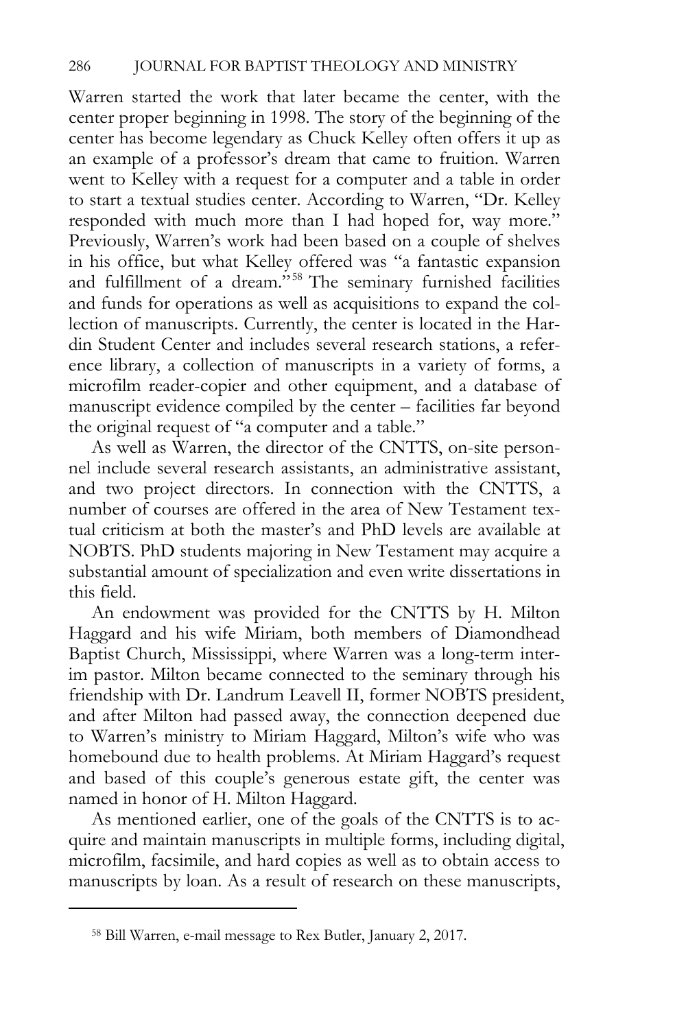Warren started the work that later became the center, with the center proper beginning in 1998. The story of the beginning of the center has become legendary as Chuck Kelley often offers it up as an example of a professor's dream that came to fruition. Warren went to Kelley with a request for a computer and a table in order to start a textual studies center. According to Warren, "Dr. Kelley responded with much more than I had hoped for, way more." Previously, Warren's work had been based on a couple of shelves in his office, but what Kelley offered was "a fantastic expansion and fulfillment of a dream."[58] The seminary furnished facilities and funds for operations as well as acquisitions to expand the collection of manuscripts. Currently, the center is located in the Hardin Student Center and includes several research stations, a reference library, a collection of manuscripts in a variety of forms, a microfilm reader-copier and other equipment, and a database of manuscript evidence compiled by the center – facilities far beyond the original request of "a computer and a table."

As well as Warren, the director of the CNTTS, on-site personnel include several research assistants, an administrative assistant, and two project directors. In connection with the CNTTS, a number of courses are offered in the area of New Testament textual criticism at both the master's and PhD levels are available at NOBTS. PhD students majoring in New Testament may acquire a substantial amount of specialization and even write dissertations in this field.

An endowment was provided for the CNTTS by H. Milton Haggard and his wife Miriam, both members of Diamondhead Baptist Church, Mississippi, where Warren was a long-term interim pastor. Milton became connected to the seminary through his friendship with Dr. Landrum Leavell II, former NOBTS president, and after Milton had passed away, the connection deepened due to Warren's ministry to Miriam Haggard, Milton's wife who was homebound due to health problems. At Miriam Haggard's request and based of this couple's generous estate gift, the center was named in honor of H. Milton Haggard.

As mentioned earlier, one of the goals of the CNTTS is to acquire and maintain manuscripts in multiple forms, including digital, microfilm, facsimile, and hard copies as well as to obtain access to manuscripts by loan. As a result of research on these manuscripts,

---

[58] Bill Warren, e-mail message to Rex Butler, January 2, 2017.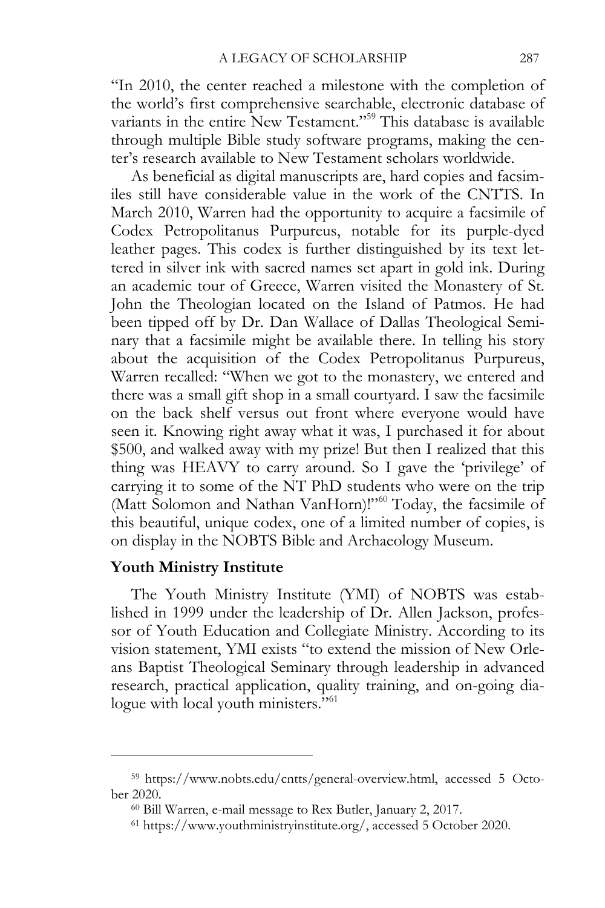"In 2010, the center reached a milestone with the completion of the world's first comprehensive searchable, electronic database of variants in the entire New Testament."[59] This database is available through multiple Bible study software programs, making the center's research available to New Testament scholars worldwide.

As beneficial as digital manuscripts are, hard copies and facsimiles still have considerable value in the work of the CNTTS. In March 2010, Warren had the opportunity to acquire a facsimile of Codex Petropolitanus Purpureus, notable for its purple-dyed leather pages. This codex is further distinguished by its text lettered in silver ink with sacred names set apart in gold ink. During an academic tour of Greece, Warren visited the Monastery of St. John the Theologian located on the Island of Patmos. He had been tipped off by Dr. Dan Wallace of Dallas Theological Seminary that a facsimile might be available there. In telling his story about the acquisition of the Codex Petropolitanus Purpureus, Warren recalled: "When we got to the monastery, we entered and there was a small gift shop in a small courtyard. I saw the facsimile on the back shelf versus out front where everyone would have seen it. Knowing right away what it was, I purchased it for about $500, and walked away with my prize! But then I realized that this thing was HEAVY to carry around. So I gave the 'privilege' of carrying it to some of the NT PhD students who were on the trip (Matt Solomon and Nathan VanHorn)!"[60] Today, the facsimile of this beautiful, unique codex, one of a limited number of copies, is on display in the NOBTS Bible and Archaeology Museum.

**Youth Ministry Institute**

The Youth Ministry Institute (YMI) of NOBTS was established in 1999 under the leadership of Dr. Allen Jackson, professor of Youth Education and Collegiate Ministry. According to its vision statement, YMI exists "to extend the mission of New Orleans Baptist Theological Seminary through leadership in advanced research, practical application, quality training, and on-going dialogue with local youth ministers."[61]

---

[59] https://www.nobts.edu/cntts/general-overview.html, accessed 5 October 2020.

[60] Bill Warren, e-mail message to Rex Butler, January 2, 2017.

[61] https://www.youthministryinstitute.org/, accessed 5 October 2020.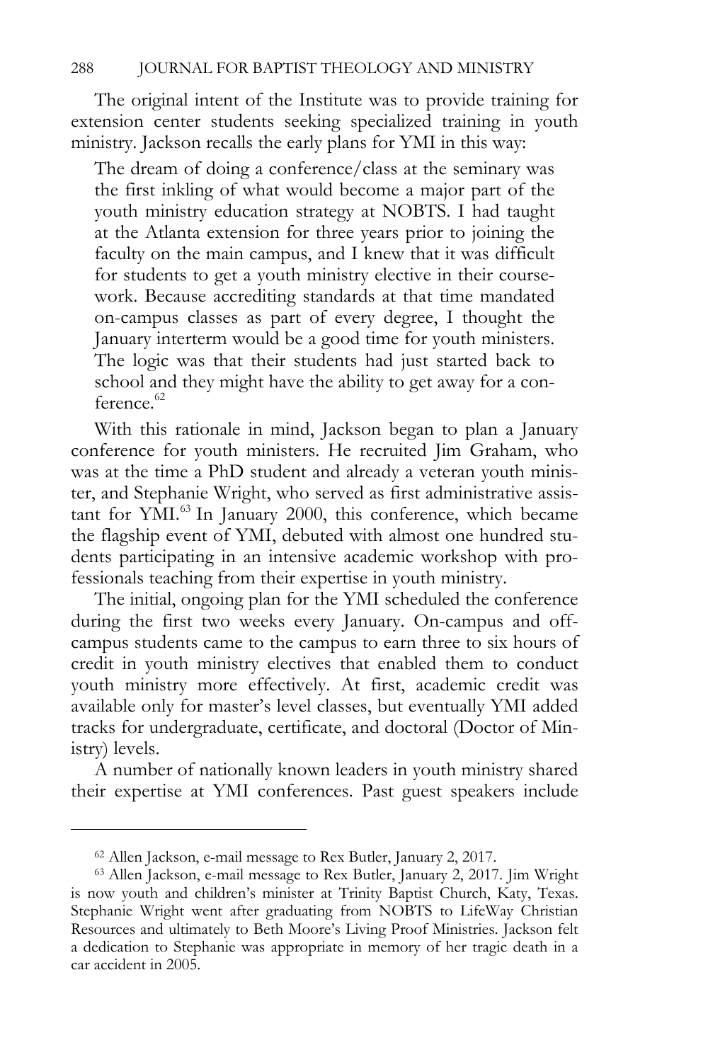The original intent of the Institute was to provide training for extension center students seeking specialized training in youth ministry. Jackson recalls the early plans for YMI in this way:

> The dream of doing a conference/class at the seminary was the first inkling of what would become a major part of the youth ministry education strategy at NOBTS. I had taught at the Atlanta extension for three years prior to joining the faculty on the main campus, and I knew that it was difficult for students to get a youth ministry elective in their coursework. Because accrediting standards at that time mandated on-campus classes as part of every degree, I thought the January interterm would be a good time for youth ministers. The logic was that their students had just started back to school and they might have the ability to get away for a conference.[62]

With this rationale in mind, Jackson began to plan a January conference for youth ministers. He recruited Jim Graham, who was at the time a PhD student and already a veteran youth minister, and Stephanie Wright, who served as first administrative assistant for YMI.[63] In January 2000, this conference, which became the flagship event of YMI, debuted with almost one hundred students participating in an intensive academic workshop with professionals teaching from their expertise in youth ministry.

The initial, ongoing plan for the YMI scheduled the conference during the first two weeks every January. On-campus and off-campus students came to the campus to earn three to six hours of credit in youth ministry electives that enabled them to conduct youth ministry more effectively. At first, academic credit was available only for master's level classes, but eventually YMI added tracks for undergraduate, certificate, and doctoral (Doctor of Ministry) levels.

A number of nationally known leaders in youth ministry shared their expertise at YMI conferences. Past guest speakers include

---

[62] Allen Jackson, e-mail message to Rex Butler, January 2, 2017.

[63] Allen Jackson, e-mail message to Rex Butler, January 2, 2017. Jim Wright is now youth and children's minister at Trinity Baptist Church, Katy, Texas. Stephanie Wright went after graduating from NOBTS to LifeWay Christian Resources and ultimately to Beth Moore's Living Proof Ministries. Jackson felt a dedication to Stephanie was appropriate in memory of her tragic death in a car accident in 2005.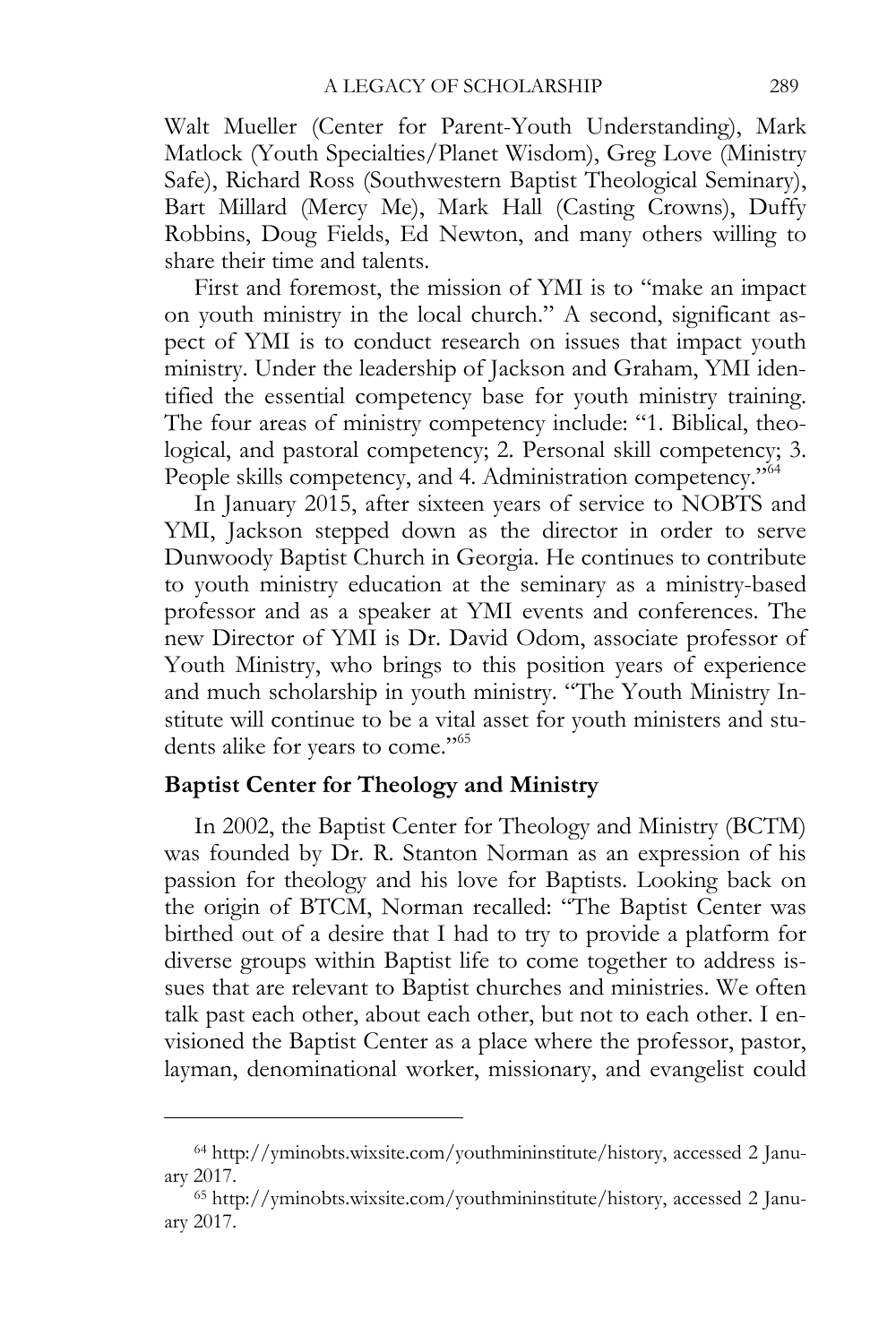Walt Mueller (Center for Parent-Youth Understanding), Mark Matlock (Youth Specialties/Planet Wisdom), Greg Love (Ministry Safe), Richard Ross (Southwestern Baptist Theological Seminary), Bart Millard (Mercy Me), Mark Hall (Casting Crowns), Duffy Robbins, Doug Fields, Ed Newton, and many others willing to share their time and talents.

First and foremost, the mission of YMI is to "make an impact on youth ministry in the local church." A second, significant aspect of YMI is to conduct research on issues that impact youth ministry. Under the leadership of Jackson and Graham, YMI identified the essential competency base for youth ministry training. The four areas of ministry competency include: "1. Biblical, theological, and pastoral competency; 2. Personal skill competency; 3. People skills competency, and 4. Administration competency."[64]

In January 2015, after sixteen years of service to NOBTS and YMI, Jackson stepped down as the director in order to serve Dunwoody Baptist Church in Georgia. He continues to contribute to youth ministry education at the seminary as a ministry-based professor and as a speaker at YMI events and conferences. The new Director of YMI is Dr. David Odom, associate professor of Youth Ministry, who brings to this position years of experience and much scholarship in youth ministry. "The Youth Ministry Institute will continue to be a vital asset for youth ministers and students alike for years to come."[65]

**Baptist Center for Theology and Ministry**

In 2002, the Baptist Center for Theology and Ministry (BCTM) was founded by Dr. R. Stanton Norman as an expression of his passion for theology and his love for Baptists. Looking back on the origin of BTCM, Norman recalled: "The Baptist Center was birthed out of a desire that I had to try to provide a platform for diverse groups within Baptist life to come together to address issues that are relevant to Baptist churches and ministries. We often talk past each other, about each other, but not to each other. I envisioned the Baptist Center as a place where the professor, pastor, layman, denominational worker, missionary, and evangelist could

---

[64] http://yminobts.wixsite.com/youthmininstitute/history, accessed 2 January 2017.

[65] http://yminobts.wixsite.com/youthmininstitute/history, accessed 2 January 2017.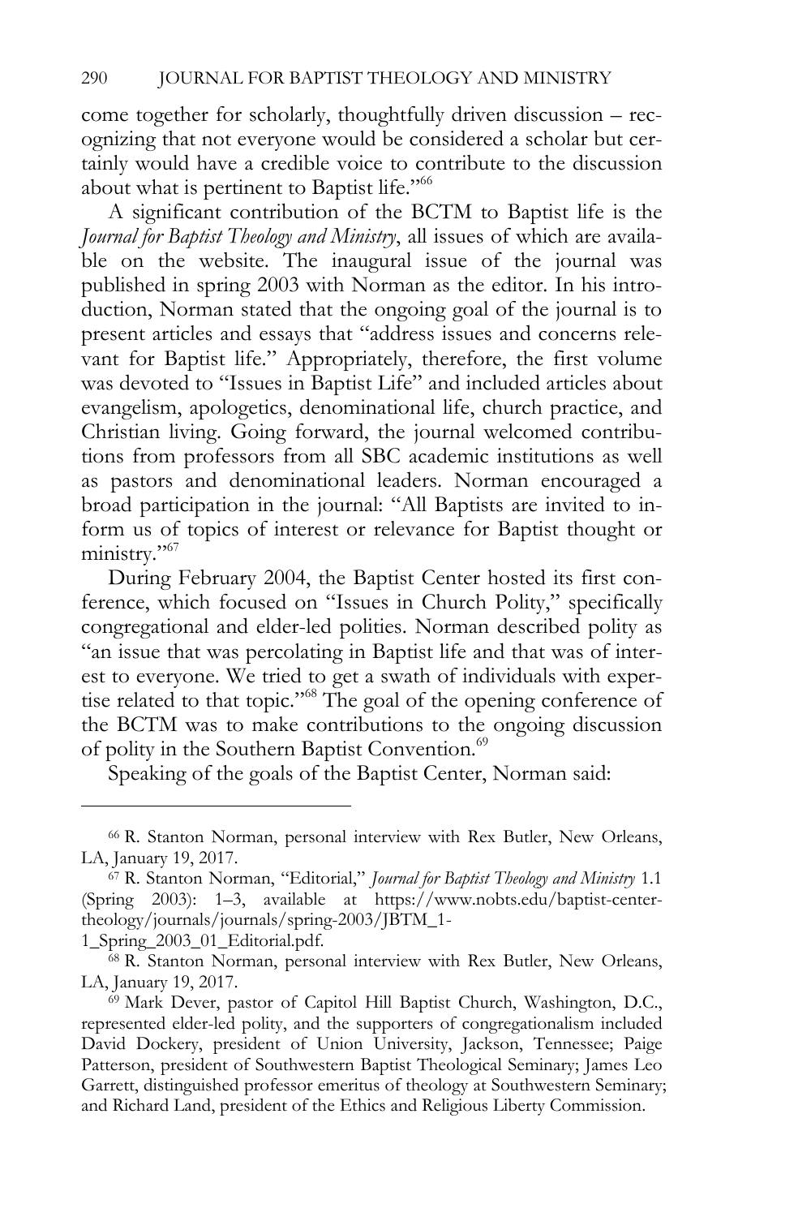come together for scholarly, thoughtfully driven discussion – recognizing that not everyone would be considered a scholar but certainly would have a credible voice to contribute to the discussion about what is pertinent to Baptist life."[66]

A significant contribution of the BCTM to Baptist life is the *Journal for Baptist Theology and Ministry*, all issues of which are available on the website. The inaugural issue of the journal was published in spring 2003 with Norman as the editor. In his introduction, Norman stated that the ongoing goal of the journal is to present articles and essays that "address issues and concerns relevant for Baptist life." Appropriately, therefore, the first volume was devoted to "Issues in Baptist Life" and included articles about evangelism, apologetics, denominational life, church practice, and Christian living. Going forward, the journal welcomed contributions from professors from all SBC academic institutions as well as pastors and denominational leaders. Norman encouraged a broad participation in the journal: "All Baptists are invited to inform us of topics of interest or relevance for Baptist thought or ministry."[67]

During February 2004, the Baptist Center hosted its first conference, which focused on "Issues in Church Polity," specifically congregational and elder-led polities. Norman described polity as "an issue that was percolating in Baptist life and that was of interest to everyone. We tried to get a swath of individuals with expertise related to that topic."[68] The goal of the opening conference of the BCTM was to make contributions to the ongoing discussion of polity in the Southern Baptist Convention.[69]

Speaking of the goals of the Baptist Center, Norman said:

---

[66] R. Stanton Norman, personal interview with Rex Butler, New Orleans, LA, January 19, 2017.

[67] R. Stanton Norman, "Editorial," *Journal for Baptist Theology and Ministry* 1.1 (Spring 2003): 1–3, available at https://www.nobts.edu/baptist-center-theology/journals/journals/spring-2003/JBTM_1-1_Spring_2003_01_Editorial.pdf.

[68] R. Stanton Norman, personal interview with Rex Butler, New Orleans, LA, January 19, 2017.

[69] Mark Dever, pastor of Capitol Hill Baptist Church, Washington, D.C., represented elder-led polity, and the supporters of congregationalism included David Dockery, president of Union University, Jackson, Tennessee; Paige Patterson, president of Southwestern Baptist Theological Seminary; James Leo Garrett, distinguished professor emeritus of theology at Southwestern Seminary; and Richard Land, president of the Ethics and Religious Liberty Commission.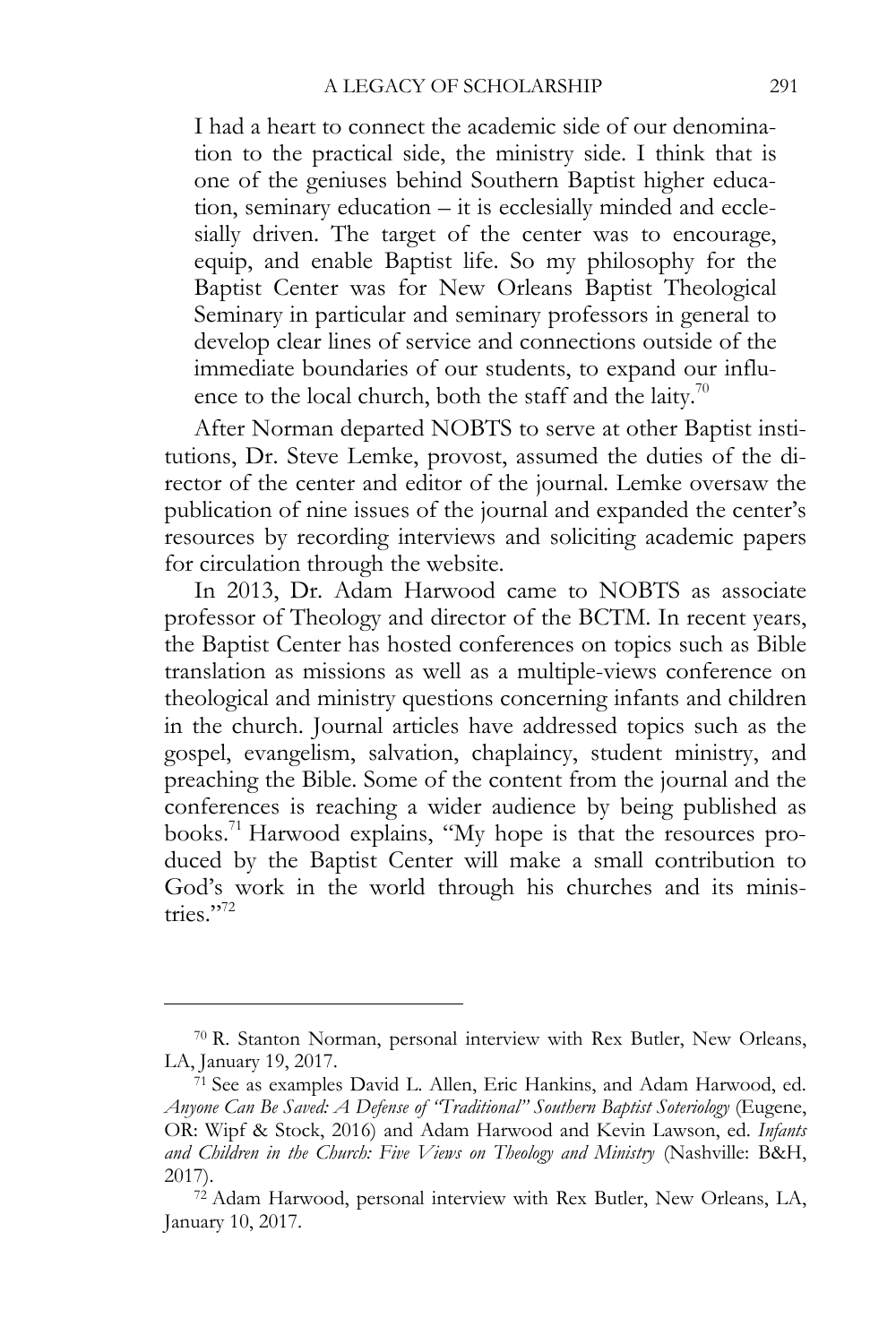> I had a heart to connect the academic side of our denomination to the practical side, the ministry side. I think that is one of the geniuses behind Southern Baptist higher education, seminary education – it is ecclesially minded and ecclesially driven. The target of the center was to encourage, equip, and enable Baptist life. So my philosophy for the Baptist Center was for New Orleans Baptist Theological Seminary in particular and seminary professors in general to develop clear lines of service and connections outside of the immediate boundaries of our students, to expand our influence to the local church, both the staff and the laity.[70]

After Norman departed NOBTS to serve at other Baptist institutions, Dr. Steve Lemke, provost, assumed the duties of the director of the center and editor of the journal. Lemke oversaw the publication of nine issues of the journal and expanded the center's resources by recording interviews and soliciting academic papers for circulation through the website.

In 2013, Dr. Adam Harwood came to NOBTS as associate professor of Theology and director of the BCTM. In recent years, the Baptist Center has hosted conferences on topics such as Bible translation as missions as well as a multiple-views conference on theological and ministry questions concerning infants and children in the church. Journal articles have addressed topics such as the gospel, evangelism, salvation, chaplaincy, student ministry, and preaching the Bible. Some of the content from the journal and the conferences is reaching a wider audience by being published as books.[71] Harwood explains, "My hope is that the resources produced by the Baptist Center will make a small contribution to God's work in the world through his churches and its ministries."[72]

---

[70] R. Stanton Norman, personal interview with Rex Butler, New Orleans, LA, January 19, 2017.

[71] See as examples David L. Allen, Eric Hankins, and Adam Harwood, ed. *Anyone Can Be Saved: A Defense of "Traditional" Southern Baptist Soteriology* (Eugene, OR: Wipf & Stock, 2016) and Adam Harwood and Kevin Lawson, ed. *Infants and Children in the Church: Five Views on Theology and Ministry* (Nashville: B&H, 2017).

[72] Adam Harwood, personal interview with Rex Butler, New Orleans, LA, January 10, 2017.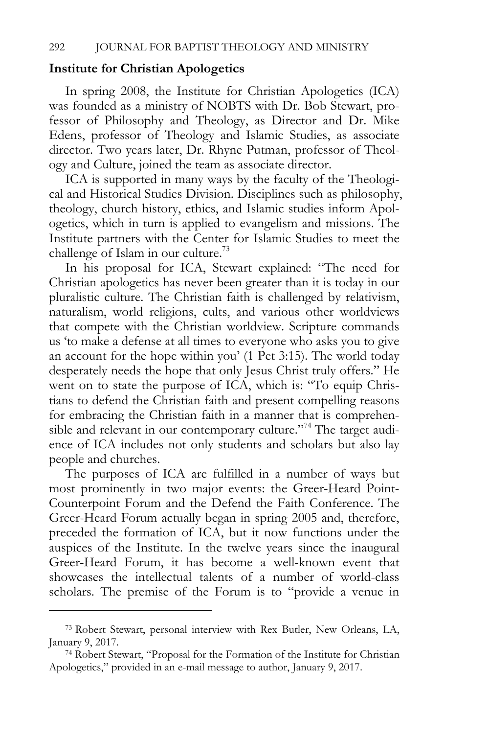**Institute for Christian Apologetics**

In spring 2008, the Institute for Christian Apologetics (ICA) was founded as a ministry of NOBTS with Dr. Bob Stewart, professor of Philosophy and Theology, as Director and Dr. Mike Edens, professor of Theology and Islamic Studies, as associate director. Two years later, Dr. Rhyne Putman, professor of Theology and Culture, joined the team as associate director.

ICA is supported in many ways by the faculty of the Theological and Historical Studies Division. Disciplines such as philosophy, theology, church history, ethics, and Islamic studies inform Apologetics, which in turn is applied to evangelism and missions. The Institute partners with the Center for Islamic Studies to meet the challenge of Islam in our culture.[73]

In his proposal for ICA, Stewart explained: "The need for Christian apologetics has never been greater than it is today in our pluralistic culture. The Christian faith is challenged by relativism, naturalism, world religions, cults, and various other worldviews that compete with the Christian worldview. Scripture commands us 'to make a defense at all times to everyone who asks you to give an account for the hope within you' (1 Pet 3:15). The world today desperately needs the hope that only Jesus Christ truly offers." He went on to state the purpose of ICA, which is: "To equip Christians to defend the Christian faith and present compelling reasons for embracing the Christian faith in a manner that is comprehensible and relevant in our contemporary culture."[74] The target audience of ICA includes not only students and scholars but also lay people and churches.

The purposes of ICA are fulfilled in a number of ways but most prominently in two major events: the Greer-Heard Point-Counterpoint Forum and the Defend the Faith Conference. The Greer-Heard Forum actually began in spring 2005 and, therefore, preceded the formation of ICA, but it now functions under the auspices of the Institute. In the twelve years since the inaugural Greer-Heard Forum, it has become a well-known event that showcases the intellectual talents of a number of world-class scholars. The premise of the Forum is to "provide a venue in

---

[73] Robert Stewart, personal interview with Rex Butler, New Orleans, LA, January 9, 2017.

[74] Robert Stewart, "Proposal for the Formation of the Institute for Christian Apologetics," provided in an e-mail message to author, January 9, 2017.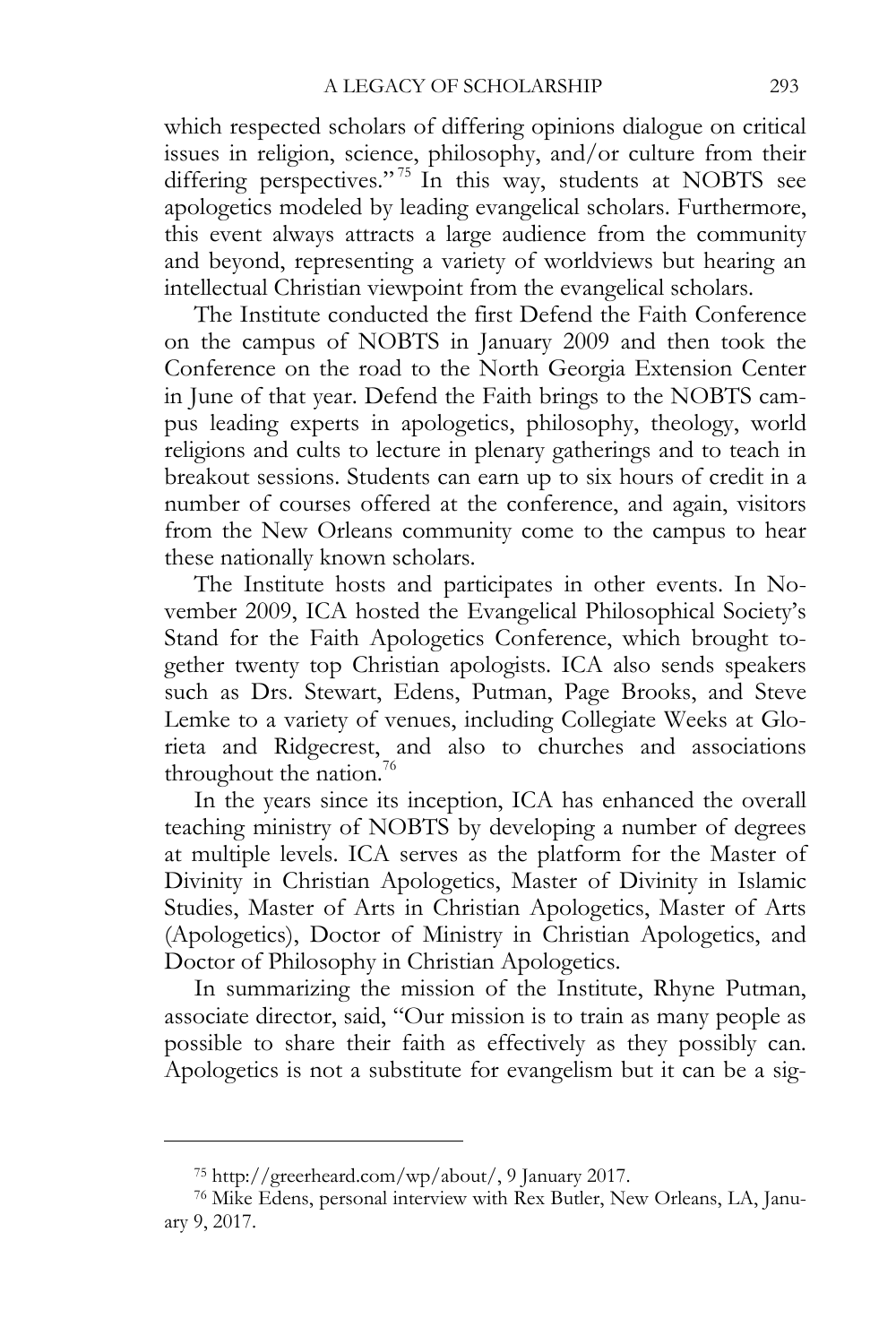which respected scholars of differing opinions dialogue on critical issues in religion, science, philosophy, and/or culture from their differing perspectives."[75] In this way, students at NOBTS see apologetics modeled by leading evangelical scholars. Furthermore, this event always attracts a large audience from the community and beyond, representing a variety of worldviews but hearing an intellectual Christian viewpoint from the evangelical scholars.

The Institute conducted the first Defend the Faith Conference on the campus of NOBTS in January 2009 and then took the Conference on the road to the North Georgia Extension Center in June of that year. Defend the Faith brings to the NOBTS campus leading experts in apologetics, philosophy, theology, world religions and cults to lecture in plenary gatherings and to teach in breakout sessions. Students can earn up to six hours of credit in a number of courses offered at the conference, and again, visitors from the New Orleans community come to the campus to hear these nationally known scholars.

The Institute hosts and participates in other events. In November 2009, ICA hosted the Evangelical Philosophical Society's Stand for the Faith Apologetics Conference, which brought together twenty top Christian apologists. ICA also sends speakers such as Drs. Stewart, Edens, Putman, Page Brooks, and Steve Lemke to a variety of venues, including Collegiate Weeks at Glorieta and Ridgecrest, and also to churches and associations throughout the nation.[76]

In the years since its inception, ICA has enhanced the overall teaching ministry of NOBTS by developing a number of degrees at multiple levels. ICA serves as the platform for the Master of Divinity in Christian Apologetics, Master of Divinity in Islamic Studies, Master of Arts in Christian Apologetics, Master of Arts (Apologetics), Doctor of Ministry in Christian Apologetics, and Doctor of Philosophy in Christian Apologetics.

In summarizing the mission of the Institute, Rhyne Putman, associate director, said, "Our mission is to train as many people as possible to share their faith as effectively as they possibly can. Apologetics is not a substitute for evangelism but it can be a sig-

---

[75] http://greerheard.com/wp/about/, 9 January 2017.

[76] Mike Edens, personal interview with Rex Butler, New Orleans, LA, January 9, 2017.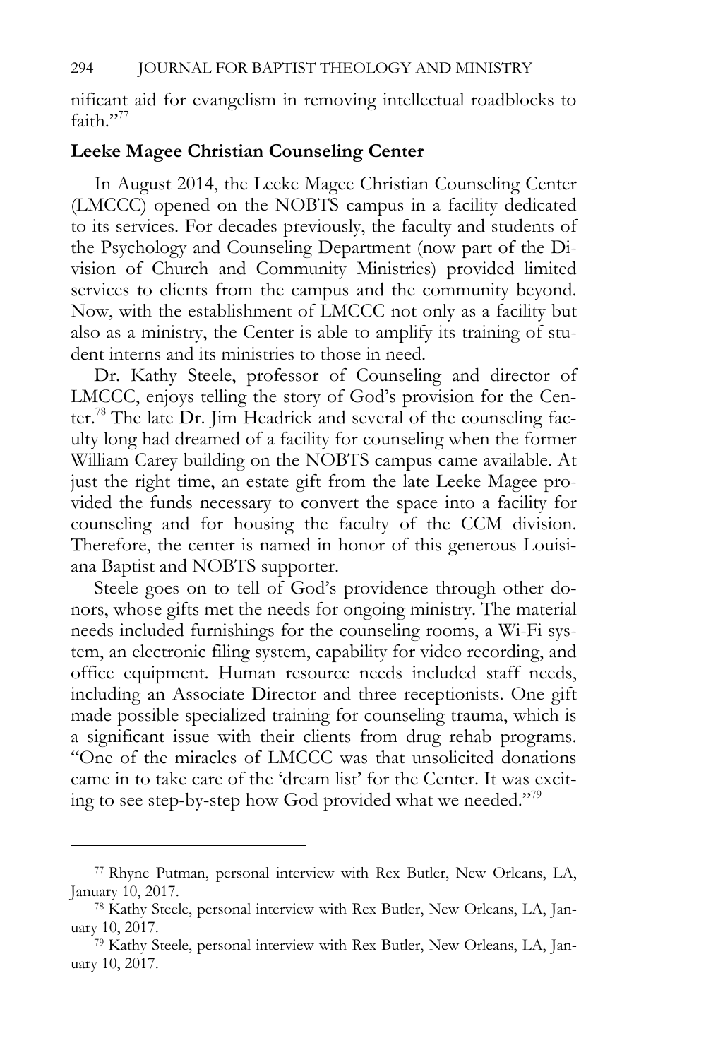nificant aid for evangelism in removing intellectual roadblocks to faith."[77]

**Leeke Magee Christian Counseling Center**

In August 2014, the Leeke Magee Christian Counseling Center (LMCCC) opened on the NOBTS campus in a facility dedicated to its services. For decades previously, the faculty and students of the Psychology and Counseling Department (now part of the Division of Church and Community Ministries) provided limited services to clients from the campus and the community beyond. Now, with the establishment of LMCCC not only as a facility but also as a ministry, the Center is able to amplify its training of student interns and its ministries to those in need.

Dr. Kathy Steele, professor of Counseling and director of LMCCC, enjoys telling the story of God's provision for the Center.[78] The late Dr. Jim Headrick and several of the counseling faculty long had dreamed of a facility for counseling when the former William Carey building on the NOBTS campus came available. At just the right time, an estate gift from the late Leeke Magee provided the funds necessary to convert the space into a facility for counseling and for housing the faculty of the CCM division. Therefore, the center is named in honor of this generous Louisiana Baptist and NOBTS supporter.

Steele goes on to tell of God's providence through other donors, whose gifts met the needs for ongoing ministry. The material needs included furnishings for the counseling rooms, a Wi-Fi system, an electronic filing system, capability for video recording, and office equipment. Human resource needs included staff needs, including an Associate Director and three receptionists. One gift made possible specialized training for counseling trauma, which is a significant issue with their clients from drug rehab programs. "One of the miracles of LMCCC was that unsolicited donations came in to take care of the 'dream list' for the Center. It was exciting to see step-by-step how God provided what we needed."[79]

---

[77] Rhyne Putman, personal interview with Rex Butler, New Orleans, LA, January 10, 2017.

[78] Kathy Steele, personal interview with Rex Butler, New Orleans, LA, January 10, 2017.

[79] Kathy Steele, personal interview with Rex Butler, New Orleans, LA, January 10, 2017.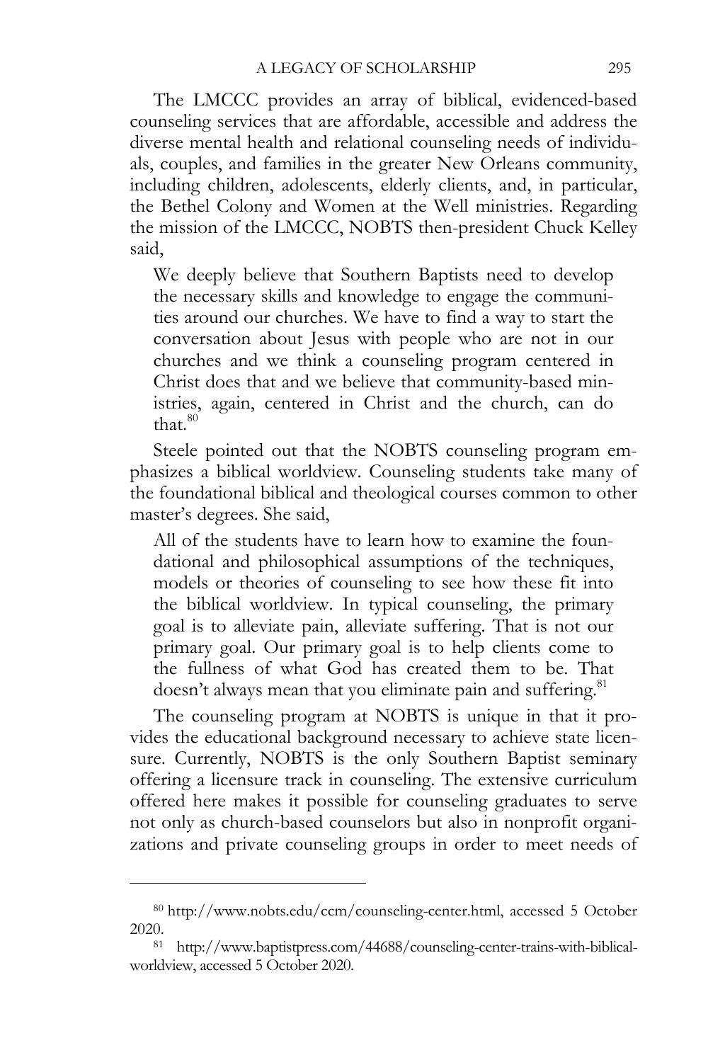The LMCCC provides an array of biblical, evidenced-based counseling services that are affordable, accessible and address the diverse mental health and relational counseling needs of individuals, couples, and families in the greater New Orleans community, including children, adolescents, elderly clients, and, in particular, the Bethel Colony and Women at the Well ministries. Regarding the mission of the LMCCC, NOBTS then-president Chuck Kelley said,

> We deeply believe that Southern Baptists need to develop the necessary skills and knowledge to engage the communities around our churches. We have to find a way to start the conversation about Jesus with people who are not in our churches and we think a counseling program centered in Christ does that and we believe that community-based ministries, again, centered in Christ and the church, can do that.[80]

Steele pointed out that the NOBTS counseling program emphasizes a biblical worldview. Counseling students take many of the foundational biblical and theological courses common to other master's degrees. She said,

> All of the students have to learn how to examine the foundational and philosophical assumptions of the techniques, models or theories of counseling to see how these fit into the biblical worldview. In typical counseling, the primary goal is to alleviate pain, alleviate suffering. That is not our primary goal. Our primary goal is to help clients come to the fullness of what God has created them to be. That doesn't always mean that you eliminate pain and suffering.[81]

The counseling program at NOBTS is unique in that it provides the educational background necessary to achieve state licensure. Currently, NOBTS is the only Southern Baptist seminary offering a licensure track in counseling. The extensive curriculum offered here makes it possible for counseling graduates to serve not only as church-based counselors but also in nonprofit organizations and private counseling groups in order to meet needs of

---

[80] http://www.nobts.edu/ccm/counseling-center.html, accessed 5 October 2020.

[81] http://www.baptistpress.com/44688/counseling-center-trains-with-biblical-worldview, accessed 5 October 2020.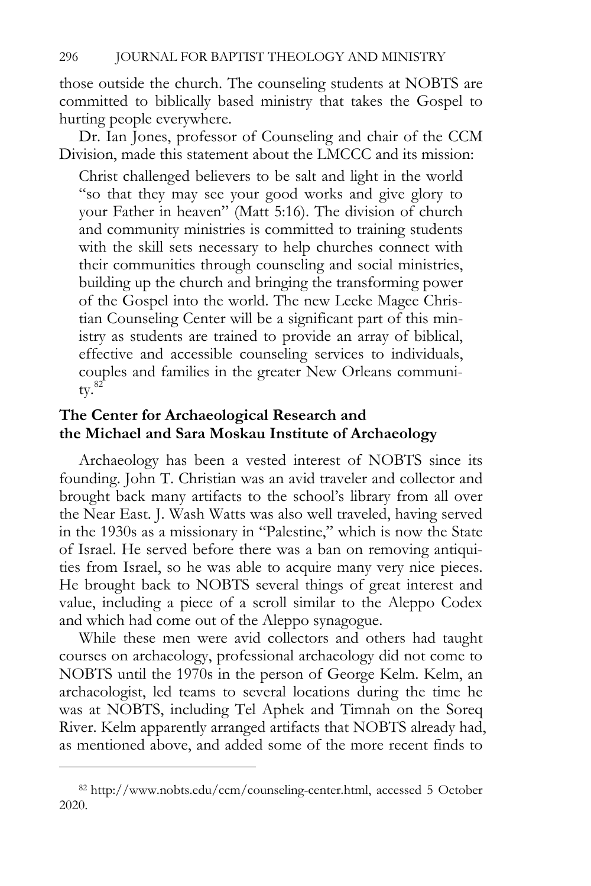those outside the church. The counseling students at NOBTS are committed to biblically based ministry that takes the Gospel to hurting people everywhere.

Dr. Ian Jones, professor of Counseling and chair of the CCM Division, made this statement about the LMCCC and its mission:

> Christ challenged believers to be salt and light in the world "so that they may see your good works and give glory to your Father in heaven" (Matt 5:16). The division of church and community ministries is committed to training students with the skill sets necessary to help churches connect with their communities through counseling and social ministries, building up the church and bringing the transforming power of the Gospel into the world. The new Leeke Magee Christian Counseling Center will be a significant part of this ministry as students are trained to provide an array of biblical, effective and accessible counseling services to individuals, couples and families in the greater New Orleans community.[82]

### The Center for Archaeological Research and the Michael and Sara Moskau Institute of Archaeology

Archaeology has been a vested interest of NOBTS since its founding. John T. Christian was an avid traveler and collector and brought back many artifacts to the school's library from all over the Near East. J. Wash Watts was also well traveled, having served in the 1930s as a missionary in "Palestine," which is now the State of Israel. He served before there was a ban on removing antiquities from Israel, so he was able to acquire many very nice pieces. He brought back to NOBTS several things of great interest and value, including a piece of a scroll similar to the Aleppo Codex and which had come out of the Aleppo synagogue.

While these men were avid collectors and others had taught courses on archaeology, professional archaeology did not come to NOBTS until the 1970s in the person of George Kelm. Kelm, an archaeologist, led teams to several locations during the time he was at NOBTS, including Tel Aphek and Timnah on the Soreq River. Kelm apparently arranged artifacts that NOBTS already had, as mentioned above, and added some of the more recent finds to

---

[82] http://www.nobts.edu/ccm/counseling-center.html, accessed 5 October 2020.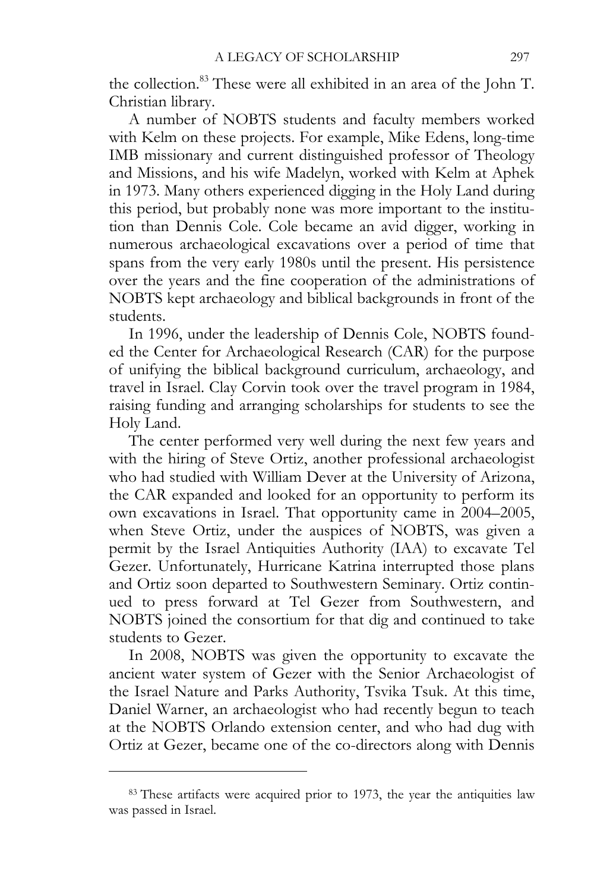the collection.[83] These were all exhibited in an area of the John T. Christian library.

A number of NOBTS students and faculty members worked with Kelm on these projects. For example, Mike Edens, long-time IMB missionary and current distinguished professor of Theology and Missions, and his wife Madelyn, worked with Kelm at Aphek in 1973. Many others experienced digging in the Holy Land during this period, but probably none was more important to the institution than Dennis Cole. Cole became an avid digger, working in numerous archaeological excavations over a period of time that spans from the very early 1980s until the present. His persistence over the years and the fine cooperation of the administrations of NOBTS kept archaeology and biblical backgrounds in front of the students.

In 1996, under the leadership of Dennis Cole, NOBTS founded the Center for Archaeological Research (CAR) for the purpose of unifying the biblical background curriculum, archaeology, and travel in Israel. Clay Corvin took over the travel program in 1984, raising funding and arranging scholarships for students to see the Holy Land.

The center performed very well during the next few years and with the hiring of Steve Ortiz, another professional archaeologist who had studied with William Dever at the University of Arizona, the CAR expanded and looked for an opportunity to perform its own excavations in Israel. That opportunity came in 2004–2005, when Steve Ortiz, under the auspices of NOBTS, was given a permit by the Israel Antiquities Authority (IAA) to excavate Tel Gezer. Unfortunately, Hurricane Katrina interrupted those plans and Ortiz soon departed to Southwestern Seminary. Ortiz continued to press forward at Tel Gezer from Southwestern, and NOBTS joined the consortium for that dig and continued to take students to Gezer.

In 2008, NOBTS was given the opportunity to excavate the ancient water system of Gezer with the Senior Archaeologist of the Israel Nature and Parks Authority, Tsvika Tsuk. At this time, Daniel Warner, an archaeologist who had recently begun to teach at the NOBTS Orlando extension center, and who had dug with Ortiz at Gezer, became one of the co-directors along with Dennis

---

[83] These artifacts were acquired prior to 1973, the year the antiquities law was passed in Israel.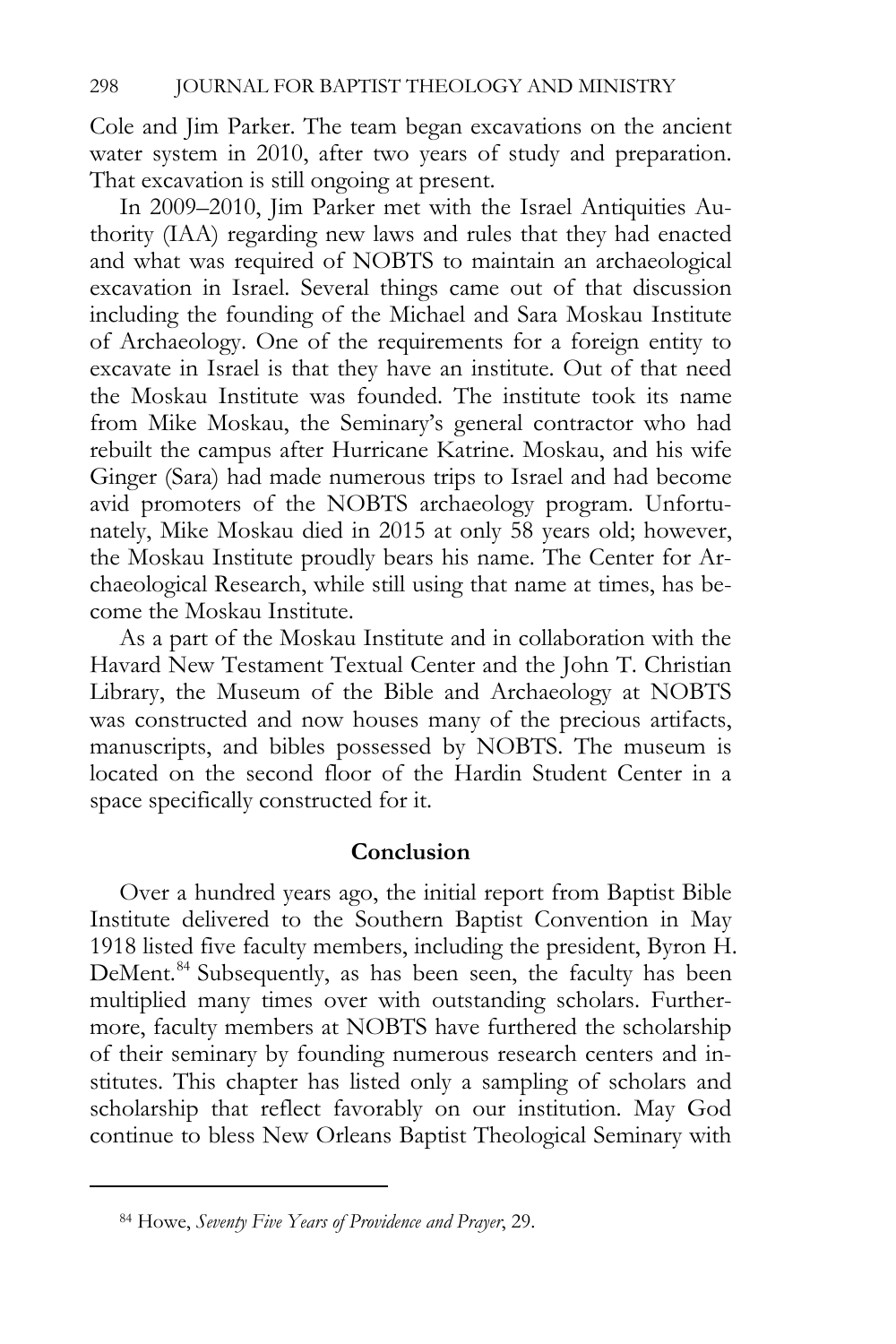Cole and Jim Parker. The team began excavations on the ancient water system in 2010, after two years of study and preparation. That excavation is still ongoing at present.

In 2009–2010, Jim Parker met with the Israel Antiquities Authority (IAA) regarding new laws and rules that they had enacted and what was required of NOBTS to maintain an archaeological excavation in Israel. Several things came out of that discussion including the founding of the Michael and Sara Moskau Institute of Archaeology. One of the requirements for a foreign entity to excavate in Israel is that they have an institute. Out of that need the Moskau Institute was founded. The institute took its name from Mike Moskau, the Seminary's general contractor who had rebuilt the campus after Hurricane Katrine. Moskau, and his wife Ginger (Sara) had made numerous trips to Israel and had become avid promoters of the NOBTS archaeology program. Unfortunately, Mike Moskau died in 2015 at only 58 years old; however, the Moskau Institute proudly bears his name. The Center for Archaeological Research, while still using that name at times, has become the Moskau Institute.

As a part of the Moskau Institute and in collaboration with the Havard New Testament Textual Center and the John T. Christian Library, the Museum of the Bible and Archaeology at NOBTS was constructed and now houses many of the precious artifacts, manuscripts, and bibles possessed by NOBTS. The museum is located on the second floor of the Hardin Student Center in a space specifically constructed for it.

## Conclusion

Over a hundred years ago, the initial report from Baptist Bible Institute delivered to the Southern Baptist Convention in May 1918 listed five faculty members, including the president, Byron H. DeMent.[84] Subsequently, as has been seen, the faculty has been multiplied many times over with outstanding scholars. Furthermore, faculty members at NOBTS have furthered the scholarship of their seminary by founding numerous research centers and institutes. This chapter has listed only a sampling of scholars and scholarship that reflect favorably on our institution. May God continue to bless New Orleans Baptist Theological Seminary with

---

[84] Howe, *Seventy Five Years of Providence and Prayer*, 29.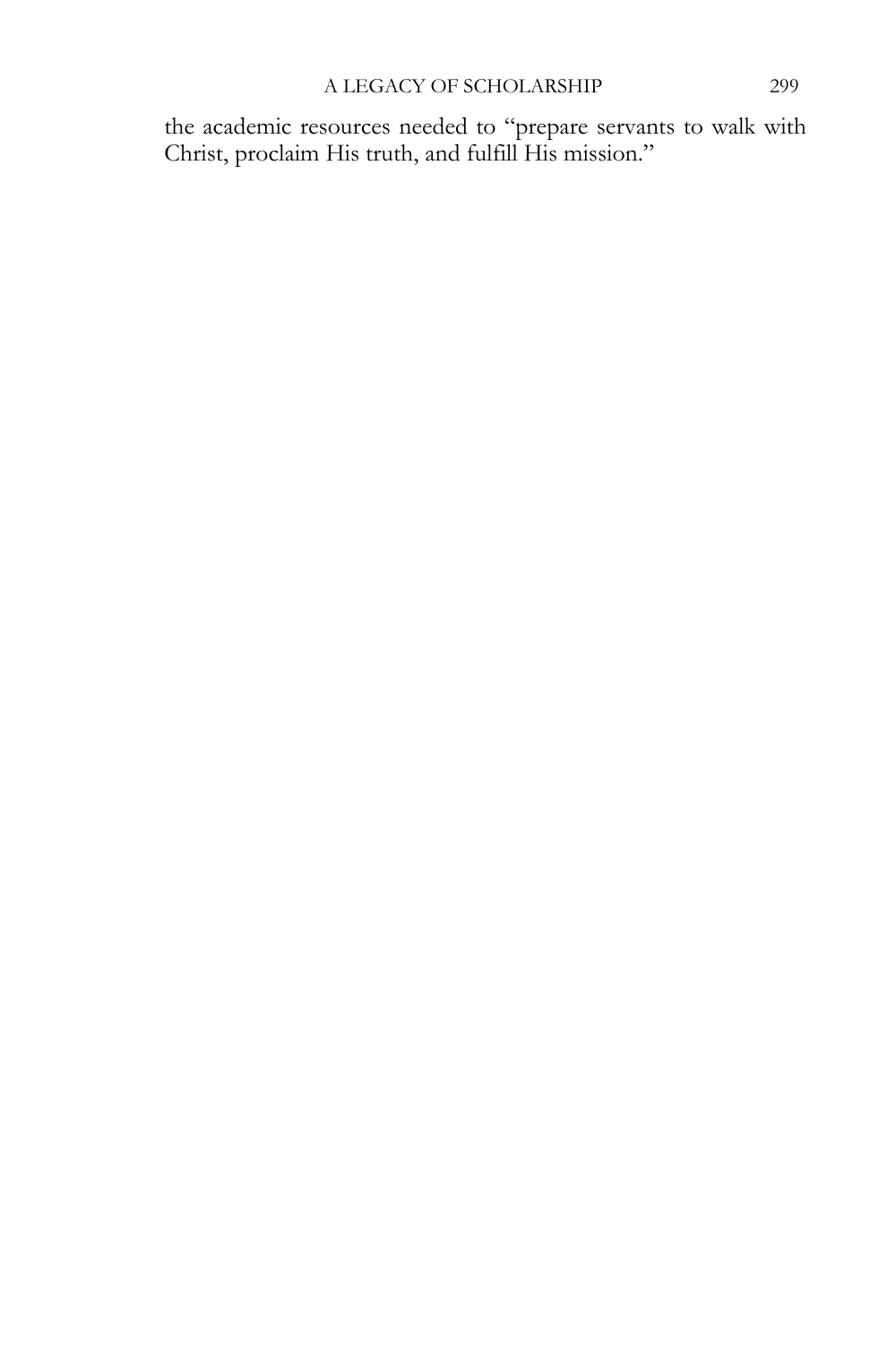the academic resources needed to "prepare servants to walk with Christ, proclaim His truth, and fulfill His mission."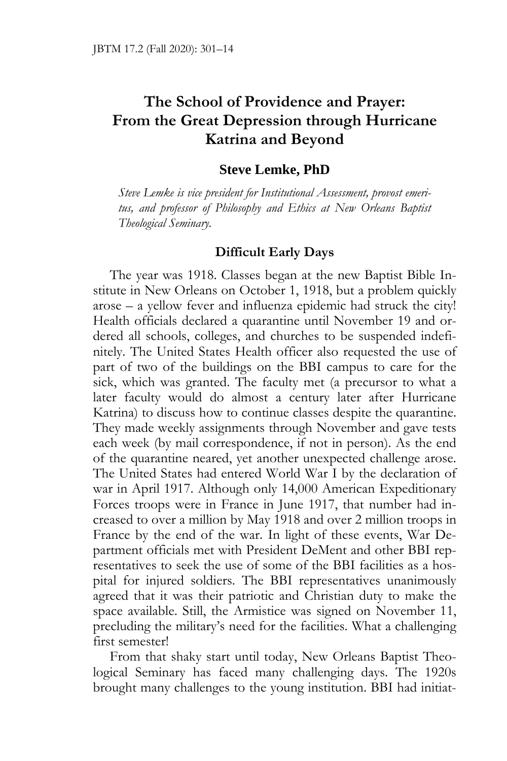# The School of Providence and Prayer: From the Great Depression through Hurricane Katrina and Beyond

**Steve Lemke, PhD**

*Steve Lemke is vice president for Institutional Assessment, provost emeritus, and professor of Philosophy and Ethics at New Orleans Baptist Theological Seminary.*

## Difficult Early Days

The year was 1918. Classes began at the new Baptist Bible Institute in New Orleans on October 1, 1918, but a problem quickly arose – a yellow fever and influenza epidemic had struck the city! Health officials declared a quarantine until November 19 and ordered all schools, colleges, and churches to be suspended indefinitely. The United States Health officer also requested the use of part of two of the buildings on the BBI campus to care for the sick, which was granted. The faculty met (a precursor to what a later faculty would do almost a century later after Hurricane Katrina) to discuss how to continue classes despite the quarantine. They made weekly assignments through November and gave tests each week (by mail correspondence, if not in person). As the end of the quarantine neared, yet another unexpected challenge arose. The United States had entered World War I by the declaration of war in April 1917. Although only 14,000 American Expeditionary Forces troops were in France in June 1917, that number had increased to over a million by May 1918 and over 2 million troops in France by the end of the war. In light of these events, War Department officials met with President DeMent and other BBI representatives to seek the use of some of the BBI facilities as a hospital for injured soldiers. The BBI representatives unanimously agreed that it was their patriotic and Christian duty to make the space available. Still, the Armistice was signed on November 11, precluding the military's need for the facilities. What a challenging first semester!

From that shaky start until today, New Orleans Baptist Theological Seminary has faced many challenging days. The 1920s brought many challenges to the young institution. BBI had initiat-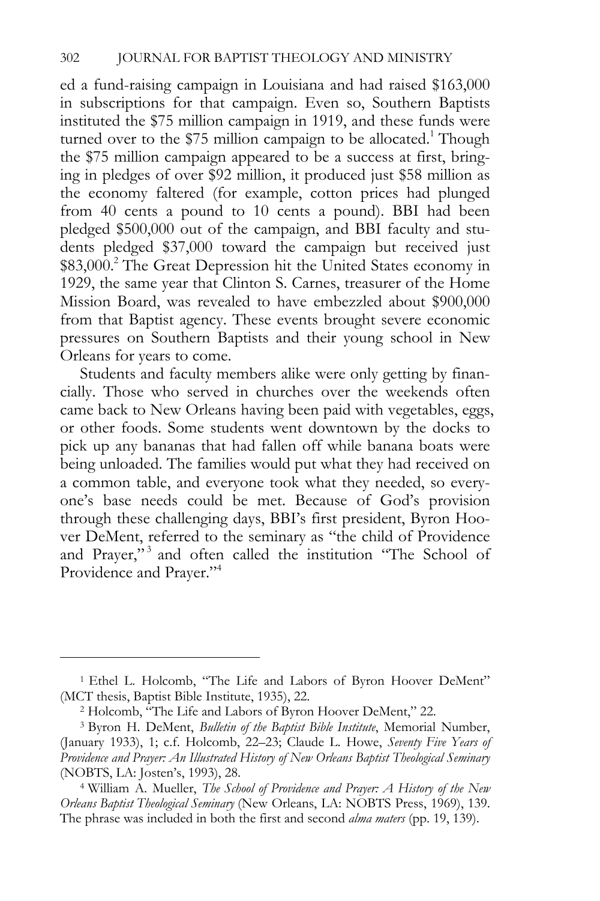ed a fund-raising campaign in Louisiana and had raised $163,000 in subscriptions for that campaign. Even so, Southern Baptists instituted the $75 million campaign in 1919, and these funds were turned over to the $75 million campaign to be allocated.[1] Though the $75 million campaign appeared to be a success at first, bringing in pledges of over $92 million, it produced just $58 million as the economy faltered (for example, cotton prices had plunged from 40 cents a pound to 10 cents a pound). BBI had been pledged $500,000 out of the campaign, and BBI faculty and students pledged $37,000 toward the campaign but received just $83,000.[2] The Great Depression hit the United States economy in 1929, the same year that Clinton S. Carnes, treasurer of the Home Mission Board, was revealed to have embezzled about $900,000 from that Baptist agency. These events brought severe economic pressures on Southern Baptists and their young school in New Orleans for years to come.

Students and faculty members alike were only getting by financially. Those who served in churches over the weekends often came back to New Orleans having been paid with vegetables, eggs, or other foods. Some students went downtown by the docks to pick up any bananas that had fallen off while banana boats were being unloaded. The families would put what they had received on a common table, and everyone took what they needed, so everyone's base needs could be met. Because of God's provision through these challenging days, BBI's first president, Byron Hoover DeMent, referred to the seminary as "the child of Providence and Prayer,"[3] and often called the institution "The School of Providence and Prayer."[4]

---

[1] Ethel L. Holcomb, "The Life and Labors of Byron Hoover DeMent" (MCT thesis, Baptist Bible Institute, 1935), 22.

[2] Holcomb, "The Life and Labors of Byron Hoover DeMent," 22.

[3] Byron H. DeMent, *Bulletin of the Baptist Bible Institute*, Memorial Number, (January 1933), 1; c.f. Holcomb, 22–23; Claude L. Howe, *Seventy Five Years of Providence and Prayer: An Illustrated History of New Orleans Baptist Theological Seminary* (NOBTS, LA: Josten's, 1993), 28.

[4] William A. Mueller, *The School of Providence and Prayer: A History of the New Orleans Baptist Theological Seminary* (New Orleans, LA: NOBTS Press, 1969), 139. The phrase was included in both the first and second *alma maters* (pp. 19, 139).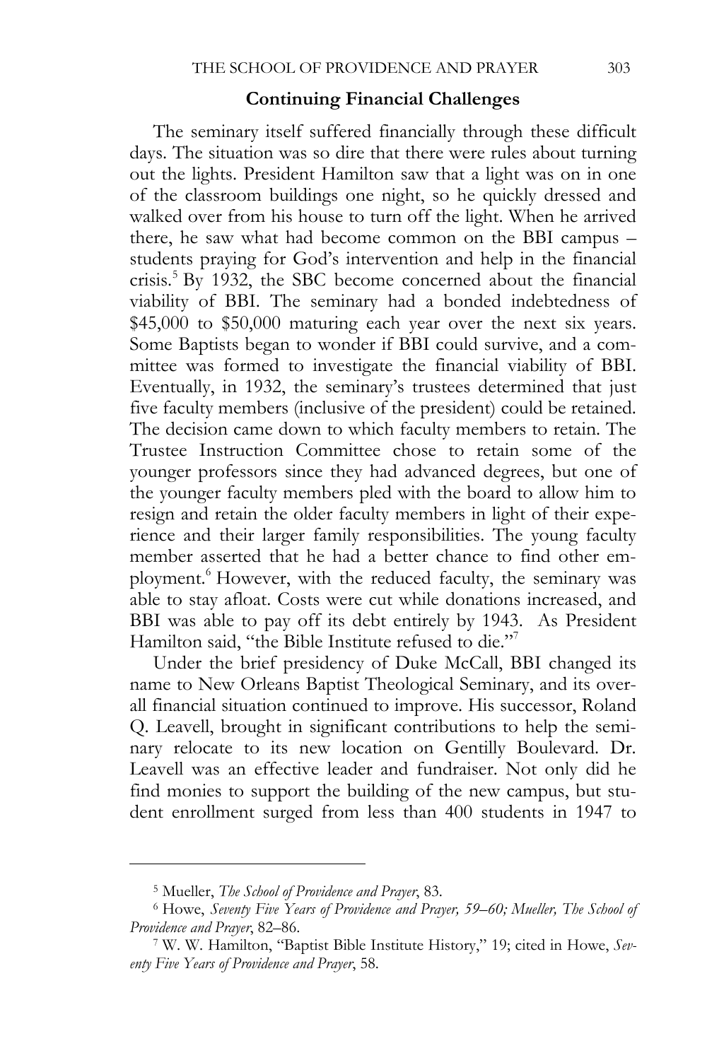## Continuing Financial Challenges

The seminary itself suffered financially through these difficult days. The situation was so dire that there were rules about turning out the lights. President Hamilton saw that a light was on in one of the classroom buildings one night, so he quickly dressed and walked over from his house to turn off the light. When he arrived there, he saw what had become common on the BBI campus – students praying for God's intervention and help in the financial crisis.[5] By 1932, the SBC become concerned about the financial viability of BBI. The seminary had a bonded indebtedness of $45,000 to $50,000 maturing each year over the next six years. Some Baptists began to wonder if BBI could survive, and a committee was formed to investigate the financial viability of BBI. Eventually, in 1932, the seminary's trustees determined that just five faculty members (inclusive of the president) could be retained. The decision came down to which faculty members to retain. The Trustee Instruction Committee chose to retain some of the younger professors since they had advanced degrees, but one of the younger faculty members pled with the board to allow him to resign and retain the older faculty members in light of their experience and their larger family responsibilities. The young faculty member asserted that he had a better chance to find other employment.[6] However, with the reduced faculty, the seminary was able to stay afloat. Costs were cut while donations increased, and BBI was able to pay off its debt entirely by 1943. As President Hamilton said, "the Bible Institute refused to die."[7]

Under the brief presidency of Duke McCall, BBI changed its name to New Orleans Baptist Theological Seminary, and its overall financial situation continued to improve. His successor, Roland Q. Leavell, brought in significant contributions to help the seminary relocate to its new location on Gentilly Boulevard. Dr. Leavell was an effective leader and fundraiser. Not only did he find monies to support the building of the new campus, but student enrollment surged from less than 400 students in 1947 to

---

[5] Mueller, *The School of Providence and Prayer*, 83.

[6] Howe, *Seventy Five Years of Providence and Prayer, 59–60; Mueller, The School of Providence and Prayer*, 82–86.

[7] W. W. Hamilton, "Baptist Bible Institute History," 19; cited in Howe, *Seventy Five Years of Providence and Prayer*, 58.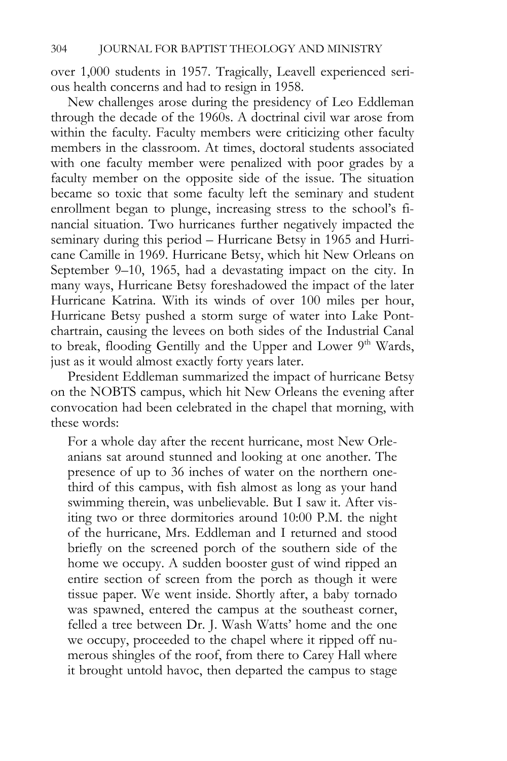over 1,000 students in 1957. Tragically, Leavell experienced serious health concerns and had to resign in 1958.

New challenges arose during the presidency of Leo Eddleman through the decade of the 1960s. A doctrinal civil war arose from within the faculty. Faculty members were criticizing other faculty members in the classroom. At times, doctoral students associated with one faculty member were penalized with poor grades by a faculty member on the opposite side of the issue. The situation became so toxic that some faculty left the seminary and student enrollment began to plunge, increasing stress to the school's financial situation. Two hurricanes further negatively impacted the seminary during this period – Hurricane Betsy in 1965 and Hurricane Camille in 1969. Hurricane Betsy, which hit New Orleans on September 9–10, 1965, had a devastating impact on the city. In many ways, Hurricane Betsy foreshadowed the impact of the later Hurricane Katrina. With its winds of over 100 miles per hour, Hurricane Betsy pushed a storm surge of water into Lake Pontchartrain, causing the levees on both sides of the Industrial Canal to break, flooding Gentilly and the Upper and Lower 9th Wards, just as it would almost exactly forty years later.

President Eddleman summarized the impact of hurricane Betsy on the NOBTS campus, which hit New Orleans the evening after convocation had been celebrated in the chapel that morning, with these words:

> For a whole day after the recent hurricane, most New Orleanians sat around stunned and looking at one another. The presence of up to 36 inches of water on the northern one-third of this campus, with fish almost as long as your hand swimming therein, was unbelievable. But I saw it. After visiting two or three dormitories around 10:00 P.M. the night of the hurricane, Mrs. Eddleman and I returned and stood briefly on the screened porch of the southern side of the home we occupy. A sudden booster gust of wind ripped an entire section of screen from the porch as though it were tissue paper. We went inside. Shortly after, a baby tornado was spawned, entered the campus at the southeast corner, felled a tree between Dr. J. Wash Watts' home and the one we occupy, proceeded to the chapel where it ripped off numerous shingles of the roof, from there to Carey Hall where it brought untold havoc, then departed the campus to stage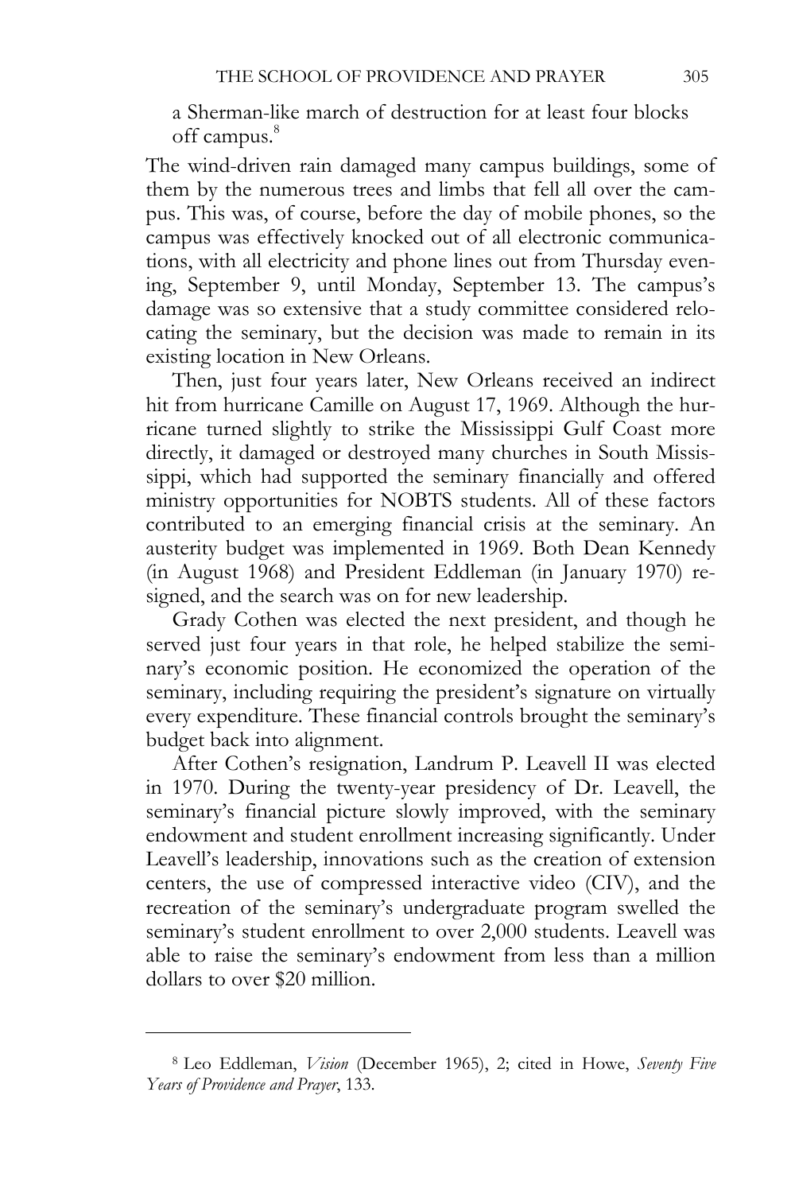a Sherman-like march of destruction for at least four blocks off campus.[8]

The wind-driven rain damaged many campus buildings, some of them by the numerous trees and limbs that fell all over the campus. This was, of course, before the day of mobile phones, so the campus was effectively knocked out of all electronic communications, with all electricity and phone lines out from Thursday evening, September 9, until Monday, September 13. The campus's damage was so extensive that a study committee considered relocating the seminary, but the decision was made to remain in its existing location in New Orleans.

Then, just four years later, New Orleans received an indirect hit from hurricane Camille on August 17, 1969. Although the hurricane turned slightly to strike the Mississippi Gulf Coast more directly, it damaged or destroyed many churches in South Mississippi, which had supported the seminary financially and offered ministry opportunities for NOBTS students. All of these factors contributed to an emerging financial crisis at the seminary. An austerity budget was implemented in 1969. Both Dean Kennedy (in August 1968) and President Eddleman (in January 1970) resigned, and the search was on for new leadership.

Grady Cothen was elected the next president, and though he served just four years in that role, he helped stabilize the seminary's economic position. He economized the operation of the seminary, including requiring the president's signature on virtually every expenditure. These financial controls brought the seminary's budget back into alignment.

After Cothen's resignation, Landrum P. Leavell II was elected in 1970. During the twenty-year presidency of Dr. Leavell, the seminary's financial picture slowly improved, with the seminary endowment and student enrollment increasing significantly. Under Leavell's leadership, innovations such as the creation of extension centers, the use of compressed interactive video (CIV), and the recreation of the seminary's undergraduate program swelled the seminary's student enrollment to over 2,000 students. Leavell was able to raise the seminary's endowment from less than a million dollars to over $20 million.

---

[8] Leo Eddleman, *Vision* (December 1965), 2; cited in Howe, *Seventy Five Years of Providence and Prayer*, 133.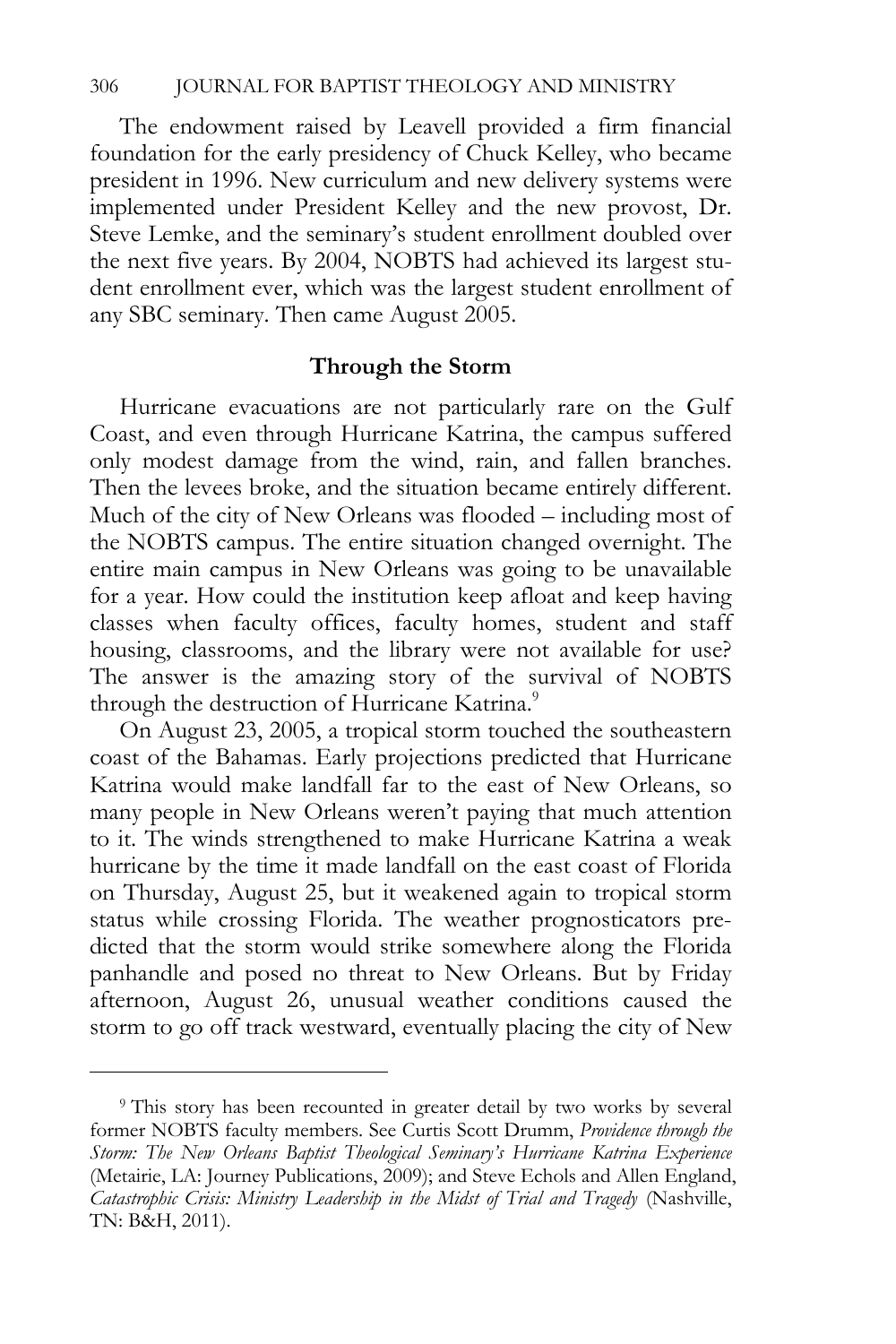The endowment raised by Leavell provided a firm financial foundation for the early presidency of Chuck Kelley, who became president in 1996. New curriculum and new delivery systems were implemented under President Kelley and the new provost, Dr. Steve Lemke, and the seminary's student enrollment doubled over the next five years. By 2004, NOBTS had achieved its largest student enrollment ever, which was the largest student enrollment of any SBC seminary. Then came August 2005.

## Through the Storm

Hurricane evacuations are not particularly rare on the Gulf Coast, and even through Hurricane Katrina, the campus suffered only modest damage from the wind, rain, and fallen branches. Then the levees broke, and the situation became entirely different. Much of the city of New Orleans was flooded – including most of the NOBTS campus. The entire situation changed overnight. The entire main campus in New Orleans was going to be unavailable for a year. How could the institution keep afloat and keep having classes when faculty offices, faculty homes, student and staff housing, classrooms, and the library were not available for use? The answer is the amazing story of the survival of NOBTS through the destruction of Hurricane Katrina.[9]

On August 23, 2005, a tropical storm touched the southeastern coast of the Bahamas. Early projections predicted that Hurricane Katrina would make landfall far to the east of New Orleans, so many people in New Orleans weren't paying that much attention to it. The winds strengthened to make Hurricane Katrina a weak hurricane by the time it made landfall on the east coast of Florida on Thursday, August 25, but it weakened again to tropical storm status while crossing Florida. The weather prognosticators predicted that the storm would strike somewhere along the Florida panhandle and posed no threat to New Orleans. But by Friday afternoon, August 26, unusual weather conditions caused the storm to go off track westward, eventually placing the city of New

---

[9] This story has been recounted in greater detail by two works by several former NOBTS faculty members. See Curtis Scott Drumm, *Providence through the Storm: The New Orleans Baptist Theological Seminary's Hurricane Katrina Experience* (Metairie, LA: Journey Publications, 2009); and Steve Echols and Allen England, *Catastrophic Crisis: Ministry Leadership in the Midst of Trial and Tragedy* (Nashville, TN: B&H, 2011).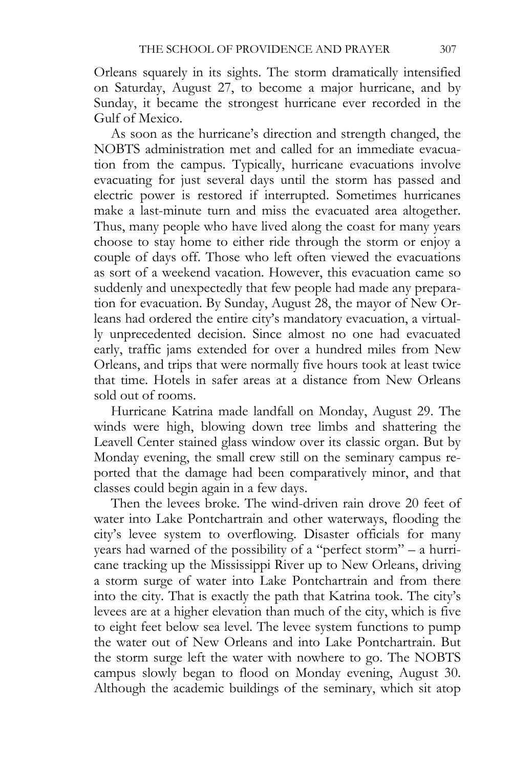Orleans squarely in its sights. The storm dramatically intensified on Saturday, August 27, to become a major hurricane, and by Sunday, it became the strongest hurricane ever recorded in the Gulf of Mexico.

As soon as the hurricane's direction and strength changed, the NOBTS administration met and called for an immediate evacuation from the campus. Typically, hurricane evacuations involve evacuating for just several days until the storm has passed and electric power is restored if interrupted. Sometimes hurricanes make a last-minute turn and miss the evacuated area altogether. Thus, many people who have lived along the coast for many years choose to stay home to either ride through the storm or enjoy a couple of days off. Those who left often viewed the evacuations as sort of a weekend vacation. However, this evacuation came so suddenly and unexpectedly that few people had made any preparation for evacuation. By Sunday, August 28, the mayor of New Orleans had ordered the entire city's mandatory evacuation, a virtually unprecedented decision. Since almost no one had evacuated early, traffic jams extended for over a hundred miles from New Orleans, and trips that were normally five hours took at least twice that time. Hotels in safer areas at a distance from New Orleans sold out of rooms.

Hurricane Katrina made landfall on Monday, August 29. The winds were high, blowing down tree limbs and shattering the Leavell Center stained glass window over its classic organ. But by Monday evening, the small crew still on the seminary campus reported that the damage had been comparatively minor, and that classes could begin again in a few days.

Then the levees broke. The wind-driven rain drove 20 feet of water into Lake Pontchartrain and other waterways, flooding the city's levee system to overflowing. Disaster officials for many years had warned of the possibility of a "perfect storm" – a hurricane tracking up the Mississippi River up to New Orleans, driving a storm surge of water into Lake Pontchartrain and from there into the city. That is exactly the path that Katrina took. The city's levees are at a higher elevation than much of the city, which is five to eight feet below sea level. The levee system functions to pump the water out of New Orleans and into Lake Pontchartrain. But the storm surge left the water with nowhere to go. The NOBTS campus slowly began to flood on Monday evening, August 30. Although the academic buildings of the seminary, which sit atop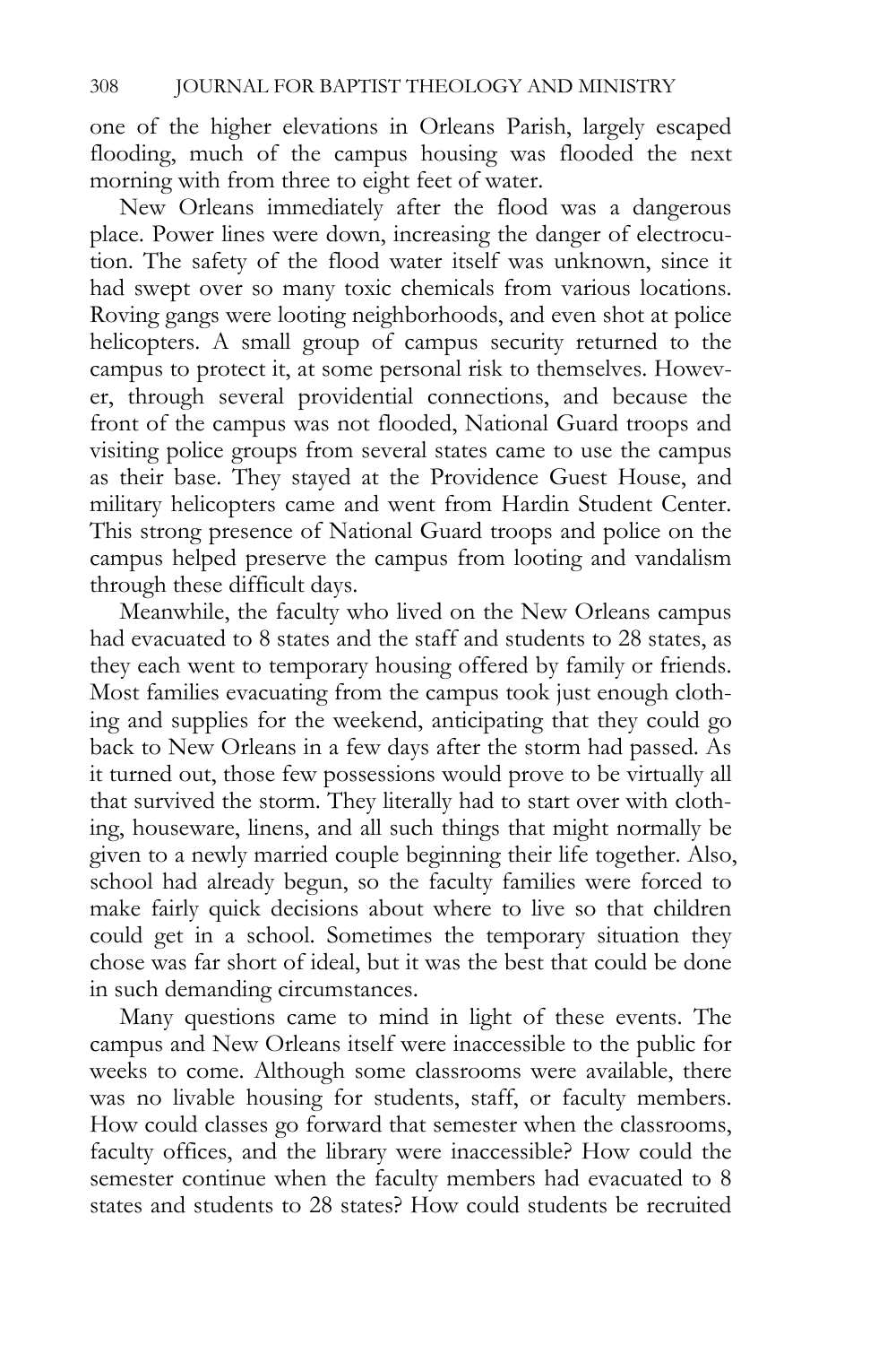one of the higher elevations in Orleans Parish, largely escaped flooding, much of the campus housing was flooded the next morning with from three to eight feet of water.

New Orleans immediately after the flood was a dangerous place. Power lines were down, increasing the danger of electrocution. The safety of the flood water itself was unknown, since it had swept over so many toxic chemicals from various locations. Roving gangs were looting neighborhoods, and even shot at police helicopters. A small group of campus security returned to the campus to protect it, at some personal risk to themselves. However, through several providential connections, and because the front of the campus was not flooded, National Guard troops and visiting police groups from several states came to use the campus as their base. They stayed at the Providence Guest House, and military helicopters came and went from Hardin Student Center. This strong presence of National Guard troops and police on the campus helped preserve the campus from looting and vandalism through these difficult days.

Meanwhile, the faculty who lived on the New Orleans campus had evacuated to 8 states and the staff and students to 28 states, as they each went to temporary housing offered by family or friends. Most families evacuating from the campus took just enough clothing and supplies for the weekend, anticipating that they could go back to New Orleans in a few days after the storm had passed. As it turned out, those few possessions would prove to be virtually all that survived the storm. They literally had to start over with clothing, houseware, linens, and all such things that might normally be given to a newly married couple beginning their life together. Also, school had already begun, so the faculty families were forced to make fairly quick decisions about where to live so that children could get in a school. Sometimes the temporary situation they chose was far short of ideal, but it was the best that could be done in such demanding circumstances.

Many questions came to mind in light of these events. The campus and New Orleans itself were inaccessible to the public for weeks to come. Although some classrooms were available, there was no livable housing for students, staff, or faculty members. How could classes go forward that semester when the classrooms, faculty offices, and the library were inaccessible? How could the semester continue when the faculty members had evacuated to 8 states and students to 28 states? How could students be recruited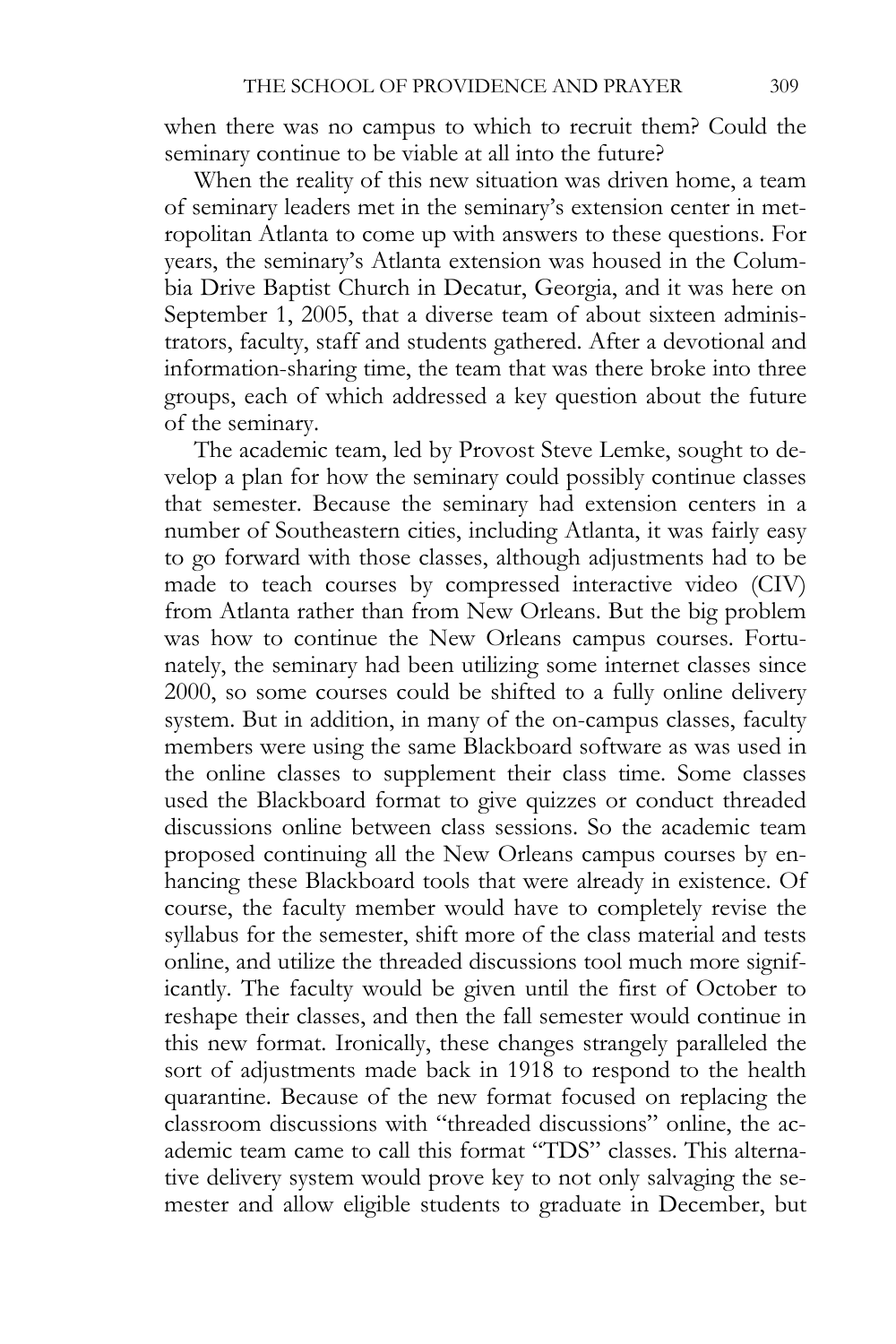when there was no campus to which to recruit them? Could the seminary continue to be viable at all into the future?

When the reality of this new situation was driven home, a team of seminary leaders met in the seminary's extension center in metropolitan Atlanta to come up with answers to these questions. For years, the seminary's Atlanta extension was housed in the Columbia Drive Baptist Church in Decatur, Georgia, and it was here on September 1, 2005, that a diverse team of about sixteen administrators, faculty, staff and students gathered. After a devotional and information-sharing time, the team that was there broke into three groups, each of which addressed a key question about the future of the seminary.

The academic team, led by Provost Steve Lemke, sought to develop a plan for how the seminary could possibly continue classes that semester. Because the seminary had extension centers in a number of Southeastern cities, including Atlanta, it was fairly easy to go forward with those classes, although adjustments had to be made to teach courses by compressed interactive video (CIV) from Atlanta rather than from New Orleans. But the big problem was how to continue the New Orleans campus courses. Fortunately, the seminary had been utilizing some internet classes since 2000, so some courses could be shifted to a fully online delivery system. But in addition, in many of the on-campus classes, faculty members were using the same Blackboard software as was used in the online classes to supplement their class time. Some classes used the Blackboard format to give quizzes or conduct threaded discussions online between class sessions. So the academic team proposed continuing all the New Orleans campus courses by enhancing these Blackboard tools that were already in existence. Of course, the faculty member would have to completely revise the syllabus for the semester, shift more of the class material and tests online, and utilize the threaded discussions tool much more significantly. The faculty would be given until the first of October to reshape their classes, and then the fall semester would continue in this new format. Ironically, these changes strangely paralleled the sort of adjustments made back in 1918 to respond to the health quarantine. Because of the new format focused on replacing the classroom discussions with "threaded discussions" online, the academic team came to call this format "TDS" classes. This alternative delivery system would prove key to not only salvaging the semester and allow eligible students to graduate in December, but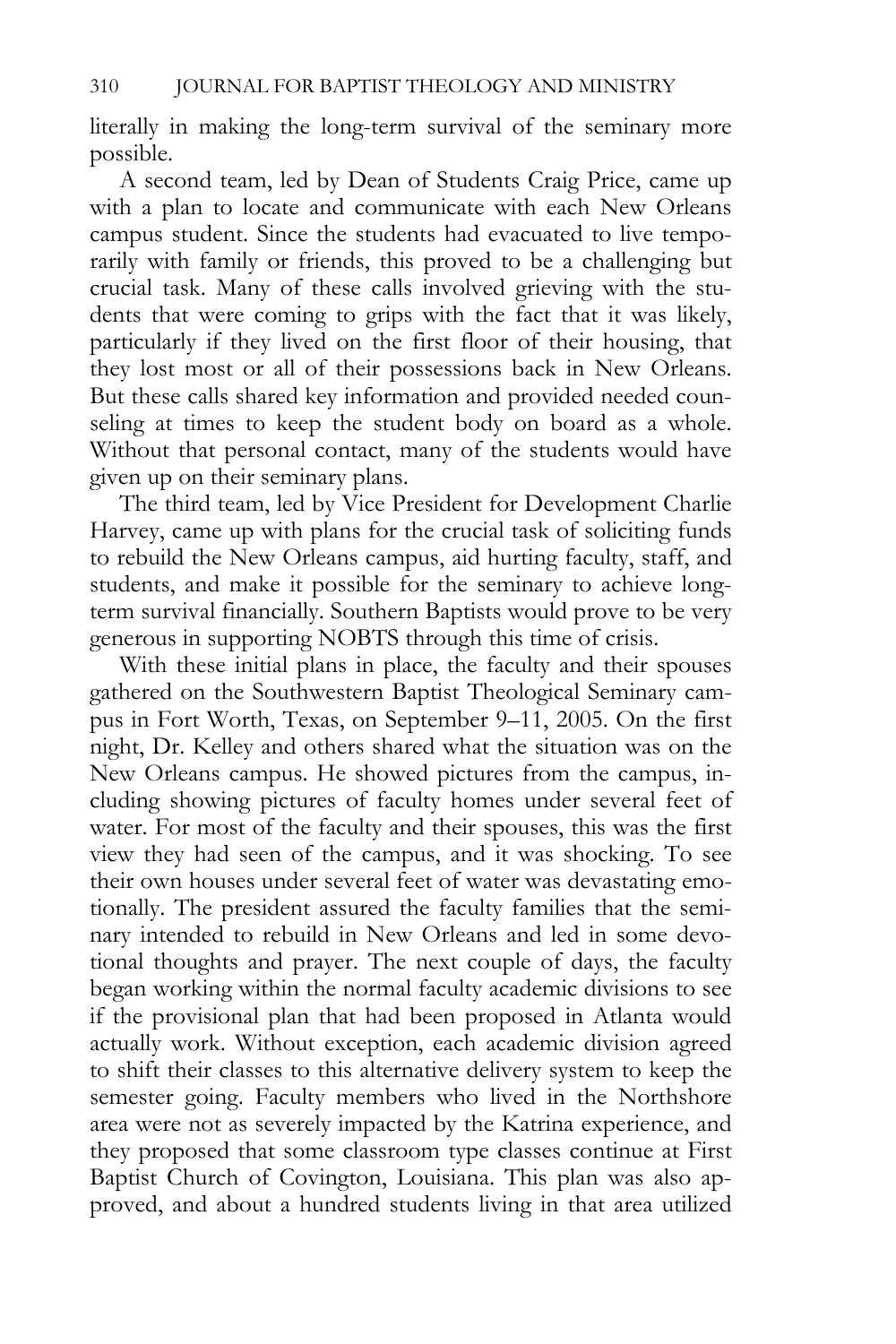literally in making the long-term survival of the seminary more possible.

A second team, led by Dean of Students Craig Price, came up with a plan to locate and communicate with each New Orleans campus student. Since the students had evacuated to live temporarily with family or friends, this proved to be a challenging but crucial task. Many of these calls involved grieving with the students that were coming to grips with the fact that it was likely, particularly if they lived on the first floor of their housing, that they lost most or all of their possessions back in New Orleans. But these calls shared key information and provided needed counseling at times to keep the student body on board as a whole. Without that personal contact, many of the students would have given up on their seminary plans.

The third team, led by Vice President for Development Charlie Harvey, came up with plans for the crucial task of soliciting funds to rebuild the New Orleans campus, aid hurting faculty, staff, and students, and make it possible for the seminary to achieve long-term survival financially. Southern Baptists would prove to be very generous in supporting NOBTS through this time of crisis.

With these initial plans in place, the faculty and their spouses gathered on the Southwestern Baptist Theological Seminary campus in Fort Worth, Texas, on September 9–11, 2005. On the first night, Dr. Kelley and others shared what the situation was on the New Orleans campus. He showed pictures from the campus, including showing pictures of faculty homes under several feet of water. For most of the faculty and their spouses, this was the first view they had seen of the campus, and it was shocking. To see their own houses under several feet of water was devastating emotionally. The president assured the faculty families that the seminary intended to rebuild in New Orleans and led in some devotional thoughts and prayer. The next couple of days, the faculty began working within the normal faculty academic divisions to see if the provisional plan that had been proposed in Atlanta would actually work. Without exception, each academic division agreed to shift their classes to this alternative delivery system to keep the semester going. Faculty members who lived in the Northshore area were not as severely impacted by the Katrina experience, and they proposed that some classroom type classes continue at First Baptist Church of Covington, Louisiana. This plan was also approved, and about a hundred students living in that area utilized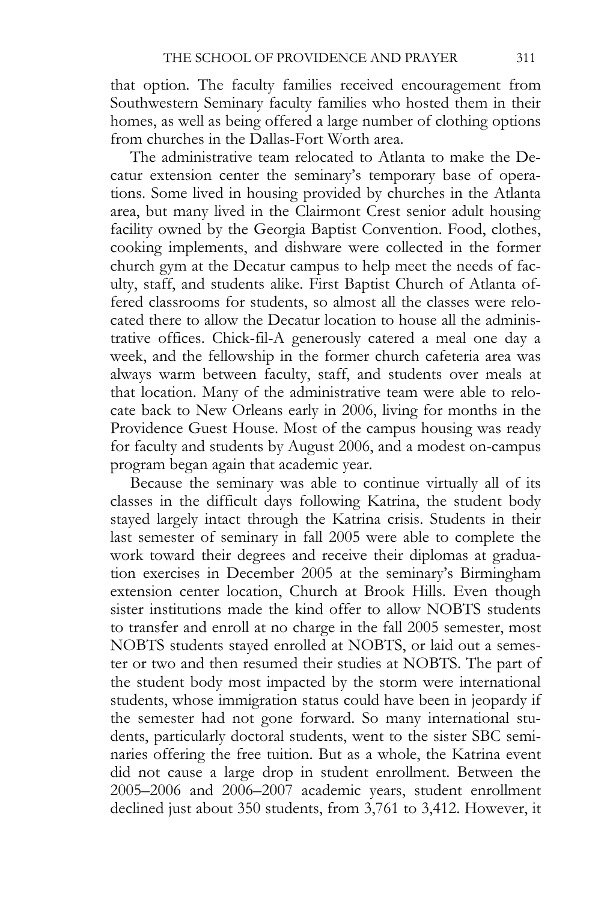that option. The faculty families received encouragement from Southwestern Seminary faculty families who hosted them in their homes, as well as being offered a large number of clothing options from churches in the Dallas-Fort Worth area.

The administrative team relocated to Atlanta to make the Decatur extension center the seminary's temporary base of operations. Some lived in housing provided by churches in the Atlanta area, but many lived in the Clairmont Crest senior adult housing facility owned by the Georgia Baptist Convention. Food, clothes, cooking implements, and dishware were collected in the former church gym at the Decatur campus to help meet the needs of faculty, staff, and students alike. First Baptist Church of Atlanta offered classrooms for students, so almost all the classes were relocated there to allow the Decatur location to house all the administrative offices. Chick-fil-A generously catered a meal one day a week, and the fellowship in the former church cafeteria area was always warm between faculty, staff, and students over meals at that location. Many of the administrative team were able to relocate back to New Orleans early in 2006, living for months in the Providence Guest House. Most of the campus housing was ready for faculty and students by August 2006, and a modest on-campus program began again that academic year.

Because the seminary was able to continue virtually all of its classes in the difficult days following Katrina, the student body stayed largely intact through the Katrina crisis. Students in their last semester of seminary in fall 2005 were able to complete the work toward their degrees and receive their diplomas at graduation exercises in December 2005 at the seminary's Birmingham extension center location, Church at Brook Hills. Even though sister institutions made the kind offer to allow NOBTS students to transfer and enroll at no charge in the fall 2005 semester, most NOBTS students stayed enrolled at NOBTS, or laid out a semester or two and then resumed their studies at NOBTS. The part of the student body most impacted by the storm were international students, whose immigration status could have been in jeopardy if the semester had not gone forward. So many international students, particularly doctoral students, went to the sister SBC seminaries offering the free tuition. But as a whole, the Katrina event did not cause a large drop in student enrollment. Between the 2005–2006 and 2006–2007 academic years, student enrollment declined just about 350 students, from 3,761 to 3,412. However, it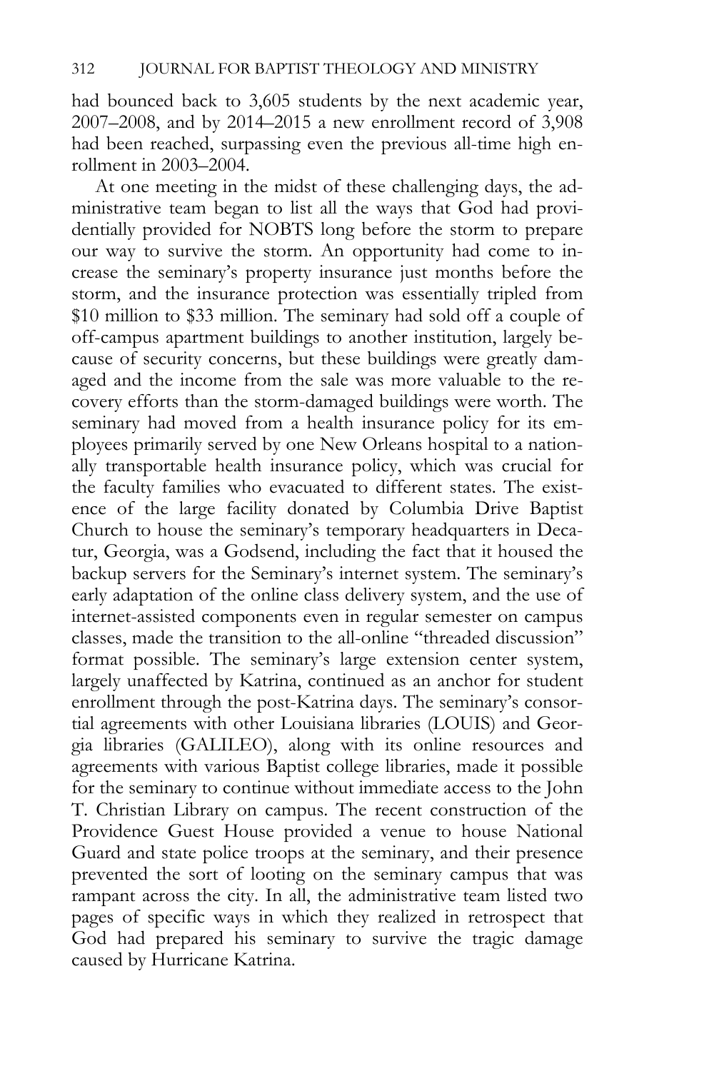had bounced back to 3,605 students by the next academic year, 2007–2008, and by 2014–2015 a new enrollment record of 3,908 had been reached, surpassing even the previous all-time high enrollment in 2003–2004.

At one meeting in the midst of these challenging days, the administrative team began to list all the ways that God had providentially provided for NOBTS long before the storm to prepare our way to survive the storm. An opportunity had come to increase the seminary's property insurance just months before the storm, and the insurance protection was essentially tripled from \$10 million to \$33 million. The seminary had sold off a couple of off-campus apartment buildings to another institution, largely because of security concerns, but these buildings were greatly damaged and the income from the sale was more valuable to the recovery efforts than the storm-damaged buildings were worth. The seminary had moved from a health insurance policy for its employees primarily served by one New Orleans hospital to a nationally transportable health insurance policy, which was crucial for the faculty families who evacuated to different states. The existence of the large facility donated by Columbia Drive Baptist Church to house the seminary's temporary headquarters in Decatur, Georgia, was a Godsend, including the fact that it housed the backup servers for the Seminary's internet system. The seminary's early adaptation of the online class delivery system, and the use of internet-assisted components even in regular semester on campus classes, made the transition to the all-online "threaded discussion" format possible. The seminary's large extension center system, largely unaffected by Katrina, continued as an anchor for student enrollment through the post-Katrina days. The seminary's consortial agreements with other Louisiana libraries (LOUIS) and Georgia libraries (GALILEO), along with its online resources and agreements with various Baptist college libraries, made it possible for the seminary to continue without immediate access to the John T. Christian Library on campus. The recent construction of the Providence Guest House provided a venue to house National Guard and state police troops at the seminary, and their presence prevented the sort of looting on the seminary campus that was rampant across the city. In all, the administrative team listed two pages of specific ways in which they realized in retrospect that God had prepared his seminary to survive the tragic damage caused by Hurricane Katrina.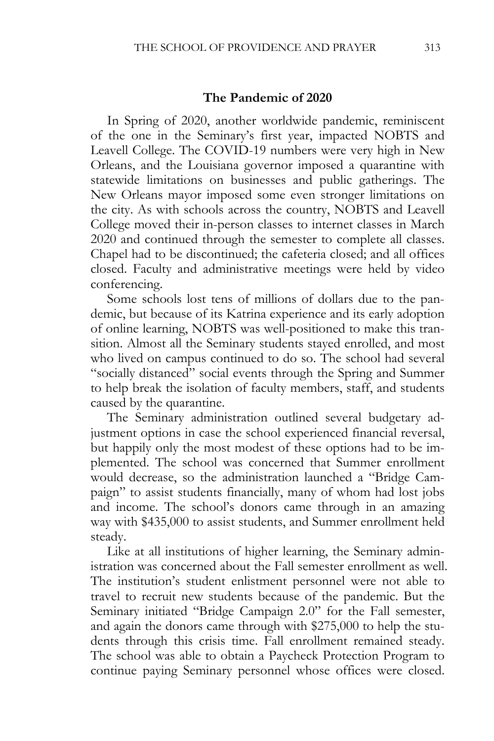## The Pandemic of 2020

In Spring of 2020, another worldwide pandemic, reminiscent of the one in the Seminary's first year, impacted NOBTS and Leavell College. The COVID-19 numbers were very high in New Orleans, and the Louisiana governor imposed a quarantine with statewide limitations on businesses and public gatherings. The New Orleans mayor imposed some even stronger limitations on the city. As with schools across the country, NOBTS and Leavell College moved their in-person classes to internet classes in March 2020 and continued through the semester to complete all classes. Chapel had to be discontinued; the cafeteria closed; and all offices closed. Faculty and administrative meetings were held by video conferencing.

Some schools lost tens of millions of dollars due to the pandemic, but because of its Katrina experience and its early adoption of online learning, NOBTS was well-positioned to make this transition. Almost all the Seminary students stayed enrolled, and most who lived on campus continued to do so. The school had several "socially distanced" social events through the Spring and Summer to help break the isolation of faculty members, staff, and students caused by the quarantine.

The Seminary administration outlined several budgetary adjustment options in case the school experienced financial reversal, but happily only the most modest of these options had to be implemented. The school was concerned that Summer enrollment would decrease, so the administration launched a "Bridge Campaign" to assist students financially, many of whom had lost jobs and income. The school's donors came through in an amazing way with $435,000 to assist students, and Summer enrollment held steady.

Like at all institutions of higher learning, the Seminary administration was concerned about the Fall semester enrollment as well. The institution's student enlistment personnel were not able to travel to recruit new students because of the pandemic. But the Seminary initiated "Bridge Campaign 2.0" for the Fall semester, and again the donors came through with $275,000 to help the students through this crisis time. Fall enrollment remained steady. The school was able to obtain a Paycheck Protection Program to continue paying Seminary personnel whose offices were closed.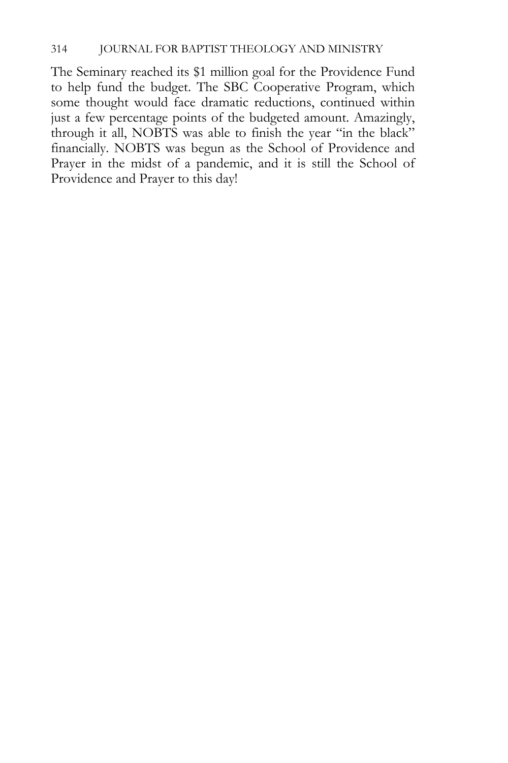The Seminary reached its $1 million goal for the Providence Fund to help fund the budget. The SBC Cooperative Program, which some thought would face dramatic reductions, continued within just a few percentage points of the budgeted amount. Amazingly, through it all, NOBTS was able to finish the year "in the black" financially. NOBTS was begun as the School of Providence and Prayer in the midst of a pandemic, and it is still the School of Providence and Prayer to this day!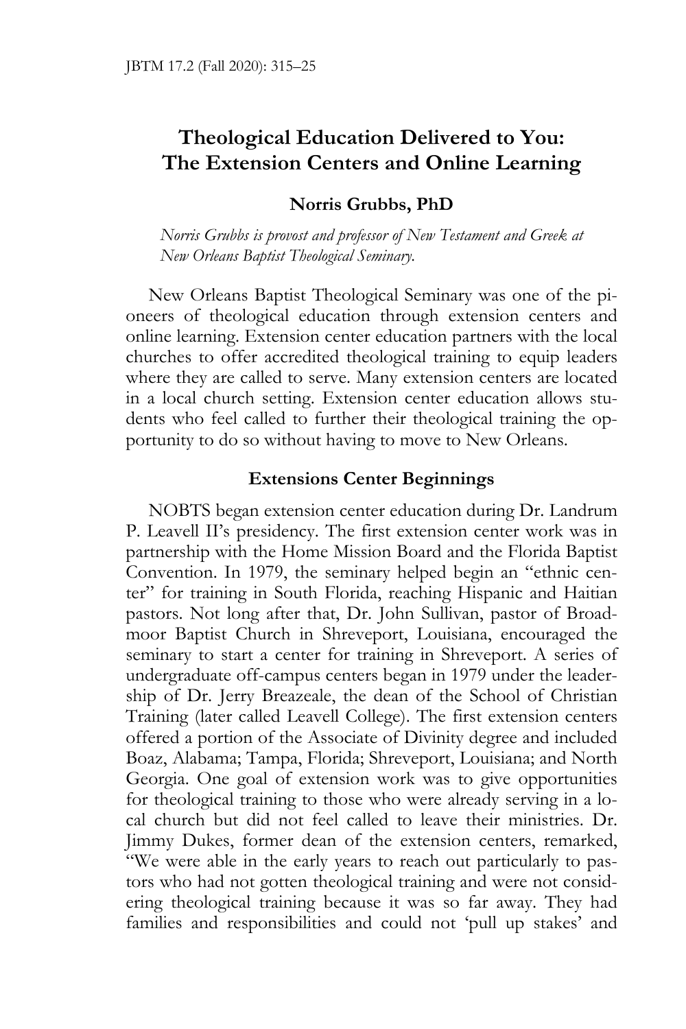# Theological Education Delivered to You: The Extension Centers and Online Learning

**Norris Grubbs, PhD**

*Norris Grubbs is provost and professor of New Testament and Greek at New Orleans Baptist Theological Seminary.*

New Orleans Baptist Theological Seminary was one of the pioneers of theological education through extension centers and online learning. Extension center education partners with the local churches to offer accredited theological training to equip leaders where they are called to serve. Many extension centers are located in a local church setting. Extension center education allows students who feel called to further their theological training the opportunity to do so without having to move to New Orleans.

## Extensions Center Beginnings

NOBTS began extension center education during Dr. Landrum P. Leavell II's presidency. The first extension center work was in partnership with the Home Mission Board and the Florida Baptist Convention. In 1979, the seminary helped begin an "ethnic center" for training in South Florida, reaching Hispanic and Haitian pastors. Not long after that, Dr. John Sullivan, pastor of Broadmoor Baptist Church in Shreveport, Louisiana, encouraged the seminary to start a center for training in Shreveport. A series of undergraduate off-campus centers began in 1979 under the leadership of Dr. Jerry Breazeale, the dean of the School of Christian Training (later called Leavell College). The first extension centers offered a portion of the Associate of Divinity degree and included Boaz, Alabama; Tampa, Florida; Shreveport, Louisiana; and North Georgia. One goal of extension work was to give opportunities for theological training to those who were already serving in a local church but did not feel called to leave their ministries. Dr. Jimmy Dukes, former dean of the extension centers, remarked, "We were able in the early years to reach out particularly to pastors who had not gotten theological training and were not considering theological training because it was so far away. They had families and responsibilities and could not 'pull up stakes' and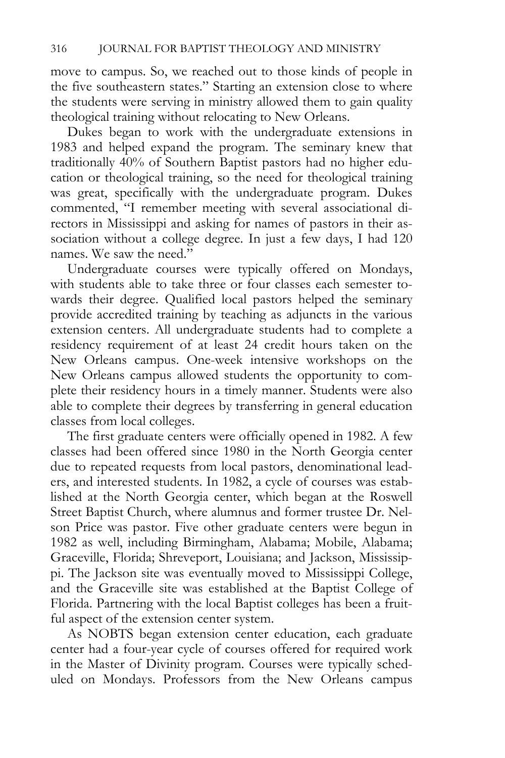move to campus. So, we reached out to those kinds of people in the five southeastern states." Starting an extension close to where the students were serving in ministry allowed them to gain quality theological training without relocating to New Orleans.

Dukes began to work with the undergraduate extensions in 1983 and helped expand the program. The seminary knew that traditionally 40% of Southern Baptist pastors had no higher education or theological training, so the need for theological training was great, specifically with the undergraduate program. Dukes commented, "I remember meeting with several associational directors in Mississippi and asking for names of pastors in their association without a college degree. In just a few days, I had 120 names. We saw the need."

Undergraduate courses were typically offered on Mondays, with students able to take three or four classes each semester towards their degree. Qualified local pastors helped the seminary provide accredited training by teaching as adjuncts in the various extension centers. All undergraduate students had to complete a residency requirement of at least 24 credit hours taken on the New Orleans campus. One-week intensive workshops on the New Orleans campus allowed students the opportunity to complete their residency hours in a timely manner. Students were also able to complete their degrees by transferring in general education classes from local colleges.

The first graduate centers were officially opened in 1982. A few classes had been offered since 1980 in the North Georgia center due to repeated requests from local pastors, denominational leaders, and interested students. In 1982, a cycle of courses was established at the North Georgia center, which began at the Roswell Street Baptist Church, where alumnus and former trustee Dr. Nelson Price was pastor. Five other graduate centers were begun in 1982 as well, including Birmingham, Alabama; Mobile, Alabama; Graceville, Florida; Shreveport, Louisiana; and Jackson, Mississippi. The Jackson site was eventually moved to Mississippi College, and the Graceville site was established at the Baptist College of Florida. Partnering with the local Baptist colleges has been a fruitful aspect of the extension center system.

As NOBTS began extension center education, each graduate center had a four-year cycle of courses offered for required work in the Master of Divinity program. Courses were typically scheduled on Mondays. Professors from the New Orleans campus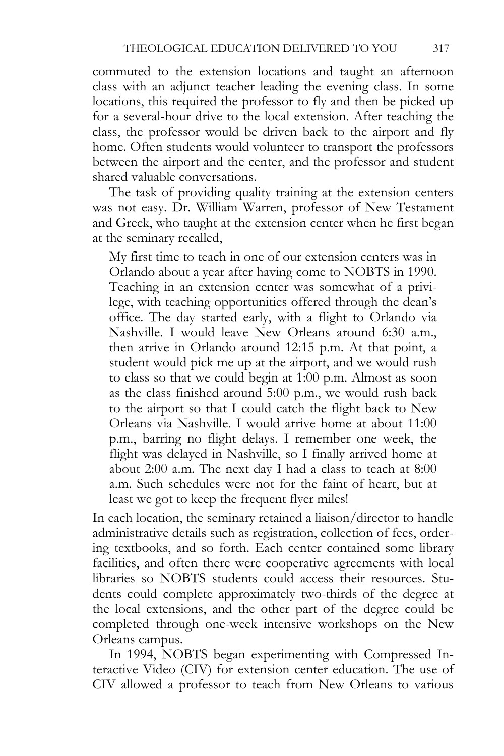commuted to the extension locations and taught an afternoon class with an adjunct teacher leading the evening class. In some locations, this required the professor to fly and then be picked up for a several-hour drive to the local extension. After teaching the class, the professor would be driven back to the airport and fly home. Often students would volunteer to transport the professors between the airport and the center, and the professor and student shared valuable conversations.

The task of providing quality training at the extension centers was not easy. Dr. William Warren, professor of New Testament and Greek, who taught at the extension center when he first began at the seminary recalled,

> My first time to teach in one of our extension centers was in Orlando about a year after having come to NOBTS in 1990. Teaching in an extension center was somewhat of a privilege, with teaching opportunities offered through the dean's office. The day started early, with a flight to Orlando via Nashville. I would leave New Orleans around 6:30 a.m., then arrive in Orlando around 12:15 p.m. At that point, a student would pick me up at the airport, and we would rush to class so that we could begin at 1:00 p.m. Almost as soon as the class finished around 5:00 p.m., we would rush back to the airport so that I could catch the flight back to New Orleans via Nashville. I would arrive home at about 11:00 p.m., barring no flight delays. I remember one week, the flight was delayed in Nashville, so I finally arrived home at about 2:00 a.m. The next day I had a class to teach at 8:00 a.m. Such schedules were not for the faint of heart, but at least we got to keep the frequent flyer miles!

In each location, the seminary retained a liaison/director to handle administrative details such as registration, collection of fees, ordering textbooks, and so forth. Each center contained some library facilities, and often there were cooperative agreements with local libraries so NOBTS students could access their resources. Students could complete approximately two-thirds of the degree at the local extensions, and the other part of the degree could be completed through one-week intensive workshops on the New Orleans campus.

In 1994, NOBTS began experimenting with Compressed Interactive Video (CIV) for extension center education. The use of CIV allowed a professor to teach from New Orleans to various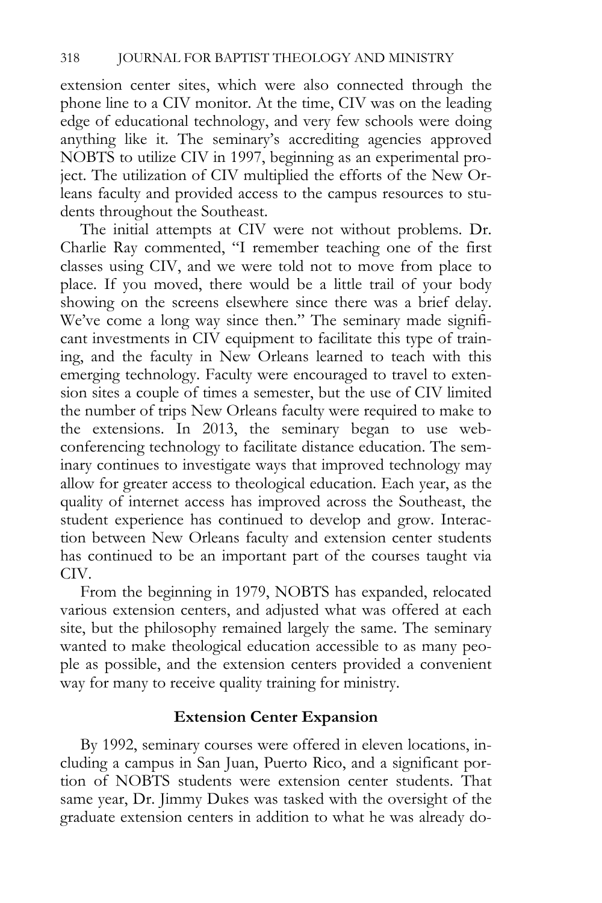extension center sites, which were also connected through the phone line to a CIV monitor. At the time, CIV was on the leading edge of educational technology, and very few schools were doing anything like it. The seminary's accrediting agencies approved NOBTS to utilize CIV in 1997, beginning as an experimental project. The utilization of CIV multiplied the efforts of the New Orleans faculty and provided access to the campus resources to students throughout the Southeast.

The initial attempts at CIV were not without problems. Dr. Charlie Ray commented, "I remember teaching one of the first classes using CIV, and we were told not to move from place to place. If you moved, there would be a little trail of your body showing on the screens elsewhere since there was a brief delay. We've come a long way since then." The seminary made significant investments in CIV equipment to facilitate this type of training, and the faculty in New Orleans learned to teach with this emerging technology. Faculty were encouraged to travel to extension sites a couple of times a semester, but the use of CIV limited the number of trips New Orleans faculty were required to make to the extensions. In 2013, the seminary began to use web-conferencing technology to facilitate distance education. The seminary continues to investigate ways that improved technology may allow for greater access to theological education. Each year, as the quality of internet access has improved across the Southeast, the student experience has continued to develop and grow. Interaction between New Orleans faculty and extension center students has continued to be an important part of the courses taught via CIV.

From the beginning in 1979, NOBTS has expanded, relocated various extension centers, and adjusted what was offered at each site, but the philosophy remained largely the same. The seminary wanted to make theological education accessible to as many people as possible, and the extension centers provided a convenient way for many to receive quality training for ministry.

## Extension Center Expansion

By 1992, seminary courses were offered in eleven locations, including a campus in San Juan, Puerto Rico, and a significant portion of NOBTS students were extension center students. That same year, Dr. Jimmy Dukes was tasked with the oversight of the graduate extension centers in addition to what he was already do-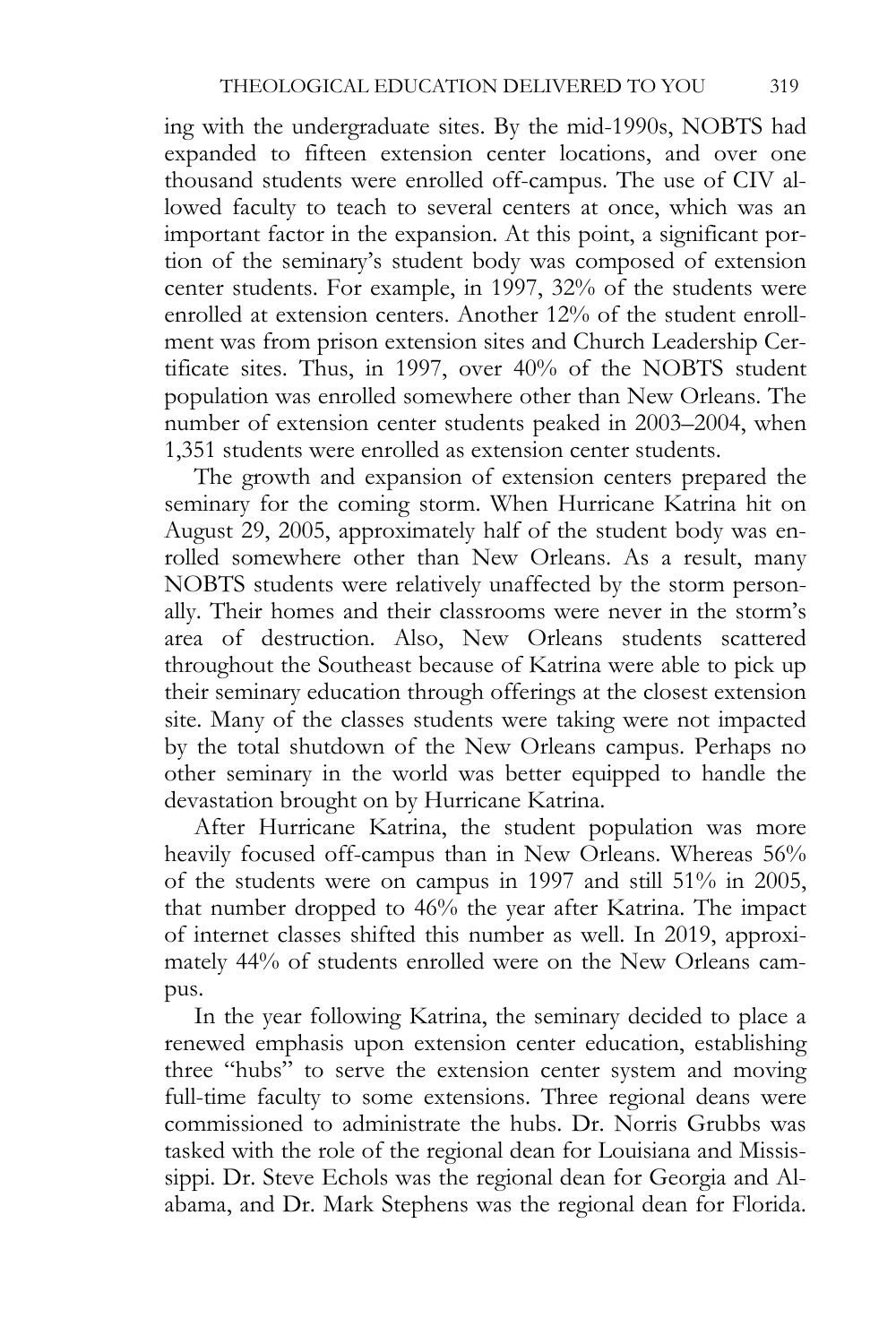ing with the undergraduate sites. By the mid-1990s, NOBTS had expanded to fifteen extension center locations, and over one thousand students were enrolled off-campus. The use of CIV allowed faculty to teach to several centers at once, which was an important factor in the expansion. At this point, a significant portion of the seminary's student body was composed of extension center students. For example, in 1997, 32% of the students were enrolled at extension centers. Another 12% of the student enrollment was from prison extension sites and Church Leadership Certificate sites. Thus, in 1997, over 40% of the NOBTS student population was enrolled somewhere other than New Orleans. The number of extension center students peaked in 2003–2004, when 1,351 students were enrolled as extension center students.

The growth and expansion of extension centers prepared the seminary for the coming storm. When Hurricane Katrina hit on August 29, 2005, approximately half of the student body was enrolled somewhere other than New Orleans. As a result, many NOBTS students were relatively unaffected by the storm personally. Their homes and their classrooms were never in the storm's area of destruction. Also, New Orleans students scattered throughout the Southeast because of Katrina were able to pick up their seminary education through offerings at the closest extension site. Many of the classes students were taking were not impacted by the total shutdown of the New Orleans campus. Perhaps no other seminary in the world was better equipped to handle the devastation brought on by Hurricane Katrina.

After Hurricane Katrina, the student population was more heavily focused off-campus than in New Orleans. Whereas 56% of the students were on campus in 1997 and still 51% in 2005, that number dropped to 46% the year after Katrina. The impact of internet classes shifted this number as well. In 2019, approximately 44% of students enrolled were on the New Orleans campus.

In the year following Katrina, the seminary decided to place a renewed emphasis upon extension center education, establishing three "hubs" to serve the extension center system and moving full-time faculty to some extensions. Three regional deans were commissioned to administrate the hubs. Dr. Norris Grubbs was tasked with the role of the regional dean for Louisiana and Mississippi. Dr. Steve Echols was the regional dean for Georgia and Alabama, and Dr. Mark Stephens was the regional dean for Florida.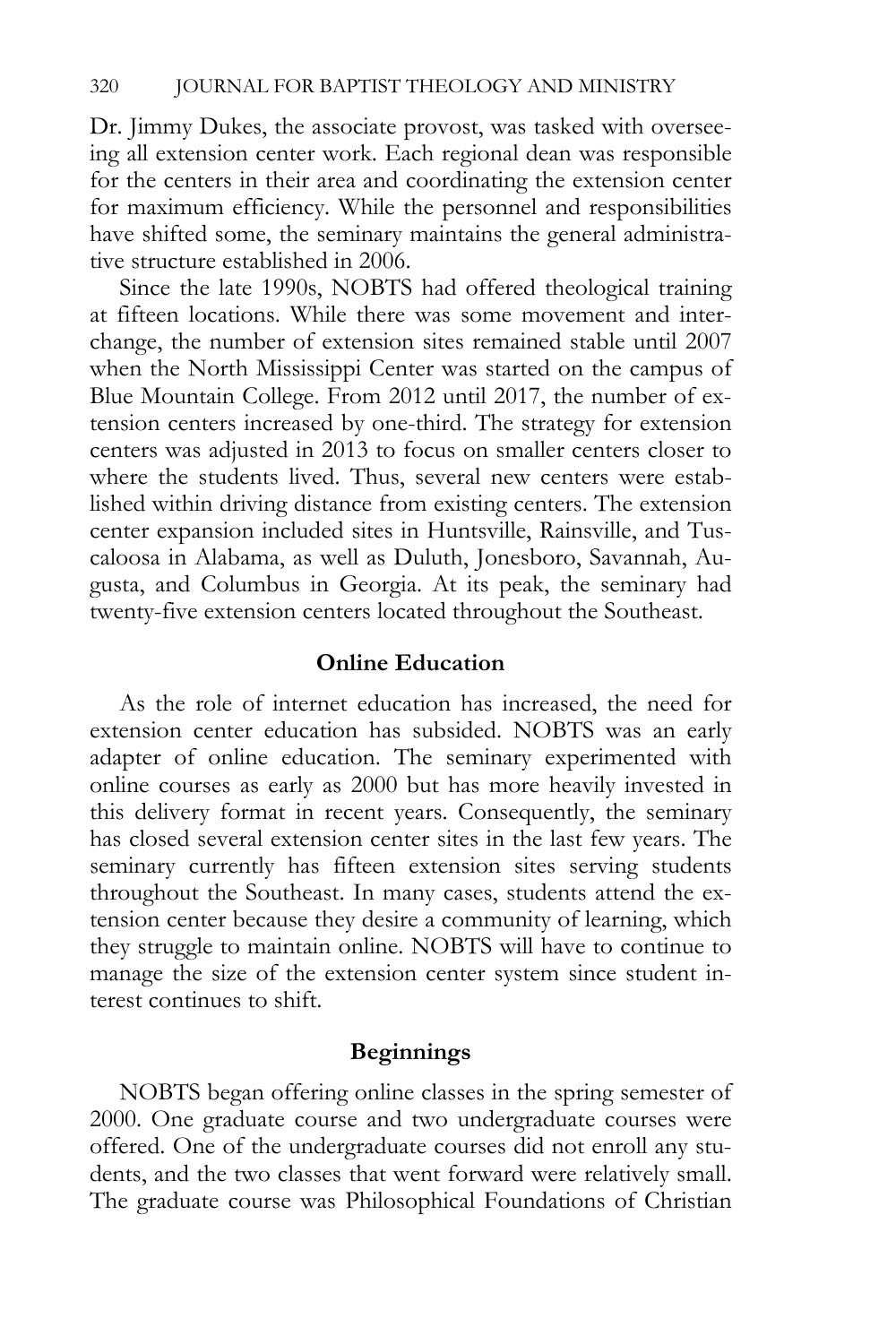Dr. Jimmy Dukes, the associate provost, was tasked with overseeing all extension center work. Each regional dean was responsible for the centers in their area and coordinating the extension center for maximum efficiency. While the personnel and responsibilities have shifted some, the seminary maintains the general administrative structure established in 2006.

Since the late 1990s, NOBTS had offered theological training at fifteen locations. While there was some movement and interchange, the number of extension sites remained stable until 2007 when the North Mississippi Center was started on the campus of Blue Mountain College. From 2012 until 2017, the number of extension centers increased by one-third. The strategy for extension centers was adjusted in 2013 to focus on smaller centers closer to where the students lived. Thus, several new centers were established within driving distance from existing centers. The extension center expansion included sites in Huntsville, Rainsville, and Tuscaloosa in Alabama, as well as Duluth, Jonesboro, Savannah, Augusta, and Columbus in Georgia. At its peak, the seminary had twenty-five extension centers located throughout the Southeast.

### Online Education

As the role of internet education has increased, the need for extension center education has subsided. NOBTS was an early adapter of online education. The seminary experimented with online courses as early as 2000 but has more heavily invested in this delivery format in recent years. Consequently, the seminary has closed several extension center sites in the last few years. The seminary currently has fifteen extension sites serving students throughout the Southeast. In many cases, students attend the extension center because they desire a community of learning, which they struggle to maintain online. NOBTS will have to continue to manage the size of the extension center system since student interest continues to shift.

### Beginnings

NOBTS began offering online classes in the spring semester of 2000. One graduate course and two undergraduate courses were offered. One of the undergraduate courses did not enroll any students, and the two classes that went forward were relatively small. The graduate course was Philosophical Foundations of Christian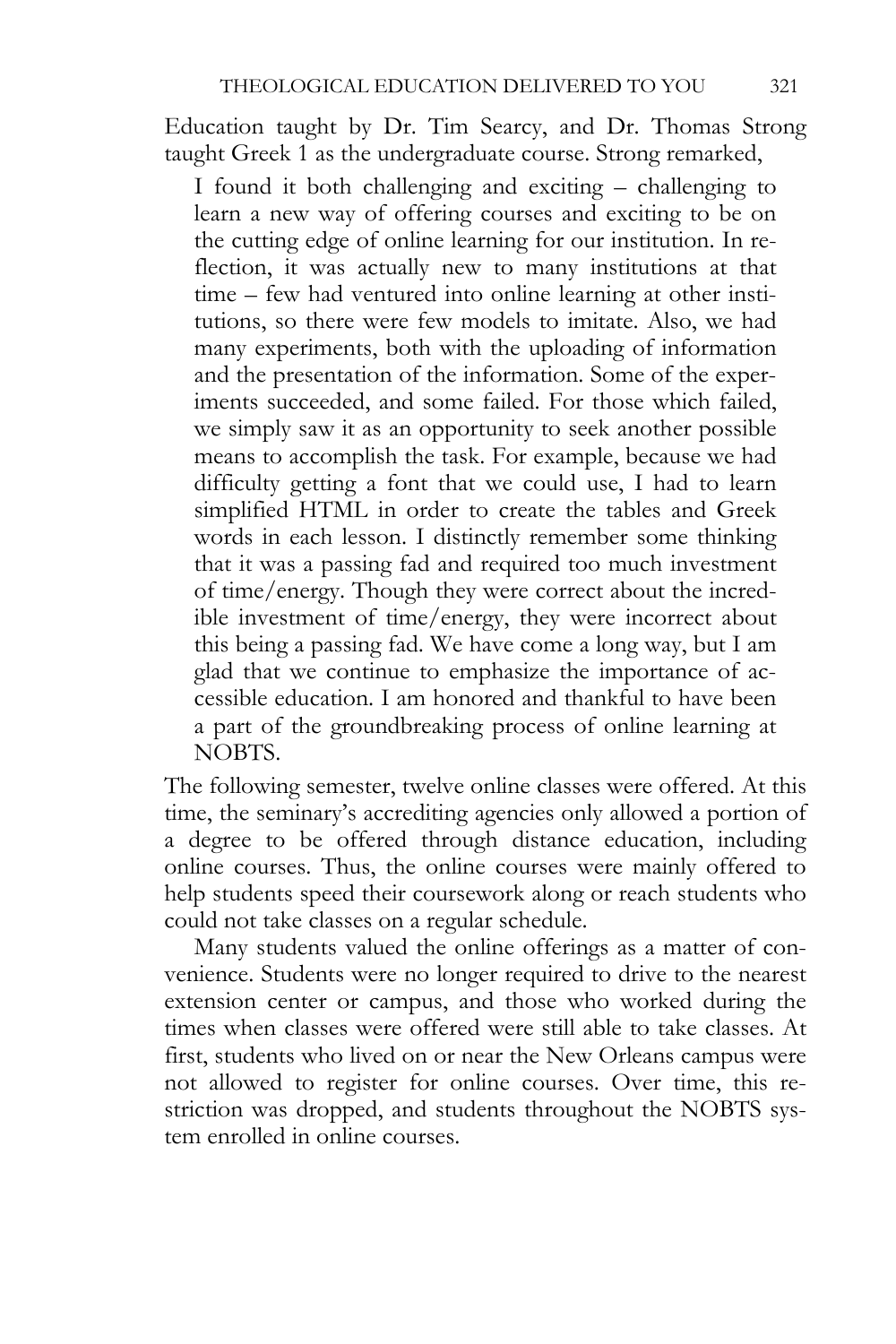Education taught by Dr. Tim Searcy, and Dr. Thomas Strong taught Greek 1 as the undergraduate course. Strong remarked,

> I found it both challenging and exciting – challenging to learn a new way of offering courses and exciting to be on the cutting edge of online learning for our institution. In reflection, it was actually new to many institutions at that time – few had ventured into online learning at other institutions, so there were few models to imitate. Also, we had many experiments, both with the uploading of information and the presentation of the information. Some of the experiments succeeded, and some failed. For those which failed, we simply saw it as an opportunity to seek another possible means to accomplish the task. For example, because we had difficulty getting a font that we could use, I had to learn simplified HTML in order to create the tables and Greek words in each lesson. I distinctly remember some thinking that it was a passing fad and required too much investment of time/energy. Though they were correct about the incredible investment of time/energy, they were incorrect about this being a passing fad. We have come a long way, but I am glad that we continue to emphasize the importance of accessible education. I am honored and thankful to have been a part of the groundbreaking process of online learning at NOBTS.

The following semester, twelve online classes were offered. At this time, the seminary's accrediting agencies only allowed a portion of a degree to be offered through distance education, including online courses. Thus, the online courses were mainly offered to help students speed their coursework along or reach students who could not take classes on a regular schedule.

Many students valued the online offerings as a matter of convenience. Students were no longer required to drive to the nearest extension center or campus, and those who worked during the times when classes were offered were still able to take classes. At first, students who lived on or near the New Orleans campus were not allowed to register for online courses. Over time, this restriction was dropped, and students throughout the NOBTS system enrolled in online courses.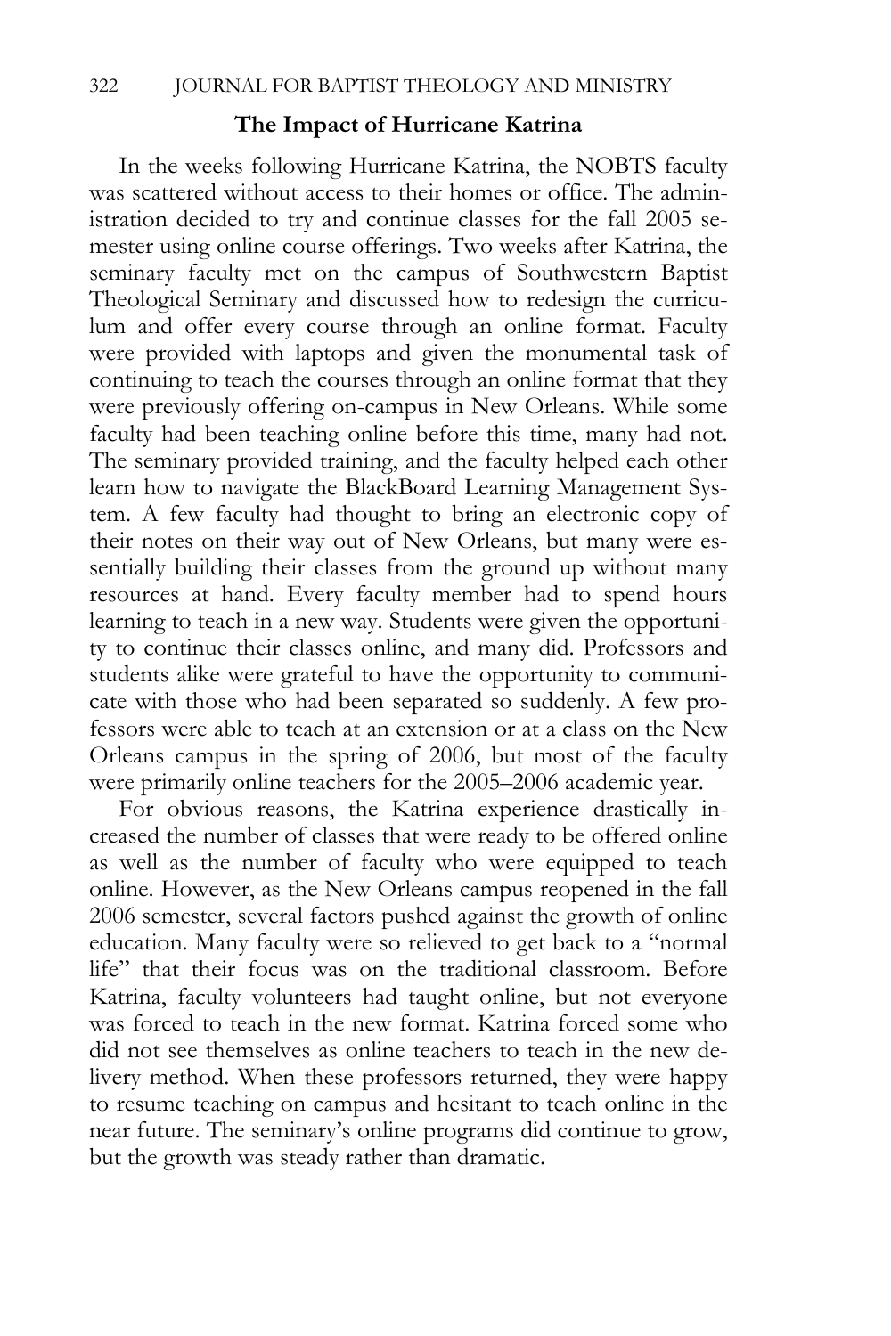## The Impact of Hurricane Katrina

In the weeks following Hurricane Katrina, the NOBTS faculty was scattered without access to their homes or office. The administration decided to try and continue classes for the fall 2005 semester using online course offerings. Two weeks after Katrina, the seminary faculty met on the campus of Southwestern Baptist Theological Seminary and discussed how to redesign the curriculum and offer every course through an online format. Faculty were provided with laptops and given the monumental task of continuing to teach the courses through an online format that they were previously offering on-campus in New Orleans. While some faculty had been teaching online before this time, many had not. The seminary provided training, and the faculty helped each other learn how to navigate the BlackBoard Learning Management System. A few faculty had thought to bring an electronic copy of their notes on their way out of New Orleans, but many were essentially building their classes from the ground up without many resources at hand. Every faculty member had to spend hours learning to teach in a new way. Students were given the opportunity to continue their classes online, and many did. Professors and students alike were grateful to have the opportunity to communicate with those who had been separated so suddenly. A few professors were able to teach at an extension or at a class on the New Orleans campus in the spring of 2006, but most of the faculty were primarily online teachers for the 2005–2006 academic year.

For obvious reasons, the Katrina experience drastically increased the number of classes that were ready to be offered online as well as the number of faculty who were equipped to teach online. However, as the New Orleans campus reopened in the fall 2006 semester, several factors pushed against the growth of online education. Many faculty were so relieved to get back to a "normal life" that their focus was on the traditional classroom. Before Katrina, faculty volunteers had taught online, but not everyone was forced to teach in the new format. Katrina forced some who did not see themselves as online teachers to teach in the new delivery method. When these professors returned, they were happy to resume teaching on campus and hesitant to teach online in the near future. The seminary's online programs did continue to grow, but the growth was steady rather than dramatic.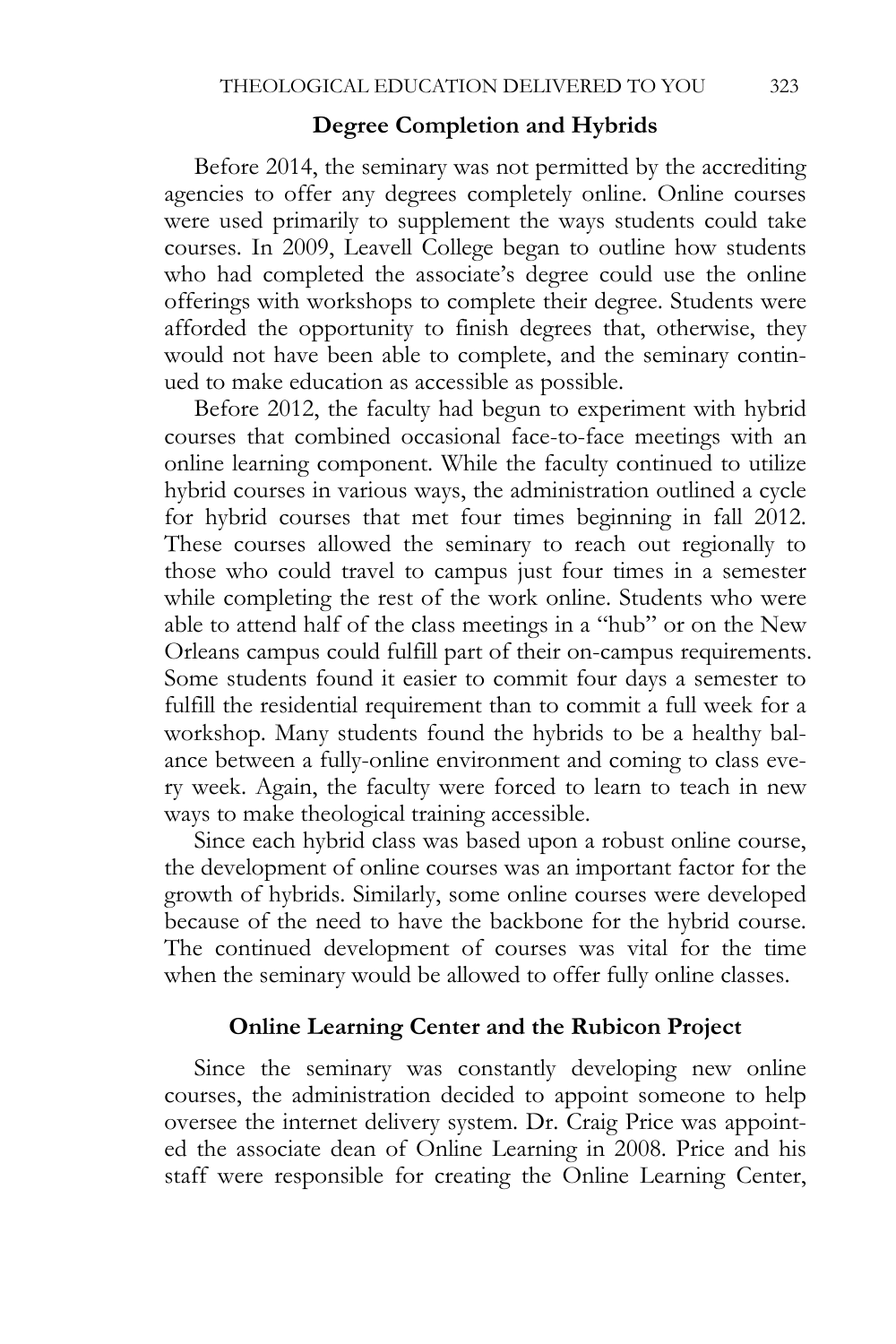## Degree Completion and Hybrids

Before 2014, the seminary was not permitted by the accrediting agencies to offer any degrees completely online. Online courses were used primarily to supplement the ways students could take courses. In 2009, Leavell College began to outline how students who had completed the associate's degree could use the online offerings with workshops to complete their degree. Students were afforded the opportunity to finish degrees that, otherwise, they would not have been able to complete, and the seminary continued to make education as accessible as possible.

Before 2012, the faculty had begun to experiment with hybrid courses that combined occasional face-to-face meetings with an online learning component. While the faculty continued to utilize hybrid courses in various ways, the administration outlined a cycle for hybrid courses that met four times beginning in fall 2012. These courses allowed the seminary to reach out regionally to those who could travel to campus just four times in a semester while completing the rest of the work online. Students who were able to attend half of the class meetings in a "hub" or on the New Orleans campus could fulfill part of their on-campus requirements. Some students found it easier to commit four days a semester to fulfill the residential requirement than to commit a full week for a workshop. Many students found the hybrids to be a healthy balance between a fully-online environment and coming to class every week. Again, the faculty were forced to learn to teach in new ways to make theological training accessible.

Since each hybrid class was based upon a robust online course, the development of online courses was an important factor for the growth of hybrids. Similarly, some online courses were developed because of the need to have the backbone for the hybrid course. The continued development of courses was vital for the time when the seminary would be allowed to offer fully online classes.

## Online Learning Center and the Rubicon Project

Since the seminary was constantly developing new online courses, the administration decided to appoint someone to help oversee the internet delivery system. Dr. Craig Price was appointed the associate dean of Online Learning in 2008. Price and his staff were responsible for creating the Online Learning Center,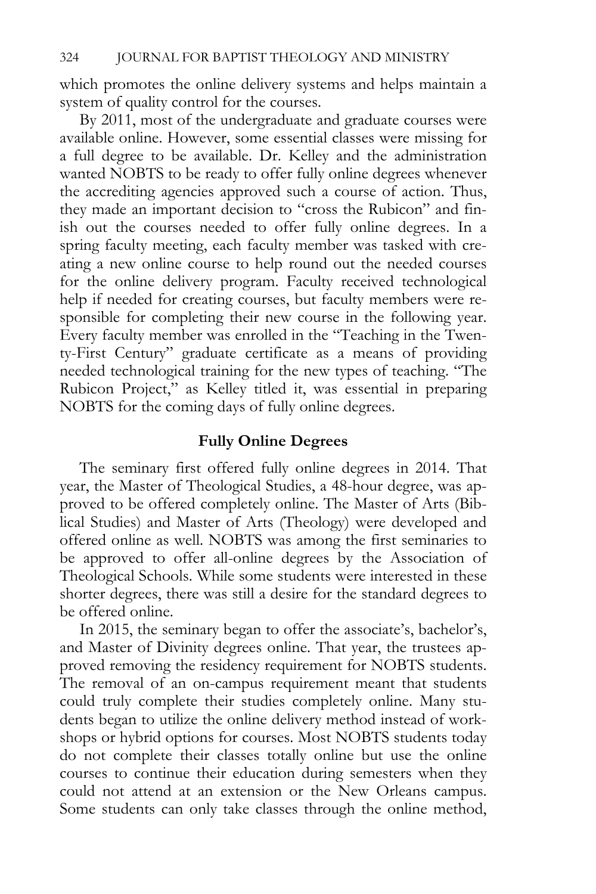which promotes the online delivery systems and helps maintain a system of quality control for the courses.

By 2011, most of the undergraduate and graduate courses were available online. However, some essential classes were missing for a full degree to be available. Dr. Kelley and the administration wanted NOBTS to be ready to offer fully online degrees whenever the accrediting agencies approved such a course of action. Thus, they made an important decision to "cross the Rubicon" and finish out the courses needed to offer fully online degrees. In a spring faculty meeting, each faculty member was tasked with creating a new online course to help round out the needed courses for the online delivery program. Faculty received technological help if needed for creating courses, but faculty members were responsible for completing their new course in the following year. Every faculty member was enrolled in the "Teaching in the Twenty-First Century" graduate certificate as a means of providing needed technological training for the new types of teaching. "The Rubicon Project," as Kelley titled it, was essential in preparing NOBTS for the coming days of fully online degrees.

## Fully Online Degrees

The seminary first offered fully online degrees in 2014. That year, the Master of Theological Studies, a 48-hour degree, was approved to be offered completely online. The Master of Arts (Biblical Studies) and Master of Arts (Theology) were developed and offered online as well. NOBTS was among the first seminaries to be approved to offer all-online degrees by the Association of Theological Schools. While some students were interested in these shorter degrees, there was still a desire for the standard degrees to be offered online.

In 2015, the seminary began to offer the associate's, bachelor's, and Master of Divinity degrees online. That year, the trustees approved removing the residency requirement for NOBTS students. The removal of an on-campus requirement meant that students could truly complete their studies completely online. Many students began to utilize the online delivery method instead of workshops or hybrid options for courses. Most NOBTS students today do not complete their classes totally online but use the online courses to continue their education during semesters when they could not attend at an extension or the New Orleans campus. Some students can only take classes through the online method,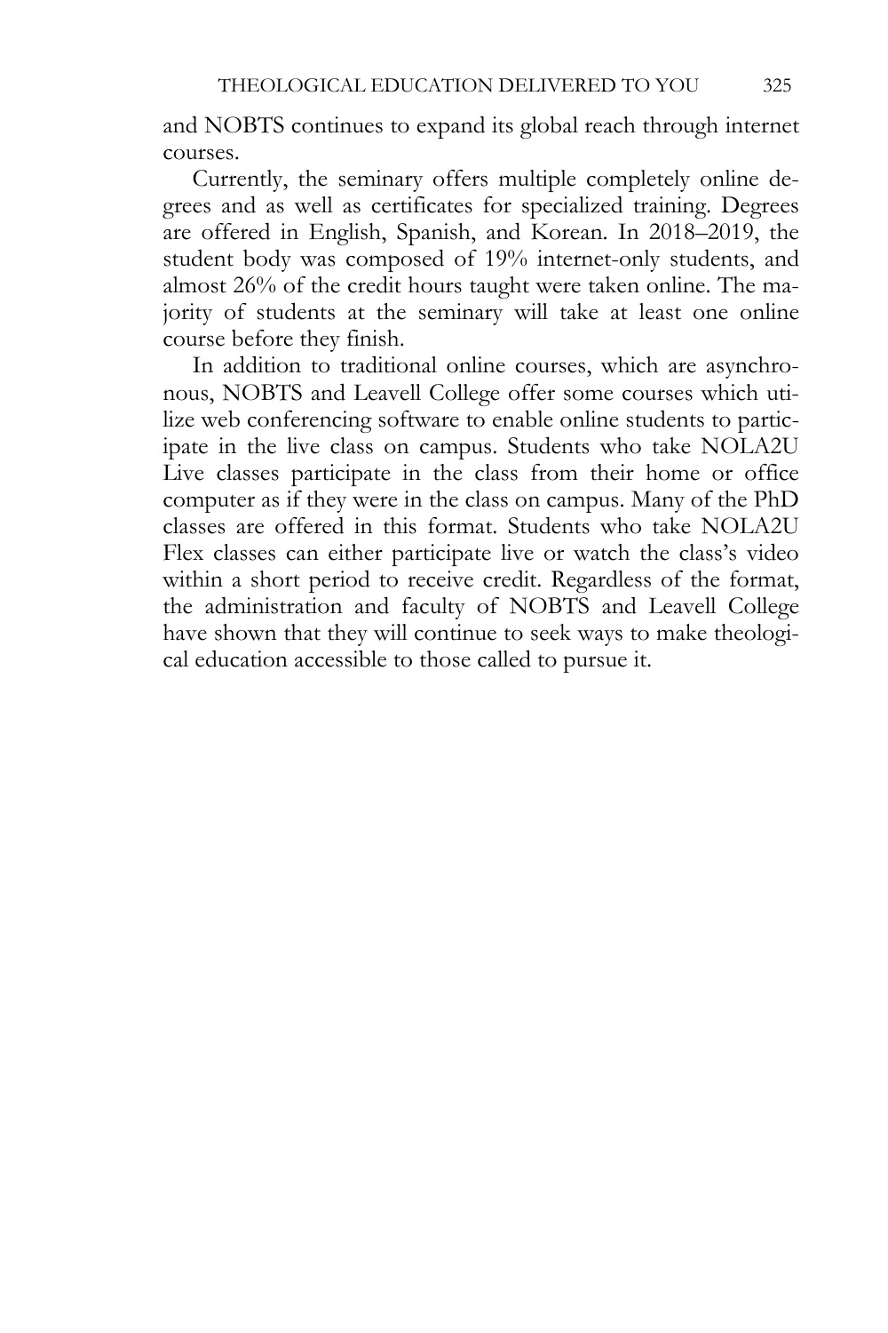and NOBTS continues to expand its global reach through internet courses.

Currently, the seminary offers multiple completely online degrees and as well as certificates for specialized training. Degrees are offered in English, Spanish, and Korean. In 2018–2019, the student body was composed of 19% internet-only students, and almost 26% of the credit hours taught were taken online. The majority of students at the seminary will take at least one online course before they finish.

In addition to traditional online courses, which are asynchronous, NOBTS and Leavell College offer some courses which utilize web conferencing software to enable online students to participate in the live class on campus. Students who take NOLA2U Live classes participate in the class from their home or office computer as if they were in the class on campus. Many of the PhD classes are offered in this format. Students who take NOLA2U Flex classes can either participate live or watch the class's video within a short period to receive credit. Regardless of the format, the administration and faculty of NOBTS and Leavell College have shown that they will continue to seek ways to make theological education accessible to those called to pursue it.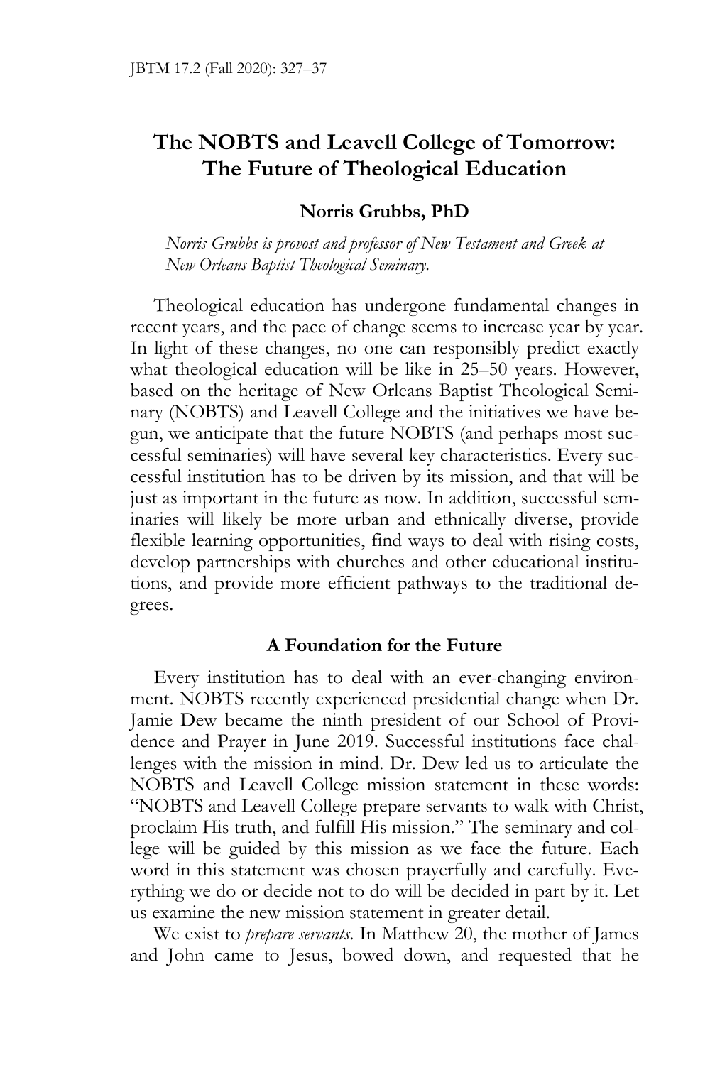# The NOBTS and Leavell College of Tomorrow: The Future of Theological Education

**Norris Grubbs, PhD**

*Norris Grubbs is provost and professor of New Testament and Greek at New Orleans Baptist Theological Seminary.*

Theological education has undergone fundamental changes in recent years, and the pace of change seems to increase year by year. In light of these changes, no one can responsibly predict exactly what theological education will be like in 25–50 years. However, based on the heritage of New Orleans Baptist Theological Seminary (NOBTS) and Leavell College and the initiatives we have begun, we anticipate that the future NOBTS (and perhaps most successful seminaries) will have several key characteristics. Every successful institution has to be driven by its mission, and that will be just as important in the future as now. In addition, successful seminaries will likely be more urban and ethnically diverse, provide flexible learning opportunities, find ways to deal with rising costs, develop partnerships with churches and other educational institutions, and provide more efficient pathways to the traditional degrees.

## A Foundation for the Future

Every institution has to deal with an ever-changing environment. NOBTS recently experienced presidential change when Dr. Jamie Dew became the ninth president of our School of Providence and Prayer in June 2019. Successful institutions face challenges with the mission in mind. Dr. Dew led us to articulate the NOBTS and Leavell College mission statement in these words: "NOBTS and Leavell College prepare servants to walk with Christ, proclaim His truth, and fulfill His mission." The seminary and college will be guided by this mission as we face the future. Each word in this statement was chosen prayerfully and carefully. Everything we do or decide not to do will be decided in part by it. Let us examine the new mission statement in greater detail.

We exist to *prepare servants*. In Matthew 20, the mother of James and John came to Jesus, bowed down, and requested that he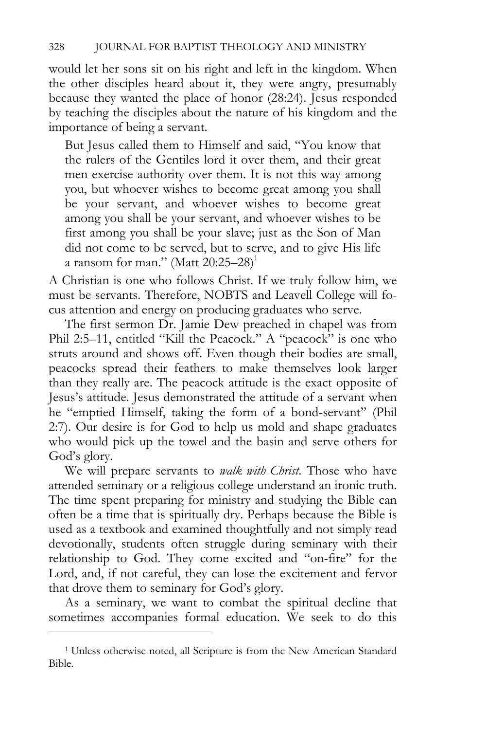would let her sons sit on his right and left in the kingdom. When the other disciples heard about it, they were angry, presumably because they wanted the place of honor (28:24). Jesus responded by teaching the disciples about the nature of his kingdom and the importance of being a servant.

> But Jesus called them to Himself and said, "You know that the rulers of the Gentiles lord it over them, and their great men exercise authority over them. It is not this way among you, but whoever wishes to become great among you shall be your servant, and whoever wishes to become great among you shall be your servant, and whoever wishes to be first among you shall be your slave; just as the Son of Man did not come to be served, but to serve, and to give His life a ransom for man." (Matt 20:25–28)[1]

A Christian is one who follows Christ. If we truly follow him, we must be servants. Therefore, NOBTS and Leavell College will focus attention and energy on producing graduates who serve.

The first sermon Dr. Jamie Dew preached in chapel was from Phil 2:5–11, entitled "Kill the Peacock." A "peacock" is one who struts around and shows off. Even though their bodies are small, peacocks spread their feathers to make themselves look larger than they really are. The peacock attitude is the exact opposite of Jesus's attitude. Jesus demonstrated the attitude of a servant when he "emptied Himself, taking the form of a bond-servant" (Phil 2:7). Our desire is for God to help us mold and shape graduates who would pick up the towel and the basin and serve others for God's glory.

We will prepare servants to *walk with Christ*. Those who have attended seminary or a religious college understand an ironic truth. The time spent preparing for ministry and studying the Bible can often be a time that is spiritually dry. Perhaps because the Bible is used as a textbook and examined thoughtfully and not simply read devotionally, students often struggle during seminary with their relationship to God. They come excited and "on-fire" for the Lord, and, if not careful, they can lose the excitement and fervor that drove them to seminary for God's glory.

As a seminary, we want to combat the spiritual decline that sometimes accompanies formal education. We seek to do this

---

[1] Unless otherwise noted, all Scripture is from the New American Standard Bible.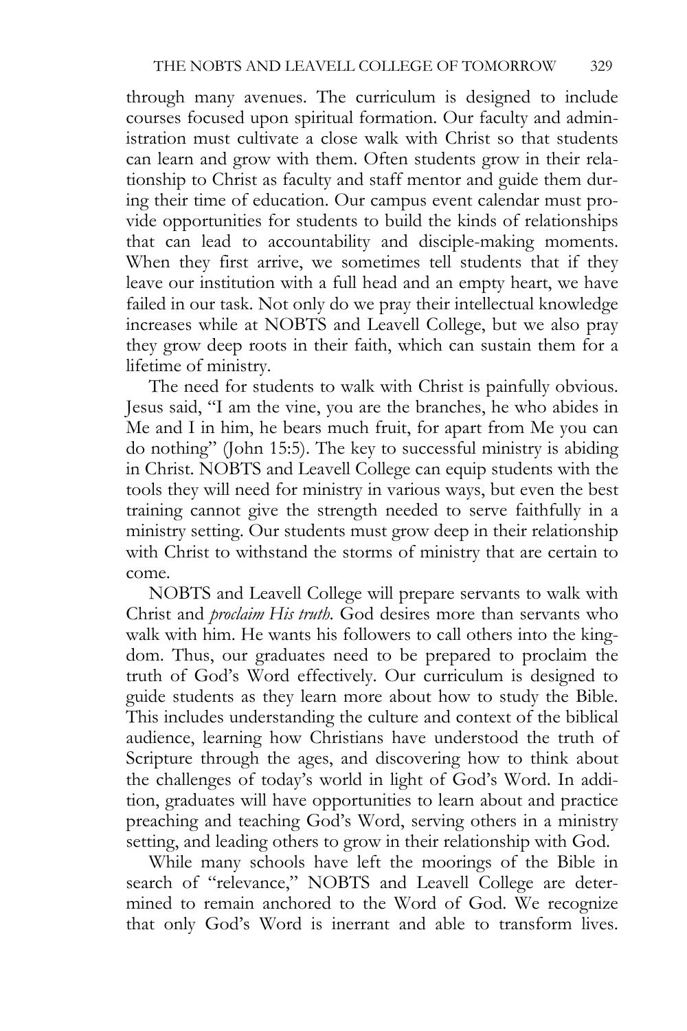through many avenues. The curriculum is designed to include courses focused upon spiritual formation. Our faculty and administration must cultivate a close walk with Christ so that students can learn and grow with them. Often students grow in their relationship to Christ as faculty and staff mentor and guide them during their time of education. Our campus event calendar must provide opportunities for students to build the kinds of relationships that can lead to accountability and disciple-making moments. When they first arrive, we sometimes tell students that if they leave our institution with a full head and an empty heart, we have failed in our task. Not only do we pray their intellectual knowledge increases while at NOBTS and Leavell College, but we also pray they grow deep roots in their faith, which can sustain them for a lifetime of ministry.

The need for students to walk with Christ is painfully obvious. Jesus said, "I am the vine, you are the branches, he who abides in Me and I in him, he bears much fruit, for apart from Me you can do nothing" (John 15:5). The key to successful ministry is abiding in Christ. NOBTS and Leavell College can equip students with the tools they will need for ministry in various ways, but even the best training cannot give the strength needed to serve faithfully in a ministry setting. Our students must grow deep in their relationship with Christ to withstand the storms of ministry that are certain to come.

NOBTS and Leavell College will prepare servants to walk with Christ and *proclaim His truth.* God desires more than servants who walk with him. He wants his followers to call others into the kingdom. Thus, our graduates need to be prepared to proclaim the truth of God's Word effectively. Our curriculum is designed to guide students as they learn more about how to study the Bible. This includes understanding the culture and context of the biblical audience, learning how Christians have understood the truth of Scripture through the ages, and discovering how to think about the challenges of today's world in light of God's Word. In addition, graduates will have opportunities to learn about and practice preaching and teaching God's Word, serving others in a ministry setting, and leading others to grow in their relationship with God.

While many schools have left the moorings of the Bible in search of "relevance," NOBTS and Leavell College are determined to remain anchored to the Word of God. We recognize that only God's Word is inerrant and able to transform lives.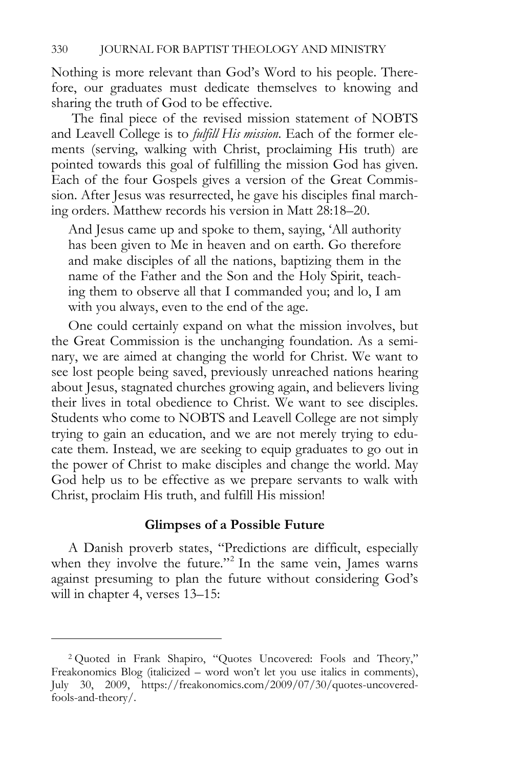Nothing is more relevant than God's Word to his people. Therefore, our graduates must dedicate themselves to knowing and sharing the truth of God to be effective.

The final piece of the revised mission statement of NOBTS and Leavell College is to *fulfill His mission*. Each of the former elements (serving, walking with Christ, proclaiming His truth) are pointed towards this goal of fulfilling the mission God has given. Each of the four Gospels gives a version of the Great Commission. After Jesus was resurrected, he gave his disciples final marching orders. Matthew records his version in Matt 28:18–20.

> And Jesus came up and spoke to them, saying, 'All authority has been given to Me in heaven and on earth. Go therefore and make disciples of all the nations, baptizing them in the name of the Father and the Son and the Holy Spirit, teaching them to observe all that I commanded you; and lo, I am with you always, even to the end of the age.

One could certainly expand on what the mission involves, but the Great Commission is the unchanging foundation. As a seminary, we are aimed at changing the world for Christ. We want to see lost people being saved, previously unreached nations hearing about Jesus, stagnated churches growing again, and believers living their lives in total obedience to Christ. We want to see disciples. Students who come to NOBTS and Leavell College are not simply trying to gain an education, and we are not merely trying to educate them. Instead, we are seeking to equip graduates to go out in the power of Christ to make disciples and change the world. May God help us to be effective as we prepare servants to walk with Christ, proclaim His truth, and fulfill His mission!

## Glimpses of a Possible Future

A Danish proverb states, "Predictions are difficult, especially when they involve the future."[2] In the same vein, James warns against presuming to plan the future without considering God's will in chapter 4, verses 13–15:

---

[2] Quoted in Frank Shapiro, "Quotes Uncovered: Fools and Theory," Freakonomics Blog (italicized – word won't let you use italics in comments), July 30, 2009, https://freakonomics.com/2009/07/30/quotes-uncovered-fools-and-theory/.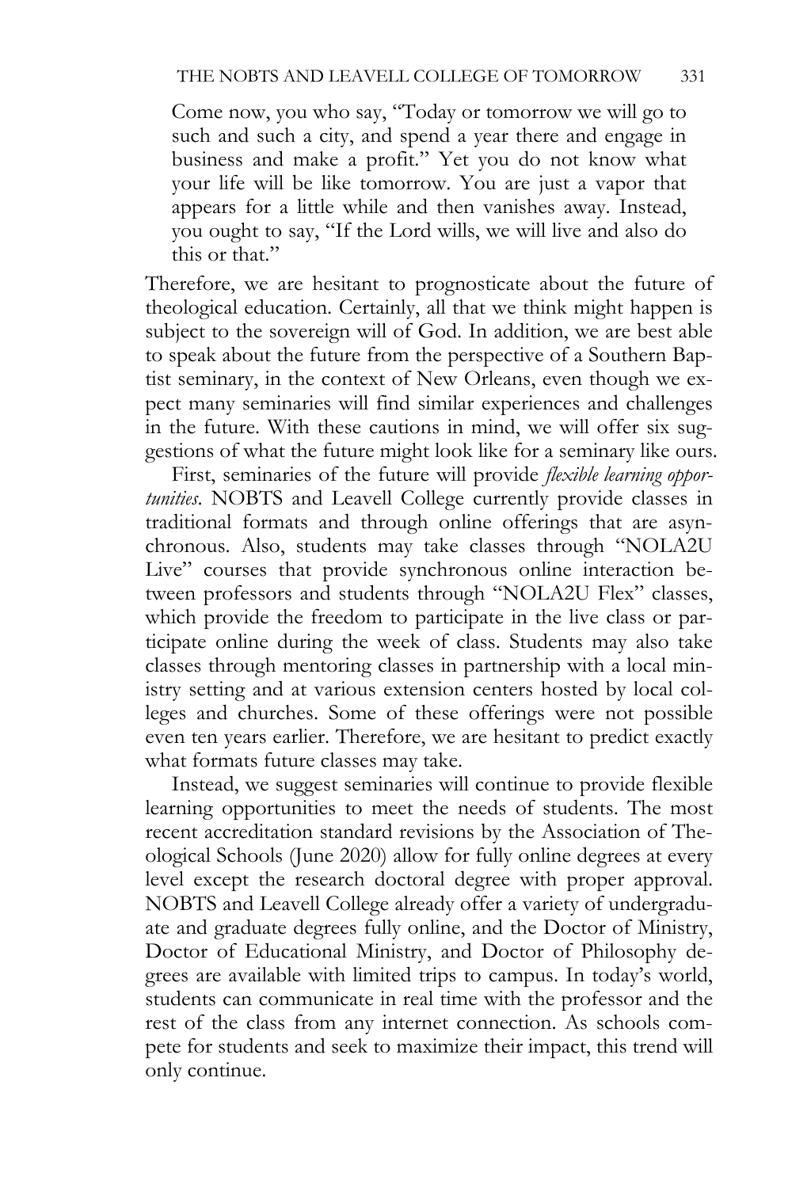> Come now, you who say, "Today or tomorrow we will go to such and such a city, and spend a year there and engage in business and make a profit." Yet you do not know what your life will be like tomorrow. You are just a vapor that appears for a little while and then vanishes away. Instead, you ought to say, "If the Lord wills, we will live and also do this or that."

Therefore, we are hesitant to prognosticate about the future of theological education. Certainly, all that we think might happen is subject to the sovereign will of God. In addition, we are best able to speak about the future from the perspective of a Southern Baptist seminary, in the context of New Orleans, even though we expect many seminaries will find similar experiences and challenges in the future. With these cautions in mind, we will offer six suggestions of what the future might look like for a seminary like ours.

First, seminaries of the future will provide *flexible learning opportunities*. NOBTS and Leavell College currently provide classes in traditional formats and through online offerings that are asynchronous. Also, students may take classes through "NOLA2U Live" courses that provide synchronous online interaction between professors and students through "NOLA2U Flex" classes, which provide the freedom to participate in the live class or participate online during the week of class. Students may also take classes through mentoring classes in partnership with a local ministry setting and at various extension centers hosted by local colleges and churches. Some of these offerings were not possible even ten years earlier. Therefore, we are hesitant to predict exactly what formats future classes may take.

Instead, we suggest seminaries will continue to provide flexible learning opportunities to meet the needs of students. The most recent accreditation standard revisions by the Association of Theological Schools (June 2020) allow for fully online degrees at every level except the research doctoral degree with proper approval. NOBTS and Leavell College already offer a variety of undergraduate and graduate degrees fully online, and the Doctor of Ministry, Doctor of Educational Ministry, and Doctor of Philosophy degrees are available with limited trips to campus. In today's world, students can communicate in real time with the professor and the rest of the class from any internet connection. As schools compete for students and seek to maximize their impact, this trend will only continue.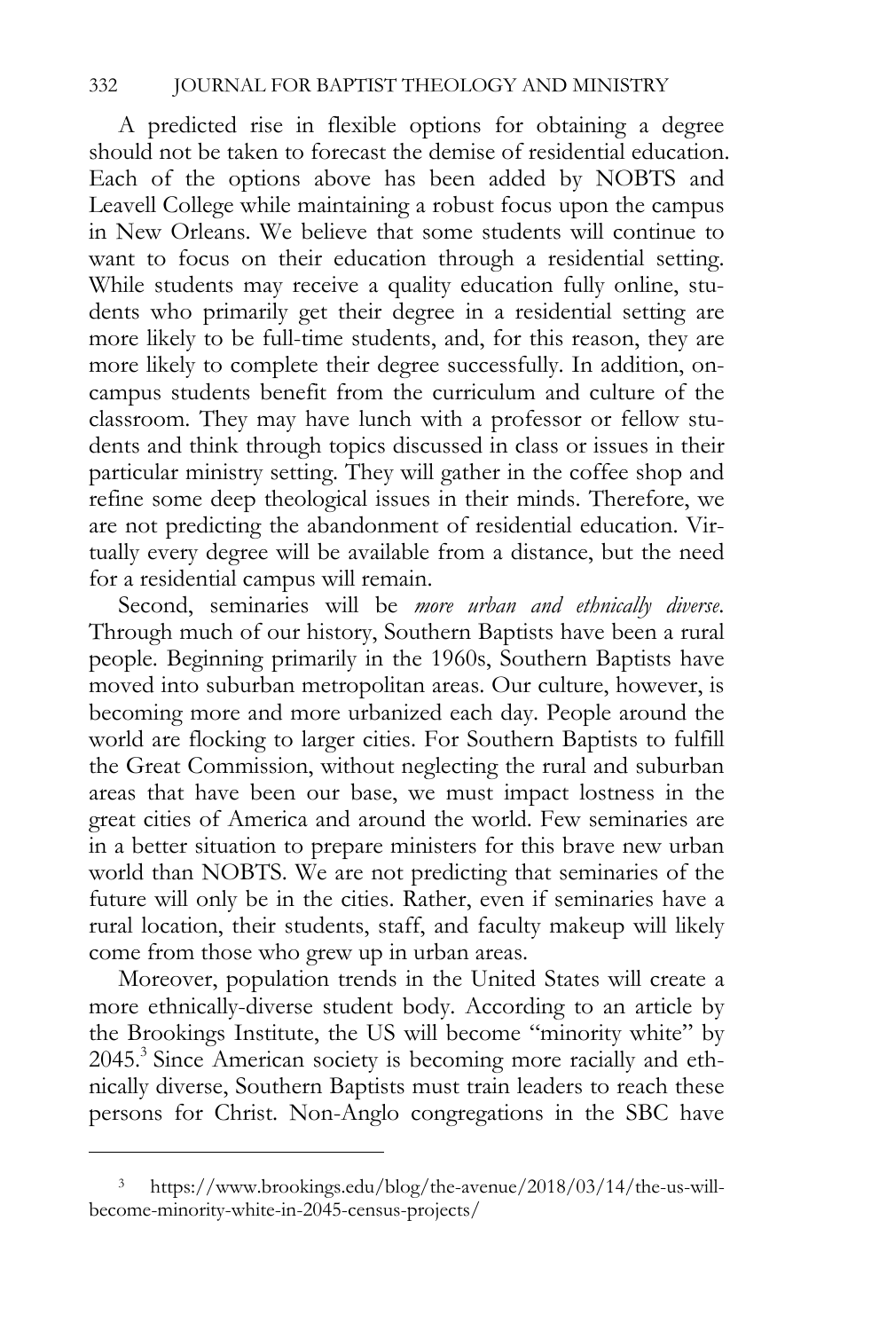A predicted rise in flexible options for obtaining a degree should not be taken to forecast the demise of residential education. Each of the options above has been added by NOBTS and Leavell College while maintaining a robust focus upon the campus in New Orleans. We believe that some students will continue to want to focus on their education through a residential setting. While students may receive a quality education fully online, students who primarily get their degree in a residential setting are more likely to be full-time students, and, for this reason, they are more likely to complete their degree successfully. In addition, on-campus students benefit from the curriculum and culture of the classroom. They may have lunch with a professor or fellow students and think through topics discussed in class or issues in their particular ministry setting. They will gather in the coffee shop and refine some deep theological issues in their minds. Therefore, we are not predicting the abandonment of residential education. Virtually every degree will be available from a distance, but the need for a residential campus will remain.

Second, seminaries will be *more urban and ethnically diverse*. Through much of our history, Southern Baptists have been a rural people. Beginning primarily in the 1960s, Southern Baptists have moved into suburban metropolitan areas. Our culture, however, is becoming more and more urbanized each day. People around the world are flocking to larger cities. For Southern Baptists to fulfill the Great Commission, without neglecting the rural and suburban areas that have been our base, we must impact lostness in the great cities of America and around the world. Few seminaries are in a better situation to prepare ministers for this brave new urban world than NOBTS. We are not predicting that seminaries of the future will only be in the cities. Rather, even if seminaries have a rural location, their students, staff, and faculty makeup will likely come from those who grew up in urban areas.

Moreover, population trends in the United States will create a more ethnically-diverse student body. According to an article by the Brookings Institute, the US will become "minority white" by 2045.[3] Since American society is becoming more racially and ethnically diverse, Southern Baptists must train leaders to reach these persons for Christ. Non-Anglo congregations in the SBC have

[3] https://www.brookings.edu/blog/the-avenue/2018/03/14/the-us-will-become-minority-white-in-2045-census-projects/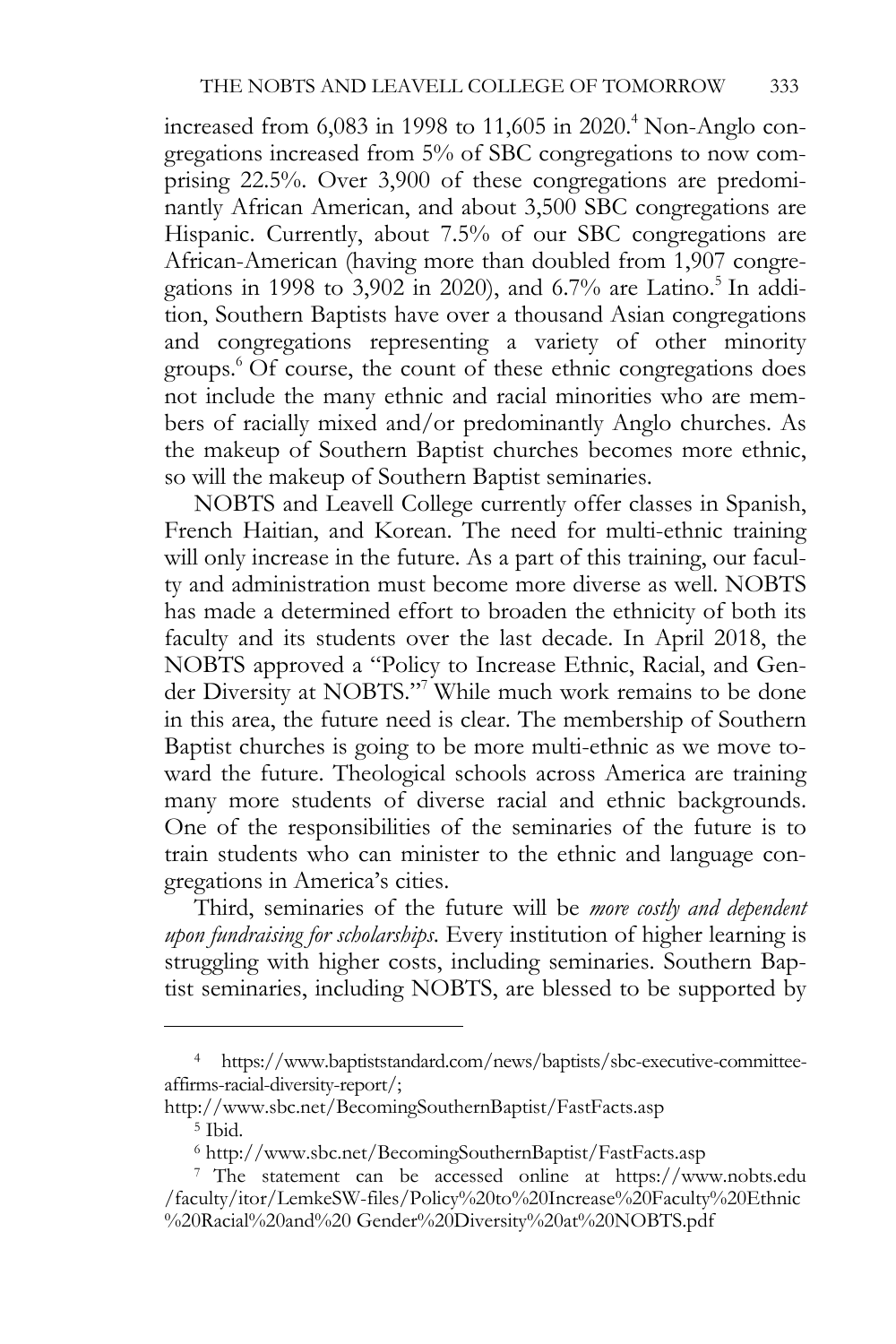increased from 6,083 in 1998 to 11,605 in 2020.[4] Non-Anglo congregations increased from 5% of SBC congregations to now comprising 22.5%. Over 3,900 of these congregations are predominantly African American, and about 3,500 SBC congregations are Hispanic. Currently, about 7.5% of our SBC congregations are African-American (having more than doubled from 1,907 congregations in 1998 to 3,902 in 2020), and 6.7% are Latino.[5] In addition, Southern Baptists have over a thousand Asian congregations and congregations representing a variety of other minority groups.[6] Of course, the count of these ethnic congregations does not include the many ethnic and racial minorities who are members of racially mixed and/or predominantly Anglo churches. As the makeup of Southern Baptist churches becomes more ethnic, so will the makeup of Southern Baptist seminaries.

NOBTS and Leavell College currently offer classes in Spanish, French Haitian, and Korean. The need for multi-ethnic training will only increase in the future. As a part of this training, our faculty and administration must become more diverse as well. NOBTS has made a determined effort to broaden the ethnicity of both its faculty and its students over the last decade. In April 2018, the NOBTS approved a "Policy to Increase Ethnic, Racial, and Gender Diversity at NOBTS."[7] While much work remains to be done in this area, the future need is clear. The membership of Southern Baptist churches is going to be more multi-ethnic as we move toward the future. Theological schools across America are training many more students of diverse racial and ethnic backgrounds. One of the responsibilities of the seminaries of the future is to train students who can minister to the ethnic and language congregations in America's cities.

Third, seminaries of the future will be *more costly and dependent upon fundraising for scholarships*. Every institution of higher learning is struggling with higher costs, including seminaries. Southern Baptist seminaries, including NOBTS, are blessed to be supported by

---

[4] https://www.baptiststandard.com/news/baptists/sbc-executive-committee-affirms-racial-diversity-report/; http://www.sbc.net/BecomingSouthernBaptist/FastFacts.asp

[5] Ibid.

[6] http://www.sbc.net/BecomingSouthernBaptist/FastFacts.asp

[7] The statement can be accessed online at https://www.nobts.edu/faculty/itor/LemkeSW-files/Policy%20to%20Increase%20Faculty%20Ethnic%20Racial%20and%20 Gender%20Diversity%20at%20NOBTS.pdf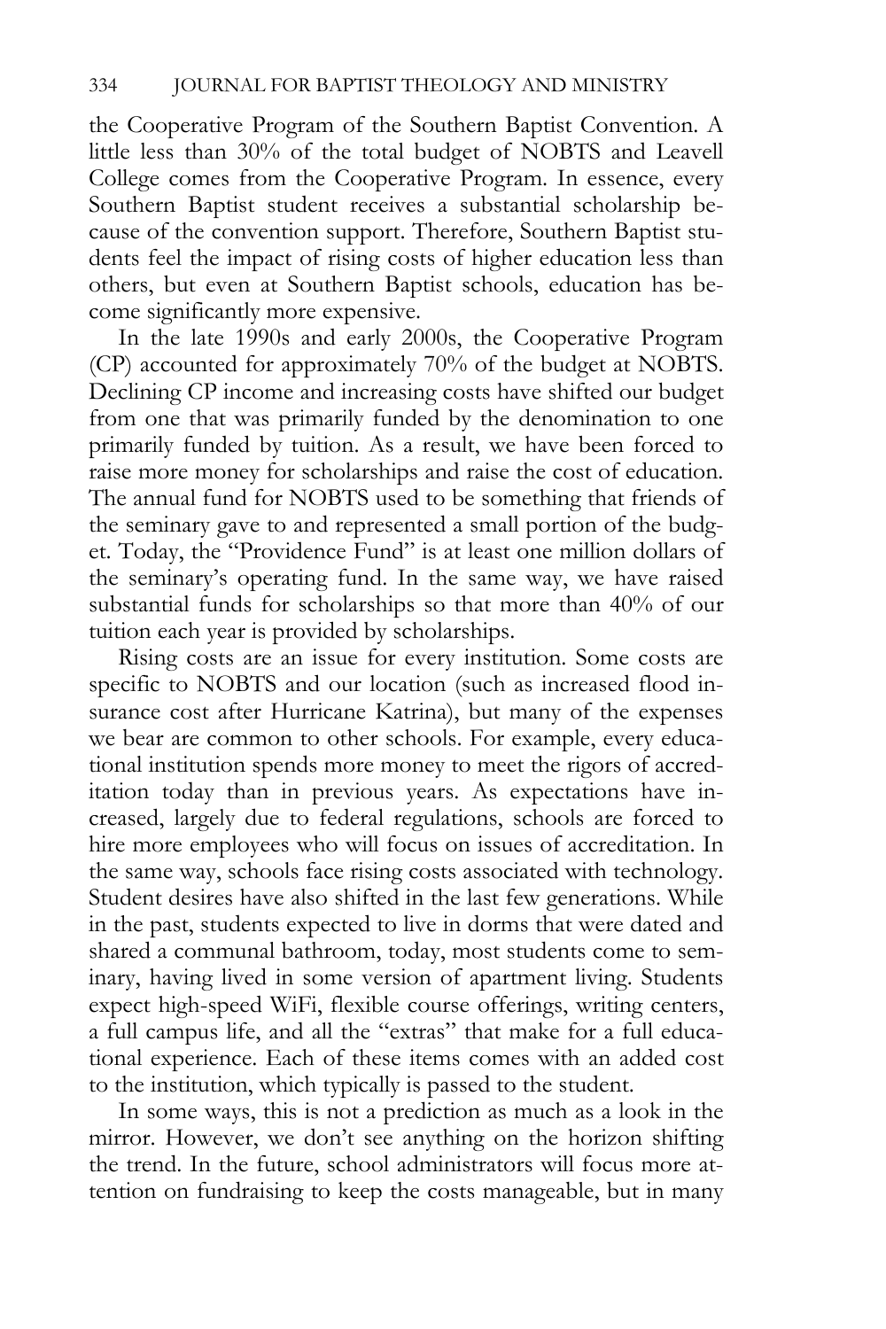the Cooperative Program of the Southern Baptist Convention. A little less than 30% of the total budget of NOBTS and Leavell College comes from the Cooperative Program. In essence, every Southern Baptist student receives a substantial scholarship because of the convention support. Therefore, Southern Baptist students feel the impact of rising costs of higher education less than others, but even at Southern Baptist schools, education has become significantly more expensive.

In the late 1990s and early 2000s, the Cooperative Program (CP) accounted for approximately 70% of the budget at NOBTS. Declining CP income and increasing costs have shifted our budget from one that was primarily funded by the denomination to one primarily funded by tuition. As a result, we have been forced to raise more money for scholarships and raise the cost of education. The annual fund for NOBTS used to be something that friends of the seminary gave to and represented a small portion of the budget. Today, the "Providence Fund" is at least one million dollars of the seminary's operating fund. In the same way, we have raised substantial funds for scholarships so that more than 40% of our tuition each year is provided by scholarships.

Rising costs are an issue for every institution. Some costs are specific to NOBTS and our location (such as increased flood insurance cost after Hurricane Katrina), but many of the expenses we bear are common to other schools. For example, every educational institution spends more money to meet the rigors of accreditation today than in previous years. As expectations have increased, largely due to federal regulations, schools are forced to hire more employees who will focus on issues of accreditation. In the same way, schools face rising costs associated with technology. Student desires have also shifted in the last few generations. While in the past, students expected to live in dorms that were dated and shared a communal bathroom, today, most students come to seminary, having lived in some version of apartment living. Students expect high-speed WiFi, flexible course offerings, writing centers, a full campus life, and all the "extras" that make for a full educational experience. Each of these items comes with an added cost to the institution, which typically is passed to the student.

In some ways, this is not a prediction as much as a look in the mirror. However, we don't see anything on the horizon shifting the trend. In the future, school administrators will focus more attention on fundraising to keep the costs manageable, but in many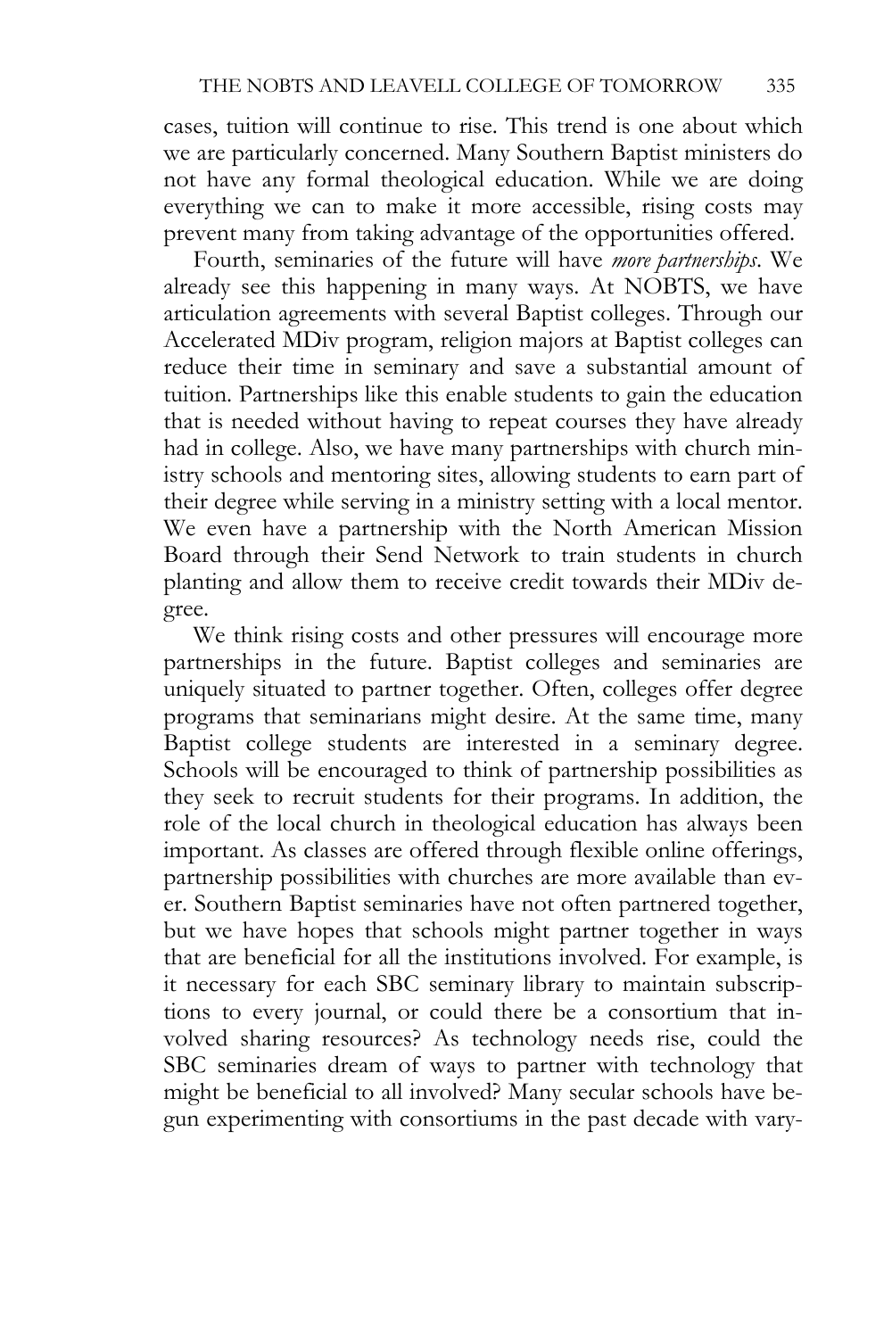cases, tuition will continue to rise. This trend is one about which we are particularly concerned. Many Southern Baptist ministers do not have any formal theological education. While we are doing everything we can to make it more accessible, rising costs may prevent many from taking advantage of the opportunities offered.

Fourth, seminaries of the future will have *more partnerships*. We already see this happening in many ways. At NOBTS, we have articulation agreements with several Baptist colleges. Through our Accelerated MDiv program, religion majors at Baptist colleges can reduce their time in seminary and save a substantial amount of tuition. Partnerships like this enable students to gain the education that is needed without having to repeat courses they have already had in college. Also, we have many partnerships with church ministry schools and mentoring sites, allowing students to earn part of their degree while serving in a ministry setting with a local mentor. We even have a partnership with the North American Mission Board through their Send Network to train students in church planting and allow them to receive credit towards their MDiv degree.

We think rising costs and other pressures will encourage more partnerships in the future. Baptist colleges and seminaries are uniquely situated to partner together. Often, colleges offer degree programs that seminarians might desire. At the same time, many Baptist college students are interested in a seminary degree. Schools will be encouraged to think of partnership possibilities as they seek to recruit students for their programs. In addition, the role of the local church in theological education has always been important. As classes are offered through flexible online offerings, partnership possibilities with churches are more available than ever. Southern Baptist seminaries have not often partnered together, but we have hopes that schools might partner together in ways that are beneficial for all the institutions involved. For example, is it necessary for each SBC seminary library to maintain subscriptions to every journal, or could there be a consortium that involved sharing resources? As technology needs rise, could the SBC seminaries dream of ways to partner with technology that might be beneficial to all involved? Many secular schools have begun experimenting with consortiums in the past decade with vary-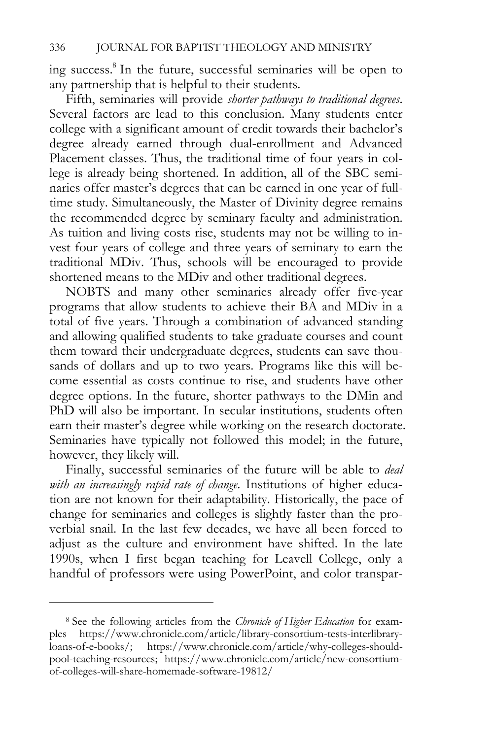ing success.[8] In the future, successful seminaries will be open to any partnership that is helpful to their students.

Fifth, seminaries will provide *shorter pathways to traditional degrees*. Several factors are lead to this conclusion. Many students enter college with a significant amount of credit towards their bachelor's degree already earned through dual-enrollment and Advanced Placement classes. Thus, the traditional time of four years in college is already being shortened. In addition, all of the SBC seminaries offer master's degrees that can be earned in one year of full-time study. Simultaneously, the Master of Divinity degree remains the recommended degree by seminary faculty and administration. As tuition and living costs rise, students may not be willing to invest four years of college and three years of seminary to earn the traditional MDiv. Thus, schools will be encouraged to provide shortened means to the MDiv and other traditional degrees.

NOBTS and many other seminaries already offer five-year programs that allow students to achieve their BA and MDiv in a total of five years. Through a combination of advanced standing and allowing qualified students to take graduate courses and count them toward their undergraduate degrees, students can save thousands of dollars and up to two years. Programs like this will become essential as costs continue to rise, and students have other degree options. In the future, shorter pathways to the DMin and PhD will also be important. In secular institutions, students often earn their master's degree while working on the research doctorate. Seminaries have typically not followed this model; in the future, however, they likely will.

Finally, successful seminaries of the future will be able to *deal with an increasingly rapid rate of change*. Institutions of higher education are not known for their adaptability. Historically, the pace of change for seminaries and colleges is slightly faster than the proverbial snail. In the last few decades, we have all been forced to adjust as the culture and environment have shifted. In the late 1990s, when I first began teaching for Leavell College, only a handful of professors were using PowerPoint, and color transpar-

---

[8] See the following articles from the *Chronicle of Higher Education* for examples https://www.chronicle.com/article/library-consortium-tests-interlibrary-loans-of-e-books/; https://www.chronicle.com/article/why-colleges-should-pool-teaching-resources; https://www.chronicle.com/article/new-consortium-of-colleges-will-share-homemade-software-19812/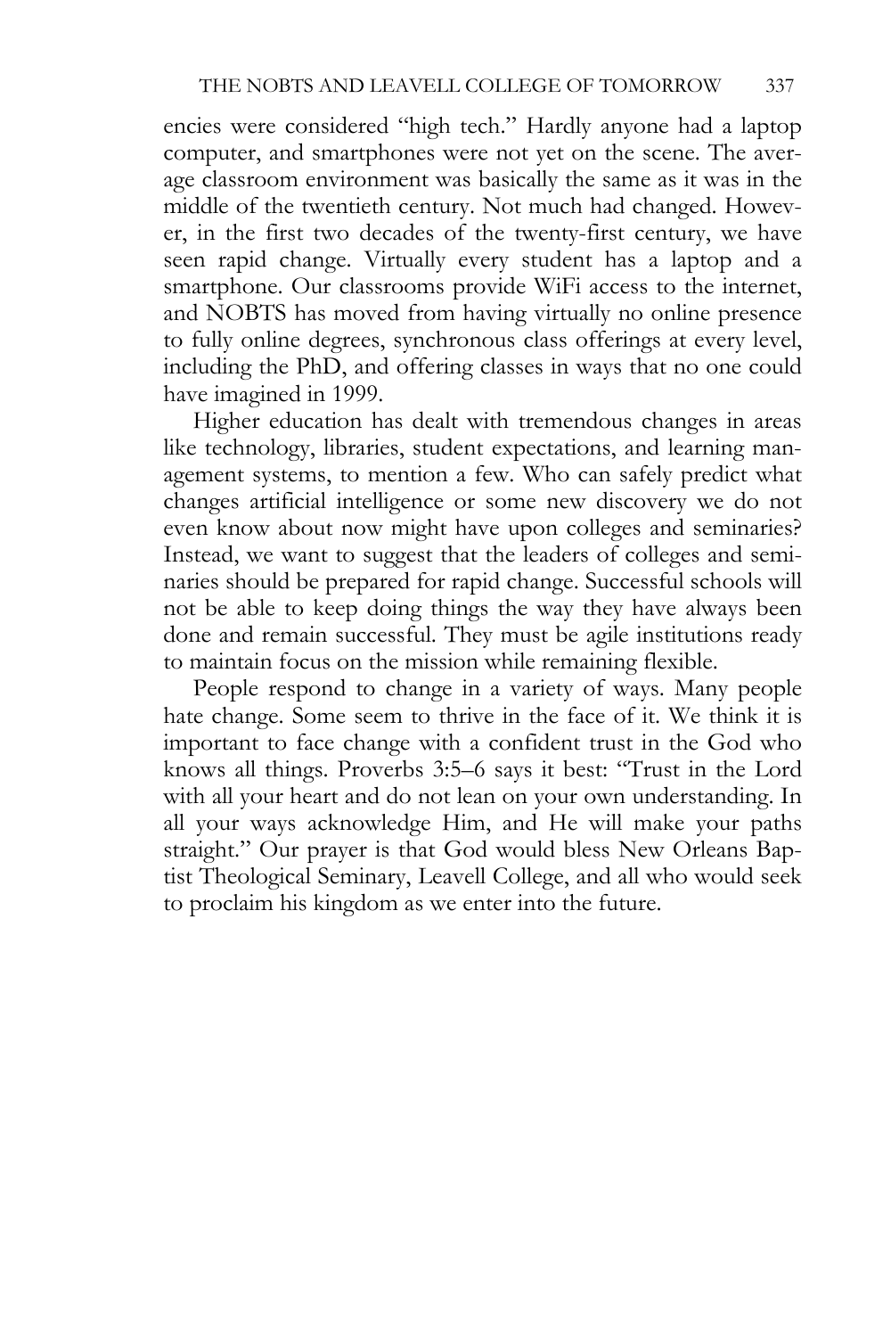encies were considered "high tech." Hardly anyone had a laptop computer, and smartphones were not yet on the scene. The average classroom environment was basically the same as it was in the middle of the twentieth century. Not much had changed. However, in the first two decades of the twenty-first century, we have seen rapid change. Virtually every student has a laptop and a smartphone. Our classrooms provide WiFi access to the internet, and NOBTS has moved from having virtually no online presence to fully online degrees, synchronous class offerings at every level, including the PhD, and offering classes in ways that no one could have imagined in 1999.

Higher education has dealt with tremendous changes in areas like technology, libraries, student expectations, and learning management systems, to mention a few. Who can safely predict what changes artificial intelligence or some new discovery we do not even know about now might have upon colleges and seminaries? Instead, we want to suggest that the leaders of colleges and seminaries should be prepared for rapid change. Successful schools will not be able to keep doing things the way they have always been done and remain successful. They must be agile institutions ready to maintain focus on the mission while remaining flexible.

People respond to change in a variety of ways. Many people hate change. Some seem to thrive in the face of it. We think it is important to face change with a confident trust in the God who knows all things. Proverbs 3:5–6 says it best: "Trust in the Lord with all your heart and do not lean on your own understanding. In all your ways acknowledge Him, and He will make your paths straight." Our prayer is that God would bless New Orleans Baptist Theological Seminary, Leavell College, and all who would seek to proclaim his kingdom as we enter into the future.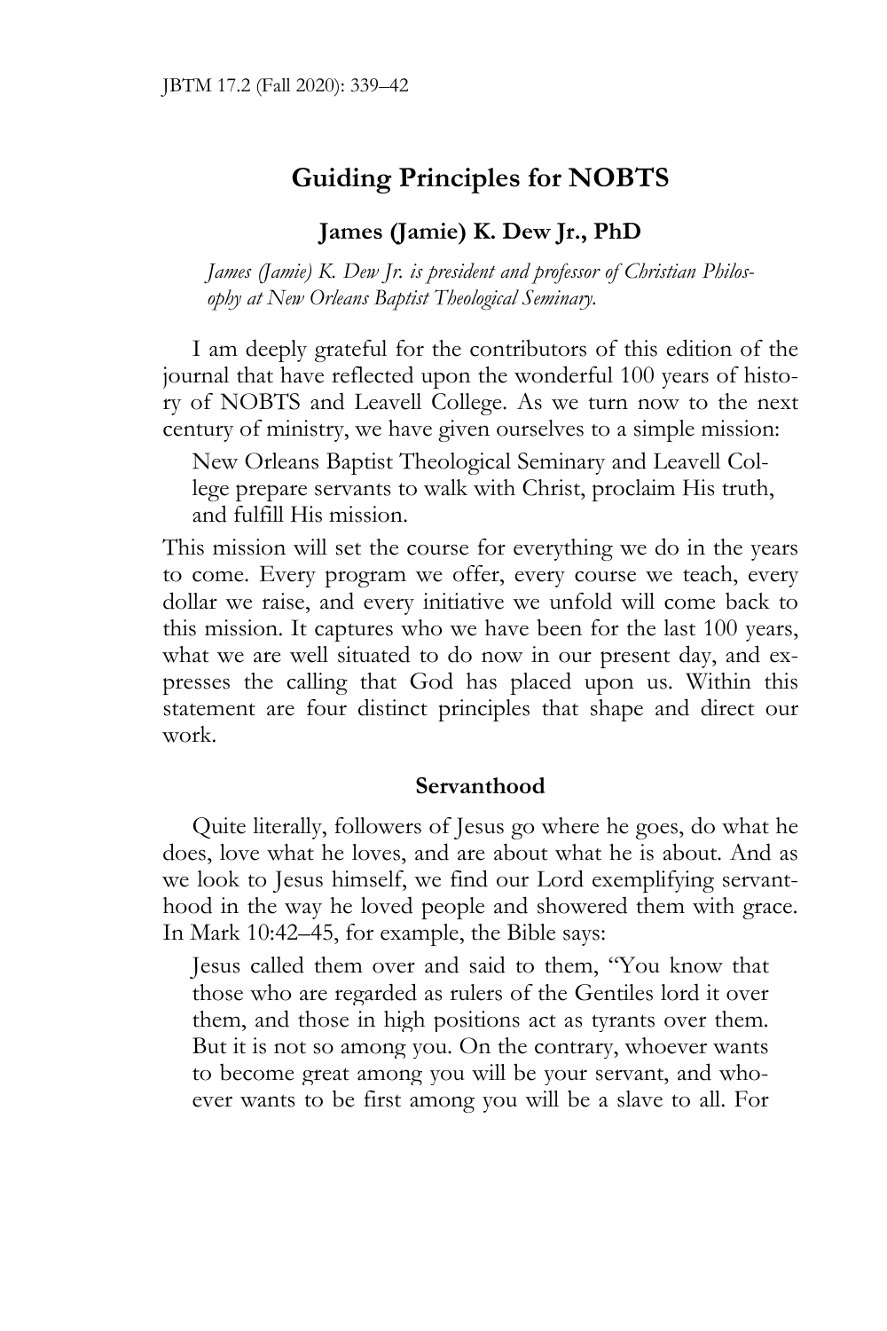# Guiding Principles for NOBTS

**James (Jamie) K. Dew Jr., PhD**

*James (Jamie) K. Dew Jr. is president and professor of Christian Philosophy at New Orleans Baptist Theological Seminary.*

I am deeply grateful for the contributors of this edition of the journal that have reflected upon the wonderful 100 years of history of NOBTS and Leavell College. As we turn now to the next century of ministry, we have given ourselves to a simple mission:

> New Orleans Baptist Theological Seminary and Leavell College prepare servants to walk with Christ, proclaim His truth, and fulfill His mission.

This mission will set the course for everything we do in the years to come. Every program we offer, every course we teach, every dollar we raise, and every initiative we unfold will come back to this mission. It captures who we have been for the last 100 years, what we are well situated to do now in our present day, and expresses the calling that God has placed upon us. Within this statement are four distinct principles that shape and direct our work.

## Servanthood

Quite literally, followers of Jesus go where he goes, do what he does, love what he loves, and are about what he is about. And as we look to Jesus himself, we find our Lord exemplifying servanthood in the way he loved people and showered them with grace. In Mark 10:42–45, for example, the Bible says:

> Jesus called them over and said to them, "You know that those who are regarded as rulers of the Gentiles lord it over them, and those in high positions act as tyrants over them. But it is not so among you. On the contrary, whoever wants to become great among you will be your servant, and whoever wants to be first among you will be a slave to all. For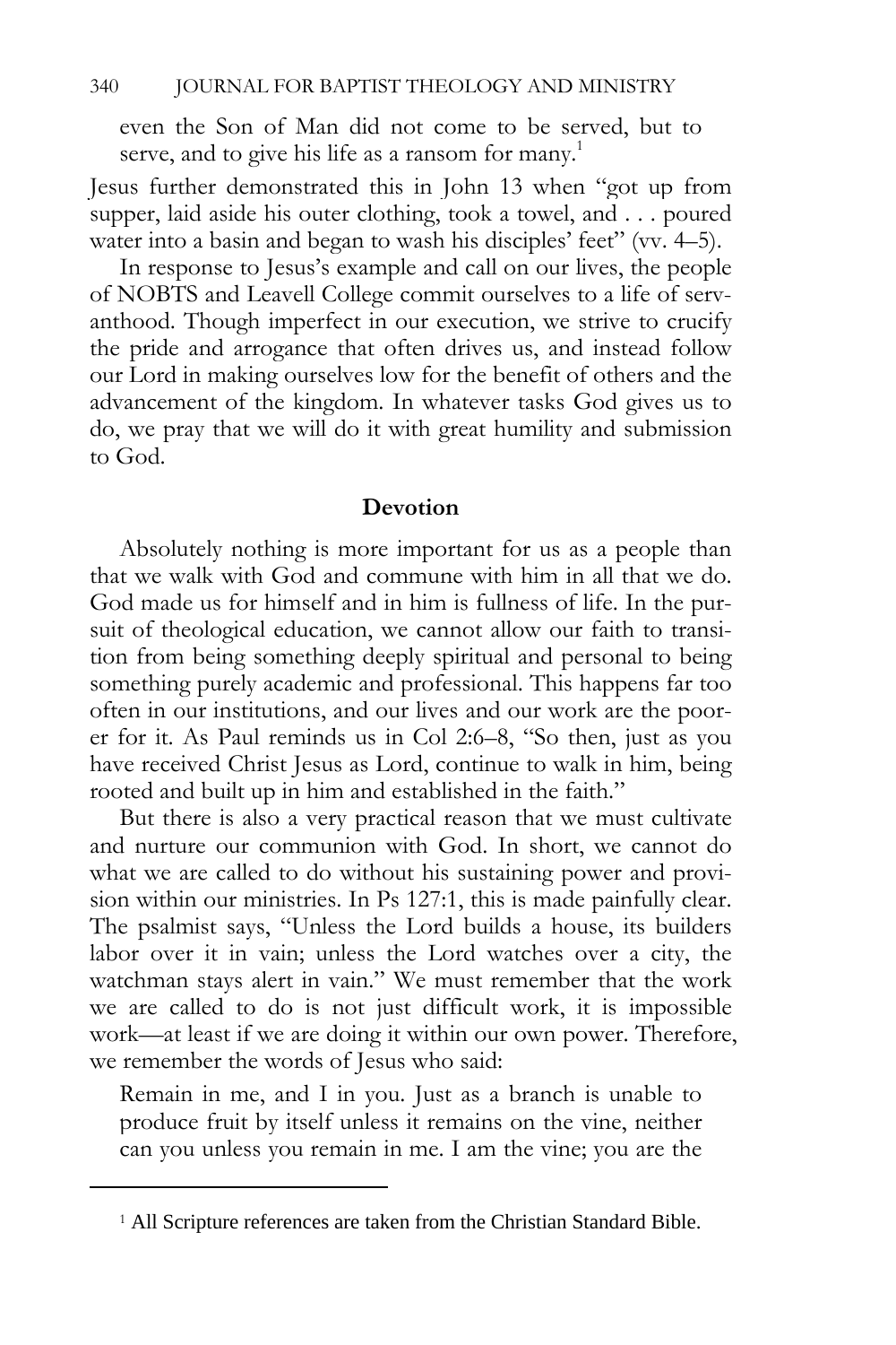> even the Son of Man did not come to be served, but to serve, and to give his life as a ransom for many.[1]

Jesus further demonstrated this in John 13 when "got up from supper, laid aside his outer clothing, took a towel, and . . . poured water into a basin and began to wash his disciples' feet" (vv. 4–5).

In response to Jesus's example and call on our lives, the people of NOBTS and Leavell College commit ourselves to a life of servanthood. Though imperfect in our execution, we strive to crucify the pride and arrogance that often drives us, and instead follow our Lord in making ourselves low for the benefit of others and the advancement of the kingdom. In whatever tasks God gives us to do, we pray that we will do it with great humility and submission to God.

## Devotion

Absolutely nothing is more important for us as a people than that we walk with God and commune with him in all that we do. God made us for himself and in him is fullness of life. In the pursuit of theological education, we cannot allow our faith to transition from being something deeply spiritual and personal to being something purely academic and professional. This happens far too often in our institutions, and our lives and our work are the poorer for it. As Paul reminds us in Col 2:6–8, "So then, just as you have received Christ Jesus as Lord, continue to walk in him, being rooted and built up in him and established in the faith."

But there is also a very practical reason that we must cultivate and nurture our communion with God. In short, we cannot do what we are called to do without his sustaining power and provision within our ministries. In Ps 127:1, this is made painfully clear. The psalmist says, "Unless the Lord builds a house, its builders labor over it in vain; unless the Lord watches over a city, the watchman stays alert in vain." We must remember that the work we are called to do is not just difficult work, it is impossible work—at least if we are doing it within our own power. Therefore, we remember the words of Jesus who said:

> Remain in me, and I in you. Just as a branch is unable to produce fruit by itself unless it remains on the vine, neither can you unless you remain in me. I am the vine; you are the

[1] All Scripture references are taken from the Christian Standard Bible.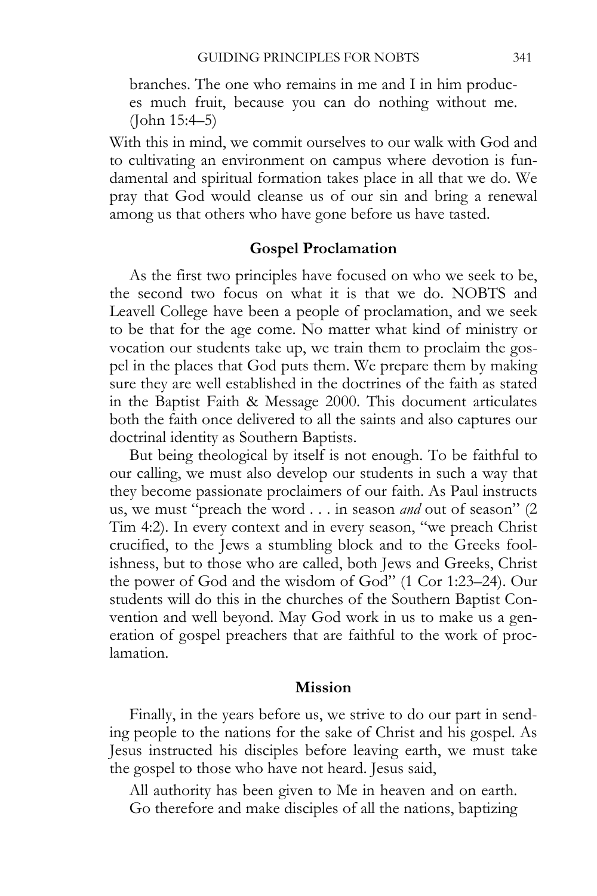> branches. The one who remains in me and I in him produces much fruit, because you can do nothing without me. (John 15:4–5)

With this in mind, we commit ourselves to our walk with God and to cultivating an environment on campus where devotion is fundamental and spiritual formation takes place in all that we do. We pray that God would cleanse us of our sin and bring a renewal among us that others who have gone before us have tasted.

### Gospel Proclamation

As the first two principles have focused on who we seek to be, the second two focus on what it is that we do. NOBTS and Leavell College have been a people of proclamation, and we seek to be that for the age come. No matter what kind of ministry or vocation our students take up, we train them to proclaim the gospel in the places that God puts them. We prepare them by making sure they are well established in the doctrines of the faith as stated in the Baptist Faith & Message 2000. This document articulates both the faith once delivered to all the saints and also captures our doctrinal identity as Southern Baptists.

But being theological by itself is not enough. To be faithful to our calling, we must also develop our students in such a way that they become passionate proclaimers of our faith. As Paul instructs us, we must "preach the word . . . in season *and* out of season" (2 Tim 4:2). In every context and in every season, "we preach Christ crucified, to the Jews a stumbling block and to the Greeks foolishness, but to those who are called, both Jews and Greeks, Christ the power of God and the wisdom of God" (1 Cor 1:23–24). Our students will do this in the churches of the Southern Baptist Convention and well beyond. May God work in us to make us a generation of gospel preachers that are faithful to the work of proclamation.

### Mission

Finally, in the years before us, we strive to do our part in sending people to the nations for the sake of Christ and his gospel. As Jesus instructed his disciples before leaving earth, we must take the gospel to those who have not heard. Jesus said,

> All authority has been given to Me in heaven and on earth. Go therefore and make disciples of all the nations, baptizing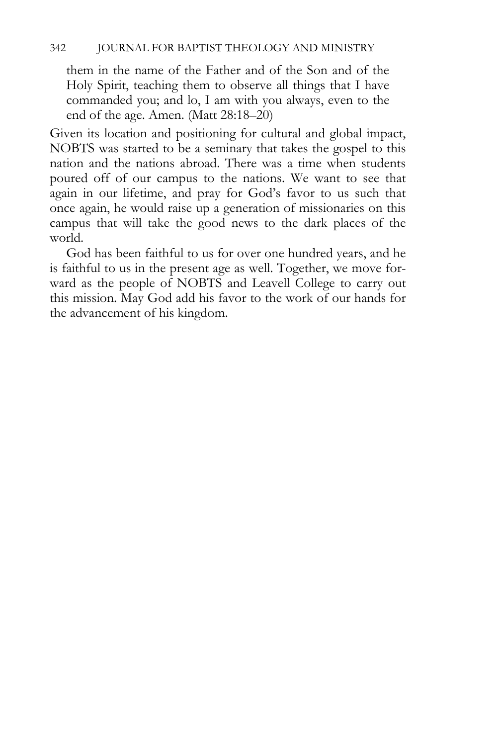> them in the name of the Father and of the Son and of the Holy Spirit, teaching them to observe all things that I have commanded you; and lo, I am with you always, even to the end of the age. Amen. (Matt 28:18–20)

Given its location and positioning for cultural and global impact, NOBTS was started to be a seminary that takes the gospel to this nation and the nations abroad. There was a time when students poured off of our campus to the nations. We want to see that again in our lifetime, and pray for God's favor to us such that once again, he would raise up a generation of missionaries on this campus that will take the good news to the dark places of the world.

God has been faithful to us for over one hundred years, and he is faithful to us in the present age as well. Together, we move forward as the people of NOBTS and Leavell College to carry out this mission. May God add his favor to the work of our hands for the advancement of his kingdom.